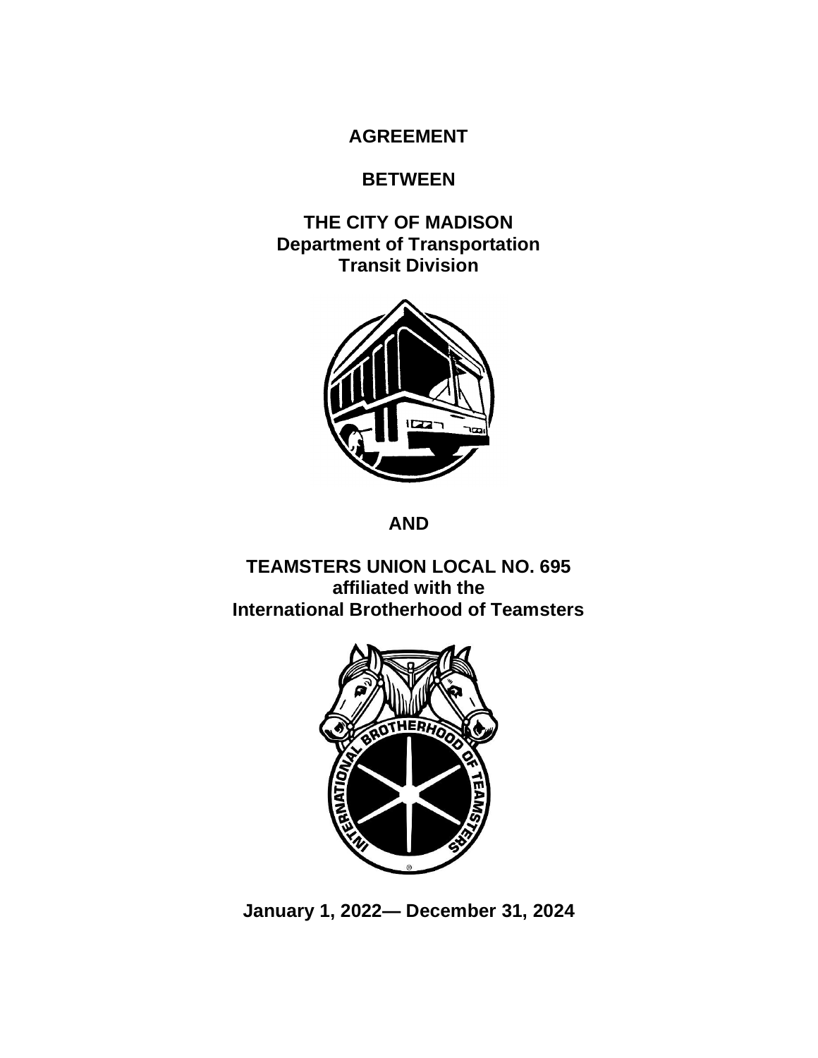# AGREEMENT

## BETWEEN

## THE CITY OF MADISON
**Department of Transportation**
**Transit Division**

## AND

## TEAMSTERS UNION LOCAL NO. 695
**affiliated with the**
**International Brotherhood of Teamsters**

**January 1, 2022— December 31, 2024**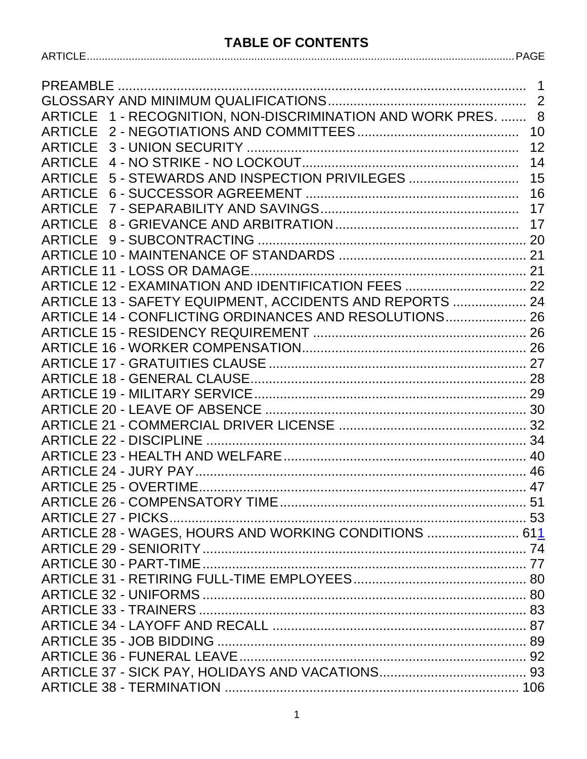## TABLE OF CONTENTS

| ARTICLE | PAGE |
|---|---|
| PREAMBLE | 1 |
| GLOSSARY AND MINIMUM QUALIFICATIONS | 2 |
| ARTICLE 1 - RECOGNITION, NON-DISCRIMINATION AND WORK PRES. | 8 |
| ARTICLE 2 - NEGOTIATIONS AND COMMITTEES | 10 |
| ARTICLE 3 - UNION SECURITY | 12 |
| ARTICLE 4 - NO STRIKE - NO LOCKOUT | 14 |
| ARTICLE 5 - STEWARDS AND INSPECTION PRIVILEGES | 15 |
| ARTICLE 6 - SUCCESSOR AGREEMENT | 16 |
| ARTICLE 7 - SEPARABILITY AND SAVINGS | 17 |
| ARTICLE 8 - GRIEVANCE AND ARBITRATION | 17 |
| ARTICLE 9 - SUBCONTRACTING | 20 |
| ARTICLE 10 - MAINTENANCE OF STANDARDS | 21 |
| ARTICLE 11 - LOSS OR DAMAGE | 21 |
| ARTICLE 12 - EXAMINATION AND IDENTIFICATION FEES | 22 |
| ARTICLE 13 - SAFETY EQUIPMENT, ACCIDENTS AND REPORTS | 24 |
| ARTICLE 14 - CONFLICTING ORDINANCES AND RESOLUTIONS | 26 |
| ARTICLE 15 - RESIDENCY REQUIREMENT | 26 |
| ARTICLE 16 - WORKER COMPENSATION | 26 |
| ARTICLE 17 - GRATUITIES CLAUSE | 27 |
| ARTICLE 18 - GENERAL CLAUSE | 28 |
| ARTICLE 19 - MILITARY SERVICE | 29 |
| ARTICLE 20 - LEAVE OF ABSENCE | 30 |
| ARTICLE 21 - COMMERCIAL DRIVER LICENSE | 32 |
| ARTICLE 22 - DISCIPLINE | 34 |
| ARTICLE 23 - HEALTH AND WELFARE | 40 |
| ARTICLE 24 - JURY PAY | 46 |
| ARTICLE 25 - OVERTIME | 47 |
| ARTICLE 26 - COMPENSATORY TIME | 51 |
| ARTICLE 27 - PICKS | 53 |
| ARTICLE 28 - WAGES, HOURS AND WORKING CONDITIONS | 611 |
| ARTICLE 29 - SENIORITY | 74 |
| ARTICLE 30 - PART-TIME | 77 |
| ARTICLE 31 - RETIRING FULL-TIME EMPLOYEES | 80 |
| ARTICLE 32 - UNIFORMS | 80 |
| ARTICLE 33 - TRAINERS | 83 |
| ARTICLE 34 - LAYOFF AND RECALL | 87 |
| ARTICLE 35 - JOB BIDDING | 89 |
| ARTICLE 36 - FUNERAL LEAVE | 92 |
| ARTICLE 37 - SICK PAY, HOLIDAYS AND VACATIONS | 93 |
| ARTICLE 38 - TERMINATION | 106 |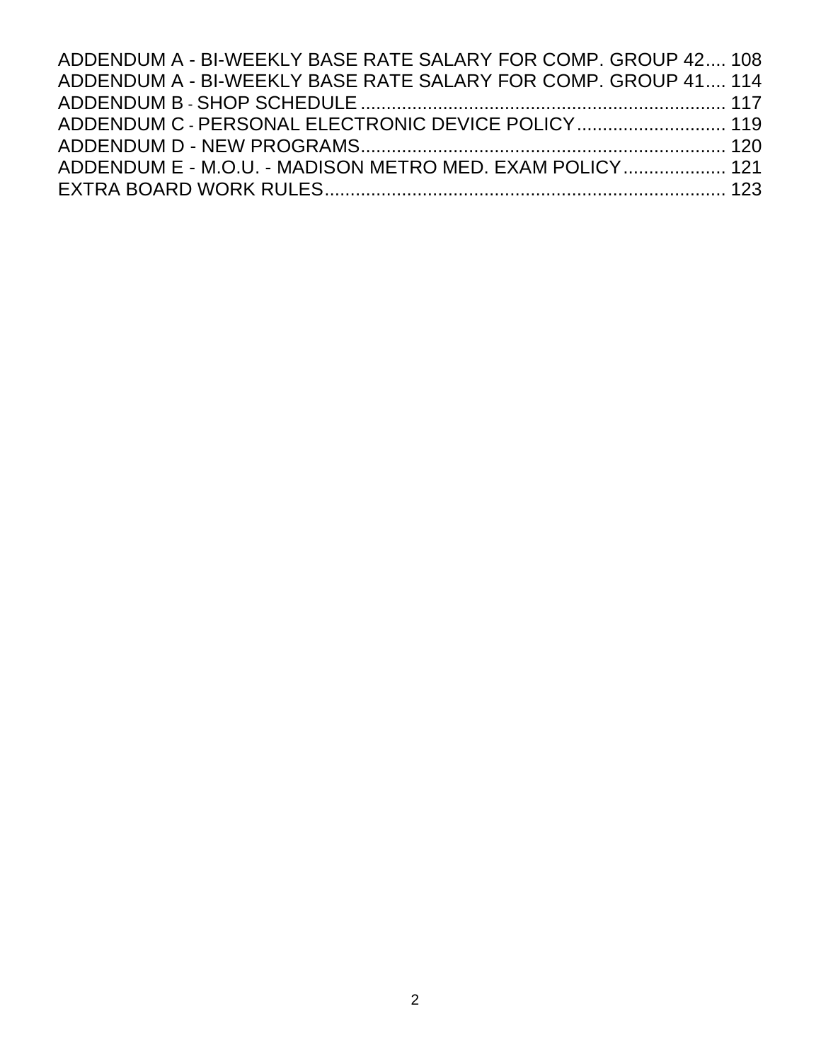ADDENDUM A - BI-WEEKLY BASE RATE SALARY FOR COMP. GROUP 42.... 108
ADDENDUM A - BI-WEEKLY BASE RATE SALARY FOR COMP. GROUP 41.... 114
ADDENDUM B - SHOP SCHEDULE ........................................................................ 117
ADDENDUM C - PERSONAL ELECTRONIC DEVICE POLICY............................. 119
ADDENDUM D - NEW PROGRAMS....................................................................... 120
ADDENDUM E - M.O.U. - MADISON METRO MED. EXAM POLICY.................... 121
EXTRA BOARD WORK RULES.............................................................................. 123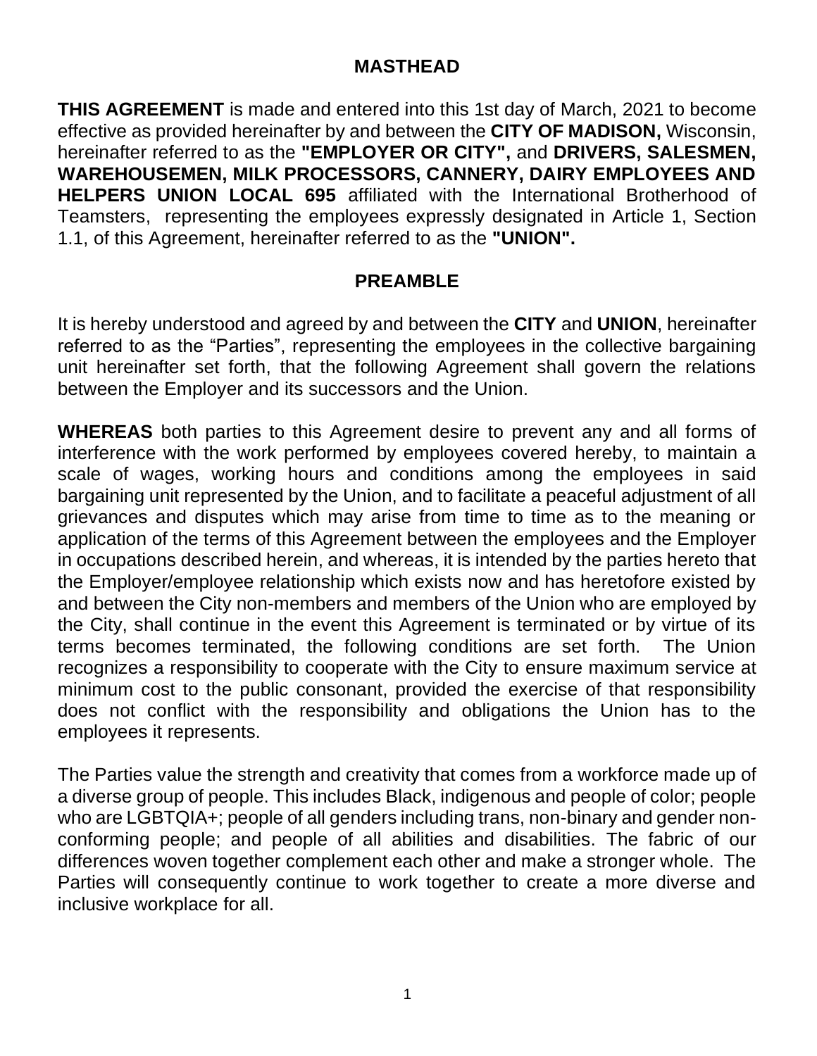## MASTHEAD

**THIS AGREEMENT** is made and entered into this 1st day of March, 2021 to become effective as provided hereinafter by and between the **CITY OF MADISON,** Wisconsin, hereinafter referred to as the **"EMPLOYER OR CITY",** and **DRIVERS, SALESMEN, WAREHOUSEMEN, MILK PROCESSORS, CANNERY, DAIRY EMPLOYEES AND HELPERS UNION LOCAL 695** affiliated with the International Brotherhood of Teamsters, representing the employees expressly designated in Article 1, Section 1.1, of this Agreement, hereinafter referred to as the **"UNION".**

## PREAMBLE

It is hereby understood and agreed by and between the **CITY** and **UNION**, hereinafter referred to as the "Parties", representing the employees in the collective bargaining unit hereinafter set forth, that the following Agreement shall govern the relations between the Employer and its successors and the Union.

**WHEREAS** both parties to this Agreement desire to prevent any and all forms of interference with the work performed by employees covered hereby, to maintain a scale of wages, working hours and conditions among the employees in said bargaining unit represented by the Union, and to facilitate a peaceful adjustment of all grievances and disputes which may arise from time to time as to the meaning or application of the terms of this Agreement between the employees and the Employer in occupations described herein, and whereas, it is intended by the parties hereto that the Employer/employee relationship which exists now and has heretofore existed by and between the City non-members and members of the Union who are employed by the City, shall continue in the event this Agreement is terminated or by virtue of its terms becomes terminated, the following conditions are set forth. The Union recognizes a responsibility to cooperate with the City to ensure maximum service at minimum cost to the public consonant, provided the exercise of that responsibility does not conflict with the responsibility and obligations the Union has to the employees it represents.

The Parties value the strength and creativity that comes from a workforce made up of a diverse group of people. This includes Black, indigenous and people of color; people who are LGBTQIA+; people of all genders including trans, non-binary and gender non-conforming people; and people of all abilities and disabilities. The fabric of our differences woven together complement each other and make a stronger whole. The Parties will consequently continue to work together to create a more diverse and inclusive workplace for all.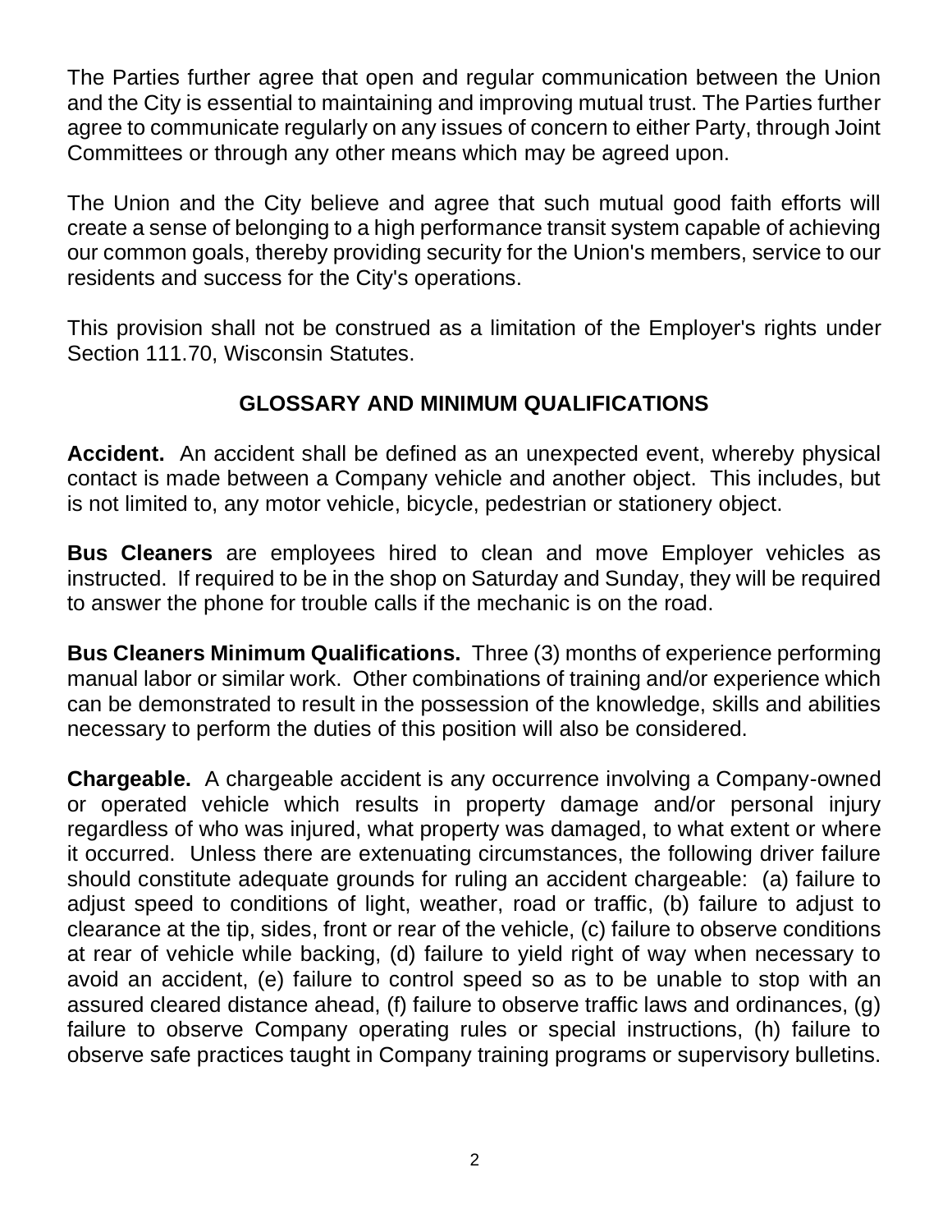The Parties further agree that open and regular communication between the Union and the City is essential to maintaining and improving mutual trust. The Parties further agree to communicate regularly on any issues of concern to either Party, through Joint Committees or through any other means which may be agreed upon.

The Union and the City believe and agree that such mutual good faith efforts will create a sense of belonging to a high performance transit system capable of achieving our common goals, thereby providing security for the Union's members, service to our residents and success for the City's operations.

This provision shall not be construed as a limitation of the Employer's rights under Section 111.70, Wisconsin Statutes.

## GLOSSARY AND MINIMUM QUALIFICATIONS

**Accident.** An accident shall be defined as an unexpected event, whereby physical contact is made between a Company vehicle and another object. This includes, but is not limited to, any motor vehicle, bicycle, pedestrian or stationery object.

**Bus Cleaners** are employees hired to clean and move Employer vehicles as instructed. If required to be in the shop on Saturday and Sunday, they will be required to answer the phone for trouble calls if the mechanic is on the road.

**Bus Cleaners Minimum Qualifications.** Three (3) months of experience performing manual labor or similar work. Other combinations of training and/or experience which can be demonstrated to result in the possession of the knowledge, skills and abilities necessary to perform the duties of this position will also be considered.

**Chargeable.** A chargeable accident is any occurrence involving a Company-owned or operated vehicle which results in property damage and/or personal injury regardless of who was injured, what property was damaged, to what extent or where it occurred. Unless there are extenuating circumstances, the following driver failure should constitute adequate grounds for ruling an accident chargeable: (a) failure to adjust speed to conditions of light, weather, road or traffic, (b) failure to adjust to clearance at the tip, sides, front or rear of the vehicle, (c) failure to observe conditions at rear of vehicle while backing, (d) failure to yield right of way when necessary to avoid an accident, (e) failure to control speed so as to be unable to stop with an assured cleared distance ahead, (f) failure to observe traffic laws and ordinances, (g) failure to observe Company operating rules or special instructions, (h) failure to observe safe practices taught in Company training programs or supervisory bulletins.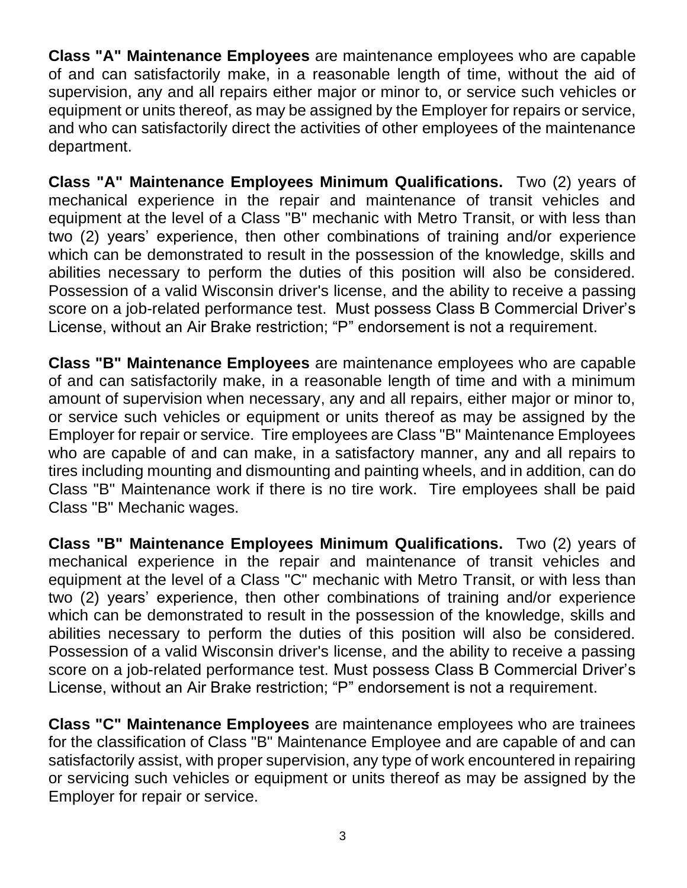**Class "A" Maintenance Employees** are maintenance employees who are capable of and can satisfactorily make, in a reasonable length of time, without the aid of supervision, any and all repairs either major or minor to, or service such vehicles or equipment or units thereof, as may be assigned by the Employer for repairs or service, and who can satisfactorily direct the activities of other employees of the maintenance department.

**Class "A" Maintenance Employees Minimum Qualifications.** Two (2) years of mechanical experience in the repair and maintenance of transit vehicles and equipment at the level of a Class "B" mechanic with Metro Transit, or with less than two (2) years' experience, then other combinations of training and/or experience which can be demonstrated to result in the possession of the knowledge, skills and abilities necessary to perform the duties of this position will also be considered. Possession of a valid Wisconsin driver's license, and the ability to receive a passing score on a job-related performance test. Must possess Class B Commercial Driver's License, without an Air Brake restriction; "P" endorsement is not a requirement.

**Class "B" Maintenance Employees** are maintenance employees who are capable of and can satisfactorily make, in a reasonable length of time and with a minimum amount of supervision when necessary, any and all repairs, either major or minor to, or service such vehicles or equipment or units thereof as may be assigned by the Employer for repair or service. Tire employees are Class "B" Maintenance Employees who are capable of and can make, in a satisfactory manner, any and all repairs to tires including mounting and dismounting and painting wheels, and in addition, can do Class "B" Maintenance work if there is no tire work. Tire employees shall be paid Class "B" Mechanic wages.

**Class "B" Maintenance Employees Minimum Qualifications.** Two (2) years of mechanical experience in the repair and maintenance of transit vehicles and equipment at the level of a Class "C" mechanic with Metro Transit, or with less than two (2) years' experience, then other combinations of training and/or experience which can be demonstrated to result in the possession of the knowledge, skills and abilities necessary to perform the duties of this position will also be considered. Possession of a valid Wisconsin driver's license, and the ability to receive a passing score on a job-related performance test. Must possess Class B Commercial Driver's License, without an Air Brake restriction; "P" endorsement is not a requirement.

**Class "C" Maintenance Employees** are maintenance employees who are trainees for the classification of Class "B" Maintenance Employee and are capable of and can satisfactorily assist, with proper supervision, any type of work encountered in repairing or servicing such vehicles or equipment or units thereof as may be assigned by the Employer for repair or service.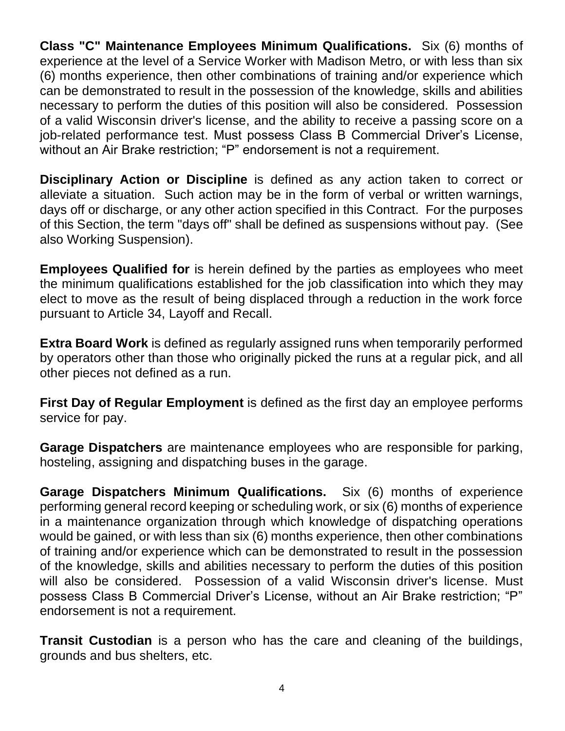**Class "C" Maintenance Employees Minimum Qualifications.** Six (6) months of experience at the level of a Service Worker with Madison Metro, or with less than six (6) months experience, then other combinations of training and/or experience which can be demonstrated to result in the possession of the knowledge, skills and abilities necessary to perform the duties of this position will also be considered. Possession of a valid Wisconsin driver's license, and the ability to receive a passing score on a job-related performance test. Must possess Class B Commercial Driver's License, without an Air Brake restriction; "P" endorsement is not a requirement.

**Disciplinary Action or Discipline** is defined as any action taken to correct or alleviate a situation. Such action may be in the form of verbal or written warnings, days off or discharge, or any other action specified in this Contract. For the purposes of this Section, the term "days off" shall be defined as suspensions without pay. (See also Working Suspension).

**Employees Qualified for** is herein defined by the parties as employees who meet the minimum qualifications established for the job classification into which they may elect to move as the result of being displaced through a reduction in the work force pursuant to Article 34, Layoff and Recall.

**Extra Board Work** is defined as regularly assigned runs when temporarily performed by operators other than those who originally picked the runs at a regular pick, and all other pieces not defined as a run.

**First Day of Regular Employment** is defined as the first day an employee performs service for pay.

**Garage Dispatchers** are maintenance employees who are responsible for parking, hosteling, assigning and dispatching buses in the garage.

**Garage Dispatchers Minimum Qualifications.** Six (6) months of experience performing general record keeping or scheduling work, or six (6) months of experience in a maintenance organization through which knowledge of dispatching operations would be gained, or with less than six (6) months experience, then other combinations of training and/or experience which can be demonstrated to result in the possession of the knowledge, skills and abilities necessary to perform the duties of this position will also be considered. Possession of a valid Wisconsin driver's license. Must possess Class B Commercial Driver's License, without an Air Brake restriction; "P" endorsement is not a requirement.

**Transit Custodian** is a person who has the care and cleaning of the buildings, grounds and bus shelters, etc.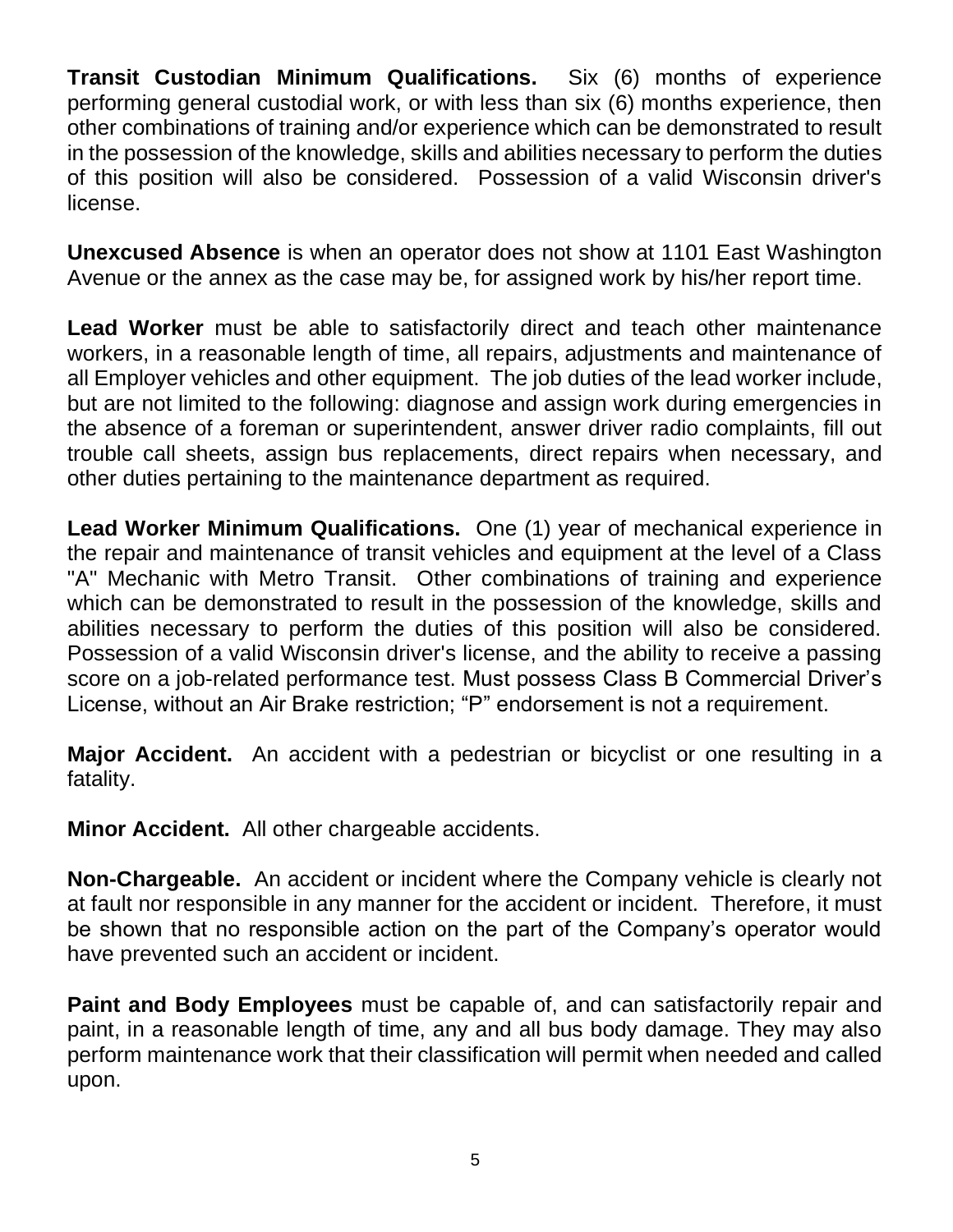**Transit Custodian Minimum Qualifications.** Six (6) months of experience performing general custodial work, or with less than six (6) months experience, then other combinations of training and/or experience which can be demonstrated to result in the possession of the knowledge, skills and abilities necessary to perform the duties of this position will also be considered. Possession of a valid Wisconsin driver's license.

**Unexcused Absence** is when an operator does not show at 1101 East Washington Avenue or the annex as the case may be, for assigned work by his/her report time.

**Lead Worker** must be able to satisfactorily direct and teach other maintenance workers, in a reasonable length of time, all repairs, adjustments and maintenance of all Employer vehicles and other equipment. The job duties of the lead worker include, but are not limited to the following: diagnose and assign work during emergencies in the absence of a foreman or superintendent, answer driver radio complaints, fill out trouble call sheets, assign bus replacements, direct repairs when necessary, and other duties pertaining to the maintenance department as required.

**Lead Worker Minimum Qualifications.** One (1) year of mechanical experience in the repair and maintenance of transit vehicles and equipment at the level of a Class "A" Mechanic with Metro Transit. Other combinations of training and experience which can be demonstrated to result in the possession of the knowledge, skills and abilities necessary to perform the duties of this position will also be considered. Possession of a valid Wisconsin driver's license, and the ability to receive a passing score on a job-related performance test. Must possess Class B Commercial Driver's License, without an Air Brake restriction; "P" endorsement is not a requirement.

**Major Accident.** An accident with a pedestrian or bicyclist or one resulting in a fatality.

**Minor Accident.** All other chargeable accidents.

**Non-Chargeable.** An accident or incident where the Company vehicle is clearly not at fault nor responsible in any manner for the accident or incident. Therefore, it must be shown that no responsible action on the part of the Company's operator would have prevented such an accident or incident.

**Paint and Body Employees** must be capable of, and can satisfactorily repair and paint, in a reasonable length of time, any and all bus body damage. They may also perform maintenance work that their classification will permit when needed and called upon.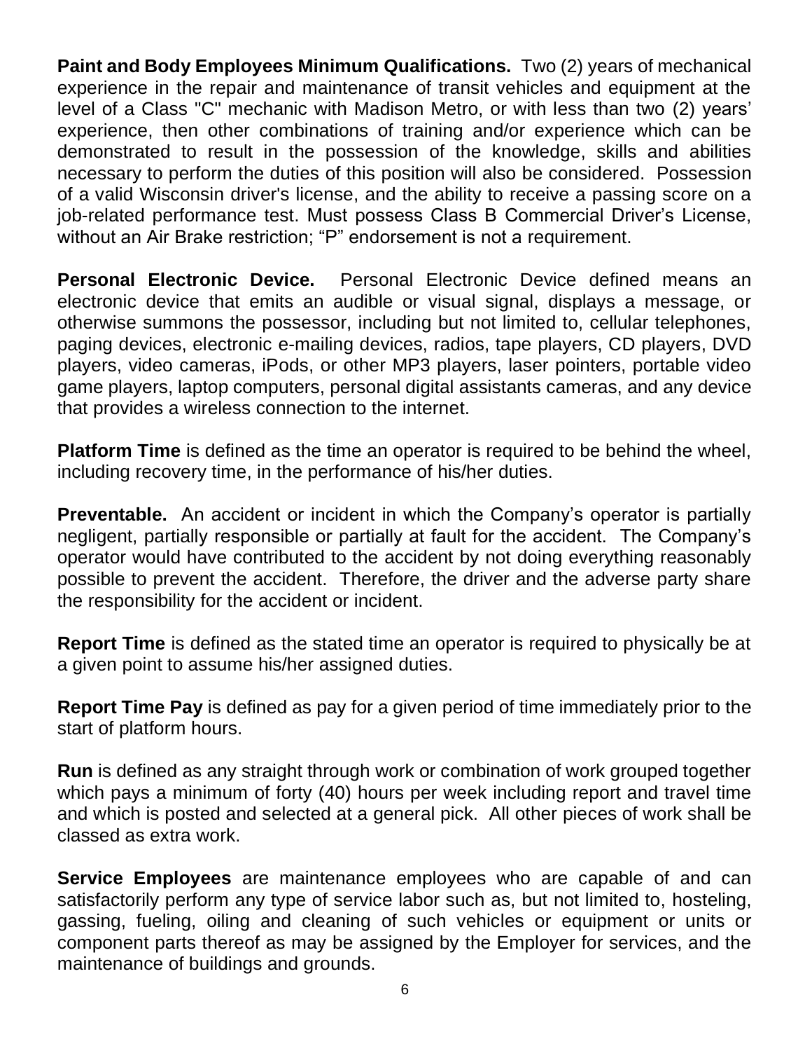**Paint and Body Employees Minimum Qualifications.** Two (2) years of mechanical experience in the repair and maintenance of transit vehicles and equipment at the level of a Class "C" mechanic with Madison Metro, or with less than two (2) years' experience, then other combinations of training and/or experience which can be demonstrated to result in the possession of the knowledge, skills and abilities necessary to perform the duties of this position will also be considered. Possession of a valid Wisconsin driver's license, and the ability to receive a passing score on a job-related performance test. Must possess Class B Commercial Driver's License, without an Air Brake restriction; "P" endorsement is not a requirement.

**Personal Electronic Device.** Personal Electronic Device defined means an electronic device that emits an audible or visual signal, displays a message, or otherwise summons the possessor, including but not limited to, cellular telephones, paging devices, electronic e-mailing devices, radios, tape players, CD players, DVD players, video cameras, iPods, or other MP3 players, laser pointers, portable video game players, laptop computers, personal digital assistants cameras, and any device that provides a wireless connection to the internet.

**Platform Time** is defined as the time an operator is required to be behind the wheel, including recovery time, in the performance of his/her duties.

**Preventable.** An accident or incident in which the Company's operator is partially negligent, partially responsible or partially at fault for the accident. The Company's operator would have contributed to the accident by not doing everything reasonably possible to prevent the accident. Therefore, the driver and the adverse party share the responsibility for the accident or incident.

**Report Time** is defined as the stated time an operator is required to physically be at a given point to assume his/her assigned duties.

**Report Time Pay** is defined as pay for a given period of time immediately prior to the start of platform hours.

**Run** is defined as any straight through work or combination of work grouped together which pays a minimum of forty (40) hours per week including report and travel time and which is posted and selected at a general pick. All other pieces of work shall be classed as extra work.

**Service Employees** are maintenance employees who are capable of and can satisfactorily perform any type of service labor such as, but not limited to, hosteling, gassing, fueling, oiling and cleaning of such vehicles or equipment or units or component parts thereof as may be assigned by the Employer for services, and the maintenance of buildings and grounds.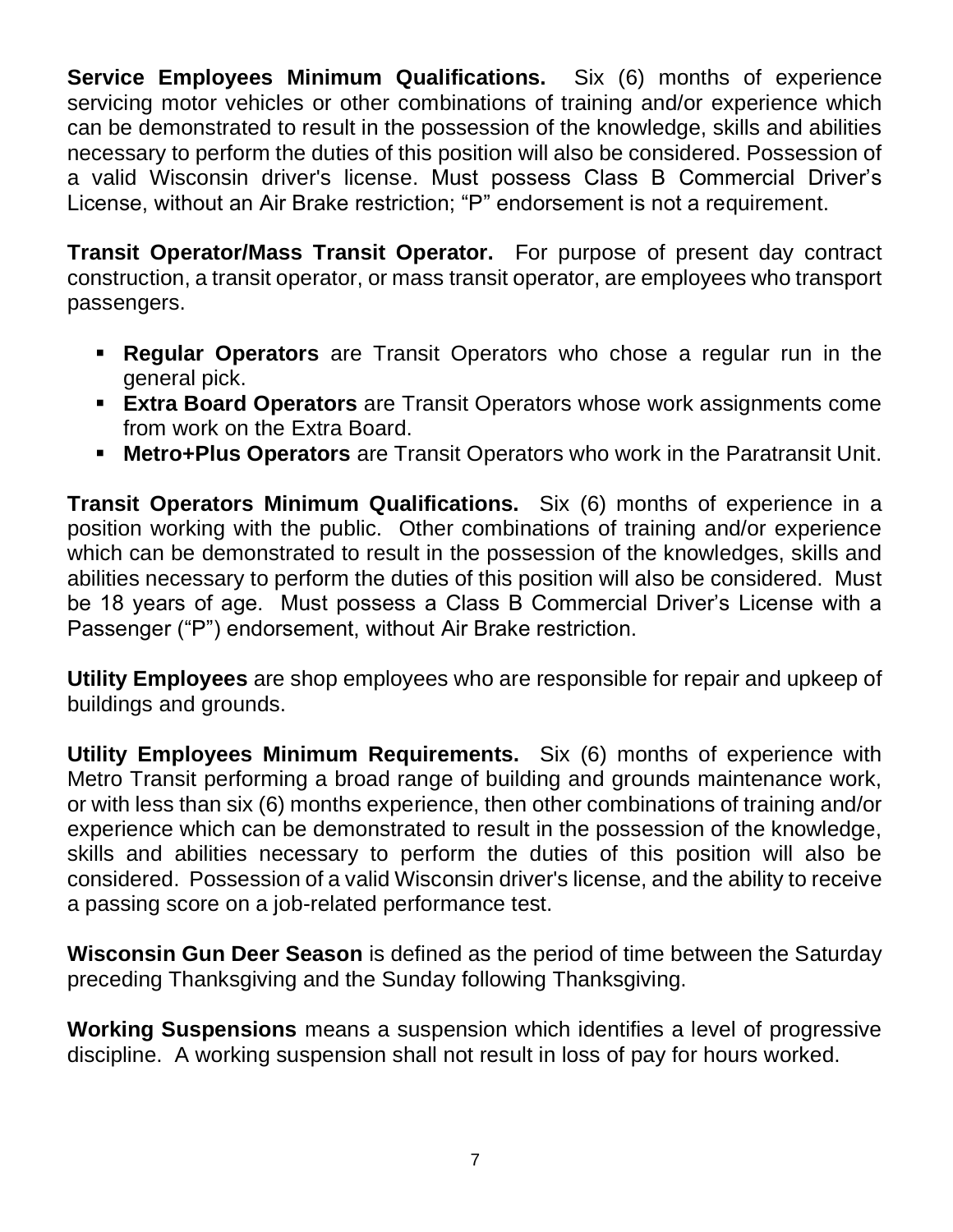**Service Employees Minimum Qualifications.** Six (6) months of experience servicing motor vehicles or other combinations of training and/or experience which can be demonstrated to result in the possession of the knowledge, skills and abilities necessary to perform the duties of this position will also be considered. Possession of a valid Wisconsin driver's license. Must possess Class B Commercial Driver's License, without an Air Brake restriction; "P" endorsement is not a requirement.

**Transit Operator/Mass Transit Operator.** For purpose of present day contract construction, a transit operator, or mass transit operator, are employees who transport passengers.

- **Regular Operators** are Transit Operators who chose a regular run in the general pick.
- **Extra Board Operators** are Transit Operators whose work assignments come from work on the Extra Board.
- **Metro+Plus Operators** are Transit Operators who work in the Paratransit Unit.

**Transit Operators Minimum Qualifications.** Six (6) months of experience in a position working with the public. Other combinations of training and/or experience which can be demonstrated to result in the possession of the knowledges, skills and abilities necessary to perform the duties of this position will also be considered. Must be 18 years of age. Must possess a Class B Commercial Driver's License with a Passenger ("P") endorsement, without Air Brake restriction.

**Utility Employees** are shop employees who are responsible for repair and upkeep of buildings and grounds.

**Utility Employees Minimum Requirements.** Six (6) months of experience with Metro Transit performing a broad range of building and grounds maintenance work, or with less than six (6) months experience, then other combinations of training and/or experience which can be demonstrated to result in the possession of the knowledge, skills and abilities necessary to perform the duties of this position will also be considered. Possession of a valid Wisconsin driver's license, and the ability to receive a passing score on a job-related performance test.

**Wisconsin Gun Deer Season** is defined as the period of time between the Saturday preceding Thanksgiving and the Sunday following Thanksgiving.

**Working Suspensions** means a suspension which identifies a level of progressive discipline. A working suspension shall not result in loss of pay for hours worked.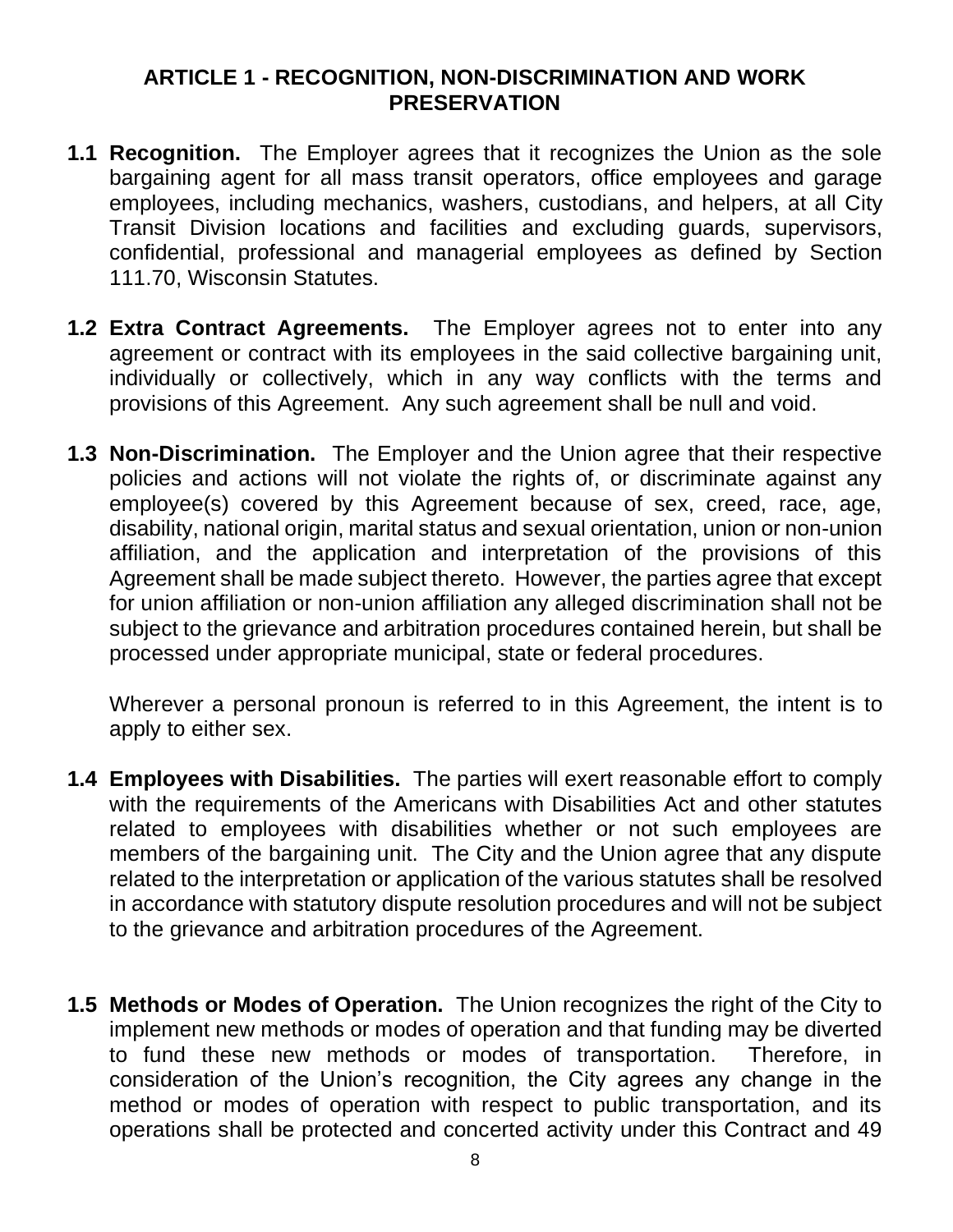## ARTICLE 1 - RECOGNITION, NON-DISCRIMINATION AND WORK PRESERVATION

**1.1 Recognition.** The Employer agrees that it recognizes the Union as the sole bargaining agent for all mass transit operators, office employees and garage employees, including mechanics, washers, custodians, and helpers, at all City Transit Division locations and facilities and excluding guards, supervisors, confidential, professional and managerial employees as defined by Section 111.70, Wisconsin Statutes.

**1.2 Extra Contract Agreements.** The Employer agrees not to enter into any agreement or contract with its employees in the said collective bargaining unit, individually or collectively, which in any way conflicts with the terms and provisions of this Agreement. Any such agreement shall be null and void.

**1.3 Non-Discrimination.** The Employer and the Union agree that their respective policies and actions will not violate the rights of, or discriminate against any employee(s) covered by this Agreement because of sex, creed, race, age, disability, national origin, marital status and sexual orientation, union or non-union affiliation, and the application and interpretation of the provisions of this Agreement shall be made subject thereto. However, the parties agree that except for union affiliation or non-union affiliation any alleged discrimination shall not be subject to the grievance and arbitration procedures contained herein, but shall be processed under appropriate municipal, state or federal procedures.

Wherever a personal pronoun is referred to in this Agreement, the intent is to apply to either sex.

**1.4 Employees with Disabilities.** The parties will exert reasonable effort to comply with the requirements of the Americans with Disabilities Act and other statutes related to employees with disabilities whether or not such employees are members of the bargaining unit. The City and the Union agree that any dispute related to the interpretation or application of the various statutes shall be resolved in accordance with statutory dispute resolution procedures and will not be subject to the grievance and arbitration procedures of the Agreement.

**1.5 Methods or Modes of Operation.** The Union recognizes the right of the City to implement new methods or modes of operation and that funding may be diverted to fund these new methods or modes of transportation. Therefore, in consideration of the Union's recognition, the City agrees any change in the method or modes of operation with respect to public transportation, and its operations shall be protected and concerted activity under this Contract and 49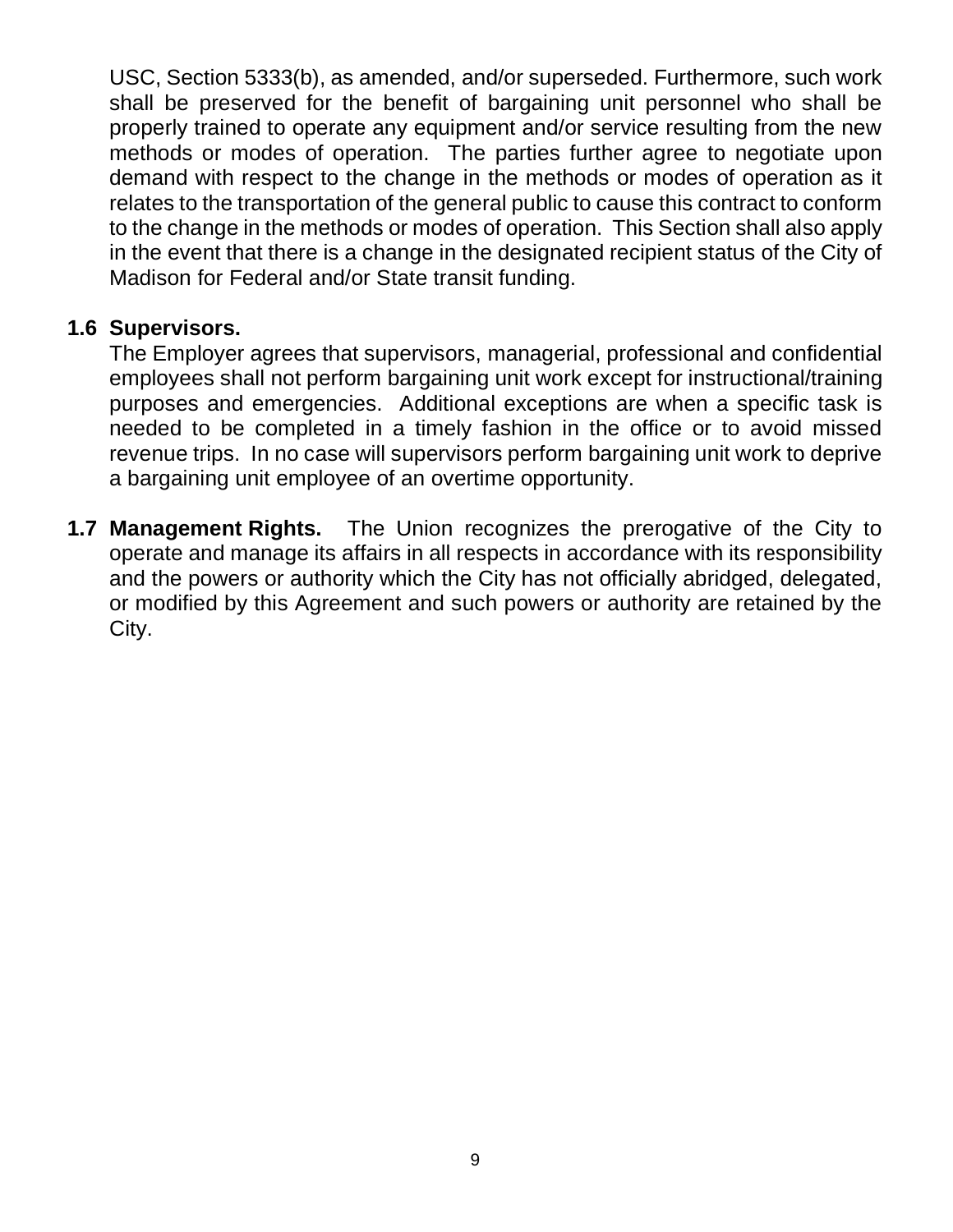USC, Section 5333(b), as amended, and/or superseded. Furthermore, such work shall be preserved for the benefit of bargaining unit personnel who shall be properly trained to operate any equipment and/or service resulting from the new methods or modes of operation. The parties further agree to negotiate upon demand with respect to the change in the methods or modes of operation as it relates to the transportation of the general public to cause this contract to conform to the change in the methods or modes of operation. This Section shall also apply in the event that there is a change in the designated recipient status of the City of Madison for Federal and/or State transit funding.

**1.6 Supervisors.**
The Employer agrees that supervisors, managerial, professional and confidential employees shall not perform bargaining unit work except for instructional/training purposes and emergencies. Additional exceptions are when a specific task is needed to be completed in a timely fashion in the office or to avoid missed revenue trips. In no case will supervisors perform bargaining unit work to deprive a bargaining unit employee of an overtime opportunity.

**1.7 Management Rights.** The Union recognizes the prerogative of the City to operate and manage its affairs in all respects in accordance with its responsibility and the powers or authority which the City has not officially abridged, delegated, or modified by this Agreement and such powers or authority are retained by the City.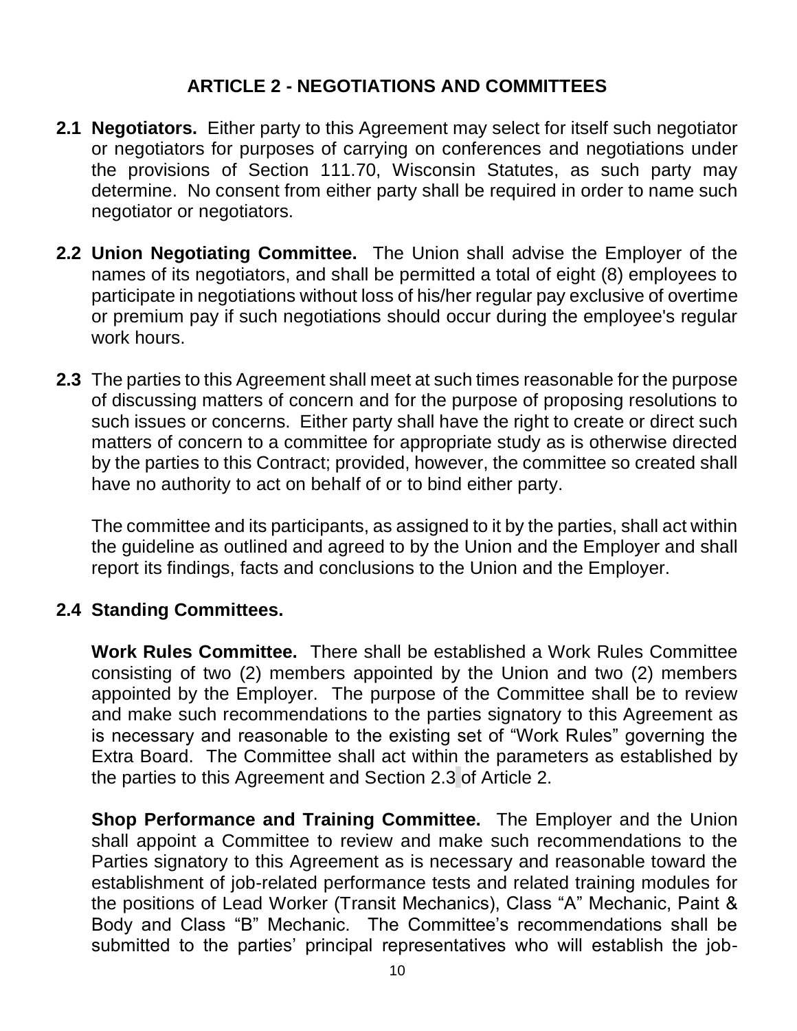## ARTICLE 2 - NEGOTIATIONS AND COMMITTEES

**2.1 Negotiators.** Either party to this Agreement may select for itself such negotiator or negotiators for purposes of carrying on conferences and negotiations under the provisions of Section 111.70, Wisconsin Statutes, as such party may determine. No consent from either party shall be required in order to name such negotiator or negotiators.

**2.2 Union Negotiating Committee.** The Union shall advise the Employer of the names of its negotiators, and shall be permitted a total of eight (8) employees to participate in negotiations without loss of his/her regular pay exclusive of overtime or premium pay if such negotiations should occur during the employee's regular work hours.

**2.3** The parties to this Agreement shall meet at such times reasonable for the purpose of discussing matters of concern and for the purpose of proposing resolutions to such issues or concerns. Either party shall have the right to create or direct such matters of concern to a committee for appropriate study as is otherwise directed by the parties to this Contract; provided, however, the committee so created shall have no authority to act on behalf of or to bind either party.

The committee and its participants, as assigned to it by the parties, shall act within the guideline as outlined and agreed to by the Union and the Employer and shall report its findings, facts and conclusions to the Union and the Employer.

**2.4 Standing Committees.**

**Work Rules Committee.** There shall be established a Work Rules Committee consisting of two (2) members appointed by the Union and two (2) members appointed by the Employer. The purpose of the Committee shall be to review and make such recommendations to the parties signatory to this Agreement as is necessary and reasonable to the existing set of "Work Rules" governing the Extra Board. The Committee shall act within the parameters as established by the parties to this Agreement and Section 2.3 of Article 2.

**Shop Performance and Training Committee.** The Employer and the Union shall appoint a Committee to review and make such recommendations to the Parties signatory to this Agreement as is necessary and reasonable toward the establishment of job-related performance tests and related training modules for the positions of Lead Worker (Transit Mechanics), Class "A" Mechanic, Paint & Body and Class "B" Mechanic. The Committee's recommendations shall be submitted to the parties' principal representatives who will establish the job-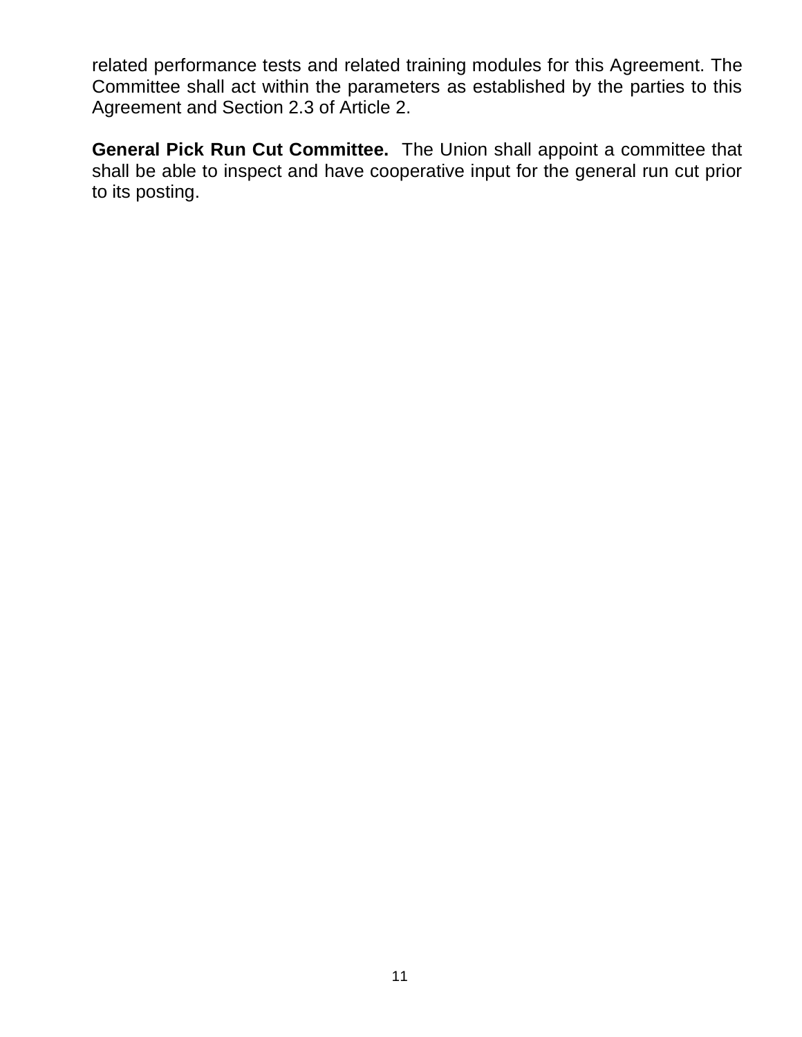related performance tests and related training modules for this Agreement. The Committee shall act within the parameters as established by the parties to this Agreement and Section 2.3 of Article 2.

**General Pick Run Cut Committee.** The Union shall appoint a committee that shall be able to inspect and have cooperative input for the general run cut prior to its posting.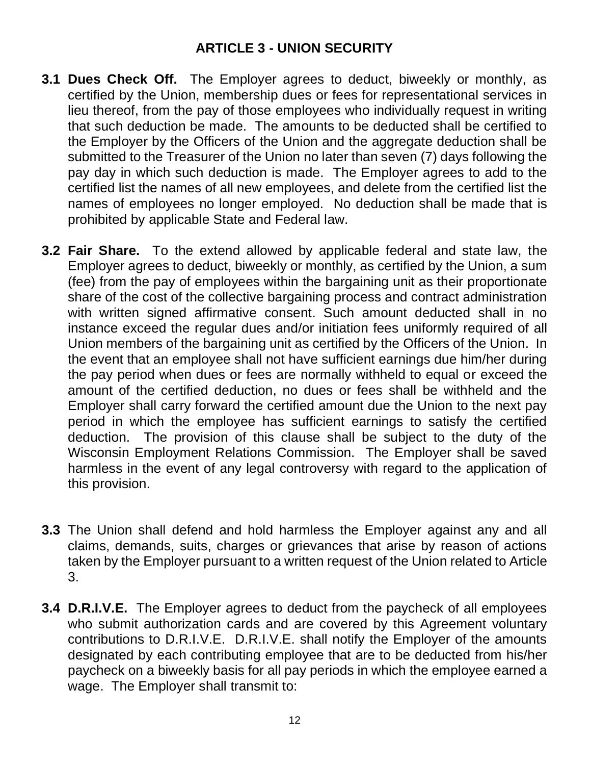## ARTICLE 3 - UNION SECURITY

**3.1 Dues Check Off.** The Employer agrees to deduct, biweekly or monthly, as certified by the Union, membership dues or fees for representational services in lieu thereof, from the pay of those employees who individually request in writing that such deduction be made. The amounts to be deducted shall be certified to the Employer by the Officers of the Union and the aggregate deduction shall be submitted to the Treasurer of the Union no later than seven (7) days following the pay day in which such deduction is made. The Employer agrees to add to the certified list the names of all new employees, and delete from the certified list the names of employees no longer employed. No deduction shall be made that is prohibited by applicable State and Federal law.

**3.2 Fair Share.** To the extend allowed by applicable federal and state law, the Employer agrees to deduct, biweekly or monthly, as certified by the Union, a sum (fee) from the pay of employees within the bargaining unit as their proportionate share of the cost of the collective bargaining process and contract administration with written signed affirmative consent. Such amount deducted shall in no instance exceed the regular dues and/or initiation fees uniformly required of all Union members of the bargaining unit as certified by the Officers of the Union. In the event that an employee shall not have sufficient earnings due him/her during the pay period when dues or fees are normally withheld to equal or exceed the amount of the certified deduction, no dues or fees shall be withheld and the Employer shall carry forward the certified amount due the Union to the next pay period in which the employee has sufficient earnings to satisfy the certified deduction. The provision of this clause shall be subject to the duty of the Wisconsin Employment Relations Commission. The Employer shall be saved harmless in the event of any legal controversy with regard to the application of this provision.

**3.3** The Union shall defend and hold harmless the Employer against any and all claims, demands, suits, charges or grievances that arise by reason of actions taken by the Employer pursuant to a written request of the Union related to Article 3.

**3.4 D.R.I.V.E.** The Employer agrees to deduct from the paycheck of all employees who submit authorization cards and are covered by this Agreement voluntary contributions to D.R.I.V.E. D.R.I.V.E. shall notify the Employer of the amounts designated by each contributing employee that are to be deducted from his/her paycheck on a biweekly basis for all pay periods in which the employee earned a wage. The Employer shall transmit to: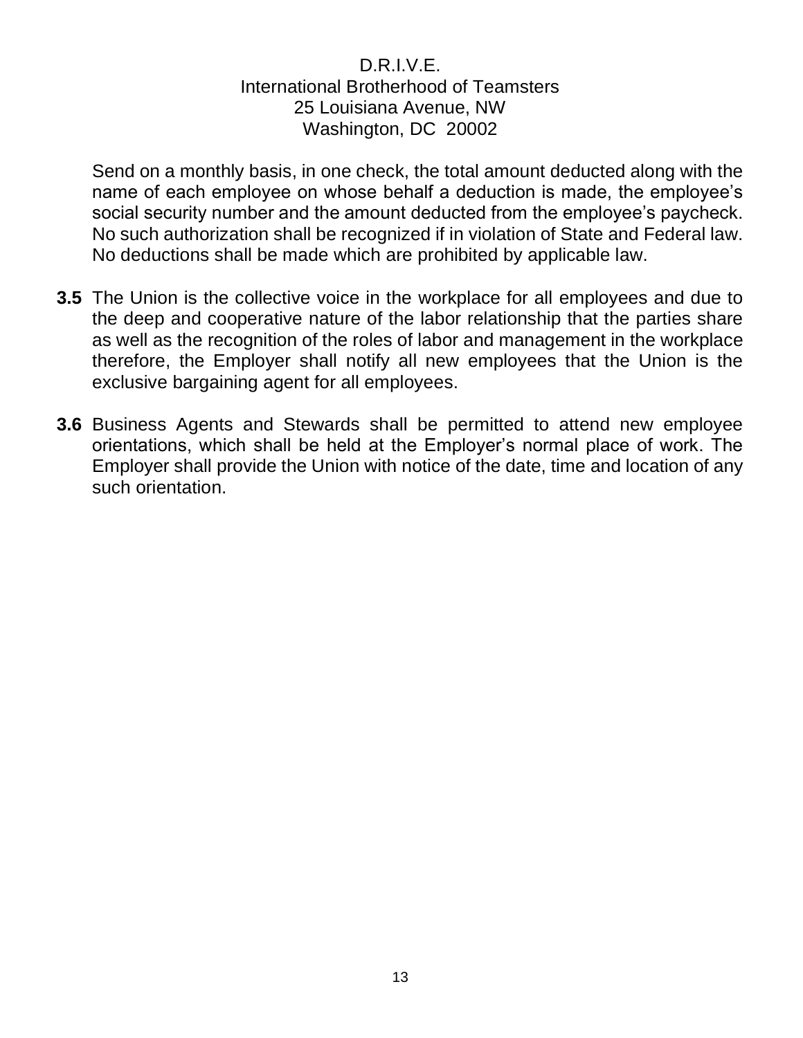D.R.I.V.E.
International Brotherhood of Teamsters
25 Louisiana Avenue, NW
Washington, DC 20002

Send on a monthly basis, in one check, the total amount deducted along with the name of each employee on whose behalf a deduction is made, the employee's social security number and the amount deducted from the employee's paycheck. No such authorization shall be recognized if in violation of State and Federal law. No deductions shall be made which are prohibited by applicable law.

**3.5** The Union is the collective voice in the workplace for all employees and due to the deep and cooperative nature of the labor relationship that the parties share as well as the recognition of the roles of labor and management in the workplace therefore, the Employer shall notify all new employees that the Union is the exclusive bargaining agent for all employees.

**3.6** Business Agents and Stewards shall be permitted to attend new employee orientations, which shall be held at the Employer's normal place of work. The Employer shall provide the Union with notice of the date, time and location of any such orientation.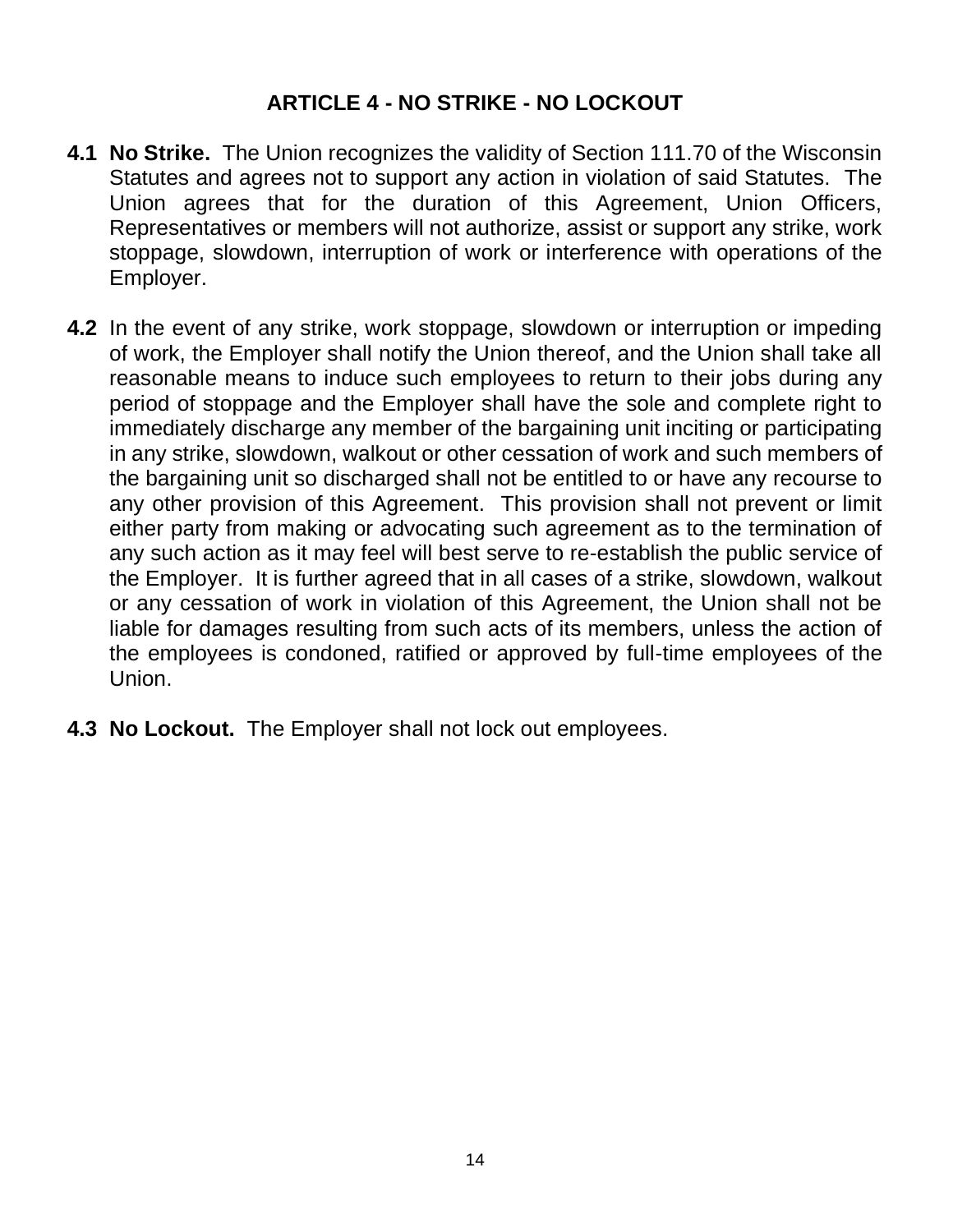## ARTICLE 4 - NO STRIKE - NO LOCKOUT

**4.1 No Strike.** The Union recognizes the validity of Section 111.70 of the Wisconsin Statutes and agrees not to support any action in violation of said Statutes. The Union agrees that for the duration of this Agreement, Union Officers, Representatives or members will not authorize, assist or support any strike, work stoppage, slowdown, interruption of work or interference with operations of the Employer.

**4.2** In the event of any strike, work stoppage, slowdown or interruption or impeding of work, the Employer shall notify the Union thereof, and the Union shall take all reasonable means to induce such employees to return to their jobs during any period of stoppage and the Employer shall have the sole and complete right to immediately discharge any member of the bargaining unit inciting or participating in any strike, slowdown, walkout or other cessation of work and such members of the bargaining unit so discharged shall not be entitled to or have any recourse to any other provision of this Agreement. This provision shall not prevent or limit either party from making or advocating such agreement as to the termination of any such action as it may feel will best serve to re-establish the public service of the Employer. It is further agreed that in all cases of a strike, slowdown, walkout or any cessation of work in violation of this Agreement, the Union shall not be liable for damages resulting from such acts of its members, unless the action of the employees is condoned, ratified or approved by full-time employees of the Union.

**4.3 No Lockout.** The Employer shall not lock out employees.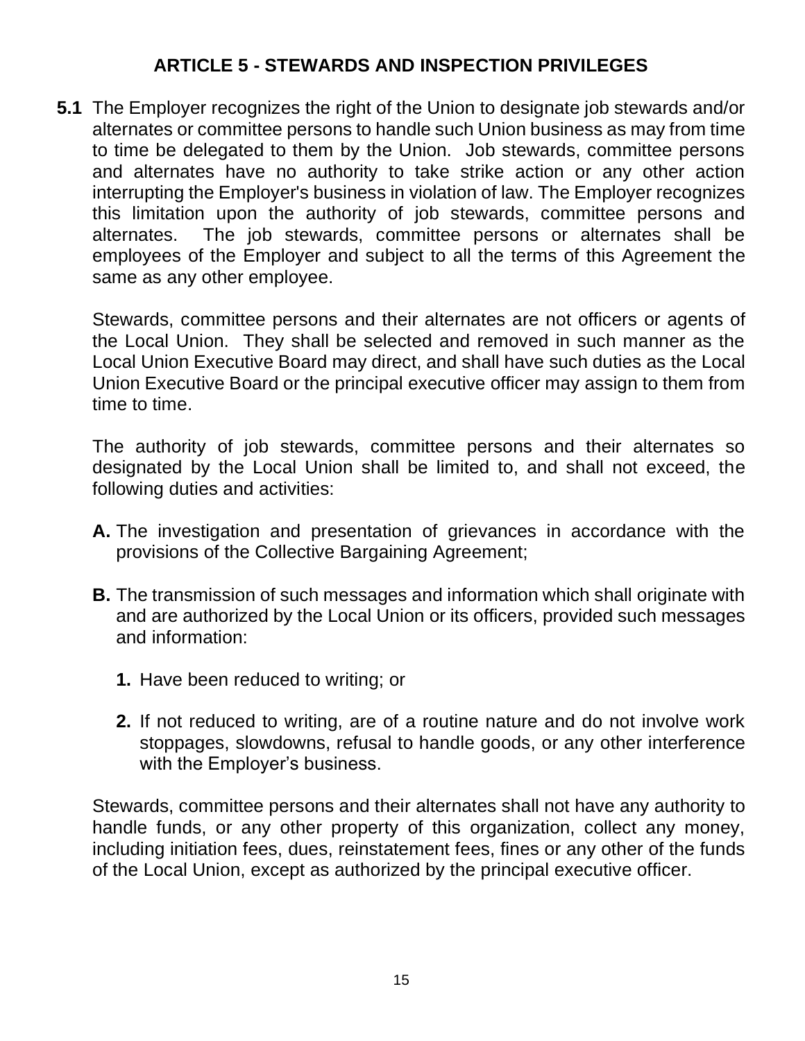## ARTICLE 5 - STEWARDS AND INSPECTION PRIVILEGES

**5.1** The Employer recognizes the right of the Union to designate job stewards and/or alternates or committee persons to handle such Union business as may from time to time be delegated to them by the Union. Job stewards, committee persons and alternates have no authority to take strike action or any other action interrupting the Employer's business in violation of law. The Employer recognizes this limitation upon the authority of job stewards, committee persons and alternates. The job stewards, committee persons or alternates shall be employees of the Employer and subject to all the terms of this Agreement the same as any other employee.

Stewards, committee persons and their alternates are not officers or agents of the Local Union. They shall be selected and removed in such manner as the Local Union Executive Board may direct, and shall have such duties as the Local Union Executive Board or the principal executive officer may assign to them from time to time.

The authority of job stewards, committee persons and their alternates so designated by the Local Union shall be limited to, and shall not exceed, the following duties and activities:

**A.** The investigation and presentation of grievances in accordance with the provisions of the Collective Bargaining Agreement;

**B.** The transmission of such messages and information which shall originate with and are authorized by the Local Union or its officers, provided such messages and information:

**1.** Have been reduced to writing; or

**2.** If not reduced to writing, are of a routine nature and do not involve work stoppages, slowdowns, refusal to handle goods, or any other interference with the Employer's business.

Stewards, committee persons and their alternates shall not have any authority to handle funds, or any other property of this organization, collect any money, including initiation fees, dues, reinstatement fees, fines or any other of the funds of the Local Union, except as authorized by the principal executive officer.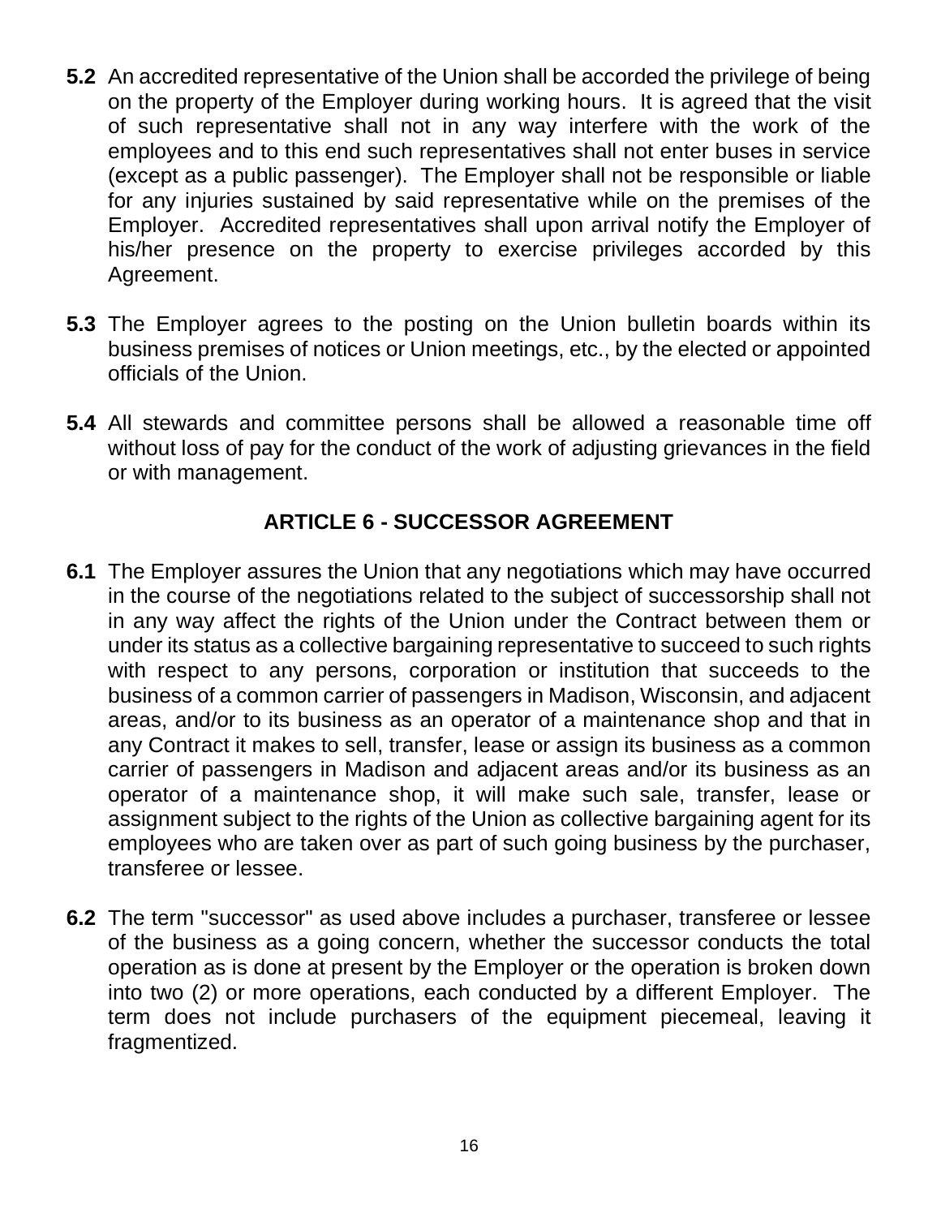**5.2** An accredited representative of the Union shall be accorded the privilege of being on the property of the Employer during working hours. It is agreed that the visit of such representative shall not in any way interfere with the work of the employees and to this end such representatives shall not enter buses in service (except as a public passenger). The Employer shall not be responsible or liable for any injuries sustained by said representative while on the premises of the Employer. Accredited representatives shall upon arrival notify the Employer of his/her presence on the property to exercise privileges accorded by this Agreement.

**5.3** The Employer agrees to the posting on the Union bulletin boards within its business premises of notices or Union meetings, etc., by the elected or appointed officials of the Union.

**5.4** All stewards and committee persons shall be allowed a reasonable time off without loss of pay for the conduct of the work of adjusting grievances in the field or with management.

## ARTICLE 6 - SUCCESSOR AGREEMENT

**6.1** The Employer assures the Union that any negotiations which may have occurred in the course of the negotiations related to the subject of successorship shall not in any way affect the rights of the Union under the Contract between them or under its status as a collective bargaining representative to succeed to such rights with respect to any persons, corporation or institution that succeeds to the business of a common carrier of passengers in Madison, Wisconsin, and adjacent areas, and/or to its business as an operator of a maintenance shop and that in any Contract it makes to sell, transfer, lease or assign its business as a common carrier of passengers in Madison and adjacent areas and/or its business as an operator of a maintenance shop, it will make such sale, transfer, lease or assignment subject to the rights of the Union as collective bargaining agent for its employees who are taken over as part of such going business by the purchaser, transferee or lessee.

**6.2** The term "successor" as used above includes a purchaser, transferee or lessee of the business as a going concern, whether the successor conducts the total operation as is done at present by the Employer or the operation is broken down into two (2) or more operations, each conducted by a different Employer. The term does not include purchasers of the equipment piecemeal, leaving it fragmentized.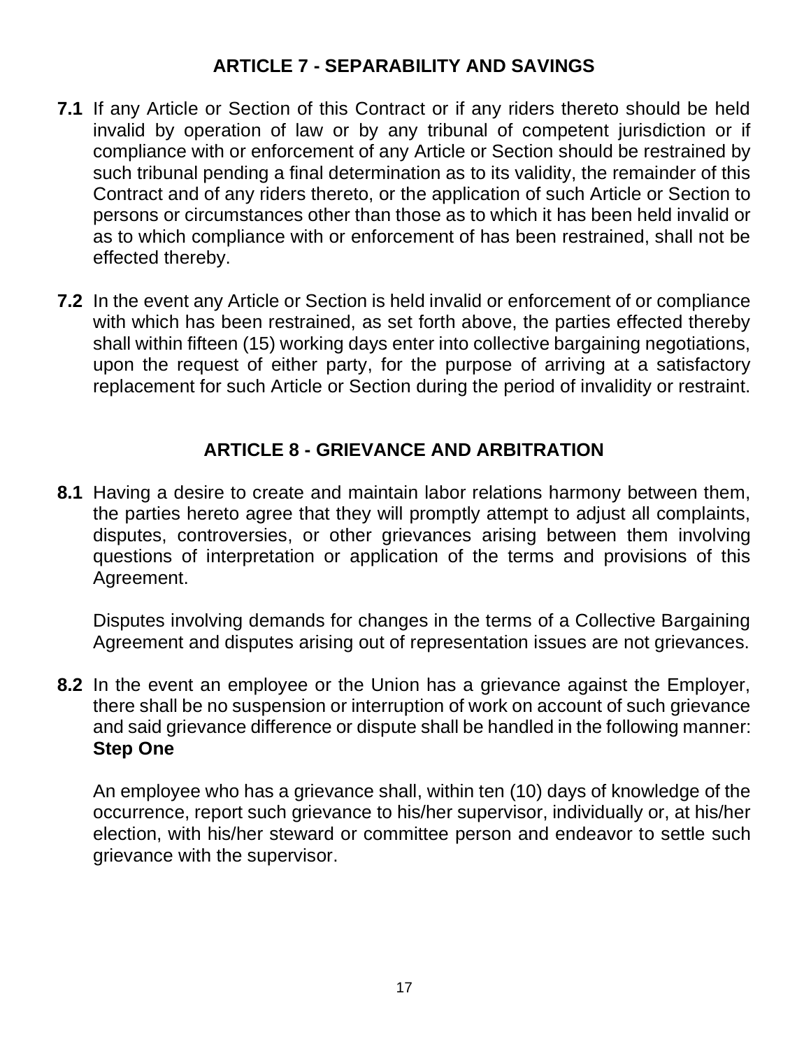## ARTICLE 7 - SEPARABILITY AND SAVINGS

**7.1** If any Article or Section of this Contract or if any riders thereto should be held invalid by operation of law or by any tribunal of competent jurisdiction or if compliance with or enforcement of any Article or Section should be restrained by such tribunal pending a final determination as to its validity, the remainder of this Contract and of any riders thereto, or the application of such Article or Section to persons or circumstances other than those as to which it has been held invalid or as to which compliance with or enforcement of has been restrained, shall not be effected thereby.

**7.2** In the event any Article or Section is held invalid or enforcement of or compliance with which has been restrained, as set forth above, the parties effected thereby shall within fifteen (15) working days enter into collective bargaining negotiations, upon the request of either party, for the purpose of arriving at a satisfactory replacement for such Article or Section during the period of invalidity or restraint.

## ARTICLE 8 - GRIEVANCE AND ARBITRATION

**8.1** Having a desire to create and maintain labor relations harmony between them, the parties hereto agree that they will promptly attempt to adjust all complaints, disputes, controversies, or other grievances arising between them involving questions of interpretation or application of the terms and provisions of this Agreement.

Disputes involving demands for changes in the terms of a Collective Bargaining Agreement and disputes arising out of representation issues are not grievances.

**8.2** In the event an employee or the Union has a grievance against the Employer, there shall be no suspension or interruption of work on account of such grievance and said grievance difference or dispute shall be handled in the following manner:

**Step One**

An employee who has a grievance shall, within ten (10) days of knowledge of the occurrence, report such grievance to his/her supervisor, individually or, at his/her election, with his/her steward or committee person and endeavor to settle such grievance with the supervisor.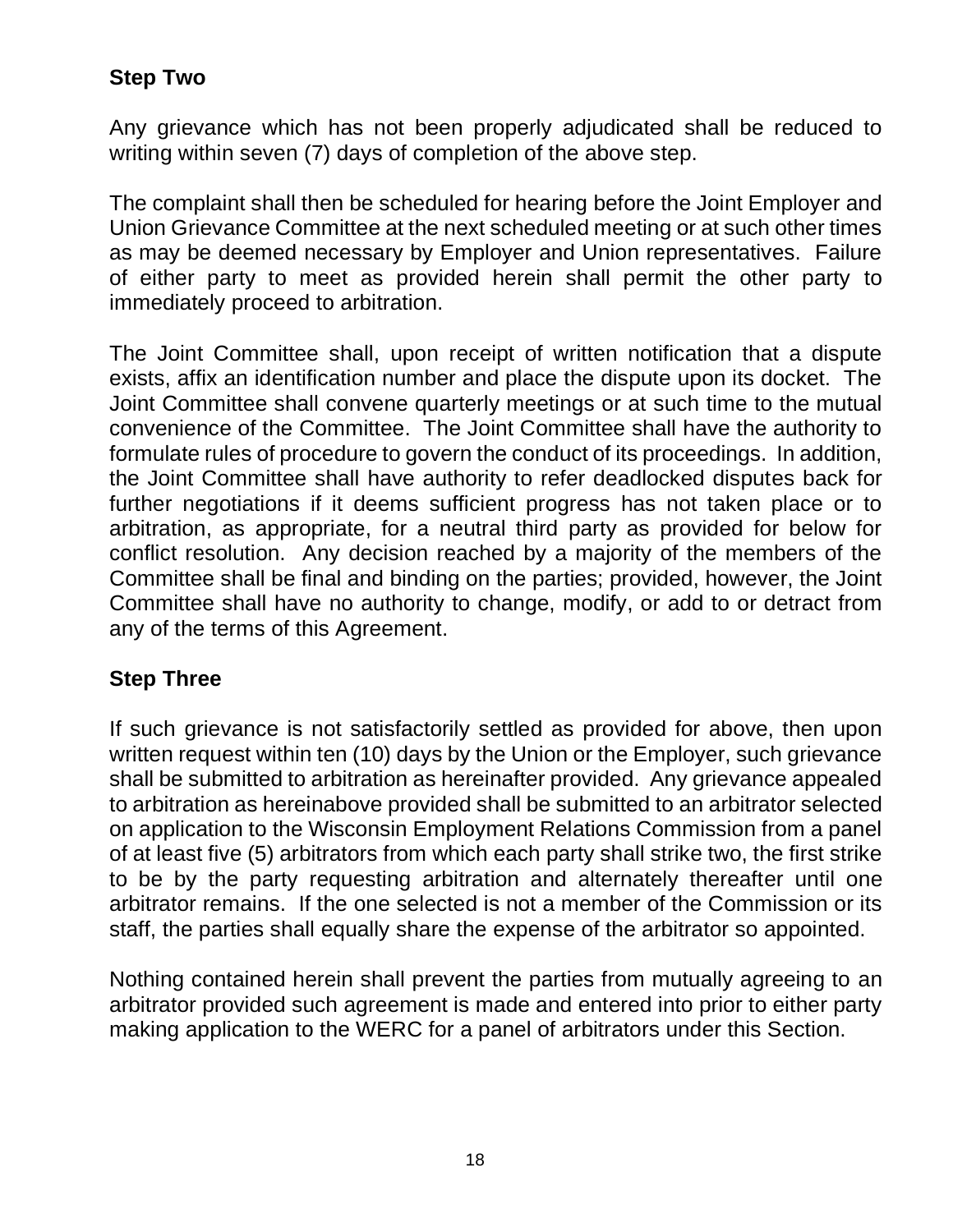**Step Two**

Any grievance which has not been properly adjudicated shall be reduced to writing within seven (7) days of completion of the above step.

The complaint shall then be scheduled for hearing before the Joint Employer and Union Grievance Committee at the next scheduled meeting or at such other times as may be deemed necessary by Employer and Union representatives. Failure of either party to meet as provided herein shall permit the other party to immediately proceed to arbitration.

The Joint Committee shall, upon receipt of written notification that a dispute exists, affix an identification number and place the dispute upon its docket. The Joint Committee shall convene quarterly meetings or at such time to the mutual convenience of the Committee. The Joint Committee shall have the authority to formulate rules of procedure to govern the conduct of its proceedings. In addition, the Joint Committee shall have authority to refer deadlocked disputes back for further negotiations if it deems sufficient progress has not taken place or to arbitration, as appropriate, for a neutral third party as provided for below for conflict resolution. Any decision reached by a majority of the members of the Committee shall be final and binding on the parties; provided, however, the Joint Committee shall have no authority to change, modify, or add to or detract from any of the terms of this Agreement.

**Step Three**

If such grievance is not satisfactorily settled as provided for above, then upon written request within ten (10) days by the Union or the Employer, such grievance shall be submitted to arbitration as hereinafter provided. Any grievance appealed to arbitration as hereinabove provided shall be submitted to an arbitrator selected on application to the Wisconsin Employment Relations Commission from a panel of at least five (5) arbitrators from which each party shall strike two, the first strike to be by the party requesting arbitration and alternately thereafter until one arbitrator remains. If the one selected is not a member of the Commission or its staff, the parties shall equally share the expense of the arbitrator so appointed.

Nothing contained herein shall prevent the parties from mutually agreeing to an arbitrator provided such agreement is made and entered into prior to either party making application to the WERC for a panel of arbitrators under this Section.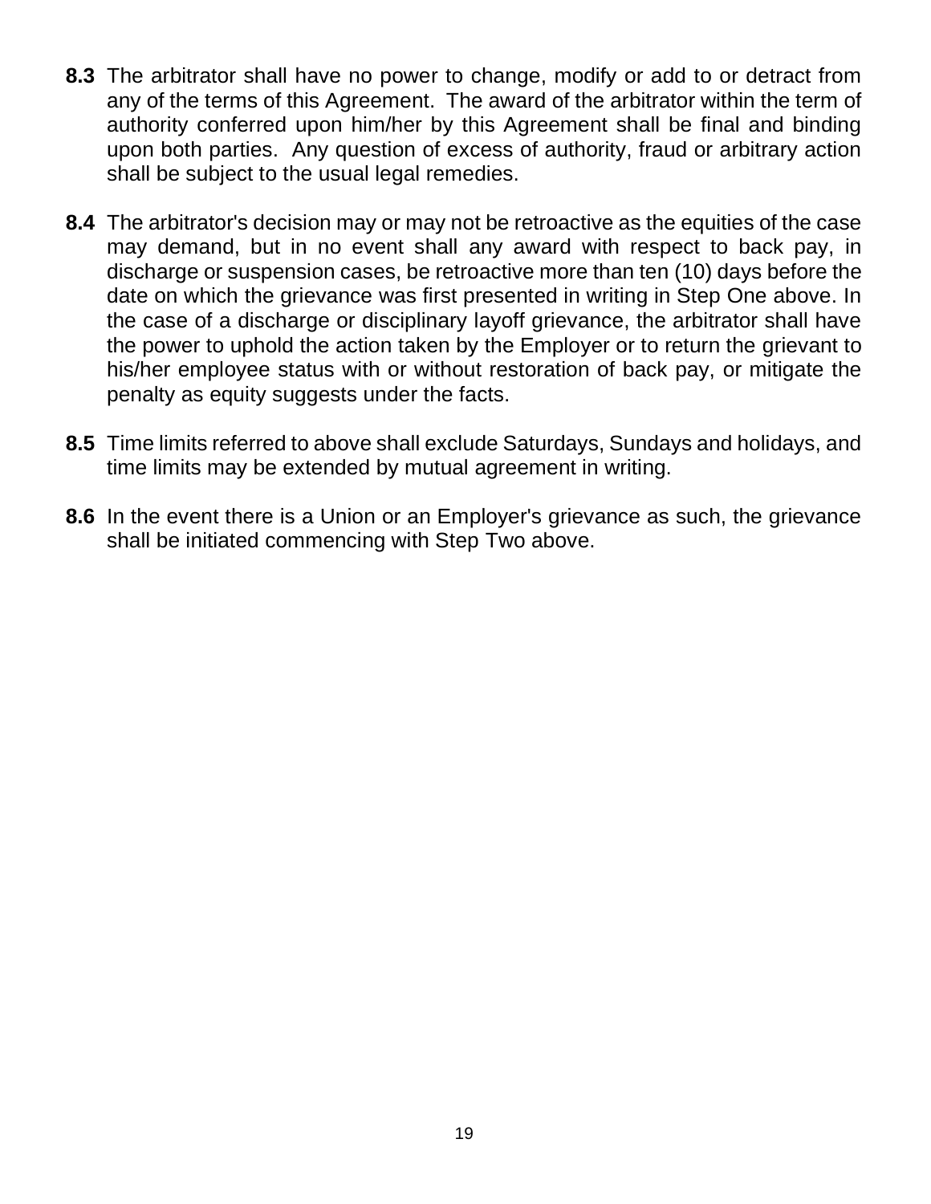**8.3** The arbitrator shall have no power to change, modify or add to or detract from any of the terms of this Agreement. The award of the arbitrator within the term of authority conferred upon him/her by this Agreement shall be final and binding upon both parties. Any question of excess of authority, fraud or arbitrary action shall be subject to the usual legal remedies.

**8.4** The arbitrator's decision may or may not be retroactive as the equities of the case may demand, but in no event shall any award with respect to back pay, in discharge or suspension cases, be retroactive more than ten (10) days before the date on which the grievance was first presented in writing in Step One above. In the case of a discharge or disciplinary layoff grievance, the arbitrator shall have the power to uphold the action taken by the Employer or to return the grievant to his/her employee status with or without restoration of back pay, or mitigate the penalty as equity suggests under the facts.

**8.5** Time limits referred to above shall exclude Saturdays, Sundays and holidays, and time limits may be extended by mutual agreement in writing.

**8.6** In the event there is a Union or an Employer's grievance as such, the grievance shall be initiated commencing with Step Two above.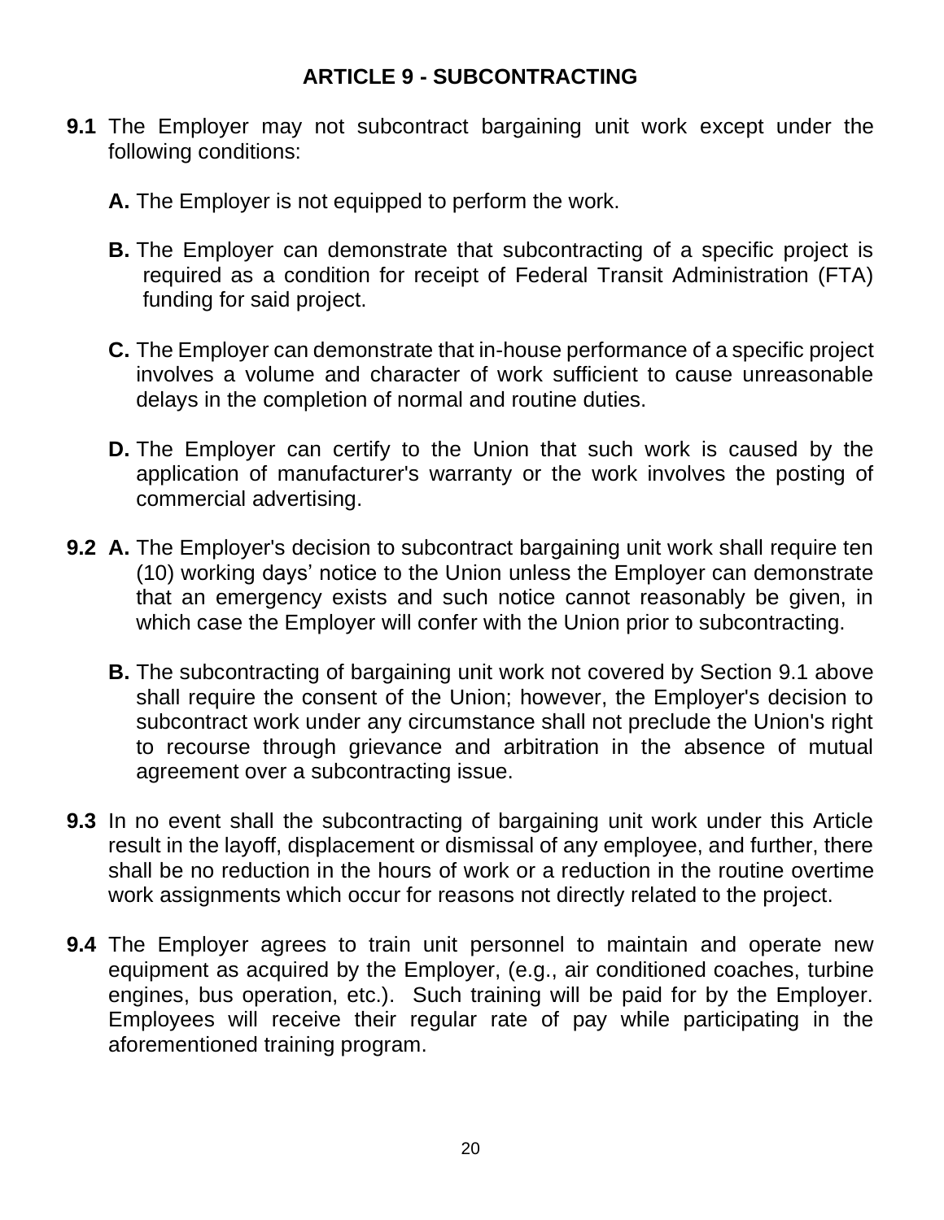## ARTICLE 9 - SUBCONTRACTING

**9.1** The Employer may not subcontract bargaining unit work except under the following conditions:

**A.** The Employer is not equipped to perform the work.

**B.** The Employer can demonstrate that subcontracting of a specific project is required as a condition for receipt of Federal Transit Administration (FTA) funding for said project.

**C.** The Employer can demonstrate that in-house performance of a specific project involves a volume and character of work sufficient to cause unreasonable delays in the completion of normal and routine duties.

**D.** The Employer can certify to the Union that such work is caused by the application of manufacturer's warranty or the work involves the posting of commercial advertising.

**9.2 A.** The Employer's decision to subcontract bargaining unit work shall require ten (10) working days' notice to the Union unless the Employer can demonstrate that an emergency exists and such notice cannot reasonably be given, in which case the Employer will confer with the Union prior to subcontracting.

**B.** The subcontracting of bargaining unit work not covered by Section 9.1 above shall require the consent of the Union; however, the Employer's decision to subcontract work under any circumstance shall not preclude the Union's right to recourse through grievance and arbitration in the absence of mutual agreement over a subcontracting issue.

**9.3** In no event shall the subcontracting of bargaining unit work under this Article result in the layoff, displacement or dismissal of any employee, and further, there shall be no reduction in the hours of work or a reduction in the routine overtime work assignments which occur for reasons not directly related to the project.

**9.4** The Employer agrees to train unit personnel to maintain and operate new equipment as acquired by the Employer, (e.g., air conditioned coaches, turbine engines, bus operation, etc.). Such training will be paid for by the Employer. Employees will receive their regular rate of pay while participating in the aforementioned training program.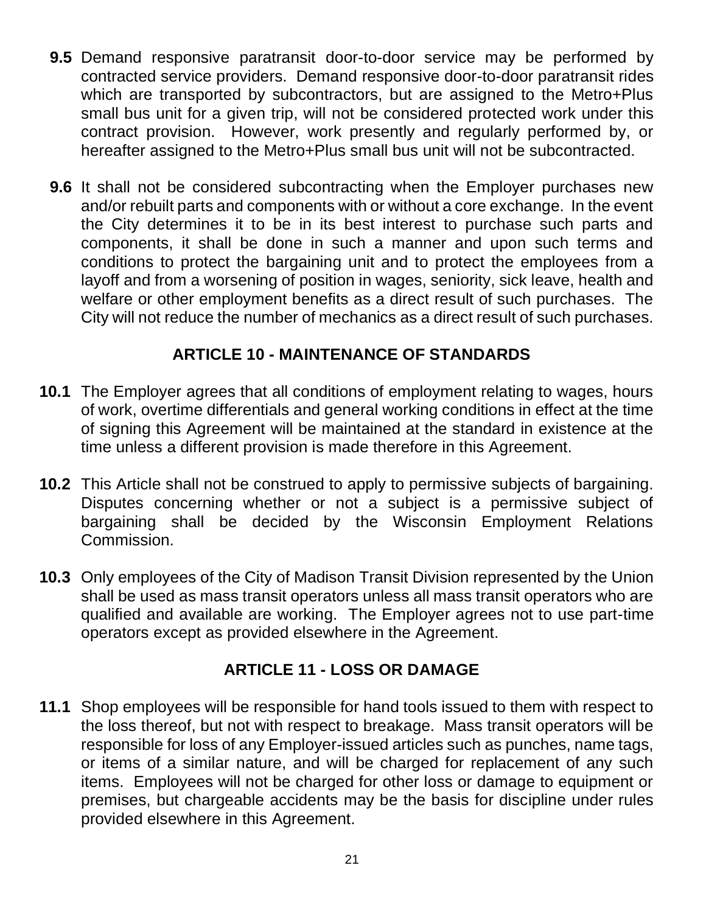**9.5** Demand responsive paratransit door-to-door service may be performed by contracted service providers. Demand responsive door-to-door paratransit rides which are transported by subcontractors, but are assigned to the Metro+Plus small bus unit for a given trip, will not be considered protected work under this contract provision. However, work presently and regularly performed by, or hereafter assigned to the Metro+Plus small bus unit will not be subcontracted.

**9.6** It shall not be considered subcontracting when the Employer purchases new and/or rebuilt parts and components with or without a core exchange. In the event the City determines it to be in its best interest to purchase such parts and components, it shall be done in such a manner and upon such terms and conditions to protect the bargaining unit and to protect the employees from a layoff and from a worsening of position in wages, seniority, sick leave, health and welfare or other employment benefits as a direct result of such purchases. The City will not reduce the number of mechanics as a direct result of such purchases.

## ARTICLE 10 - MAINTENANCE OF STANDARDS

**10.1** The Employer agrees that all conditions of employment relating to wages, hours of work, overtime differentials and general working conditions in effect at the time of signing this Agreement will be maintained at the standard in existence at the time unless a different provision is made therefore in this Agreement.

**10.2** This Article shall not be construed to apply to permissive subjects of bargaining. Disputes concerning whether or not a subject is a permissive subject of bargaining shall be decided by the Wisconsin Employment Relations Commission.

**10.3** Only employees of the City of Madison Transit Division represented by the Union shall be used as mass transit operators unless all mass transit operators who are qualified and available are working. The Employer agrees not to use part-time operators except as provided elsewhere in the Agreement.

## ARTICLE 11 - LOSS OR DAMAGE

**11.1** Shop employees will be responsible for hand tools issued to them with respect to the loss thereof, but not with respect to breakage. Mass transit operators will be responsible for loss of any Employer-issued articles such as punches, name tags, or items of a similar nature, and will be charged for replacement of any such items. Employees will not be charged for other loss or damage to equipment or premises, but chargeable accidents may be the basis for discipline under rules provided elsewhere in this Agreement.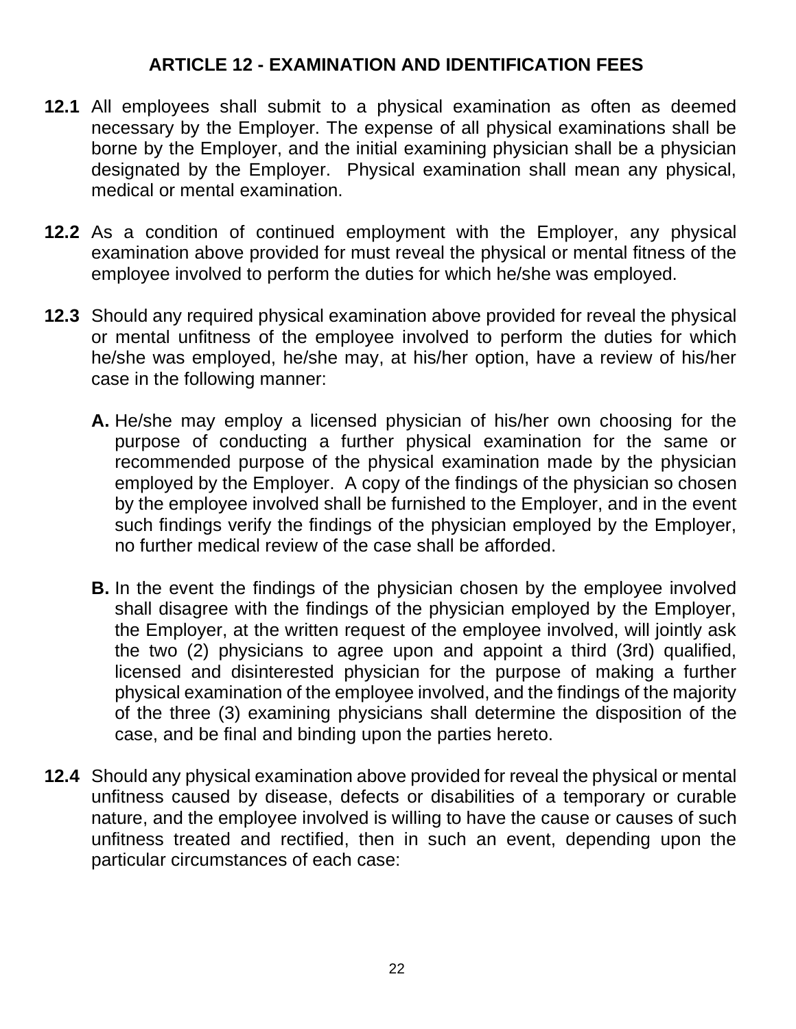## ARTICLE 12 - EXAMINATION AND IDENTIFICATION FEES

**12.1** All employees shall submit to a physical examination as often as deemed necessary by the Employer. The expense of all physical examinations shall be borne by the Employer, and the initial examining physician shall be a physician designated by the Employer. Physical examination shall mean any physical, medical or mental examination.

**12.2** As a condition of continued employment with the Employer, any physical examination above provided for must reveal the physical or mental fitness of the employee involved to perform the duties for which he/she was employed.

**12.3** Should any required physical examination above provided for reveal the physical or mental unfitness of the employee involved to perform the duties for which he/she was employed, he/she may, at his/her option, have a review of his/her case in the following manner:

**A.** He/she may employ a licensed physician of his/her own choosing for the purpose of conducting a further physical examination for the same or recommended purpose of the physical examination made by the physician employed by the Employer. A copy of the findings of the physician so chosen by the employee involved shall be furnished to the Employer, and in the event such findings verify the findings of the physician employed by the Employer, no further medical review of the case shall be afforded.

**B.** In the event the findings of the physician chosen by the employee involved shall disagree with the findings of the physician employed by the Employer, the Employer, at the written request of the employee involved, will jointly ask the two (2) physicians to agree upon and appoint a third (3rd) qualified, licensed and disinterested physician for the purpose of making a further physical examination of the employee involved, and the findings of the majority of the three (3) examining physicians shall determine the disposition of the case, and be final and binding upon the parties hereto.

**12.4** Should any physical examination above provided for reveal the physical or mental unfitness caused by disease, defects or disabilities of a temporary or curable nature, and the employee involved is willing to have the cause or causes of such unfitness treated and rectified, then in such an event, depending upon the particular circumstances of each case: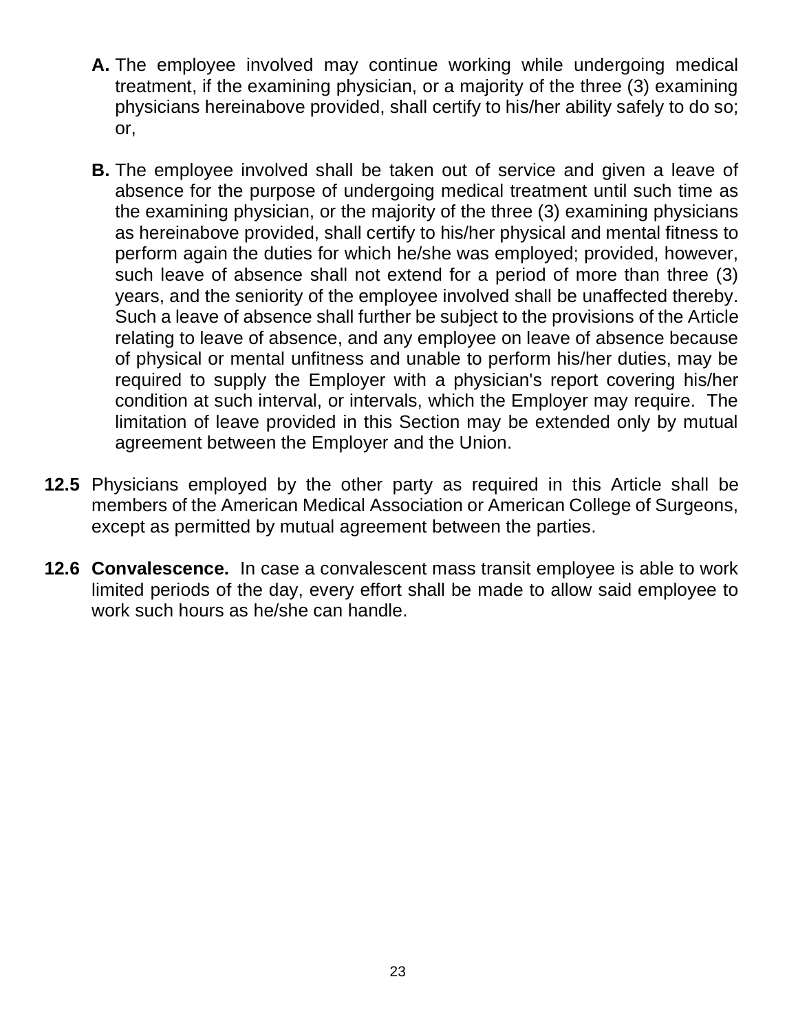**A.** The employee involved may continue working while undergoing medical treatment, if the examining physician, or a majority of the three (3) examining physicians hereinabove provided, shall certify to his/her ability safely to do so; or,

**B.** The employee involved shall be taken out of service and given a leave of absence for the purpose of undergoing medical treatment until such time as the examining physician, or the majority of the three (3) examining physicians as hereinabove provided, shall certify to his/her physical and mental fitness to perform again the duties for which he/she was employed; provided, however, such leave of absence shall not extend for a period of more than three (3) years, and the seniority of the employee involved shall be unaffected thereby. Such a leave of absence shall further be subject to the provisions of the Article relating to leave of absence, and any employee on leave of absence because of physical or mental unfitness and unable to perform his/her duties, may be required to supply the Employer with a physician's report covering his/her condition at such interval, or intervals, which the Employer may require. The limitation of leave provided in this Section may be extended only by mutual agreement between the Employer and the Union.

**12.5** Physicians employed by the other party as required in this Article shall be members of the American Medical Association or American College of Surgeons, except as permitted by mutual agreement between the parties.

**12.6 Convalescence.** In case a convalescent mass transit employee is able to work limited periods of the day, every effort shall be made to allow said employee to work such hours as he/she can handle.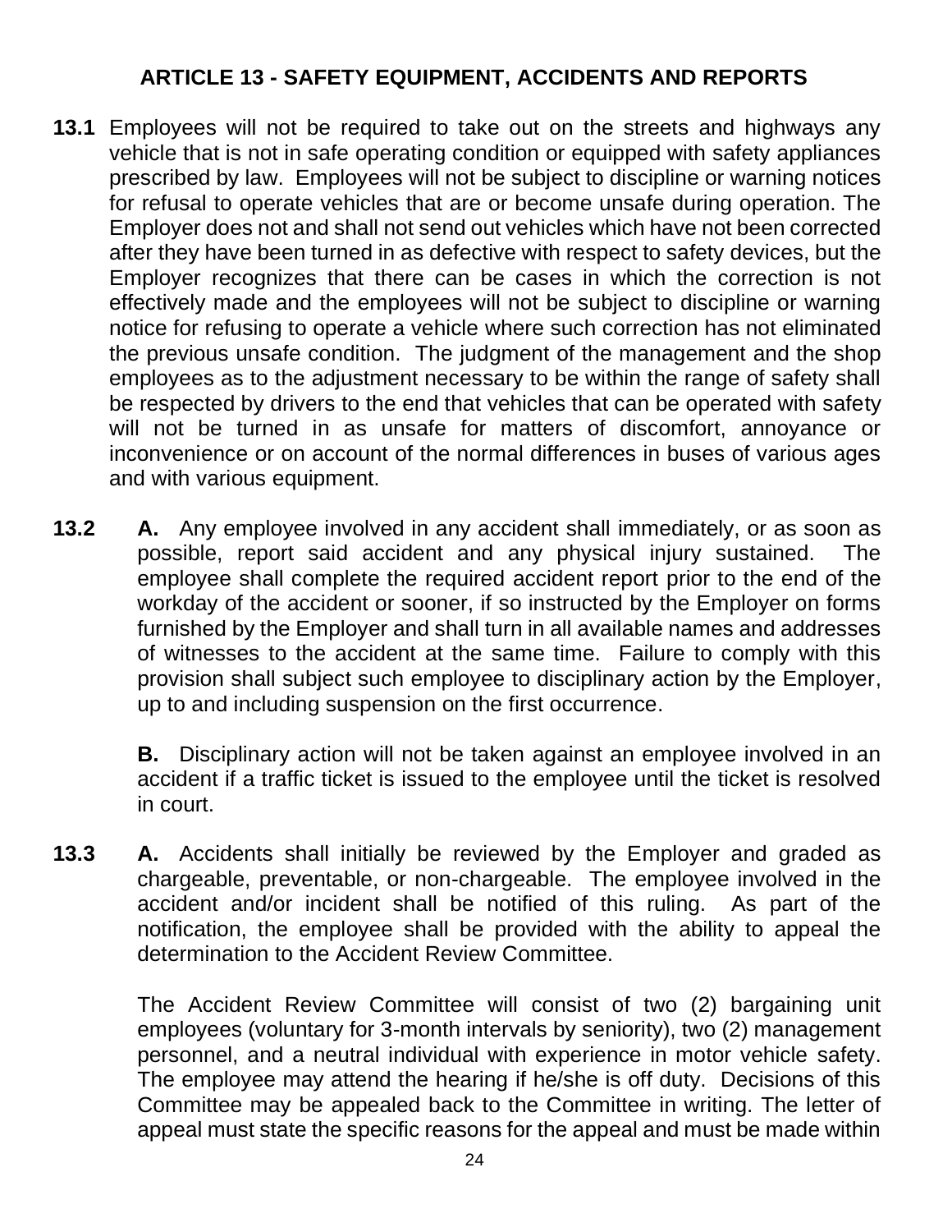## ARTICLE 13 - SAFETY EQUIPMENT, ACCIDENTS AND REPORTS

**13.1** Employees will not be required to take out on the streets and highways any vehicle that is not in safe operating condition or equipped with safety appliances prescribed by law. Employees will not be subject to discipline or warning notices for refusal to operate vehicles that are or become unsafe during operation. The Employer does not and shall not send out vehicles which have not been corrected after they have been turned in as defective with respect to safety devices, but the Employer recognizes that there can be cases in which the correction is not effectively made and the employees will not be subject to discipline or warning notice for refusing to operate a vehicle where such correction has not eliminated the previous unsafe condition. The judgment of the management and the shop employees as to the adjustment necessary to be within the range of safety shall be respected by drivers to the end that vehicles that can be operated with safety will not be turned in as unsafe for matters of discomfort, annoyance or inconvenience or on account of the normal differences in buses of various ages and with various equipment.

**13.2** **A.** Any employee involved in any accident shall immediately, or as soon as possible, report said accident and any physical injury sustained. The employee shall complete the required accident report prior to the end of the workday of the accident or sooner, if so instructed by the Employer on forms furnished by the Employer and shall turn in all available names and addresses of witnesses to the accident at the same time. Failure to comply with this provision shall subject such employee to disciplinary action by the Employer, up to and including suspension on the first occurrence.

**B.** Disciplinary action will not be taken against an employee involved in an accident if a traffic ticket is issued to the employee until the ticket is resolved in court.

**13.3** **A.** Accidents shall initially be reviewed by the Employer and graded as chargeable, preventable, or non-chargeable. The employee involved in the accident and/or incident shall be notified of this ruling. As part of the notification, the employee shall be provided with the ability to appeal the determination to the Accident Review Committee.

The Accident Review Committee will consist of two (2) bargaining unit employees (voluntary for 3-month intervals by seniority), two (2) management personnel, and a neutral individual with experience in motor vehicle safety. The employee may attend the hearing if he/she is off duty. Decisions of this Committee may be appealed back to the Committee in writing. The letter of appeal must state the specific reasons for the appeal and must be made within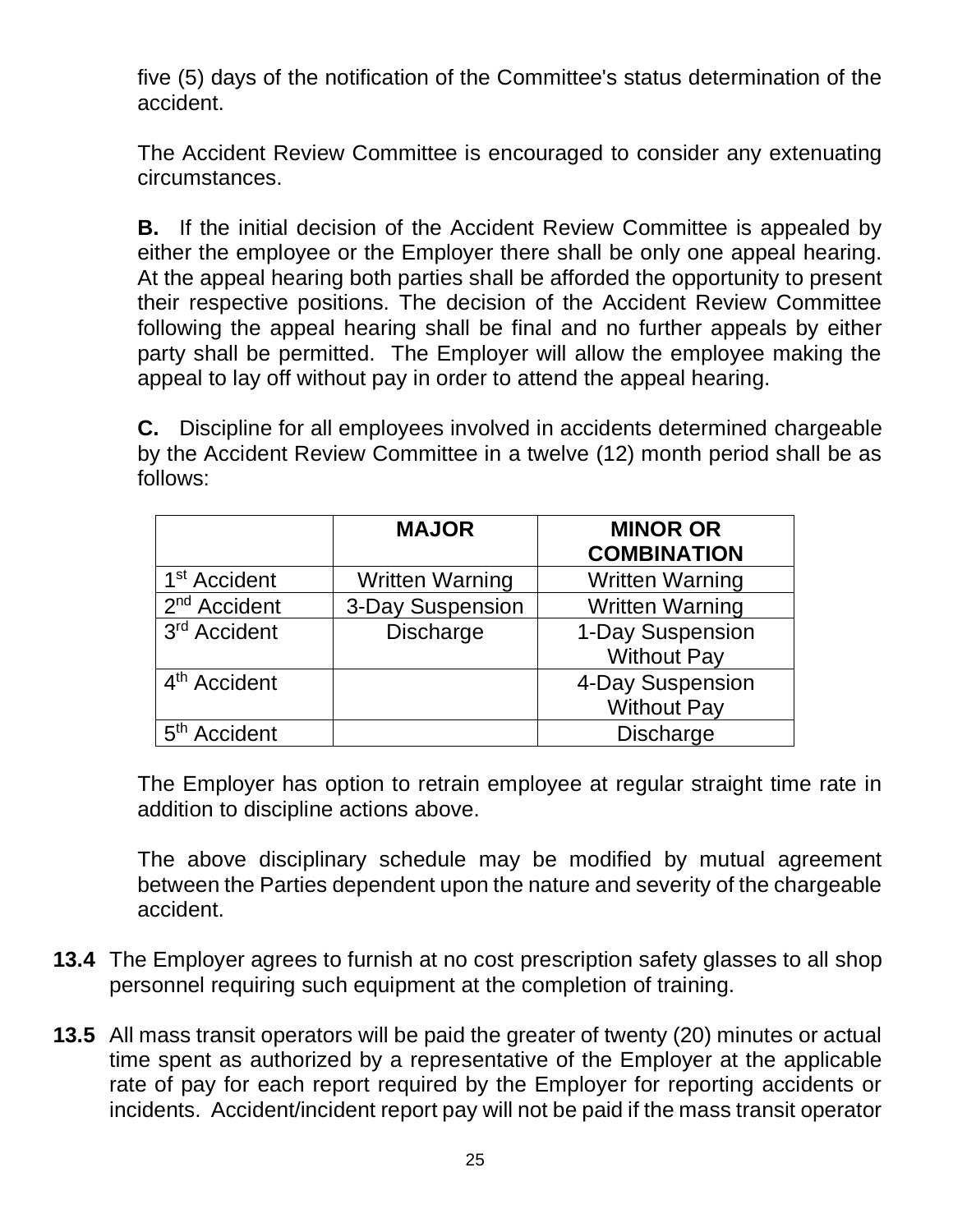five (5) days of the notification of the Committee's status determination of the accident.

The Accident Review Committee is encouraged to consider any extenuating circumstances.

**B.** If the initial decision of the Accident Review Committee is appealed by either the employee or the Employer there shall be only one appeal hearing. At the appeal hearing both parties shall be afforded the opportunity to present their respective positions. The decision of the Accident Review Committee following the appeal hearing shall be final and no further appeals by either party shall be permitted. The Employer will allow the employee making the appeal to lay off without pay in order to attend the appeal hearing.

**C.** Discipline for all employees involved in accidents determined chargeable by the Accident Review Committee in a twelve (12) month period shall be as follows:

| | **MAJOR** | **MINOR OR COMBINATION** |
|---|---|---|
| 1st Accident | Written Warning | Written Warning |
| 2nd Accident | 3-Day Suspension | Written Warning |
| 3rd Accident | Discharge | 1-Day Suspension Without Pay |
| 4th Accident | | 4-Day Suspension Without Pay |
| 5th Accident | | Discharge |

The Employer has option to retrain employee at regular straight time rate in addition to discipline actions above.

The above disciplinary schedule may be modified by mutual agreement between the Parties dependent upon the nature and severity of the chargeable accident.

**13.4** The Employer agrees to furnish at no cost prescription safety glasses to all shop personnel requiring such equipment at the completion of training.

**13.5** All mass transit operators will be paid the greater of twenty (20) minutes or actual time spent as authorized by a representative of the Employer at the applicable rate of pay for each report required by the Employer for reporting accidents or incidents. Accident/incident report pay will not be paid if the mass transit operator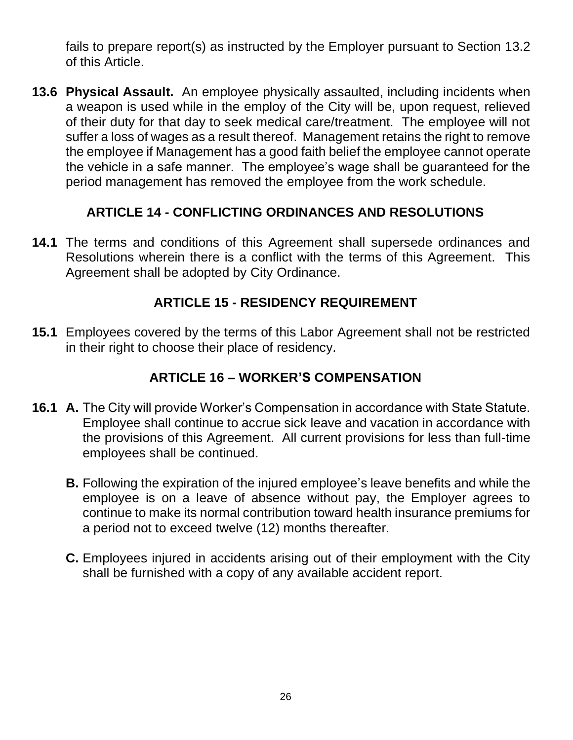fails to prepare report(s) as instructed by the Employer pursuant to Section 13.2 of this Article.

**13.6 Physical Assault.** An employee physically assaulted, including incidents when a weapon is used while in the employ of the City will be, upon request, relieved of their duty for that day to seek medical care/treatment. The employee will not suffer a loss of wages as a result thereof. Management retains the right to remove the employee if Management has a good faith belief the employee cannot operate the vehicle in a safe manner. The employee's wage shall be guaranteed for the period management has removed the employee from the work schedule.

## ARTICLE 14 - CONFLICTING ORDINANCES AND RESOLUTIONS

**14.1** The terms and conditions of this Agreement shall supersede ordinances and Resolutions wherein there is a conflict with the terms of this Agreement. This Agreement shall be adopted by City Ordinance.

## ARTICLE 15 - RESIDENCY REQUIREMENT

**15.1** Employees covered by the terms of this Labor Agreement shall not be restricted in their right to choose their place of residency.

## ARTICLE 16 – WORKER'S COMPENSATION

**16.1 A.** The City will provide Worker's Compensation in accordance with State Statute. Employee shall continue to accrue sick leave and vacation in accordance with the provisions of this Agreement. All current provisions for less than full-time employees shall be continued.

**B.** Following the expiration of the injured employee's leave benefits and while the employee is on a leave of absence without pay, the Employer agrees to continue to make its normal contribution toward health insurance premiums for a period not to exceed twelve (12) months thereafter.

**C.** Employees injured in accidents arising out of their employment with the City shall be furnished with a copy of any available accident report.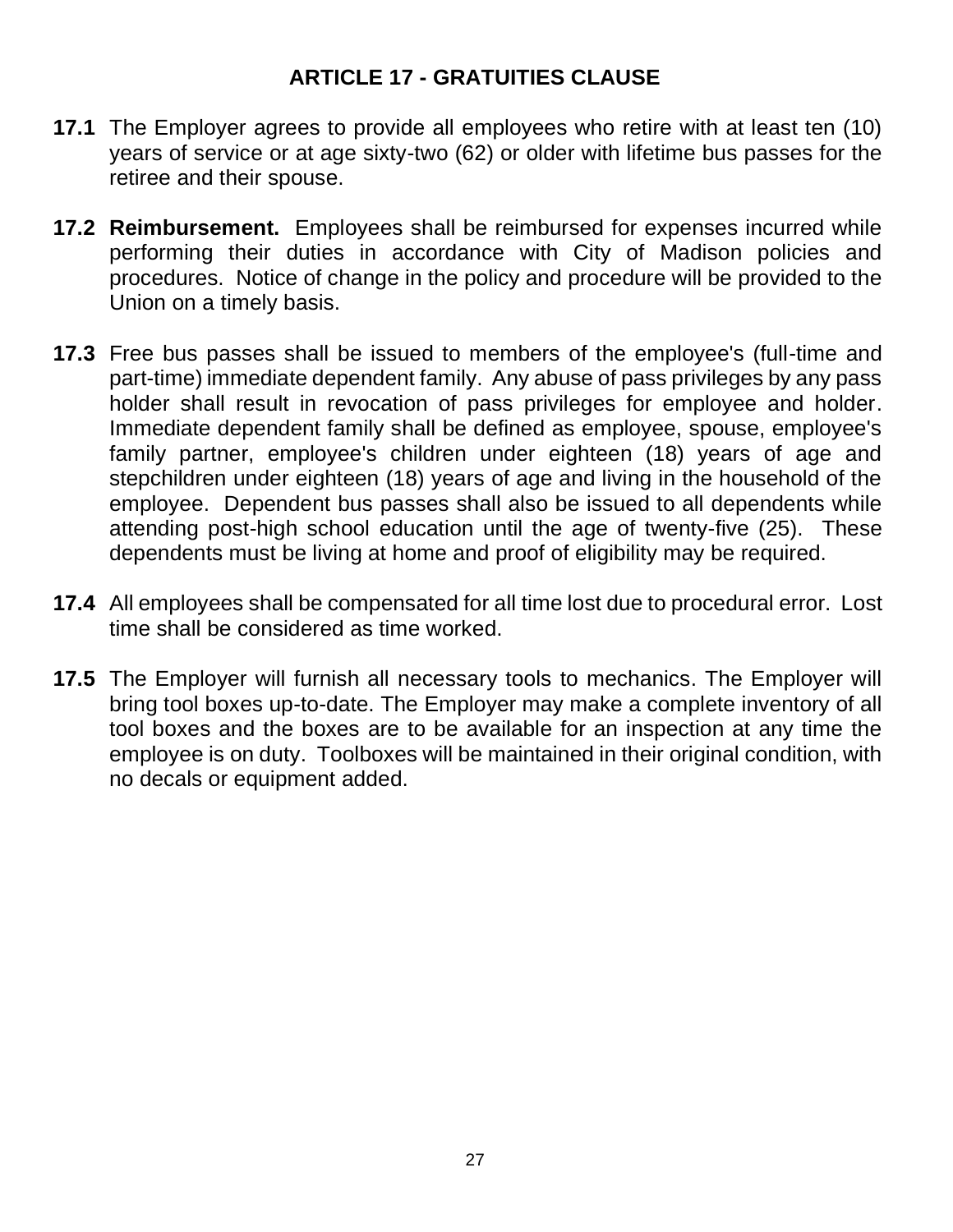## ARTICLE 17 - GRATUITIES CLAUSE

**17.1** The Employer agrees to provide all employees who retire with at least ten (10) years of service or at age sixty-two (62) or older with lifetime bus passes for the retiree and their spouse.

**17.2 Reimbursement.** Employees shall be reimbursed for expenses incurred while performing their duties in accordance with City of Madison policies and procedures. Notice of change in the policy and procedure will be provided to the Union on a timely basis.

**17.3** Free bus passes shall be issued to members of the employee's (full-time and part-time) immediate dependent family. Any abuse of pass privileges by any pass holder shall result in revocation of pass privileges for employee and holder. Immediate dependent family shall be defined as employee, spouse, employee's family partner, employee's children under eighteen (18) years of age and stepchildren under eighteen (18) years of age and living in the household of the employee. Dependent bus passes shall also be issued to all dependents while attending post-high school education until the age of twenty-five (25). These dependents must be living at home and proof of eligibility may be required.

**17.4** All employees shall be compensated for all time lost due to procedural error. Lost time shall be considered as time worked.

**17.5** The Employer will furnish all necessary tools to mechanics. The Employer will bring tool boxes up-to-date. The Employer may make a complete inventory of all tool boxes and the boxes are to be available for an inspection at any time the employee is on duty. Toolboxes will be maintained in their original condition, with no decals or equipment added.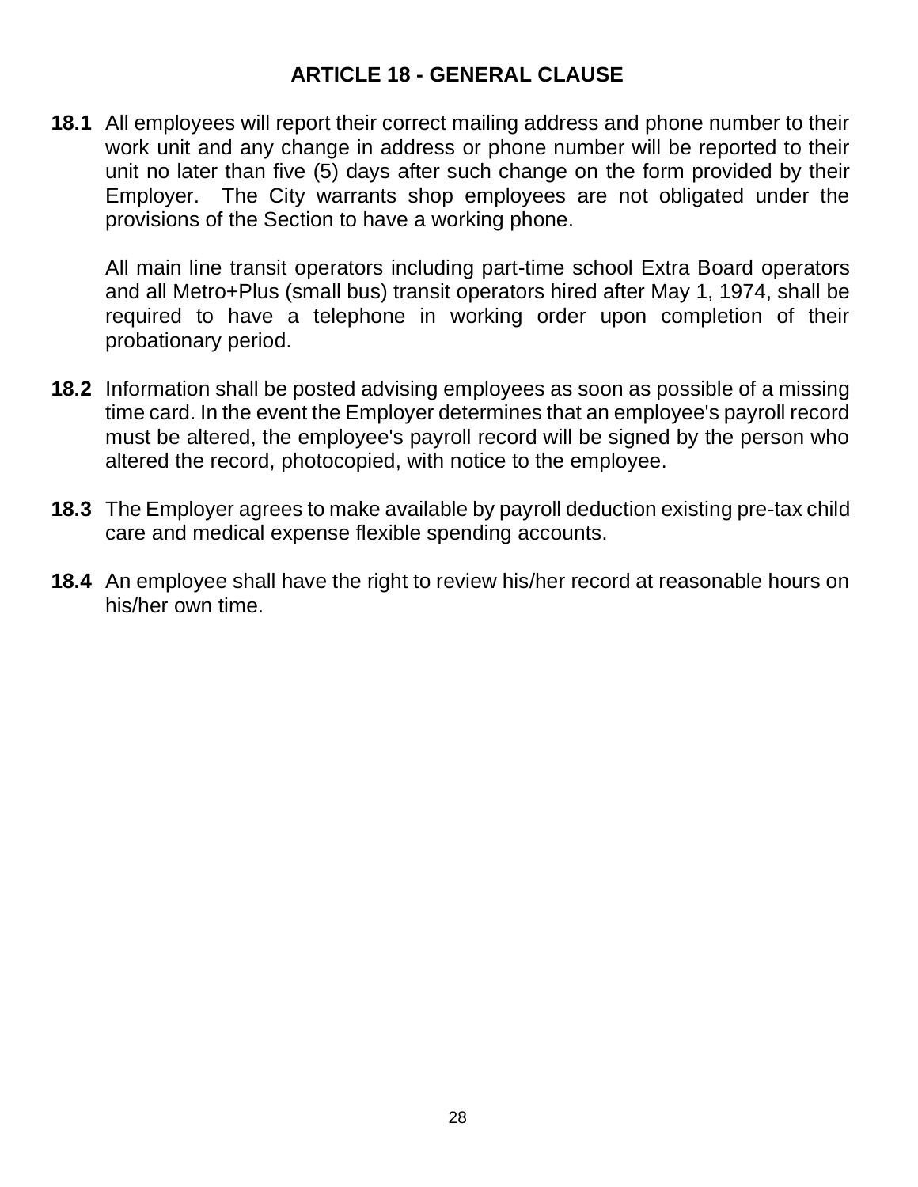## ARTICLE 18 - GENERAL CLAUSE

**18.1** All employees will report their correct mailing address and phone number to their work unit and any change in address or phone number will be reported to their unit no later than five (5) days after such change on the form provided by their Employer. The City warrants shop employees are not obligated under the provisions of the Section to have a working phone.

All main line transit operators including part-time school Extra Board operators and all Metro+Plus (small bus) transit operators hired after May 1, 1974, shall be required to have a telephone in working order upon completion of their probationary period.

**18.2** Information shall be posted advising employees as soon as possible of a missing time card. In the event the Employer determines that an employee's payroll record must be altered, the employee's payroll record will be signed by the person who altered the record, photocopied, with notice to the employee.

**18.3** The Employer agrees to make available by payroll deduction existing pre-tax child care and medical expense flexible spending accounts.

**18.4** An employee shall have the right to review his/her record at reasonable hours on his/her own time.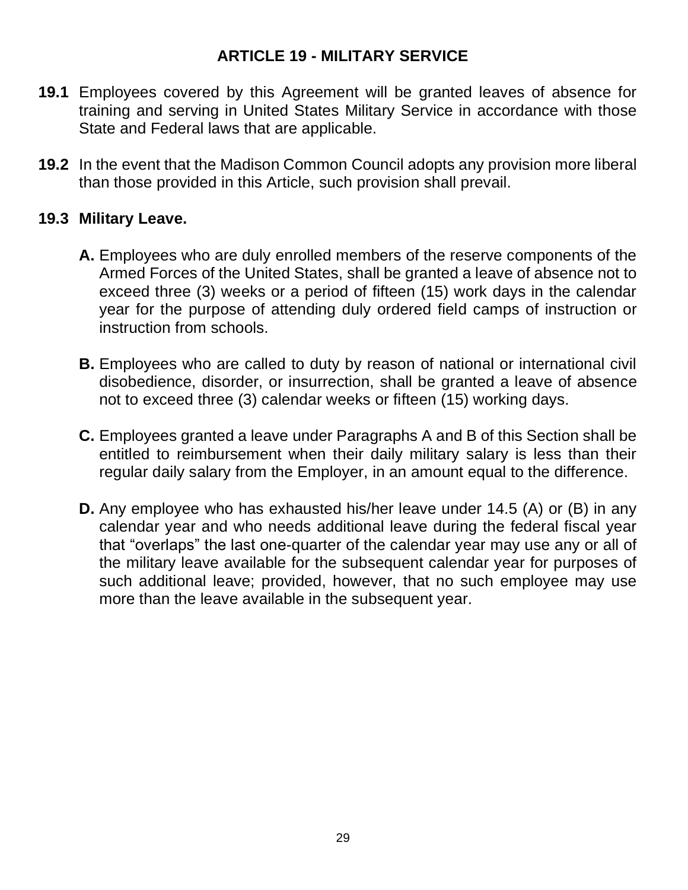## ARTICLE 19 - MILITARY SERVICE

**19.1** Employees covered by this Agreement will be granted leaves of absence for training and serving in United States Military Service in accordance with those State and Federal laws that are applicable.

**19.2** In the event that the Madison Common Council adopts any provision more liberal than those provided in this Article, such provision shall prevail.

**19.3 Military Leave.**

**A.** Employees who are duly enrolled members of the reserve components of the Armed Forces of the United States, shall be granted a leave of absence not to exceed three (3) weeks or a period of fifteen (15) work days in the calendar year for the purpose of attending duly ordered field camps of instruction or instruction from schools.

**B.** Employees who are called to duty by reason of national or international civil disobedience, disorder, or insurrection, shall be granted a leave of absence not to exceed three (3) calendar weeks or fifteen (15) working days.

**C.** Employees granted a leave under Paragraphs A and B of this Section shall be entitled to reimbursement when their daily military salary is less than their regular daily salary from the Employer, in an amount equal to the difference.

**D.** Any employee who has exhausted his/her leave under 14.5 (A) or (B) in any calendar year and who needs additional leave during the federal fiscal year that "overlaps" the last one-quarter of the calendar year may use any or all of the military leave available for the subsequent calendar year for purposes of such additional leave; provided, however, that no such employee may use more than the leave available in the subsequent year.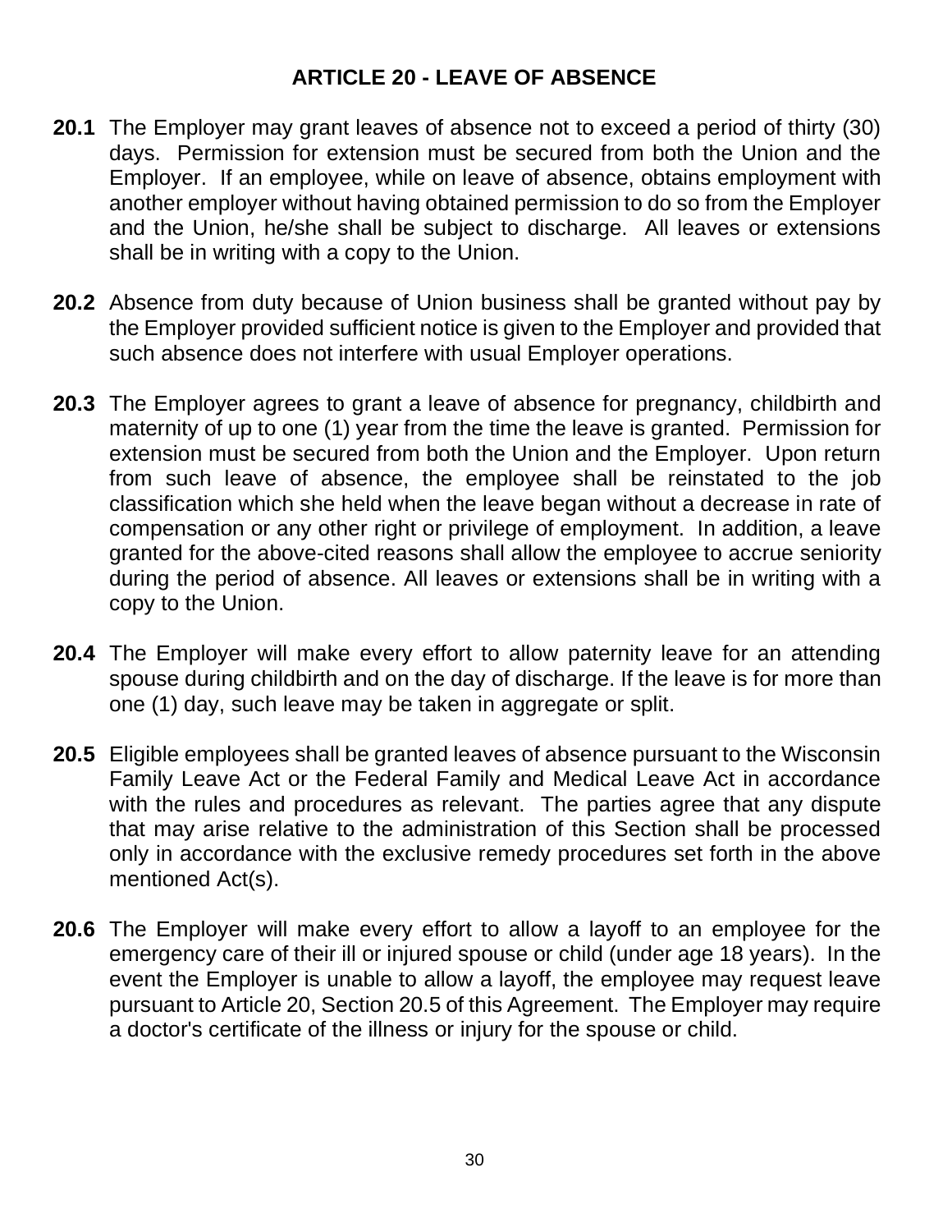## ARTICLE 20 - LEAVE OF ABSENCE

**20.1** The Employer may grant leaves of absence not to exceed a period of thirty (30) days. Permission for extension must be secured from both the Union and the Employer. If an employee, while on leave of absence, obtains employment with another employer without having obtained permission to do so from the Employer and the Union, he/she shall be subject to discharge. All leaves or extensions shall be in writing with a copy to the Union.

**20.2** Absence from duty because of Union business shall be granted without pay by the Employer provided sufficient notice is given to the Employer and provided that such absence does not interfere with usual Employer operations.

**20.3** The Employer agrees to grant a leave of absence for pregnancy, childbirth and maternity of up to one (1) year from the time the leave is granted. Permission for extension must be secured from both the Union and the Employer. Upon return from such leave of absence, the employee shall be reinstated to the job classification which she held when the leave began without a decrease in rate of compensation or any other right or privilege of employment. In addition, a leave granted for the above-cited reasons shall allow the employee to accrue seniority during the period of absence. All leaves or extensions shall be in writing with a copy to the Union.

**20.4** The Employer will make every effort to allow paternity leave for an attending spouse during childbirth and on the day of discharge. If the leave is for more than one (1) day, such leave may be taken in aggregate or split.

**20.5** Eligible employees shall be granted leaves of absence pursuant to the Wisconsin Family Leave Act or the Federal Family and Medical Leave Act in accordance with the rules and procedures as relevant. The parties agree that any dispute that may arise relative to the administration of this Section shall be processed only in accordance with the exclusive remedy procedures set forth in the above mentioned Act(s).

**20.6** The Employer will make every effort to allow a layoff to an employee for the emergency care of their ill or injured spouse or child (under age 18 years). In the event the Employer is unable to allow a layoff, the employee may request leave pursuant to Article 20, Section 20.5 of this Agreement. The Employer may require a doctor's certificate of the illness or injury for the spouse or child.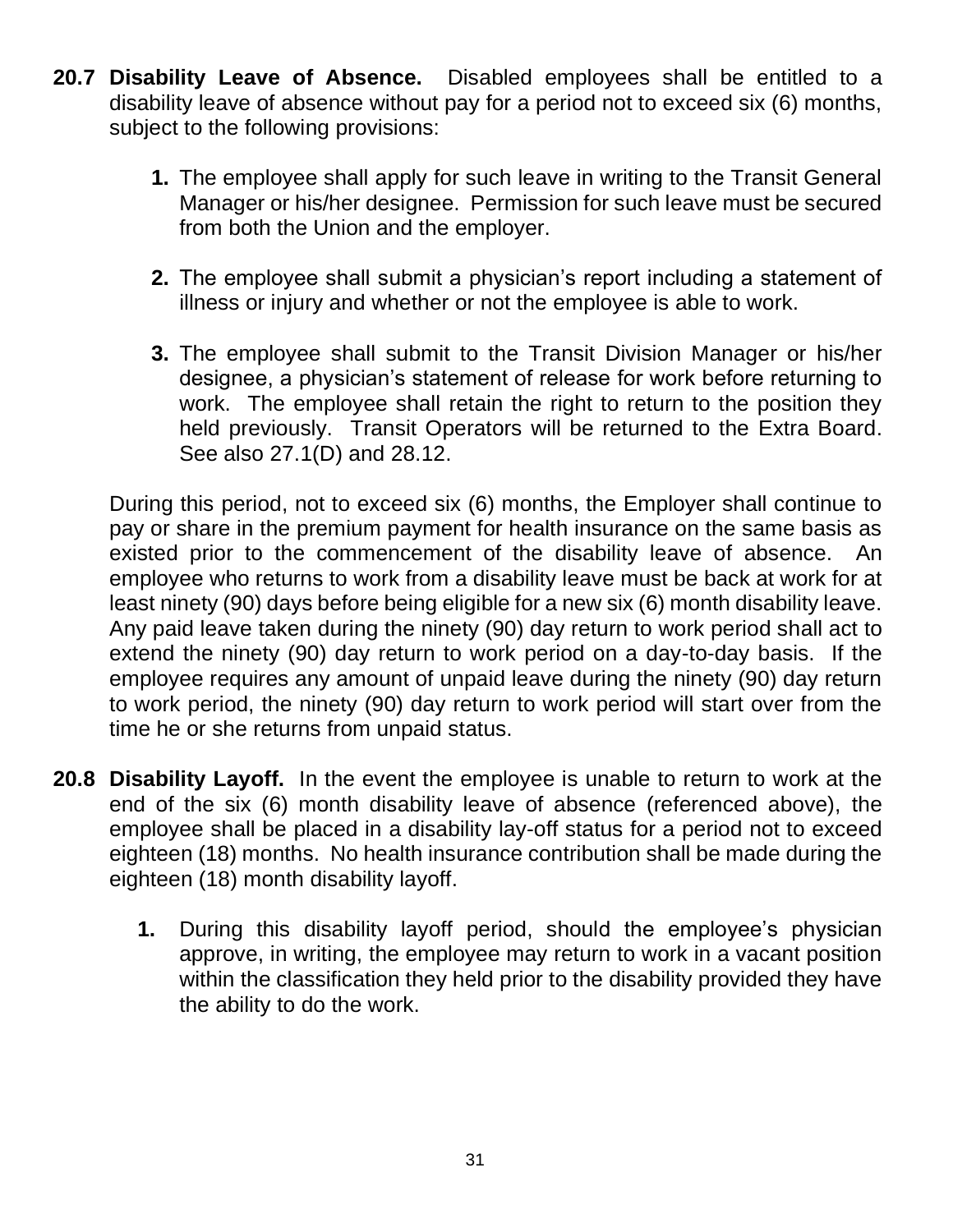**20.7 Disability Leave of Absence.** Disabled employees shall be entitled to a disability leave of absence without pay for a period not to exceed six (6) months, subject to the following provisions:

1. The employee shall apply for such leave in writing to the Transit General Manager or his/her designee. Permission for such leave must be secured from both the Union and the employer.

2. The employee shall submit a physician's report including a statement of illness or injury and whether or not the employee is able to work.

3. The employee shall submit to the Transit Division Manager or his/her designee, a physician's statement of release for work before returning to work. The employee shall retain the right to return to the position they held previously. Transit Operators will be returned to the Extra Board. See also 27.1(D) and 28.12.

During this period, not to exceed six (6) months, the Employer shall continue to pay or share in the premium payment for health insurance on the same basis as existed prior to the commencement of the disability leave of absence. An employee who returns to work from a disability leave must be back at work for at least ninety (90) days before being eligible for a new six (6) month disability leave. Any paid leave taken during the ninety (90) day return to work period shall act to extend the ninety (90) day return to work period on a day-to-day basis. If the employee requires any amount of unpaid leave during the ninety (90) day return to work period, the ninety (90) day return to work period will start over from the time he or she returns from unpaid status.

**20.8 Disability Layoff.** In the event the employee is unable to return to work at the end of the six (6) month disability leave of absence (referenced above), the employee shall be placed in a disability lay-off status for a period not to exceed eighteen (18) months. No health insurance contribution shall be made during the eighteen (18) month disability layoff.

1. During this disability layoff period, should the employee's physician approve, in writing, the employee may return to work in a vacant position within the classification they held prior to the disability provided they have the ability to do the work.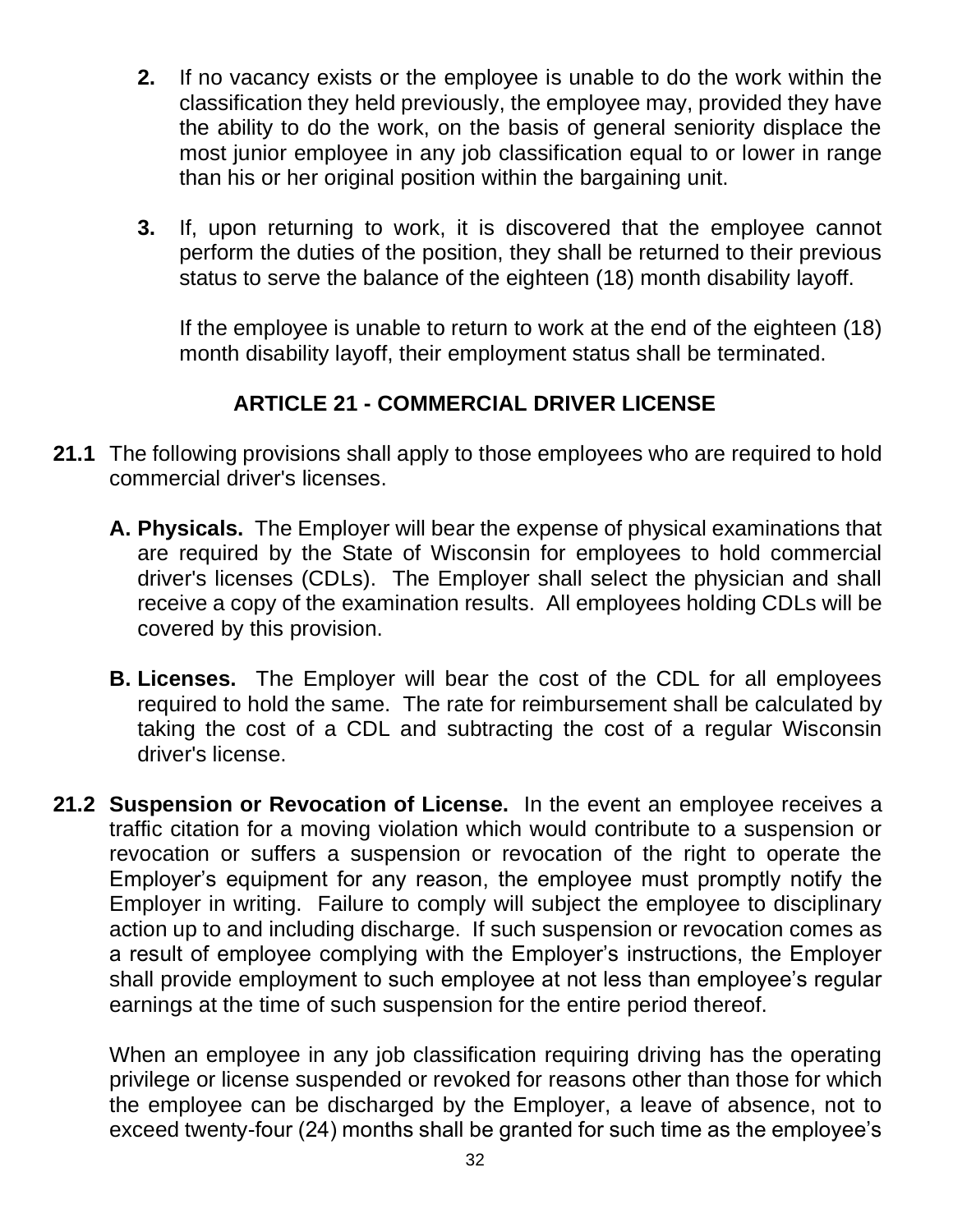**2.** If no vacancy exists or the employee is unable to do the work within the classification they held previously, the employee may, provided they have the ability to do the work, on the basis of general seniority displace the most junior employee in any job classification equal to or lower in range than his or her original position within the bargaining unit.

**3.** If, upon returning to work, it is discovered that the employee cannot perform the duties of the position, they shall be returned to their previous status to serve the balance of the eighteen (18) month disability layoff.

If the employee is unable to return to work at the end of the eighteen (18) month disability layoff, their employment status shall be terminated.

## ARTICLE 21 - COMMERCIAL DRIVER LICENSE

**21.1** The following provisions shall apply to those employees who are required to hold commercial driver's licenses.

**A. Physicals.** The Employer will bear the expense of physical examinations that are required by the State of Wisconsin for employees to hold commercial driver's licenses (CDLs). The Employer shall select the physician and shall receive a copy of the examination results. All employees holding CDLs will be covered by this provision.

**B. Licenses.** The Employer will bear the cost of the CDL for all employees required to hold the same. The rate for reimbursement shall be calculated by taking the cost of a CDL and subtracting the cost of a regular Wisconsin driver's license.

**21.2 Suspension or Revocation of License.** In the event an employee receives a traffic citation for a moving violation which would contribute to a suspension or revocation or suffers a suspension or revocation of the right to operate the Employer's equipment for any reason, the employee must promptly notify the Employer in writing. Failure to comply will subject the employee to disciplinary action up to and including discharge. If such suspension or revocation comes as a result of employee complying with the Employer's instructions, the Employer shall provide employment to such employee at not less than employee's regular earnings at the time of such suspension for the entire period thereof.

When an employee in any job classification requiring driving has the operating privilege or license suspended or revoked for reasons other than those for which the employee can be discharged by the Employer, a leave of absence, not to exceed twenty-four (24) months shall be granted for such time as the employee's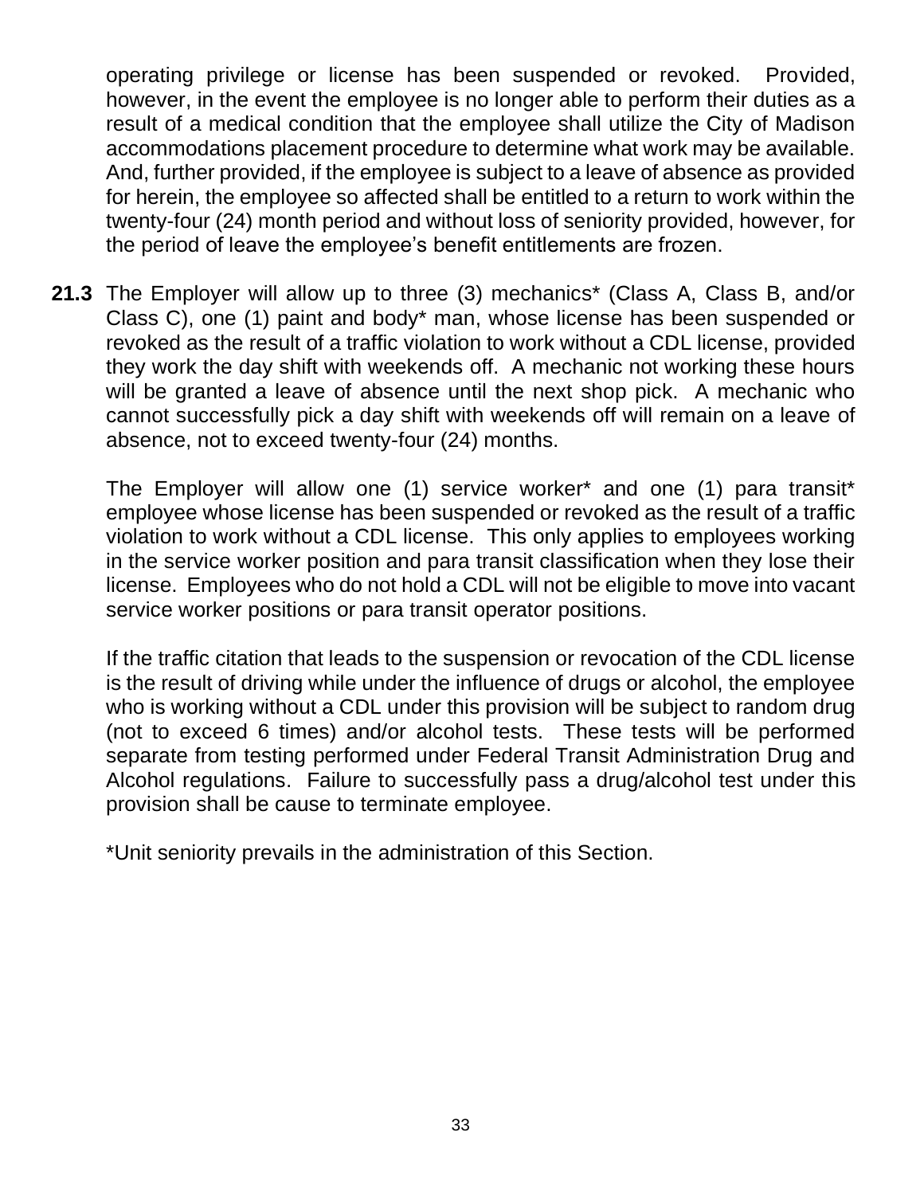operating privilege or license has been suspended or revoked. Provided, however, in the event the employee is no longer able to perform their duties as a result of a medical condition that the employee shall utilize the City of Madison accommodations placement procedure to determine what work may be available. And, further provided, if the employee is subject to a leave of absence as provided for herein, the employee so affected shall be entitled to a return to work within the twenty-four (24) month period and without loss of seniority provided, however, for the period of leave the employee's benefit entitlements are frozen.

**21.3** The Employer will allow up to three (3) mechanics* (Class A, Class B, and/or Class C), one (1) paint and body* man, whose license has been suspended or revoked as the result of a traffic violation to work without a CDL license, provided they work the day shift with weekends off. A mechanic not working these hours will be granted a leave of absence until the next shop pick. A mechanic who cannot successfully pick a day shift with weekends off will remain on a leave of absence, not to exceed twenty-four (24) months.

The Employer will allow one (1) service worker* and one (1) para transit* employee whose license has been suspended or revoked as the result of a traffic violation to work without a CDL license. This only applies to employees working in the service worker position and para transit classification when they lose their license. Employees who do not hold a CDL will not be eligible to move into vacant service worker positions or para transit operator positions.

If the traffic citation that leads to the suspension or revocation of the CDL license is the result of driving while under the influence of drugs or alcohol, the employee who is working without a CDL under this provision will be subject to random drug (not to exceed 6 times) and/or alcohol tests. These tests will be performed separate from testing performed under Federal Transit Administration Drug and Alcohol regulations. Failure to successfully pass a drug/alcohol test under this provision shall be cause to terminate employee.

*Unit seniority prevails in the administration of this Section.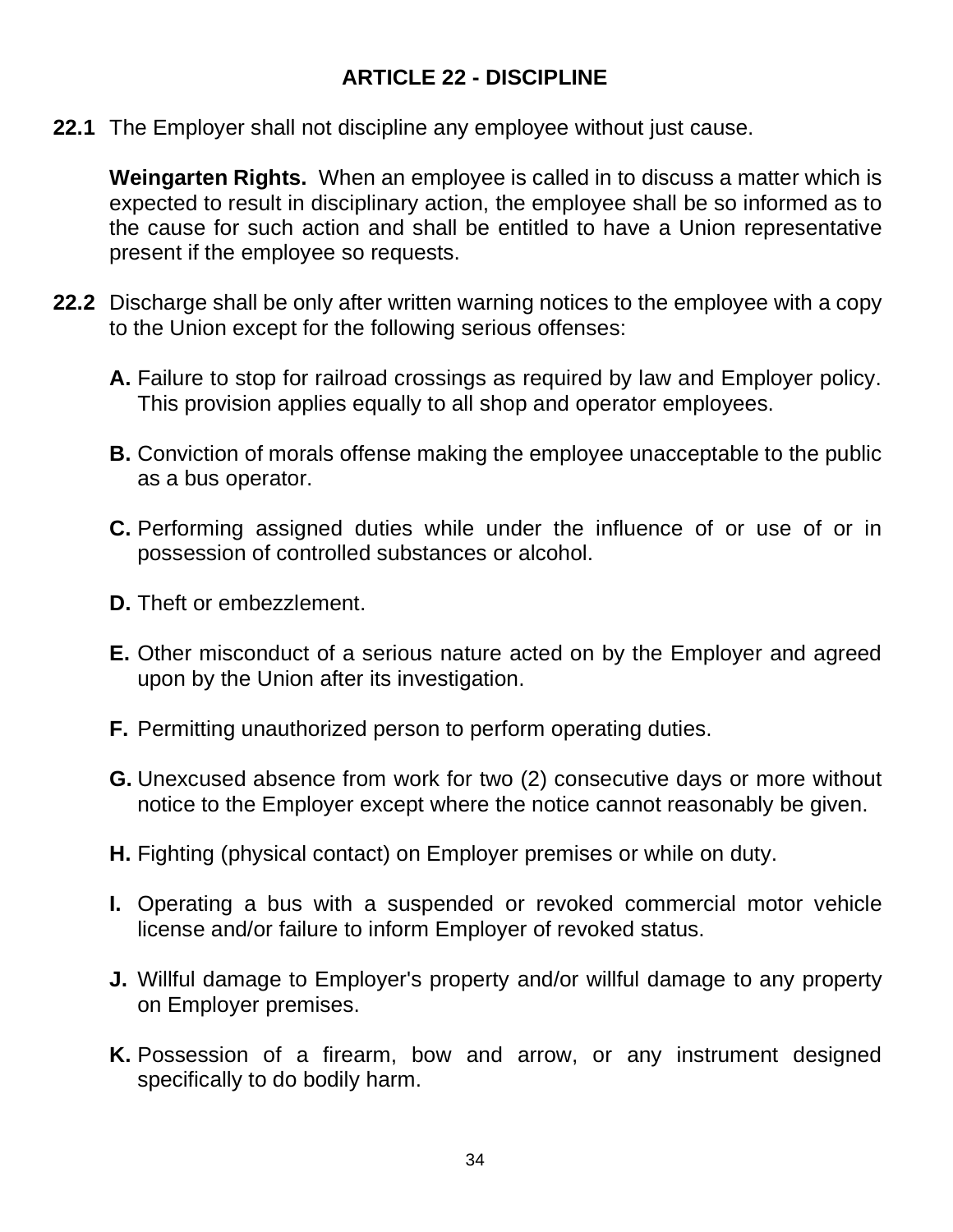## ARTICLE 22 - DISCIPLINE

**22.1** The Employer shall not discipline any employee without just cause.

**Weingarten Rights.** When an employee is called in to discuss a matter which is expected to result in disciplinary action, the employee shall be so informed as to the cause for such action and shall be entitled to have a Union representative present if the employee so requests.

**22.2** Discharge shall be only after written warning notices to the employee with a copy to the Union except for the following serious offenses:

**A.** Failure to stop for railroad crossings as required by law and Employer policy. This provision applies equally to all shop and operator employees.

**B.** Conviction of morals offense making the employee unacceptable to the public as a bus operator.

**C.** Performing assigned duties while under the influence of or use of or in possession of controlled substances or alcohol.

**D.** Theft or embezzlement.

**E.** Other misconduct of a serious nature acted on by the Employer and agreed upon by the Union after its investigation.

**F.** Permitting unauthorized person to perform operating duties.

**G.** Unexcused absence from work for two (2) consecutive days or more without notice to the Employer except where the notice cannot reasonably be given.

**H.** Fighting (physical contact) on Employer premises or while on duty.

**I.** Operating a bus with a suspended or revoked commercial motor vehicle license and/or failure to inform Employer of revoked status.

**J.** Willful damage to Employer's property and/or willful damage to any property on Employer premises.

**K.** Possession of a firearm, bow and arrow, or any instrument designed specifically to do bodily harm.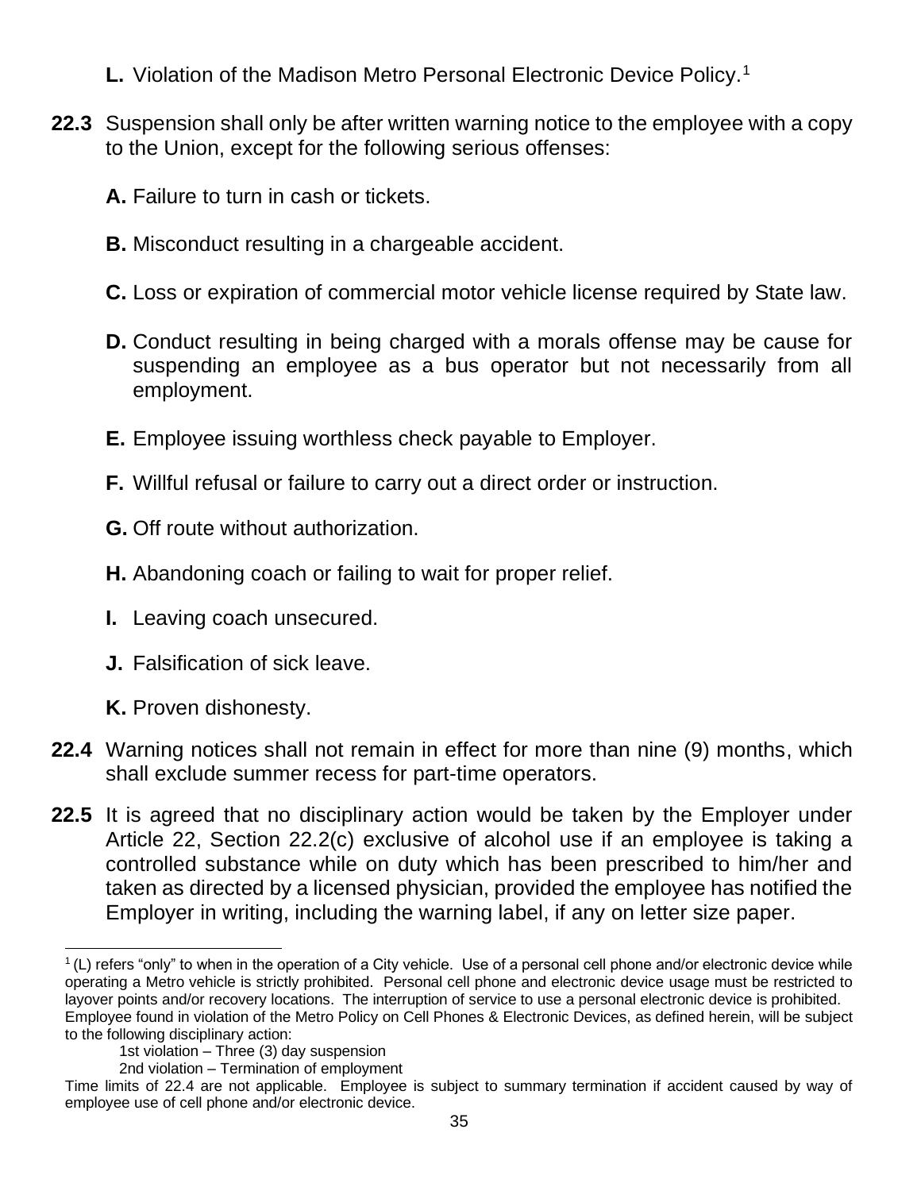**L.** Violation of the Madison Metro Personal Electronic Device Policy.[1]

**22.3** Suspension shall only be after written warning notice to the employee with a copy to the Union, except for the following serious offenses:

**A.** Failure to turn in cash or tickets.

**B.** Misconduct resulting in a chargeable accident.

**C.** Loss or expiration of commercial motor vehicle license required by State law.

**D.** Conduct resulting in being charged with a morals offense may be cause for suspending an employee as a bus operator but not necessarily from all employment.

**E.** Employee issuing worthless check payable to Employer.

**F.** Willful refusal or failure to carry out a direct order or instruction.

**G.** Off route without authorization.

**H.** Abandoning coach or failing to wait for proper relief.

**I.** Leaving coach unsecured.

**J.** Falsification of sick leave.

**K.** Proven dishonesty.

**22.4** Warning notices shall not remain in effect for more than nine (9) months, which shall exclude summer recess for part-time operators.

**22.5** It is agreed that no disciplinary action would be taken by the Employer under Article 22, Section 22.2(c) exclusive of alcohol use if an employee is taking a controlled substance while on duty which has been prescribed to him/her and taken as directed by a licensed physician, provided the employee has notified the Employer in writing, including the warning label, if any on letter size paper.

---

[1] (L) refers "only" to when in the operation of a City vehicle. Use of a personal cell phone and/or electronic device while operating a Metro vehicle is strictly prohibited. Personal cell phone and electronic device usage must be restricted to layover points and/or recovery locations. The interruption of service to use a personal electronic device is prohibited. Employee found in violation of the Metro Policy on Cell Phones & Electronic Devices, as defined herein, will be subject to the following disciplinary action:

1st violation – Three (3) day suspension
2nd violation – Termination of employment

Time limits of 22.4 are not applicable. Employee is subject to summary termination if accident caused by way of employee use of cell phone and/or electronic device.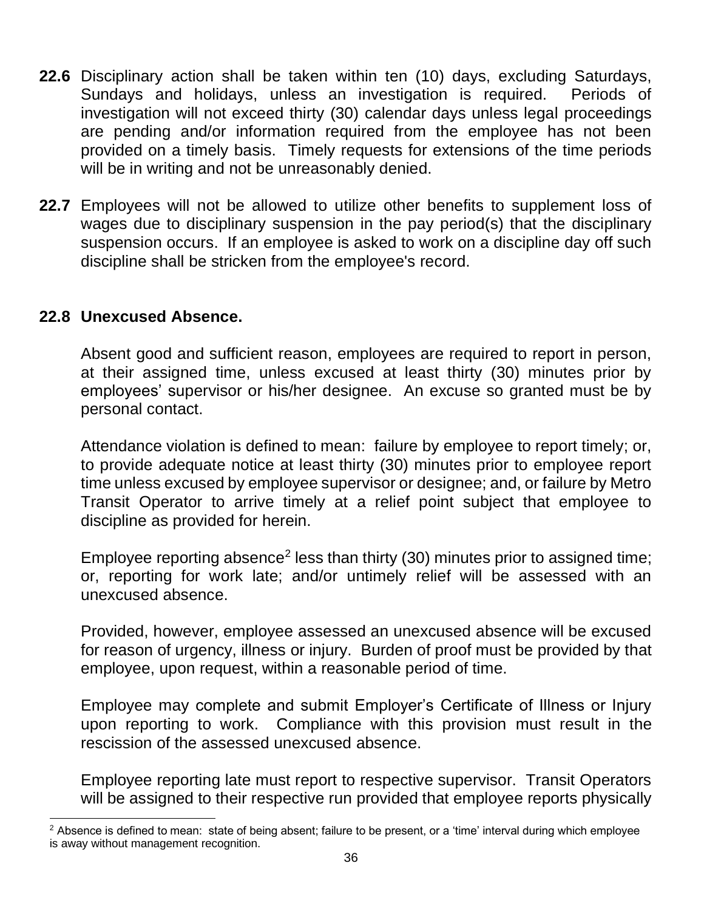**22.6** Disciplinary action shall be taken within ten (10) days, excluding Saturdays, Sundays and holidays, unless an investigation is required. Periods of investigation will not exceed thirty (30) calendar days unless legal proceedings are pending and/or information required from the employee has not been provided on a timely basis. Timely requests for extensions of the time periods will be in writing and not be unreasonably denied.

**22.7** Employees will not be allowed to utilize other benefits to supplement loss of wages due to disciplinary suspension in the pay period(s) that the disciplinary suspension occurs. If an employee is asked to work on a discipline day off such discipline shall be stricken from the employee's record.

**22.8 Unexcused Absence.**

Absent good and sufficient reason, employees are required to report in person, at their assigned time, unless excused at least thirty (30) minutes prior by employees' supervisor or his/her designee. An excuse so granted must be by personal contact.

Attendance violation is defined to mean: failure by employee to report timely; or, to provide adequate notice at least thirty (30) minutes prior to employee report time unless excused by employee supervisor or designee; and, or failure by Metro Transit Operator to arrive timely at a relief point subject that employee to discipline as provided for herein.

Employee reporting absence[2] less than thirty (30) minutes prior to assigned time; or, reporting for work late; and/or untimely relief will be assessed with an unexcused absence.

Provided, however, employee assessed an unexcused absence will be excused for reason of urgency, illness or injury. Burden of proof must be provided by that employee, upon request, within a reasonable period of time.

Employee may complete and submit Employer's Certificate of Illness or Injury upon reporting to work. Compliance with this provision must result in the rescission of the assessed unexcused absence.

Employee reporting late must report to respective supervisor. Transit Operators will be assigned to their respective run provided that employee reports physically

[2] Absence is defined to mean: state of being absent; failure to be present, or a 'time' interval during which employee is away without management recognition.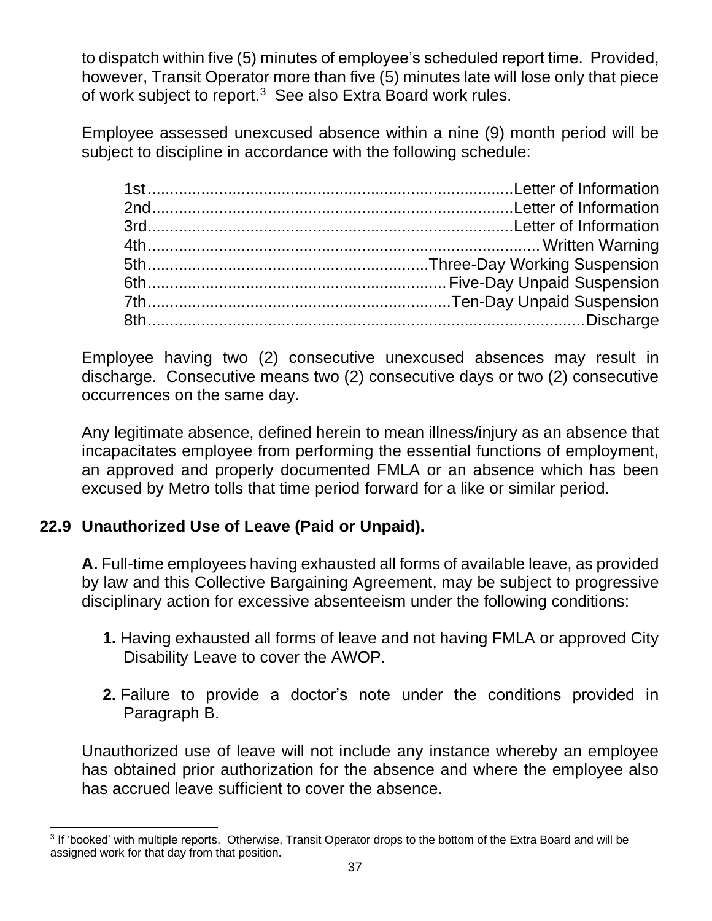to dispatch within five (5) minutes of employee's scheduled report time. Provided, however, Transit Operator more than five (5) minutes late will lose only that piece of work subject to report.[3] See also Extra Board work rules.

Employee assessed unexcused absence within a nine (9) month period will be subject to discipline in accordance with the following schedule:

| | |
|---|---|
| 1st | Letter of Information |
| 2nd | Letter of Information |
| 3rd | Letter of Information |
| 4th | Written Warning |
| 5th | Three-Day Working Suspension |
| 6th | Five-Day Unpaid Suspension |
| 7th | Ten-Day Unpaid Suspension |
| 8th | Discharge |

Employee having two (2) consecutive unexcused absences may result in discharge. Consecutive means two (2) consecutive days or two (2) consecutive occurrences on the same day.

Any legitimate absence, defined herein to mean illness/injury as an absence that incapacitates employee from performing the essential functions of employment, an approved and properly documented FMLA or an absence which has been excused by Metro tolls that time period forward for a like or similar period.

## 22.9 Unauthorized Use of Leave (Paid or Unpaid).

**A.** Full-time employees having exhausted all forms of available leave, as provided by law and this Collective Bargaining Agreement, may be subject to progressive disciplinary action for excessive absenteeism under the following conditions:

**1.** Having exhausted all forms of leave and not having FMLA or approved City Disability Leave to cover the AWOP.

**2.** Failure to provide a doctor's note under the conditions provided in Paragraph B.

Unauthorized use of leave will not include any instance whereby an employee has obtained prior authorization for the absence and where the employee also has accrued leave sufficient to cover the absence.

[3] If 'booked' with multiple reports. Otherwise, Transit Operator drops to the bottom of the Extra Board and will be assigned work for that day from that position.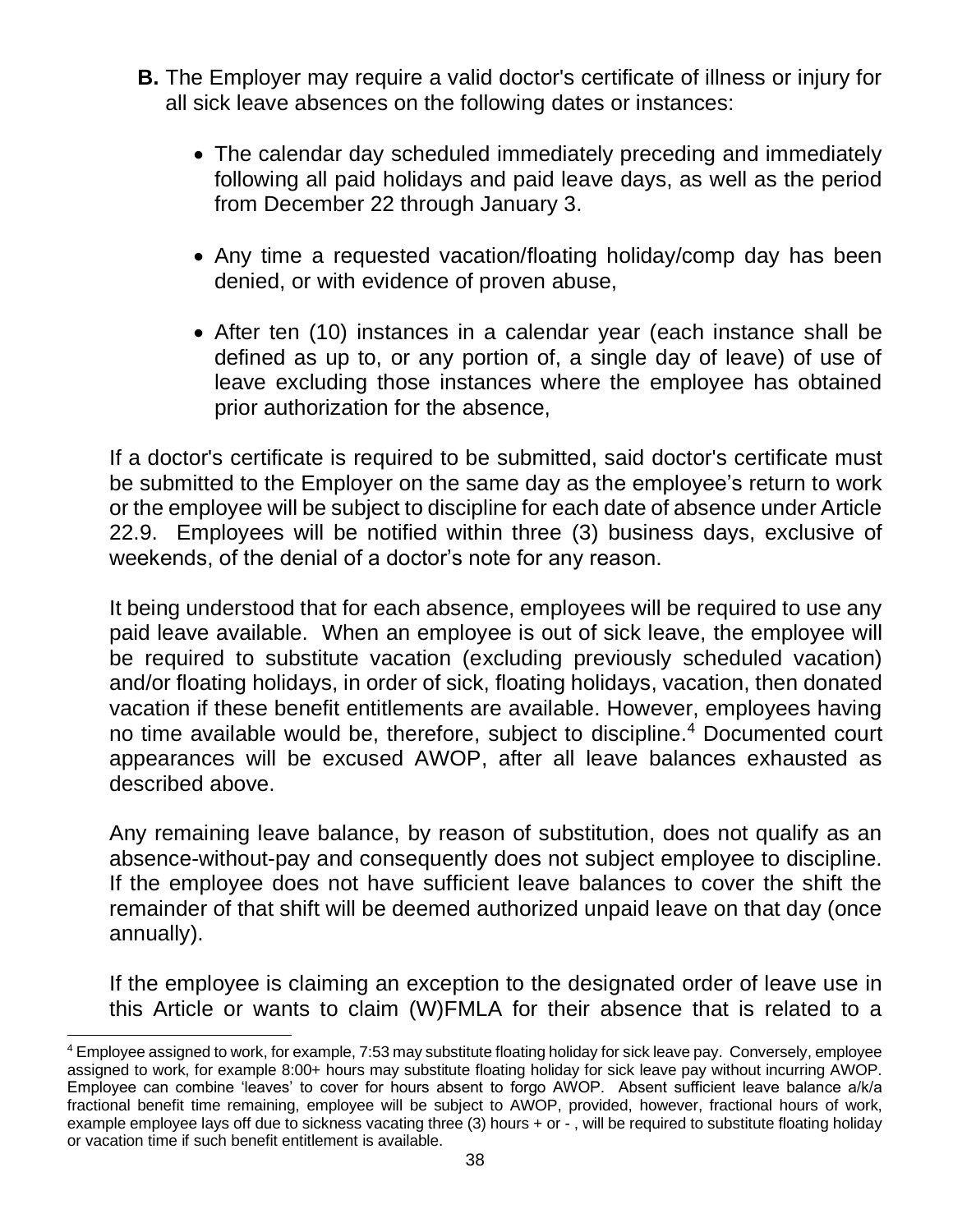**B.** The Employer may require a valid doctor's certificate of illness or injury for all sick leave absences on the following dates or instances:

- The calendar day scheduled immediately preceding and immediately following all paid holidays and paid leave days, as well as the period from December 22 through January 3.

- Any time a requested vacation/floating holiday/comp day has been denied, or with evidence of proven abuse,

- After ten (10) instances in a calendar year (each instance shall be defined as up to, or any portion of, a single day of leave) of use of leave excluding those instances where the employee has obtained prior authorization for the absence,

If a doctor's certificate is required to be submitted, said doctor's certificate must be submitted to the Employer on the same day as the employee's return to work or the employee will be subject to discipline for each date of absence under Article 22.9. Employees will be notified within three (3) business days, exclusive of weekends, of the denial of a doctor's note for any reason.

It being understood that for each absence, employees will be required to use any paid leave available. When an employee is out of sick leave, the employee will be required to substitute vacation (excluding previously scheduled vacation) and/or floating holidays, in order of sick, floating holidays, vacation, then donated vacation if these benefit entitlements are available. However, employees having no time available would be, therefore, subject to discipline.[4] Documented court appearances will be excused AWOP, after all leave balances exhausted as described above.

Any remaining leave balance, by reason of substitution, does not qualify as an absence-without-pay and consequently does not subject employee to discipline. If the employee does not have sufficient leave balances to cover the shift the remainder of that shift will be deemed authorized unpaid leave on that day (once annually).

If the employee is claiming an exception to the designated order of leave use in this Article or wants to claim (W)FMLA for their absence that is related to a

[4] Employee assigned to work, for example, 7:53 may substitute floating holiday for sick leave pay. Conversely, employee assigned to work, for example 8:00+ hours may substitute floating holiday for sick leave pay without incurring AWOP. Employee can combine 'leaves' to cover for hours absent to forgo AWOP. Absent sufficient leave balance a/k/a fractional benefit time remaining, employee will be subject to AWOP, provided, however, fractional hours of work, example employee lays off due to sickness vacating three (3) hours + or - , will be required to substitute floating holiday or vacation time if such benefit entitlement is available.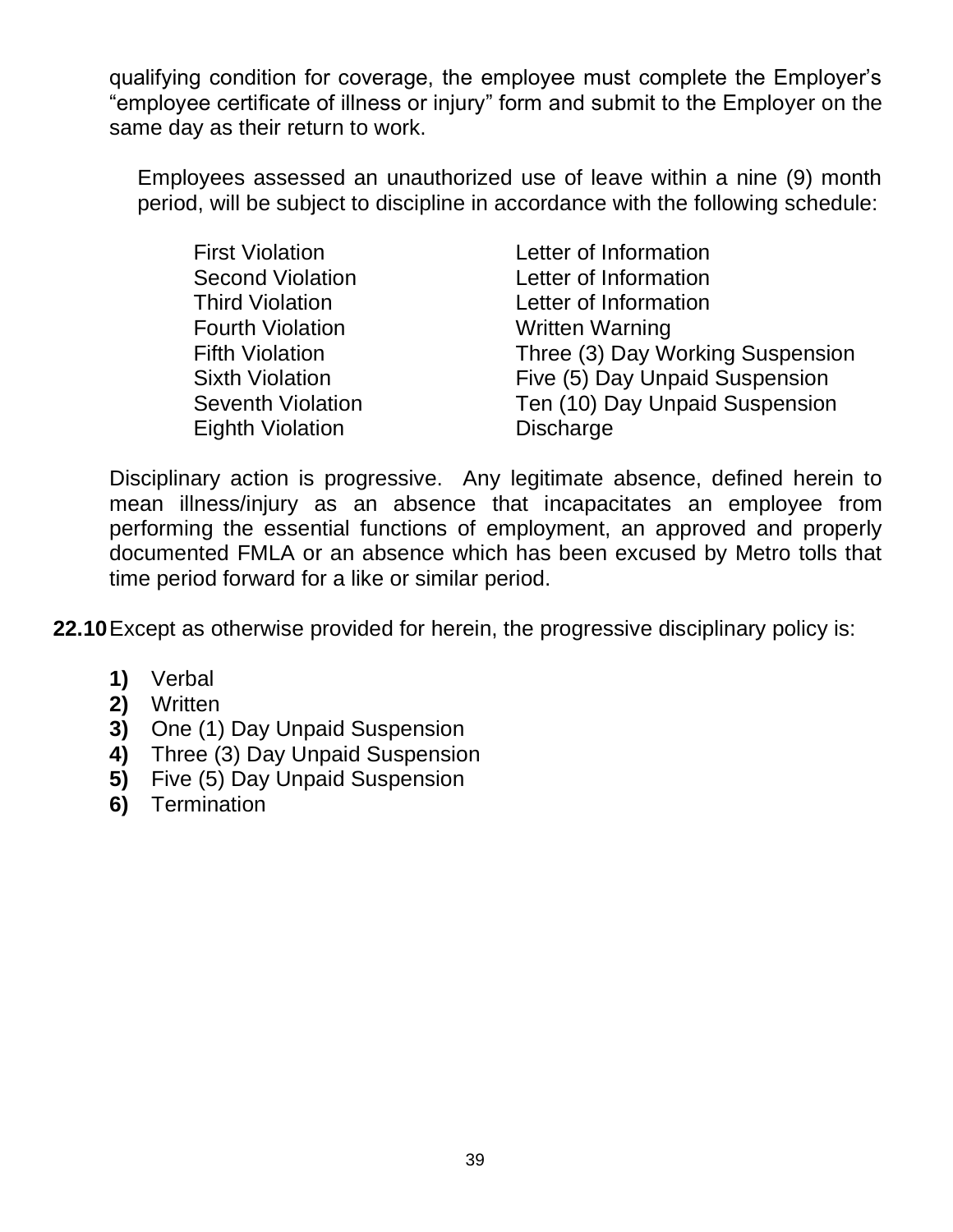qualifying condition for coverage, the employee must complete the Employer's "employee certificate of illness or injury" form and submit to the Employer on the same day as their return to work.

Employees assessed an unauthorized use of leave within a nine (9) month period, will be subject to discipline in accordance with the following schedule:

| | |
|---|---|
| First Violation | Letter of Information |
| Second Violation | Letter of Information |
| Third Violation | Letter of Information |
| Fourth Violation | Written Warning |
| Fifth Violation | Three (3) Day Working Suspension |
| Sixth Violation | Five (5) Day Unpaid Suspension |
| Seventh Violation | Ten (10) Day Unpaid Suspension |
| Eighth Violation | Discharge |

Disciplinary action is progressive. Any legitimate absence, defined herein to mean illness/injury as an absence that incapacitates an employee from performing the essential functions of employment, an approved and properly documented FMLA or an absence which has been excused by Metro tolls that time period forward for a like or similar period.

**22.10** Except as otherwise provided for herein, the progressive disciplinary policy is:

**1)** Verbal
**2)** Written
**3)** One (1) Day Unpaid Suspension
**4)** Three (3) Day Unpaid Suspension
**5)** Five (5) Day Unpaid Suspension
**6)** Termination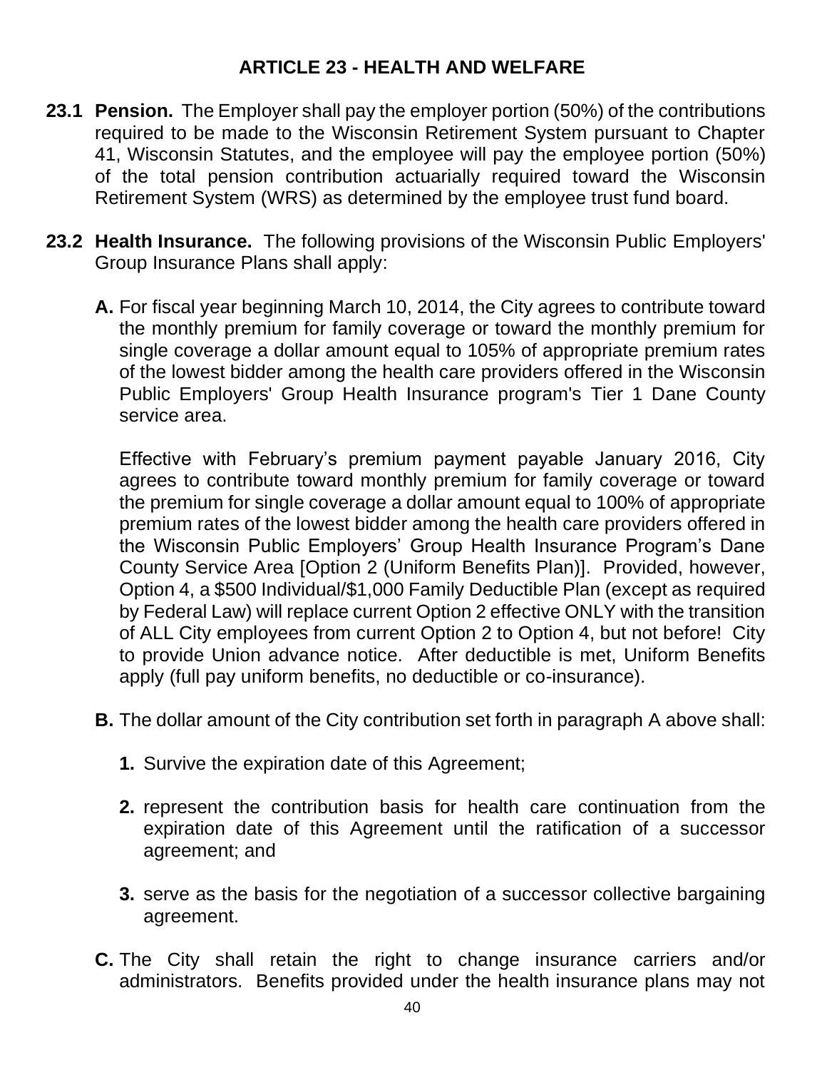## ARTICLE 23 - HEALTH AND WELFARE

**23.1 Pension.** The Employer shall pay the employer portion (50%) of the contributions required to be made to the Wisconsin Retirement System pursuant to Chapter 41, Wisconsin Statutes, and the employee will pay the employee portion (50%) of the total pension contribution actuarially required toward the Wisconsin Retirement System (WRS) as determined by the employee trust fund board.

**23.2 Health Insurance.** The following provisions of the Wisconsin Public Employers' Group Insurance Plans shall apply:

**A.** For fiscal year beginning March 10, 2014, the City agrees to contribute toward the monthly premium for family coverage or toward the monthly premium for single coverage a dollar amount equal to 105% of appropriate premium rates of the lowest bidder among the health care providers offered in the Wisconsin Public Employers' Group Health Insurance program's Tier 1 Dane County service area.

Effective with February's premium payment payable January 2016, City agrees to contribute toward monthly premium for family coverage or toward the premium for single coverage a dollar amount equal to 100% of appropriate premium rates of the lowest bidder among the health care providers offered in the Wisconsin Public Employers' Group Health Insurance Program's Dane County Service Area [Option 2 (Uniform Benefits Plan)]. Provided, however, Option 4, a $500 Individual/$1,000 Family Deductible Plan (except as required by Federal Law) will replace current Option 2 effective ONLY with the transition of ALL City employees from current Option 2 to Option 4, but not before! City to provide Union advance notice. After deductible is met, Uniform Benefits apply (full pay uniform benefits, no deductible or co-insurance).

**B.** The dollar amount of the City contribution set forth in paragraph A above shall:

1. Survive the expiration date of this Agreement;
2. represent the contribution basis for health care continuation from the expiration date of this Agreement until the ratification of a successor agreement; and
3. serve as the basis for the negotiation of a successor collective bargaining agreement.

**C.** The City shall retain the right to change insurance carriers and/or administrators. Benefits provided under the health insurance plans may not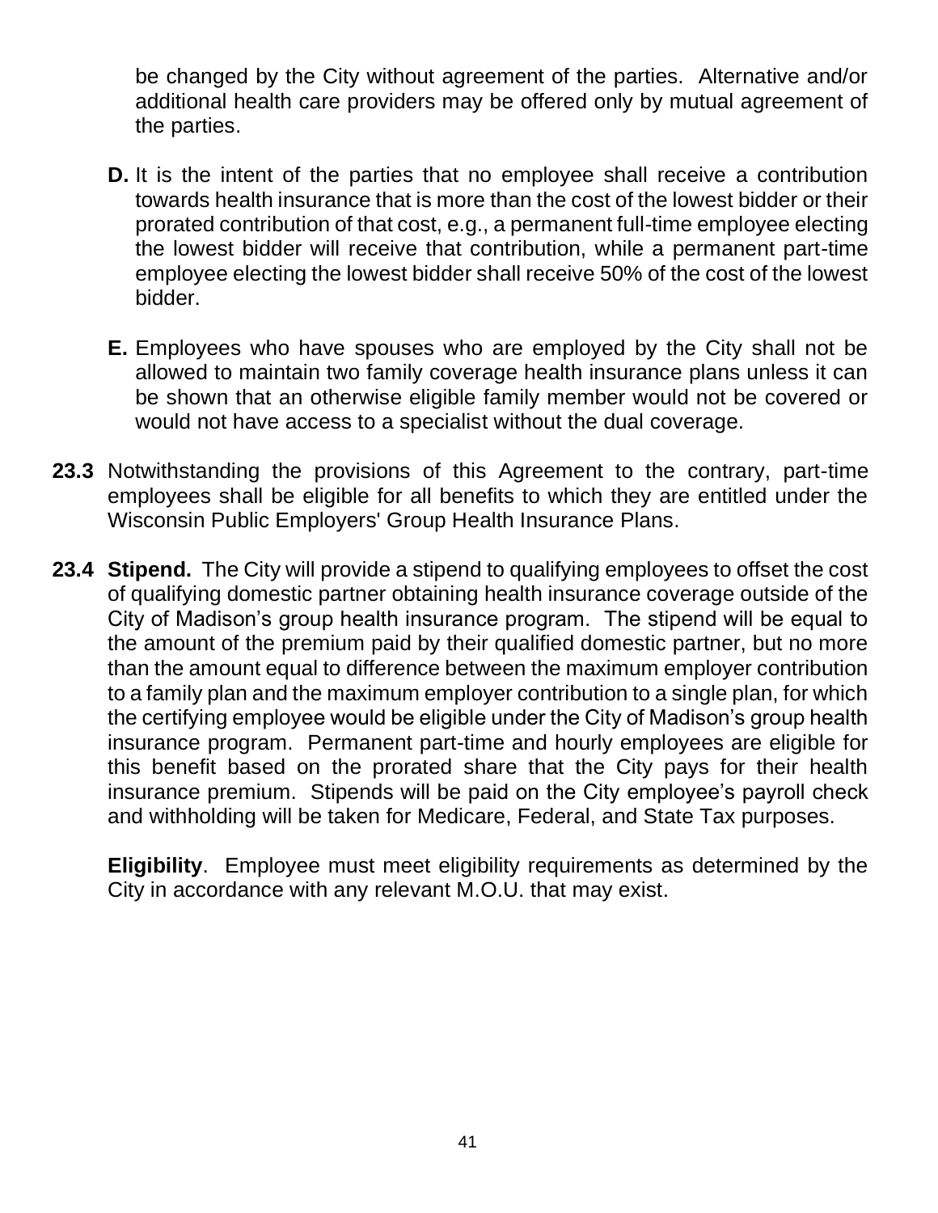be changed by the City without agreement of the parties. Alternative and/or additional health care providers may be offered only by mutual agreement of the parties.

**D.** It is the intent of the parties that no employee shall receive a contribution towards health insurance that is more than the cost of the lowest bidder or their prorated contribution of that cost, e.g., a permanent full-time employee electing the lowest bidder will receive that contribution, while a permanent part-time employee electing the lowest bidder shall receive 50% of the cost of the lowest bidder.

**E.** Employees who have spouses who are employed by the City shall not be allowed to maintain two family coverage health insurance plans unless it can be shown that an otherwise eligible family member would not be covered or would not have access to a specialist without the dual coverage.

**23.3** Notwithstanding the provisions of this Agreement to the contrary, part-time employees shall be eligible for all benefits to which they are entitled under the Wisconsin Public Employers' Group Health Insurance Plans.

**23.4 Stipend.** The City will provide a stipend to qualifying employees to offset the cost of qualifying domestic partner obtaining health insurance coverage outside of the City of Madison's group health insurance program. The stipend will be equal to the amount of the premium paid by their qualified domestic partner, but no more than the amount equal to difference between the maximum employer contribution to a family plan and the maximum employer contribution to a single plan, for which the certifying employee would be eligible under the City of Madison's group health insurance program. Permanent part-time and hourly employees are eligible for this benefit based on the prorated share that the City pays for their health insurance premium. Stipends will be paid on the City employee's payroll check and withholding will be taken for Medicare, Federal, and State Tax purposes.

**Eligibility**. Employee must meet eligibility requirements as determined by the City in accordance with any relevant M.O.U. that may exist.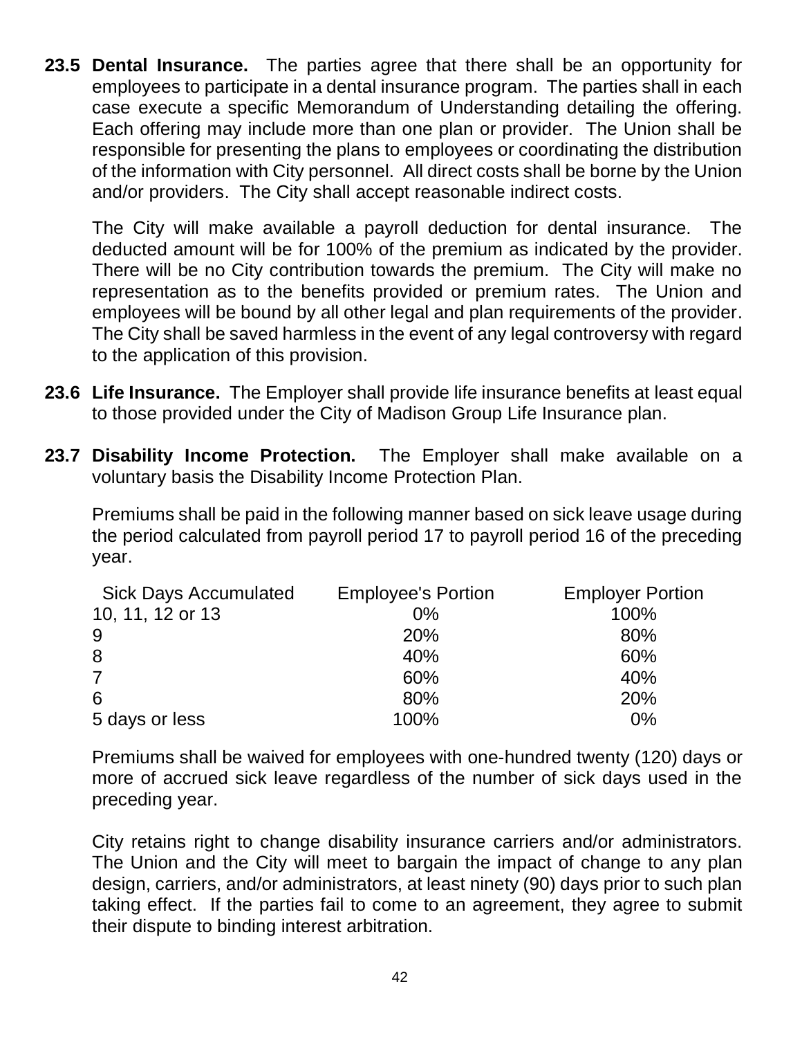**23.5 Dental Insurance.** The parties agree that there shall be an opportunity for employees to participate in a dental insurance program. The parties shall in each case execute a specific Memorandum of Understanding detailing the offering. Each offering may include more than one plan or provider. The Union shall be responsible for presenting the plans to employees or coordinating the distribution of the information with City personnel. All direct costs shall be borne by the Union and/or providers. The City shall accept reasonable indirect costs.

The City will make available a payroll deduction for dental insurance. The deducted amount will be for 100% of the premium as indicated by the provider. There will be no City contribution towards the premium. The City will make no representation as to the benefits provided or premium rates. The Union and employees will be bound by all other legal and plan requirements of the provider. The City shall be saved harmless in the event of any legal controversy with regard to the application of this provision.

**23.6 Life Insurance.** The Employer shall provide life insurance benefits at least equal to those provided under the City of Madison Group Life Insurance plan.

**23.7 Disability Income Protection.** The Employer shall make available on a voluntary basis the Disability Income Protection Plan.

Premiums shall be paid in the following manner based on sick leave usage during the period calculated from payroll period 17 to payroll period 16 of the preceding year.

| Sick Days Accumulated | Employee's Portion | Employer Portion |
|---|---|---|
| 10, 11, 12 or 13 | 0% | 100% |
| 9 | 20% | 80% |
| 8 | 40% | 60% |
| 7 | 60% | 40% |
| 6 | 80% | 20% |
| 5 days or less | 100% | 0% |

Premiums shall be waived for employees with one-hundred twenty (120) days or more of accrued sick leave regardless of the number of sick days used in the preceding year.

City retains right to change disability insurance carriers and/or administrators. The Union and the City will meet to bargain the impact of change to any plan design, carriers, and/or administrators, at least ninety (90) days prior to such plan taking effect. If the parties fail to come to an agreement, they agree to submit their dispute to binding interest arbitration.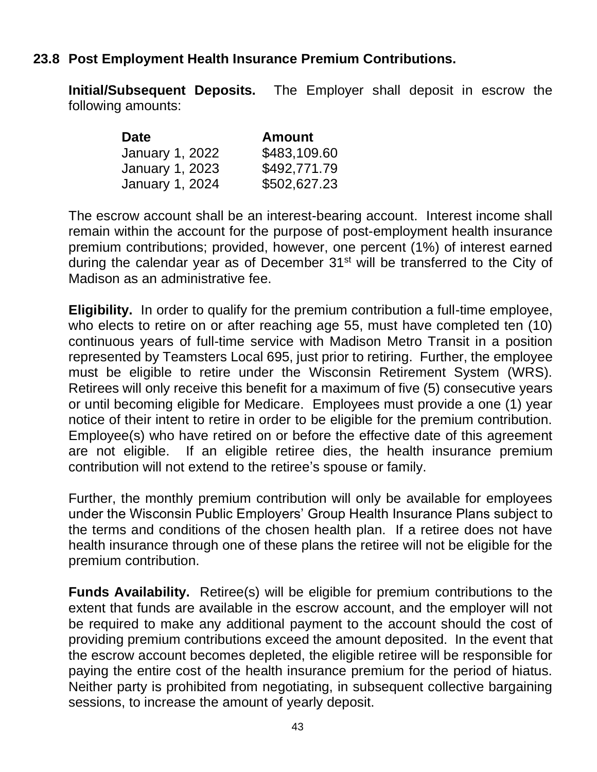### 23.8 Post Employment Health Insurance Premium Contributions.

**Initial/Subsequent Deposits.** The Employer shall deposit in escrow the following amounts:

| Date | Amount |
|---|---|
| January 1, 2022 | $483,109.60 |
| January 1, 2023 | $492,771.79 |
| January 1, 2024 | $502,627.23 |

The escrow account shall be an interest-bearing account. Interest income shall remain within the account for the purpose of post-employment health insurance premium contributions; provided, however, one percent (1%) of interest earned during the calendar year as of December 31st will be transferred to the City of Madison as an administrative fee.

**Eligibility.** In order to qualify for the premium contribution a full-time employee, who elects to retire on or after reaching age 55, must have completed ten (10) continuous years of full-time service with Madison Metro Transit in a position represented by Teamsters Local 695, just prior to retiring. Further, the employee must be eligible to retire under the Wisconsin Retirement System (WRS). Retirees will only receive this benefit for a maximum of five (5) consecutive years or until becoming eligible for Medicare. Employees must provide a one (1) year notice of their intent to retire in order to be eligible for the premium contribution. Employee(s) who have retired on or before the effective date of this agreement are not eligible. If an eligible retiree dies, the health insurance premium contribution will not extend to the retiree's spouse or family.

Further, the monthly premium contribution will only be available for employees under the Wisconsin Public Employers' Group Health Insurance Plans subject to the terms and conditions of the chosen health plan. If a retiree does not have health insurance through one of these plans the retiree will not be eligible for the premium contribution.

**Funds Availability.** Retiree(s) will be eligible for premium contributions to the extent that funds are available in the escrow account, and the employer will not be required to make any additional payment to the account should the cost of providing premium contributions exceed the amount deposited. In the event that the escrow account becomes depleted, the eligible retiree will be responsible for paying the entire cost of the health insurance premium for the period of hiatus. Neither party is prohibited from negotiating, in subsequent collective bargaining sessions, to increase the amount of yearly deposit.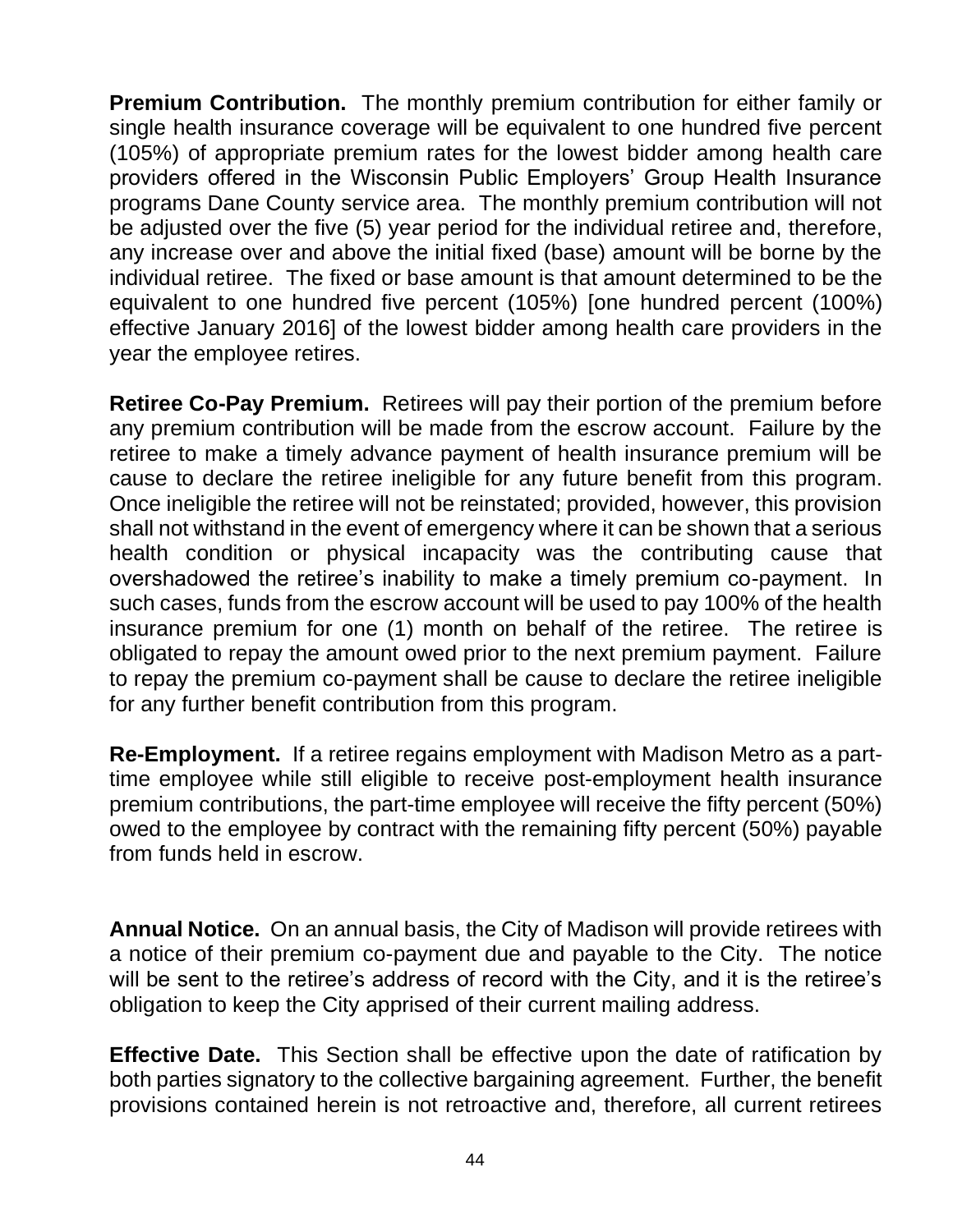**Premium Contribution.** The monthly premium contribution for either family or single health insurance coverage will be equivalent to one hundred five percent (105%) of appropriate premium rates for the lowest bidder among health care providers offered in the Wisconsin Public Employers' Group Health Insurance programs Dane County service area. The monthly premium contribution will not be adjusted over the five (5) year period for the individual retiree and, therefore, any increase over and above the initial fixed (base) amount will be borne by the individual retiree. The fixed or base amount is that amount determined to be the equivalent to one hundred five percent (105%) [one hundred percent (100%) effective January 2016] of the lowest bidder among health care providers in the year the employee retires.

**Retiree Co-Pay Premium.** Retirees will pay their portion of the premium before any premium contribution will be made from the escrow account. Failure by the retiree to make a timely advance payment of health insurance premium will be cause to declare the retiree ineligible for any future benefit from this program. Once ineligible the retiree will not be reinstated; provided, however, this provision shall not withstand in the event of emergency where it can be shown that a serious health condition or physical incapacity was the contributing cause that overshadowed the retiree's inability to make a timely premium co-payment. In such cases, funds from the escrow account will be used to pay 100% of the health insurance premium for one (1) month on behalf of the retiree. The retiree is obligated to repay the amount owed prior to the next premium payment. Failure to repay the premium co-payment shall be cause to declare the retiree ineligible for any further benefit contribution from this program.

**Re-Employment.** If a retiree regains employment with Madison Metro as a part-time employee while still eligible to receive post-employment health insurance premium contributions, the part-time employee will receive the fifty percent (50%) owed to the employee by contract with the remaining fifty percent (50%) payable from funds held in escrow.

**Annual Notice.** On an annual basis, the City of Madison will provide retirees with a notice of their premium co-payment due and payable to the City. The notice will be sent to the retiree's address of record with the City, and it is the retiree's obligation to keep the City apprised of their current mailing address.

**Effective Date.** This Section shall be effective upon the date of ratification by both parties signatory to the collective bargaining agreement. Further, the benefit provisions contained herein is not retroactive and, therefore, all current retirees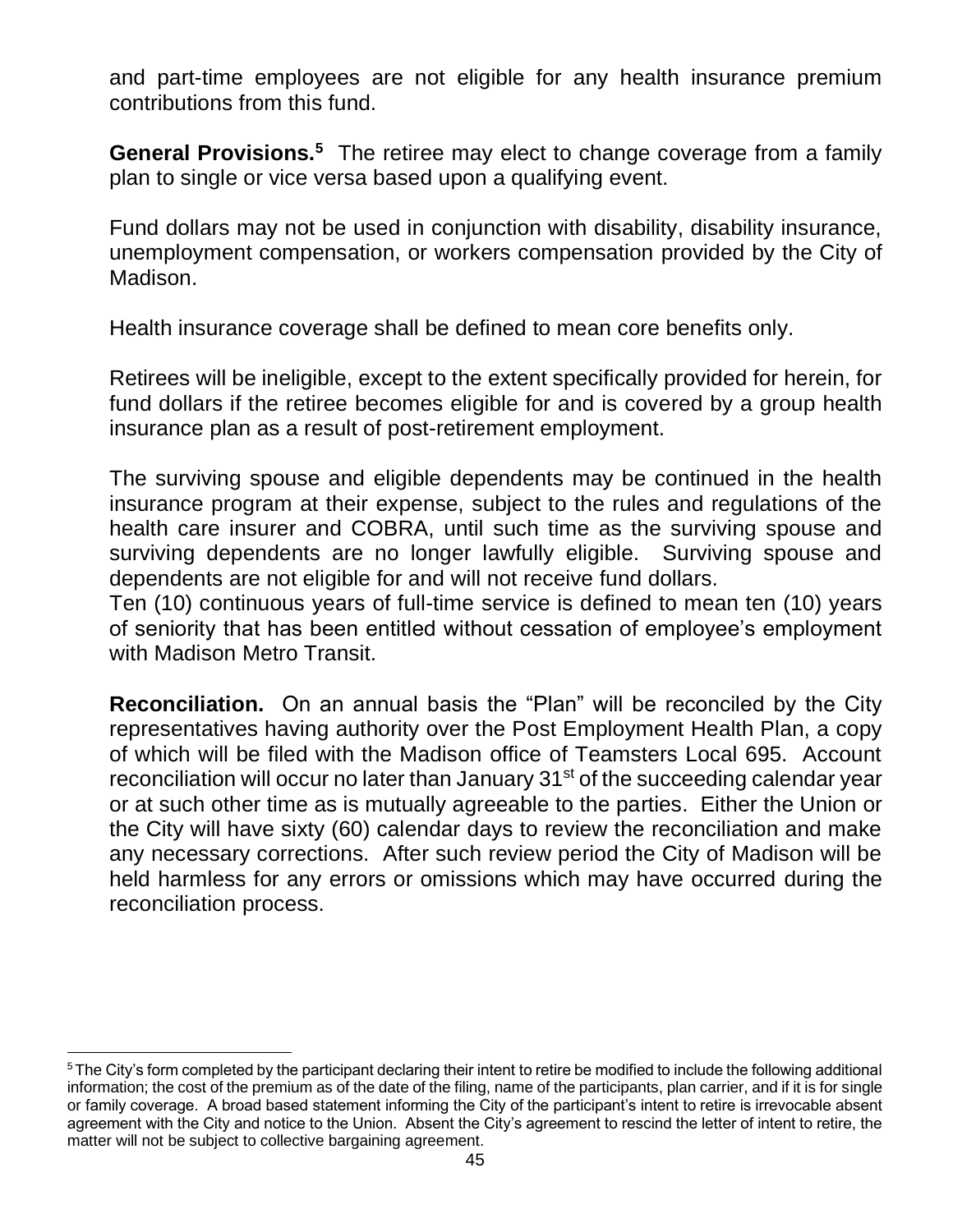and part-time employees are not eligible for any health insurance premium contributions from this fund.

**General Provisions.**[5] The retiree may elect to change coverage from a family plan to single or vice versa based upon a qualifying event.

Fund dollars may not be used in conjunction with disability, disability insurance, unemployment compensation, or workers compensation provided by the City of Madison.

Health insurance coverage shall be defined to mean core benefits only.

Retirees will be ineligible, except to the extent specifically provided for herein, for fund dollars if the retiree becomes eligible for and is covered by a group health insurance plan as a result of post-retirement employment.

The surviving spouse and eligible dependents may be continued in the health insurance program at their expense, subject to the rules and regulations of the health care insurer and COBRA, until such time as the surviving spouse and surviving dependents are no longer lawfully eligible. Surviving spouse and dependents are not eligible for and will not receive fund dollars.

Ten (10) continuous years of full-time service is defined to mean ten (10) years of seniority that has been entitled without cessation of employee's employment with Madison Metro Transit.

**Reconciliation.** On an annual basis the "Plan" will be reconciled by the City representatives having authority over the Post Employment Health Plan, a copy of which will be filed with the Madison office of Teamsters Local 695. Account reconciliation will occur no later than January 31st of the succeeding calendar year or at such other time as is mutually agreeable to the parties. Either the Union or the City will have sixty (60) calendar days to review the reconciliation and make any necessary corrections. After such review period the City of Madison will be held harmless for any errors or omissions which may have occurred during the reconciliation process.

---

[5] The City's form completed by the participant declaring their intent to retire be modified to include the following additional information; the cost of the premium as of the date of the filing, name of the participants, plan carrier, and if it is for single or family coverage. A broad based statement informing the City of the participant's intent to retire is irrevocable absent agreement with the City and notice to the Union. Absent the City's agreement to rescind the letter of intent to retire, the matter will not be subject to collective bargaining agreement.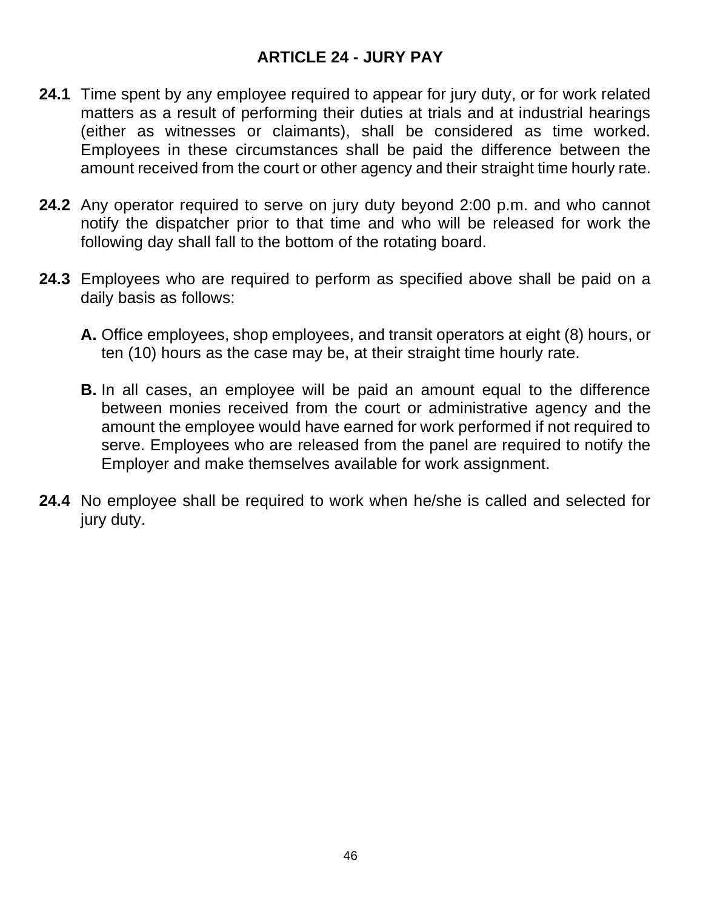## ARTICLE 24 - JURY PAY

**24.1** Time spent by any employee required to appear for jury duty, or for work related matters as a result of performing their duties at trials and at industrial hearings (either as witnesses or claimants), shall be considered as time worked. Employees in these circumstances shall be paid the difference between the amount received from the court or other agency and their straight time hourly rate.

**24.2** Any operator required to serve on jury duty beyond 2:00 p.m. and who cannot notify the dispatcher prior to that time and who will be released for work the following day shall fall to the bottom of the rotating board.

**24.3** Employees who are required to perform as specified above shall be paid on a daily basis as follows:

**A.** Office employees, shop employees, and transit operators at eight (8) hours, or ten (10) hours as the case may be, at their straight time hourly rate.

**B.** In all cases, an employee will be paid an amount equal to the difference between monies received from the court or administrative agency and the amount the employee would have earned for work performed if not required to serve. Employees who are released from the panel are required to notify the Employer and make themselves available for work assignment.

**24.4** No employee shall be required to work when he/she is called and selected for jury duty.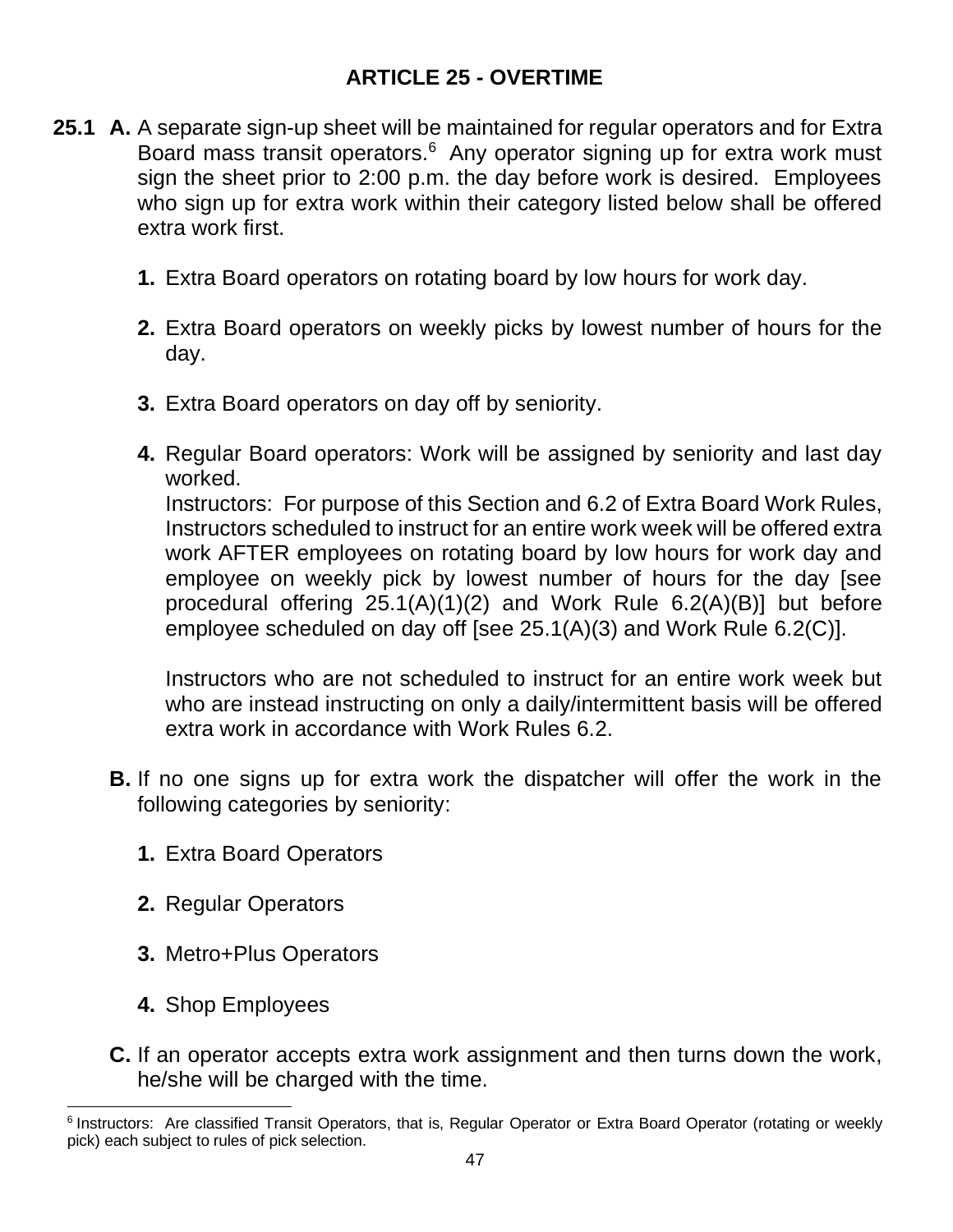## ARTICLE 25 - OVERTIME

**25.1 A.** A separate sign-up sheet will be maintained for regular operators and for Extra Board mass transit operators.[6] Any operator signing up for extra work must sign the sheet prior to 2:00 p.m. the day before work is desired. Employees who sign up for extra work within their category listed below shall be offered extra work first.

**1.** Extra Board operators on rotating board by low hours for work day.

**2.** Extra Board operators on weekly picks by lowest number of hours for the day.

**3.** Extra Board operators on day off by seniority.

**4.** Regular Board operators: Work will be assigned by seniority and last day worked.

Instructors: For purpose of this Section and 6.2 of Extra Board Work Rules, Instructors scheduled to instruct for an entire work week will be offered extra work AFTER employees on rotating board by low hours for work day and employee on weekly pick by lowest number of hours for the day [see procedural offering 25.1(A)(1)(2) and Work Rule 6.2(A)(B)] but before employee scheduled on day off [see 25.1(A)(3) and Work Rule 6.2(C)].

Instructors who are not scheduled to instruct for an entire work week but who are instead instructing on only a daily/intermittent basis will be offered extra work in accordance with Work Rules 6.2.

**B.** If no one signs up for extra work the dispatcher will offer the work in the following categories by seniority:

**1.** Extra Board Operators

**2.** Regular Operators

**3.** Metro+Plus Operators

**4.** Shop Employees

**C.** If an operator accepts extra work assignment and then turns down the work, he/she will be charged with the time.

---

[6] Instructors: Are classified Transit Operators, that is, Regular Operator or Extra Board Operator (rotating or weekly pick) each subject to rules of pick selection.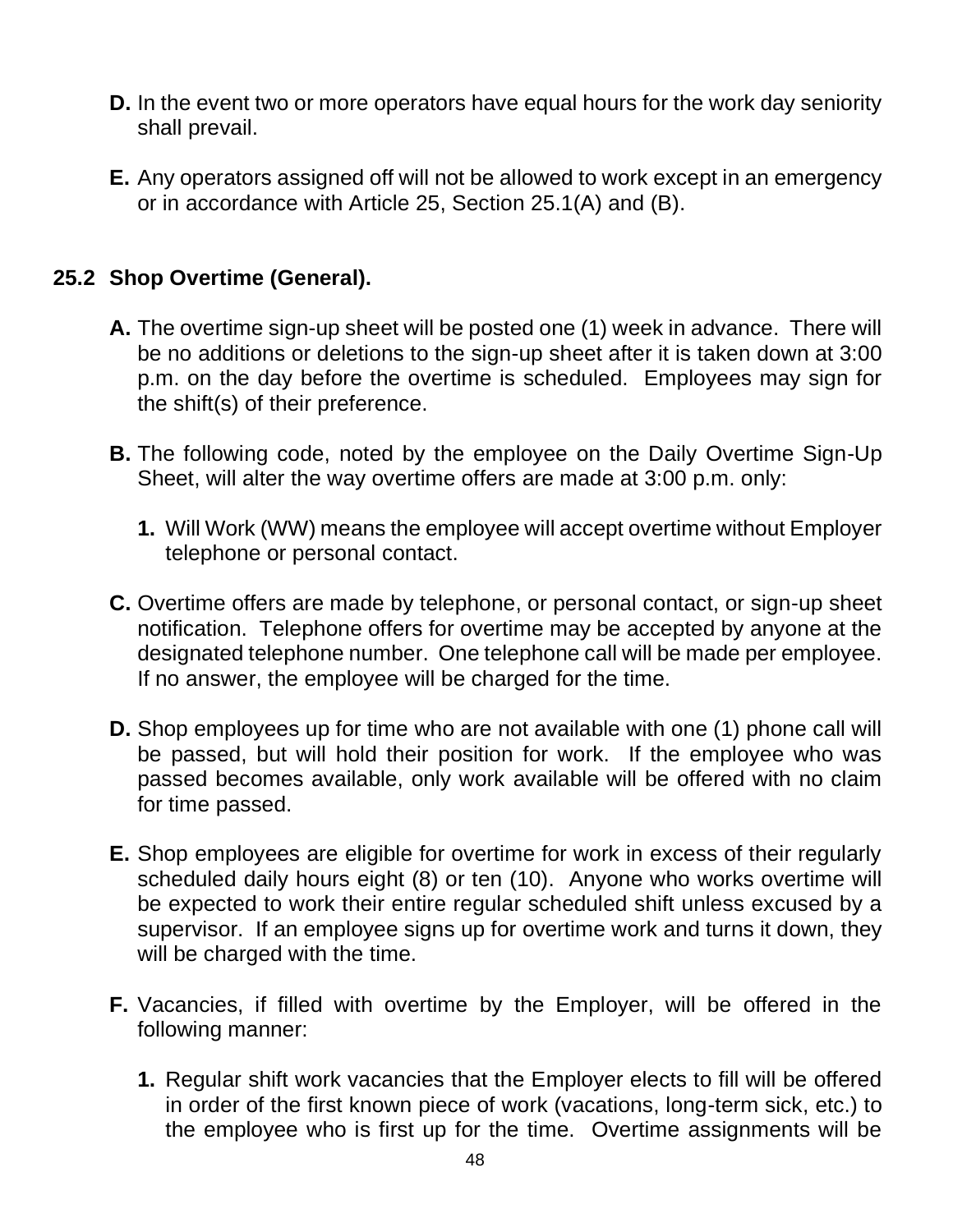**D.** In the event two or more operators have equal hours for the work day seniority shall prevail.

**E.** Any operators assigned off will not be allowed to work except in an emergency or in accordance with Article 25, Section 25.1(A) and (B).

## 25.2 Shop Overtime (General).

**A.** The overtime sign-up sheet will be posted one (1) week in advance. There will be no additions or deletions to the sign-up sheet after it is taken down at 3:00 p.m. on the day before the overtime is scheduled. Employees may sign for the shift(s) of their preference.

**B.** The following code, noted by the employee on the Daily Overtime Sign-Up Sheet, will alter the way overtime offers are made at 3:00 p.m. only:

**1.** Will Work (WW) means the employee will accept overtime without Employer telephone or personal contact.

**C.** Overtime offers are made by telephone, or personal contact, or sign-up sheet notification. Telephone offers for overtime may be accepted by anyone at the designated telephone number. One telephone call will be made per employee. If no answer, the employee will be charged for the time.

**D.** Shop employees up for time who are not available with one (1) phone call will be passed, but will hold their position for work. If the employee who was passed becomes available, only work available will be offered with no claim for time passed.

**E.** Shop employees are eligible for overtime for work in excess of their regularly scheduled daily hours eight (8) or ten (10). Anyone who works overtime will be expected to work their entire regular scheduled shift unless excused by a supervisor. If an employee signs up for overtime work and turns it down, they will be charged with the time.

**F.** Vacancies, if filled with overtime by the Employer, will be offered in the following manner:

**1.** Regular shift work vacancies that the Employer elects to fill will be offered in order of the first known piece of work (vacations, long-term sick, etc.) to the employee who is first up for the time. Overtime assignments will be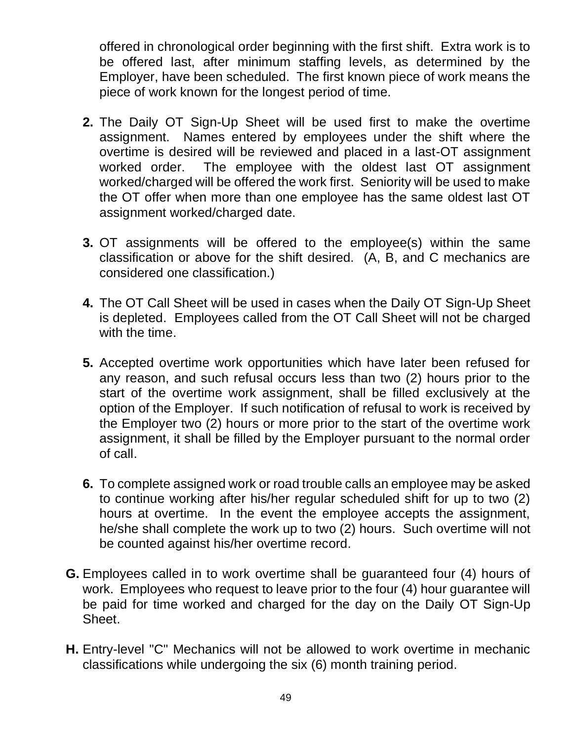offered in chronological order beginning with the first shift. Extra work is to be offered last, after minimum staffing levels, as determined by the Employer, have been scheduled. The first known piece of work means the piece of work known for the longest period of time.

2. The Daily OT Sign-Up Sheet will be used first to make the overtime assignment. Names entered by employees under the shift where the overtime is desired will be reviewed and placed in a last-OT assignment worked order. The employee with the oldest last OT assignment worked/charged will be offered the work first. Seniority will be used to make the OT offer when more than one employee has the same oldest last OT assignment worked/charged date.

3. OT assignments will be offered to the employee(s) within the same classification or above for the shift desired. (A, B, and C mechanics are considered one classification.)

4. The OT Call Sheet will be used in cases when the Daily OT Sign-Up Sheet is depleted. Employees called from the OT Call Sheet will not be charged with the time.

5. Accepted overtime work opportunities which have later been refused for any reason, and such refusal occurs less than two (2) hours prior to the start of the overtime work assignment, shall be filled exclusively at the option of the Employer. If such notification of refusal to work is received by the Employer two (2) hours or more prior to the start of the overtime work assignment, it shall be filled by the Employer pursuant to the normal order of call.

6. To complete assigned work or road trouble calls an employee may be asked to continue working after his/her regular scheduled shift for up to two (2) hours at overtime. In the event the employee accepts the assignment, he/she shall complete the work up to two (2) hours. Such overtime will not be counted against his/her overtime record.

**G.** Employees called in to work overtime shall be guaranteed four (4) hours of work. Employees who request to leave prior to the four (4) hour guarantee will be paid for time worked and charged for the day on the Daily OT Sign-Up Sheet.

**H.** Entry-level "C" Mechanics will not be allowed to work overtime in mechanic classifications while undergoing the six (6) month training period.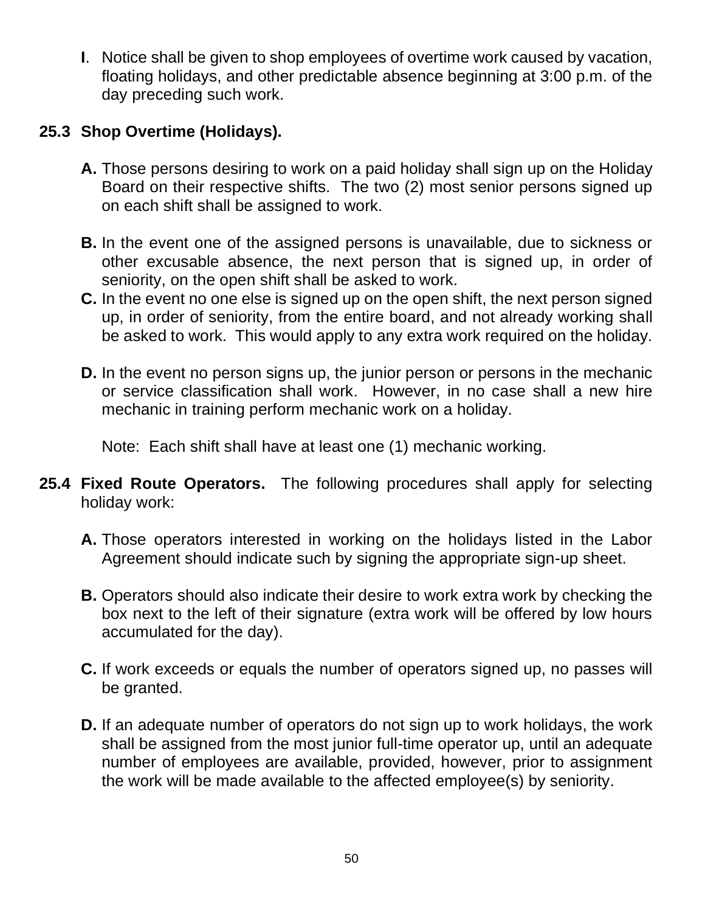**I**. Notice shall be given to shop employees of overtime work caused by vacation, floating holidays, and other predictable absence beginning at 3:00 p.m. of the day preceding such work.

**25.3 Shop Overtime (Holidays).**

**A.** Those persons desiring to work on a paid holiday shall sign up on the Holiday Board on their respective shifts. The two (2) most senior persons signed up on each shift shall be assigned to work.

**B.** In the event one of the assigned persons is unavailable, due to sickness or other excusable absence, the next person that is signed up, in order of seniority, on the open shift shall be asked to work.

**C.** In the event no one else is signed up on the open shift, the next person signed up, in order of seniority, from the entire board, and not already working shall be asked to work. This would apply to any extra work required on the holiday.

**D.** In the event no person signs up, the junior person or persons in the mechanic or service classification shall work. However, in no case shall a new hire mechanic in training perform mechanic work on a holiday.

Note: Each shift shall have at least one (1) mechanic working.

**25.4 Fixed Route Operators.** The following procedures shall apply for selecting holiday work:

**A.** Those operators interested in working on the holidays listed in the Labor Agreement should indicate such by signing the appropriate sign-up sheet.

**B.** Operators should also indicate their desire to work extra work by checking the box next to the left of their signature (extra work will be offered by low hours accumulated for the day).

**C.** If work exceeds or equals the number of operators signed up, no passes will be granted.

**D.** If an adequate number of operators do not sign up to work holidays, the work shall be assigned from the most junior full-time operator up, until an adequate number of employees are available, provided, however, prior to assignment the work will be made available to the affected employee(s) by seniority.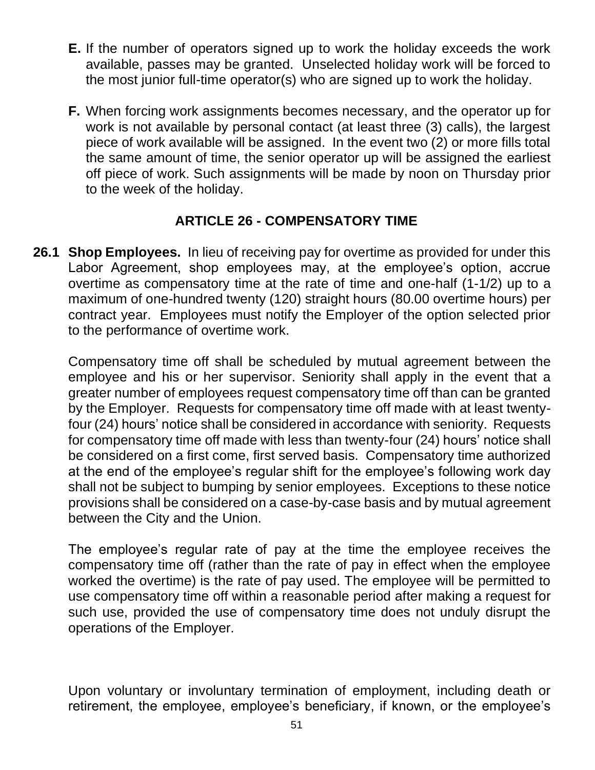**E.** If the number of operators signed up to work the holiday exceeds the work available, passes may be granted. Unselected holiday work will be forced to the most junior full-time operator(s) who are signed up to work the holiday.

**F.** When forcing work assignments becomes necessary, and the operator up for work is not available by personal contact (at least three (3) calls), the largest piece of work available will be assigned. In the event two (2) or more fills total the same amount of time, the senior operator up will be assigned the earliest off piece of work. Such assignments will be made by noon on Thursday prior to the week of the holiday.

## ARTICLE 26 - COMPENSATORY TIME

**26.1 Shop Employees.** In lieu of receiving pay for overtime as provided for under this Labor Agreement, shop employees may, at the employee's option, accrue overtime as compensatory time at the rate of time and one-half (1-1/2) up to a maximum of one-hundred twenty (120) straight hours (80.00 overtime hours) per contract year. Employees must notify the Employer of the option selected prior to the performance of overtime work.

Compensatory time off shall be scheduled by mutual agreement between the employee and his or her supervisor. Seniority shall apply in the event that a greater number of employees request compensatory time off than can be granted by the Employer. Requests for compensatory time off made with at least twenty-four (24) hours' notice shall be considered in accordance with seniority. Requests for compensatory time off made with less than twenty-four (24) hours' notice shall be considered on a first come, first served basis. Compensatory time authorized at the end of the employee's regular shift for the employee's following work day shall not be subject to bumping by senior employees. Exceptions to these notice provisions shall be considered on a case-by-case basis and by mutual agreement between the City and the Union.

The employee's regular rate of pay at the time the employee receives the compensatory time off (rather than the rate of pay in effect when the employee worked the overtime) is the rate of pay used. The employee will be permitted to use compensatory time off within a reasonable period after making a request for such use, provided the use of compensatory time does not unduly disrupt the operations of the Employer.

Upon voluntary or involuntary termination of employment, including death or retirement, the employee, employee's beneficiary, if known, or the employee's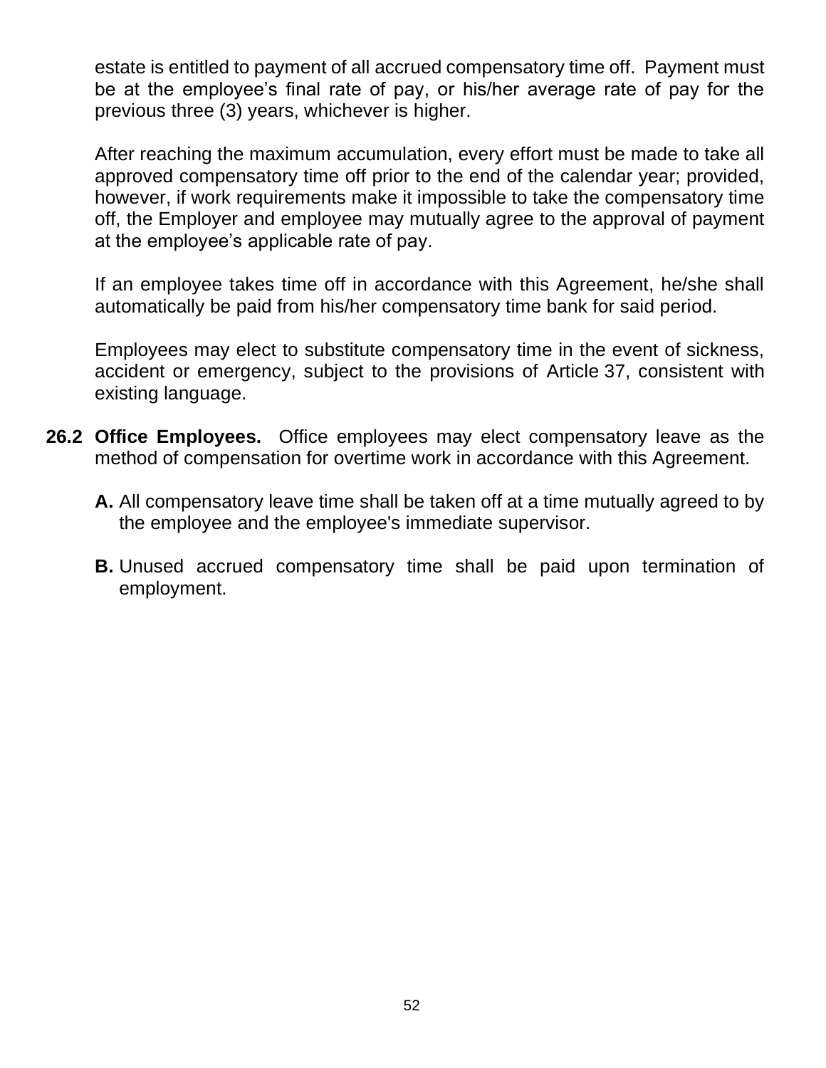estate is entitled to payment of all accrued compensatory time off. Payment must be at the employee's final rate of pay, or his/her average rate of pay for the previous three (3) years, whichever is higher.

After reaching the maximum accumulation, every effort must be made to take all approved compensatory time off prior to the end of the calendar year; provided, however, if work requirements make it impossible to take the compensatory time off, the Employer and employee may mutually agree to the approval of payment at the employee's applicable rate of pay.

If an employee takes time off in accordance with this Agreement, he/she shall automatically be paid from his/her compensatory time bank for said period.

Employees may elect to substitute compensatory time in the event of sickness, accident or emergency, subject to the provisions of Article 37, consistent with existing language.

**26.2 Office Employees.** Office employees may elect compensatory leave as the method of compensation for overtime work in accordance with this Agreement.

**A.** All compensatory leave time shall be taken off at a time mutually agreed to by the employee and the employee's immediate supervisor.

**B.** Unused accrued compensatory time shall be paid upon termination of employment.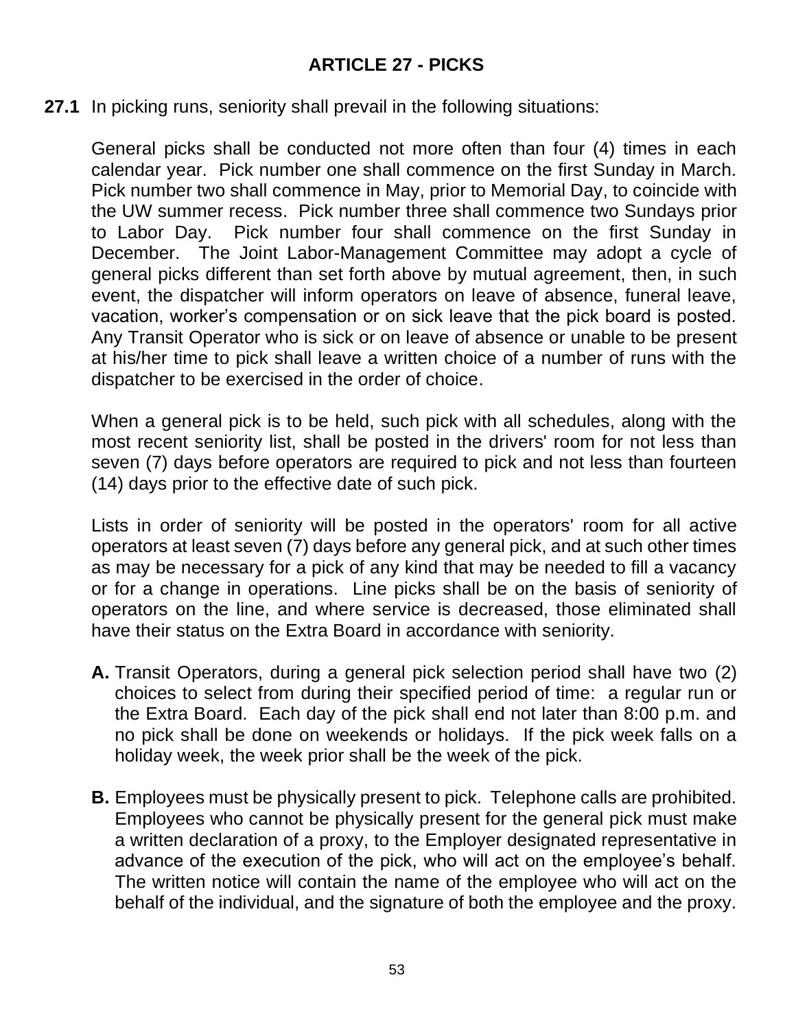## ARTICLE 27 - PICKS

**27.1** In picking runs, seniority shall prevail in the following situations:

General picks shall be conducted not more often than four (4) times in each calendar year. Pick number one shall commence on the first Sunday in March. Pick number two shall commence in May, prior to Memorial Day, to coincide with the UW summer recess. Pick number three shall commence two Sundays prior to Labor Day. Pick number four shall commence on the first Sunday in December. The Joint Labor-Management Committee may adopt a cycle of general picks different than set forth above by mutual agreement, then, in such event, the dispatcher will inform operators on leave of absence, funeral leave, vacation, worker's compensation or on sick leave that the pick board is posted. Any Transit Operator who is sick or on leave of absence or unable to be present at his/her time to pick shall leave a written choice of a number of runs with the dispatcher to be exercised in the order of choice.

When a general pick is to be held, such pick with all schedules, along with the most recent seniority list, shall be posted in the drivers' room for not less than seven (7) days before operators are required to pick and not less than fourteen (14) days prior to the effective date of such pick.

Lists in order of seniority will be posted in the operators' room for all active operators at least seven (7) days before any general pick, and at such other times as may be necessary for a pick of any kind that may be needed to fill a vacancy or for a change in operations. Line picks shall be on the basis of seniority of operators on the line, and where service is decreased, those eliminated shall have their status on the Extra Board in accordance with seniority.

**A.** Transit Operators, during a general pick selection period shall have two (2) choices to select from during their specified period of time: a regular run or the Extra Board. Each day of the pick shall end not later than 8:00 p.m. and no pick shall be done on weekends or holidays. If the pick week falls on a holiday week, the week prior shall be the week of the pick.

**B.** Employees must be physically present to pick. Telephone calls are prohibited. Employees who cannot be physically present for the general pick must make a written declaration of a proxy, to the Employer designated representative in advance of the execution of the pick, who will act on the employee's behalf. The written notice will contain the name of the employee who will act on the behalf of the individual, and the signature of both the employee and the proxy.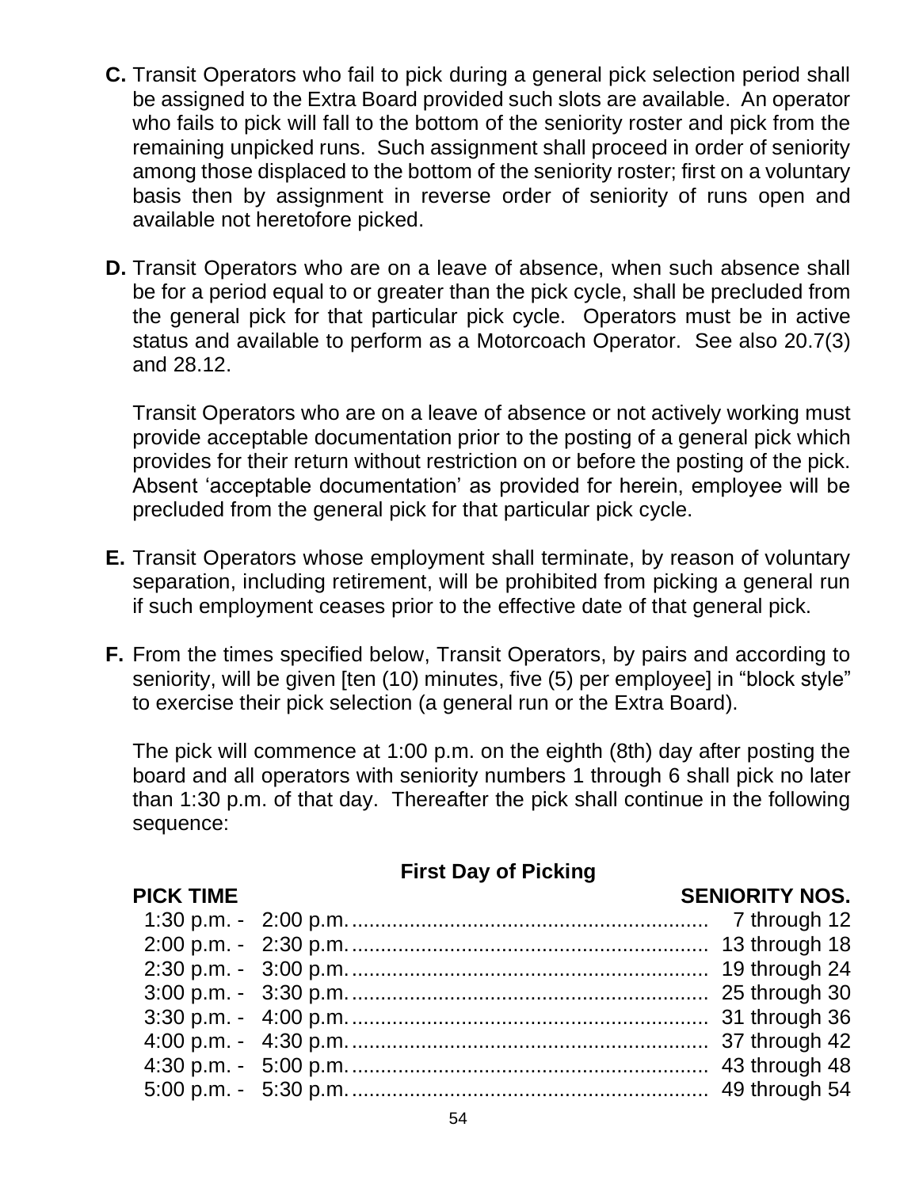**C.** Transit Operators who fail to pick during a general pick selection period shall be assigned to the Extra Board provided such slots are available. An operator who fails to pick will fall to the bottom of the seniority roster and pick from the remaining unpicked runs. Such assignment shall proceed in order of seniority among those displaced to the bottom of the seniority roster; first on a voluntary basis then by assignment in reverse order of seniority of runs open and available not heretofore picked.

**D.** Transit Operators who are on a leave of absence, when such absence shall be for a period equal to or greater than the pick cycle, shall be precluded from the general pick for that particular pick cycle. Operators must be in active status and available to perform as a Motorcoach Operator. See also 20.7(3) and 28.12.

Transit Operators who are on a leave of absence or not actively working must provide acceptable documentation prior to the posting of a general pick which provides for their return without restriction on or before the posting of the pick. Absent 'acceptable documentation' as provided for herein, employee will be precluded from the general pick for that particular pick cycle.

**E.** Transit Operators whose employment shall terminate, by reason of voluntary separation, including retirement, will be prohibited from picking a general run if such employment ceases prior to the effective date of that general pick.

**F.** From the times specified below, Transit Operators, by pairs and according to seniority, will be given [ten (10) minutes, five (5) per employee] in "block style" to exercise their pick selection (a general run or the Extra Board).

The pick will commence at 1:00 p.m. on the eighth (8th) day after posting the board and all operators with seniority numbers 1 through 6 shall pick no later than 1:30 p.m. of that day. Thereafter the pick shall continue in the following sequence:

**First Day of Picking**

| PICK TIME | SENIORITY NOS. |
|---|---|
| 1:30 p.m. - 2:00 p.m. | 7 through 12 |
| 2:00 p.m. - 2:30 p.m. | 13 through 18 |
| 2:30 p.m. - 3:00 p.m. | 19 through 24 |
| 3:00 p.m. - 3:30 p.m. | 25 through 30 |
| 3:30 p.m. - 4:00 p.m. | 31 through 36 |
| 4:00 p.m. - 4:30 p.m. | 37 through 42 |
| 4:30 p.m. - 5:00 p.m. | 43 through 48 |
| 5:00 p.m. - 5:30 p.m. | 49 through 54 |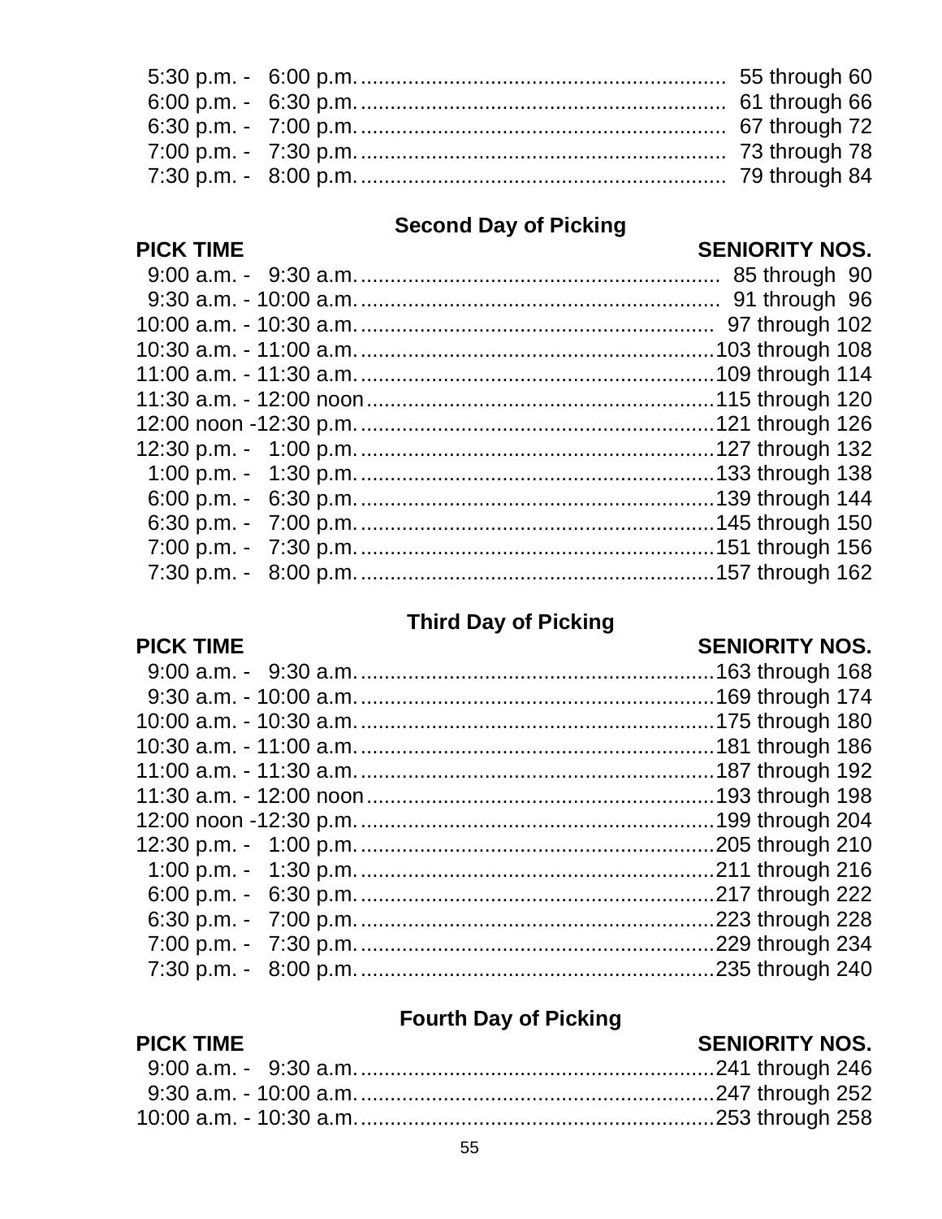| | |
|---|---|
| 5:30 p.m. - 6:00 p.m. | 55 through 60 |
| 6:00 p.m. - 6:30 p.m. | 61 through 66 |
| 6:30 p.m. - 7:00 p.m. | 67 through 72 |
| 7:00 p.m. - 7:30 p.m. | 73 through 78 |
| 7:30 p.m. - 8:00 p.m. | 79 through 84 |

### Second Day of Picking

| PICK TIME | SENIORITY NOS. |
|---|---|
| 9:00 a.m. - 9:30 a.m. | 85 through 90 |
| 9:30 a.m. - 10:00 a.m. | 91 through 96 |
| 10:00 a.m. - 10:30 a.m. | 97 through 102 |
| 10:30 a.m. - 11:00 a.m. | 103 through 108 |
| 11:00 a.m. - 11:30 a.m. | 109 through 114 |
| 11:30 a.m. - 12:00 noon | 115 through 120 |
| 12:00 noon -12:30 p.m. | 121 through 126 |
| 12:30 p.m. - 1:00 p.m. | 127 through 132 |
| 1:00 p.m. - 1:30 p.m. | 133 through 138 |
| 6:00 p.m. - 6:30 p.m. | 139 through 144 |
| 6:30 p.m. - 7:00 p.m. | 145 through 150 |
| 7:00 p.m. - 7:30 p.m. | 151 through 156 |
| 7:30 p.m. - 8:00 p.m. | 157 through 162 |

### Third Day of Picking

| PICK TIME | SENIORITY NOS. |
|---|---|
| 9:00 a.m. - 9:30 a.m. | 163 through 168 |
| 9:30 a.m. - 10:00 a.m. | 169 through 174 |
| 10:00 a.m. - 10:30 a.m. | 175 through 180 |
| 10:30 a.m. - 11:00 a.m. | 181 through 186 |
| 11:00 a.m. - 11:30 a.m. | 187 through 192 |
| 11:30 a.m. - 12:00 noon | 193 through 198 |
| 12:00 noon -12:30 p.m. | 199 through 204 |
| 12:30 p.m. - 1:00 p.m. | 205 through 210 |
| 1:00 p.m. - 1:30 p.m. | 211 through 216 |
| 6:00 p.m. - 6:30 p.m. | 217 through 222 |
| 6:30 p.m. - 7:00 p.m. | 223 through 228 |
| 7:00 p.m. - 7:30 p.m. | 229 through 234 |
| 7:30 p.m. - 8:00 p.m. | 235 through 240 |

### Fourth Day of Picking

| PICK TIME | SENIORITY NOS. |
|---|---|
| 9:00 a.m. - 9:30 a.m. | 241 through 246 |
| 9:30 a.m. - 10:00 a.m. | 247 through 252 |
| 10:00 a.m. - 10:30 a.m. | 253 through 258 |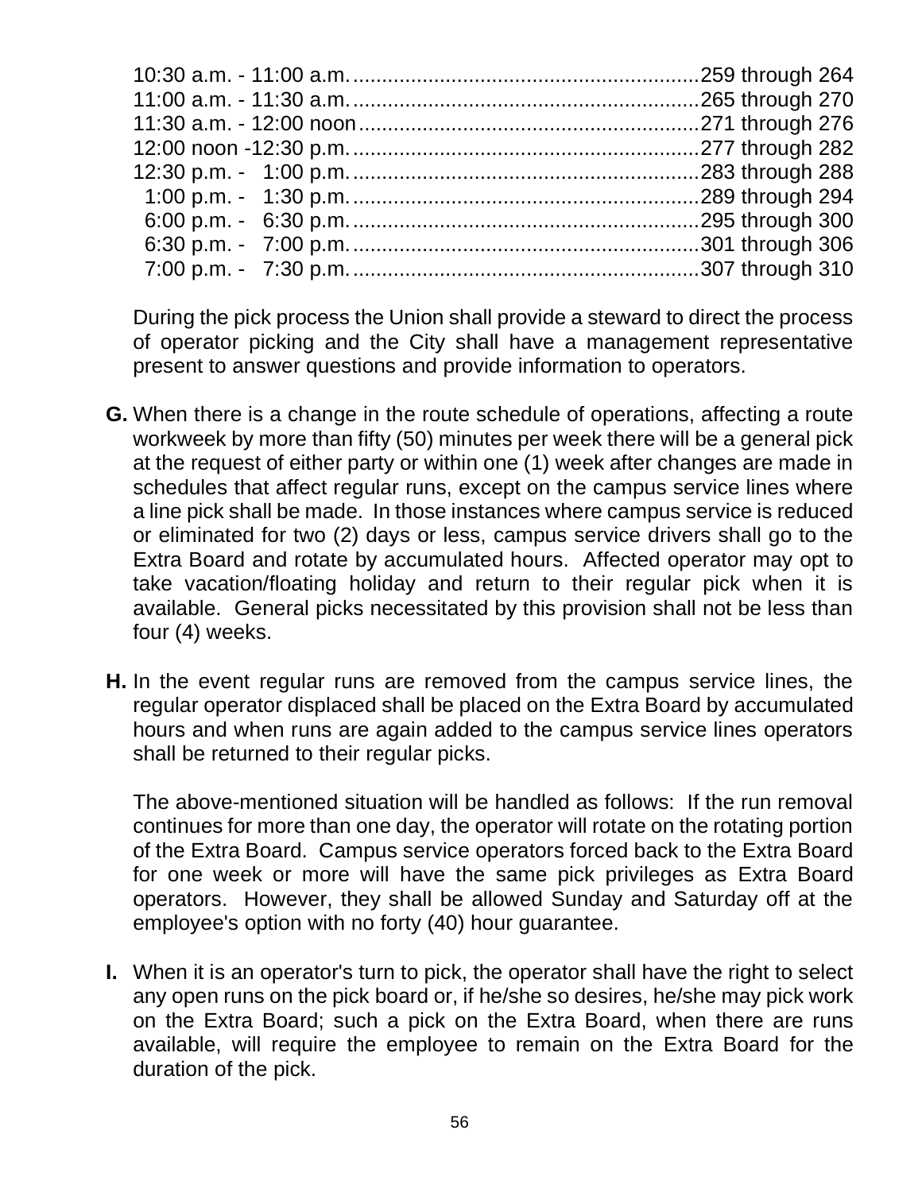10:30 a.m. - 11:00 a.m. ............................................................259 through 264
11:00 a.m. - 11:30 a.m. ............................................................265 through 270
11:30 a.m. - 12:00 noon ...........................................................271 through 276
12:00 noon -12:30 p.m. ............................................................277 through 282
12:30 p.m. - 1:00 p.m. ............................................................283 through 288
1:00 p.m. - 1:30 p.m. ............................................................289 through 294
6:00 p.m. - 6:30 p.m. ............................................................295 through 300
6:30 p.m. - 7:00 p.m. ............................................................301 through 306
7:00 p.m. - 7:30 p.m. ............................................................307 through 310

During the pick process the Union shall provide a steward to direct the process of operator picking and the City shall have a management representative present to answer questions and provide information to operators.

**G.** When there is a change in the route schedule of operations, affecting a route workweek by more than fifty (50) minutes per week there will be a general pick at the request of either party or within one (1) week after changes are made in schedules that affect regular runs, except on the campus service lines where a line pick shall be made. In those instances where campus service is reduced or eliminated for two (2) days or less, campus service drivers shall go to the Extra Board and rotate by accumulated hours. Affected operator may opt to take vacation/floating holiday and return to their regular pick when it is available. General picks necessitated by this provision shall not be less than four (4) weeks.

**H.** In the event regular runs are removed from the campus service lines, the regular operator displaced shall be placed on the Extra Board by accumulated hours and when runs are again added to the campus service lines operators shall be returned to their regular picks.

The above-mentioned situation will be handled as follows: If the run removal continues for more than one day, the operator will rotate on the rotating portion of the Extra Board. Campus service operators forced back to the Extra Board for one week or more will have the same pick privileges as Extra Board operators. However, they shall be allowed Sunday and Saturday off at the employee's option with no forty (40) hour guarantee.

**I.** When it is an operator's turn to pick, the operator shall have the right to select any open runs on the pick board or, if he/she so desires, he/she may pick work on the Extra Board; such a pick on the Extra Board, when there are runs available, will require the employee to remain on the Extra Board for the duration of the pick.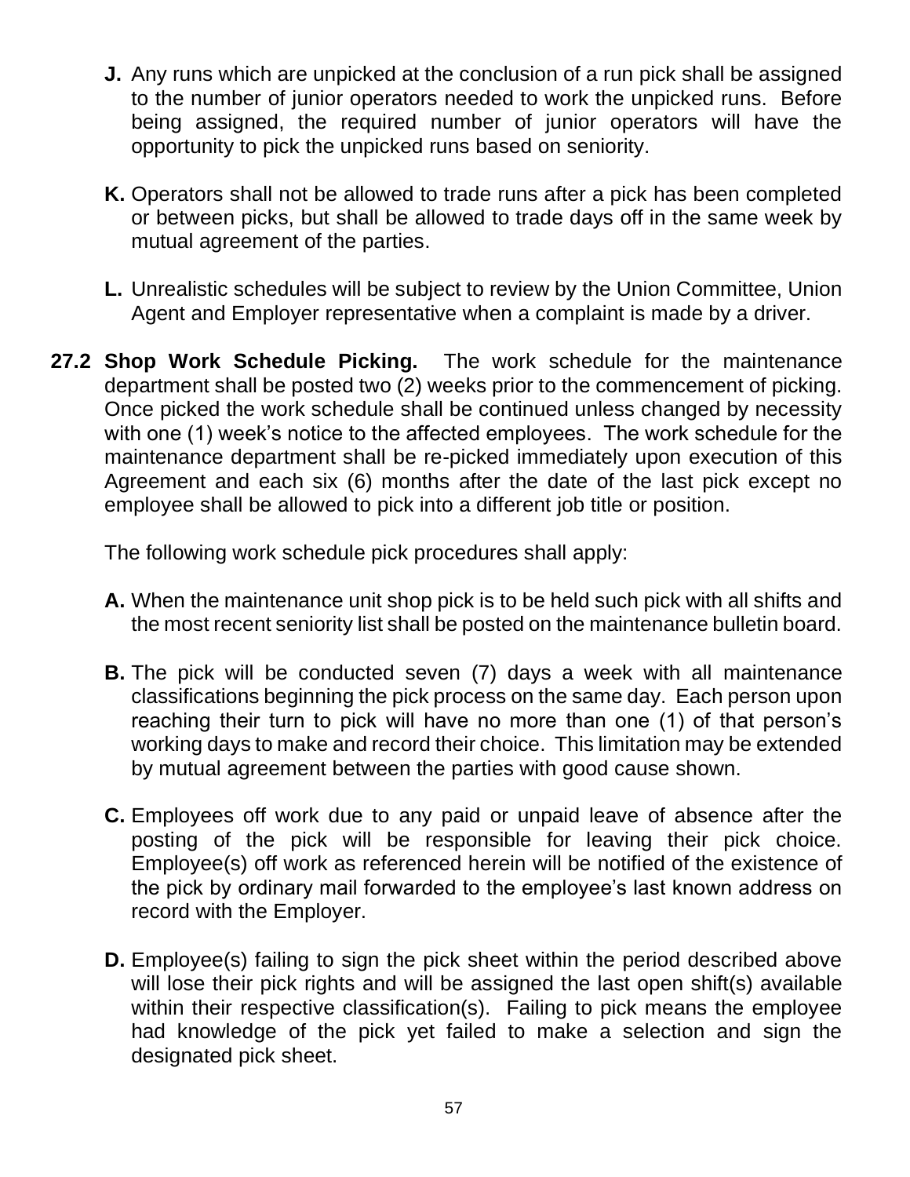**J.** Any runs which are unpicked at the conclusion of a run pick shall be assigned to the number of junior operators needed to work the unpicked runs. Before being assigned, the required number of junior operators will have the opportunity to pick the unpicked runs based on seniority.

**K.** Operators shall not be allowed to trade runs after a pick has been completed or between picks, but shall be allowed to trade days off in the same week by mutual agreement of the parties.

**L.** Unrealistic schedules will be subject to review by the Union Committee, Union Agent and Employer representative when a complaint is made by a driver.

**27.2 Shop Work Schedule Picking.** The work schedule for the maintenance department shall be posted two (2) weeks prior to the commencement of picking. Once picked the work schedule shall be continued unless changed by necessity with one (1) week's notice to the affected employees. The work schedule for the maintenance department shall be re-picked immediately upon execution of this Agreement and each six (6) months after the date of the last pick except no employee shall be allowed to pick into a different job title or position.

The following work schedule pick procedures shall apply:

**A.** When the maintenance unit shop pick is to be held such pick with all shifts and the most recent seniority list shall be posted on the maintenance bulletin board.

**B.** The pick will be conducted seven (7) days a week with all maintenance classifications beginning the pick process on the same day. Each person upon reaching their turn to pick will have no more than one (1) of that person's working days to make and record their choice. This limitation may be extended by mutual agreement between the parties with good cause shown.

**C.** Employees off work due to any paid or unpaid leave of absence after the posting of the pick will be responsible for leaving their pick choice. Employee(s) off work as referenced herein will be notified of the existence of the pick by ordinary mail forwarded to the employee's last known address on record with the Employer.

**D.** Employee(s) failing to sign the pick sheet within the period described above will lose their pick rights and will be assigned the last open shift(s) available within their respective classification(s). Failing to pick means the employee had knowledge of the pick yet failed to make a selection and sign the designated pick sheet.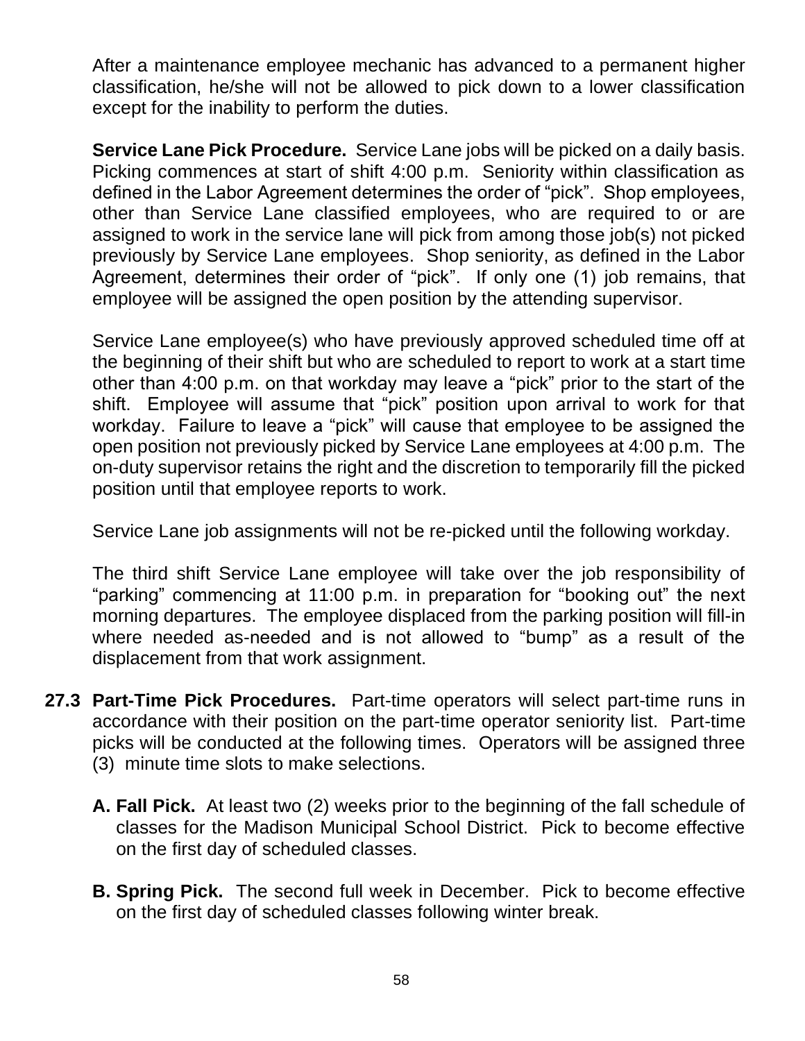After a maintenance employee mechanic has advanced to a permanent higher classification, he/she will not be allowed to pick down to a lower classification except for the inability to perform the duties.

**Service Lane Pick Procedure.** Service Lane jobs will be picked on a daily basis. Picking commences at start of shift 4:00 p.m. Seniority within classification as defined in the Labor Agreement determines the order of "pick". Shop employees, other than Service Lane classified employees, who are required to or are assigned to work in the service lane will pick from among those job(s) not picked previously by Service Lane employees. Shop seniority, as defined in the Labor Agreement, determines their order of "pick". If only one (1) job remains, that employee will be assigned the open position by the attending supervisor.

Service Lane employee(s) who have previously approved scheduled time off at the beginning of their shift but who are scheduled to report to work at a start time other than 4:00 p.m. on that workday may leave a "pick" prior to the start of the shift. Employee will assume that "pick" position upon arrival to work for that workday. Failure to leave a "pick" will cause that employee to be assigned the open position not previously picked by Service Lane employees at 4:00 p.m. The on-duty supervisor retains the right and the discretion to temporarily fill the picked position until that employee reports to work.

Service Lane job assignments will not be re-picked until the following workday.

The third shift Service Lane employee will take over the job responsibility of "parking" commencing at 11:00 p.m. in preparation for "booking out" the next morning departures. The employee displaced from the parking position will fill-in where needed as-needed and is not allowed to "bump" as a result of the displacement from that work assignment.

**27.3 Part-Time Pick Procedures.** Part-time operators will select part-time runs in accordance with their position on the part-time operator seniority list. Part-time picks will be conducted at the following times. Operators will be assigned three (3) minute time slots to make selections.

**A. Fall Pick.** At least two (2) weeks prior to the beginning of the fall schedule of classes for the Madison Municipal School District. Pick to become effective on the first day of scheduled classes.

**B. Spring Pick.** The second full week in December. Pick to become effective on the first day of scheduled classes following winter break.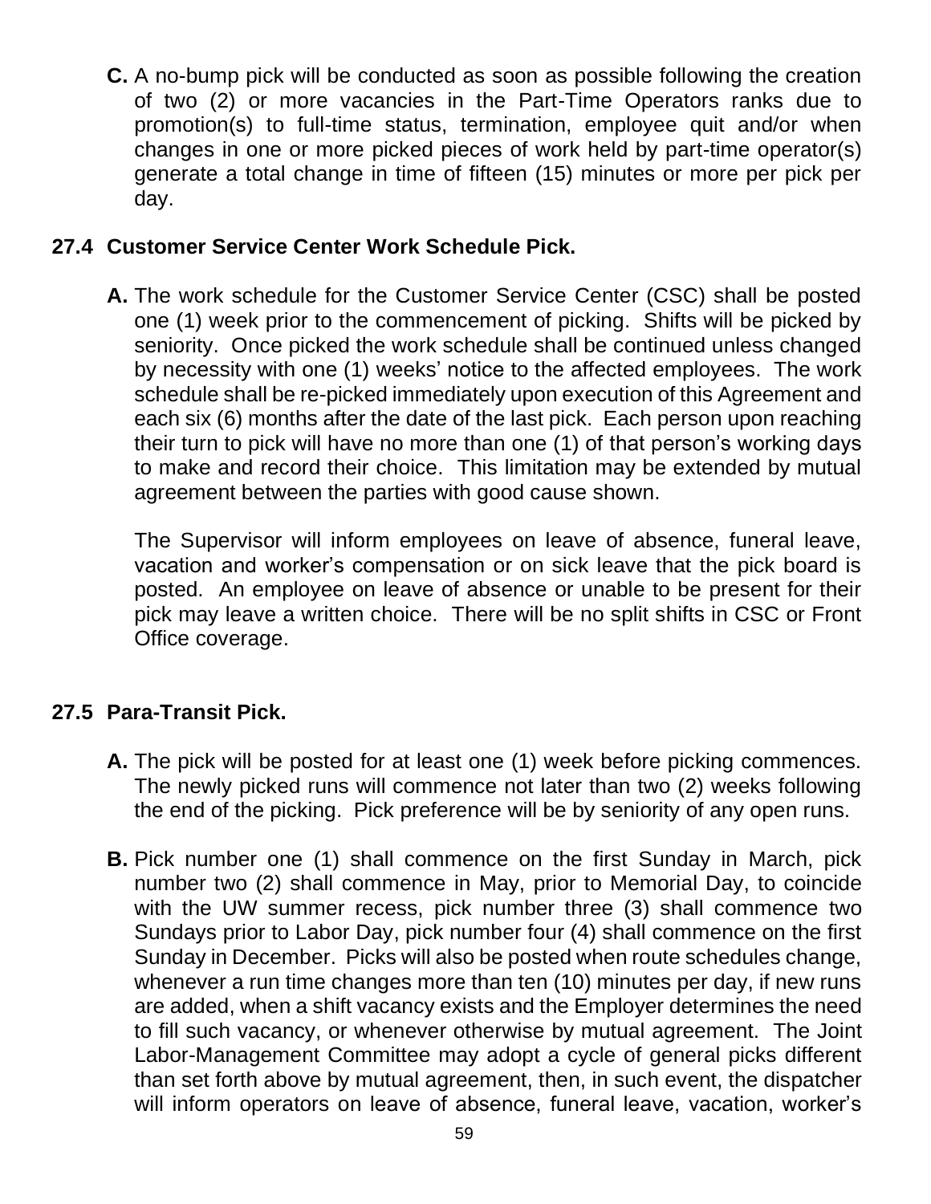**C.** A no-bump pick will be conducted as soon as possible following the creation of two (2) or more vacancies in the Part-Time Operators ranks due to promotion(s) to full-time status, termination, employee quit and/or when changes in one or more picked pieces of work held by part-time operator(s) generate a total change in time of fifteen (15) minutes or more per pick per day.

## 27.4 Customer Service Center Work Schedule Pick.

**A.** The work schedule for the Customer Service Center (CSC) shall be posted one (1) week prior to the commencement of picking. Shifts will be picked by seniority. Once picked the work schedule shall be continued unless changed by necessity with one (1) weeks' notice to the affected employees. The work schedule shall be re-picked immediately upon execution of this Agreement and each six (6) months after the date of the last pick. Each person upon reaching their turn to pick will have no more than one (1) of that person's working days to make and record their choice. This limitation may be extended by mutual agreement between the parties with good cause shown.

The Supervisor will inform employees on leave of absence, funeral leave, vacation and worker's compensation or on sick leave that the pick board is posted. An employee on leave of absence or unable to be present for their pick may leave a written choice. There will be no split shifts in CSC or Front Office coverage.

## 27.5 Para-Transit Pick.

**A.** The pick will be posted for at least one (1) week before picking commences. The newly picked runs will commence not later than two (2) weeks following the end of the picking. Pick preference will be by seniority of any open runs.

**B.** Pick number one (1) shall commence on the first Sunday in March, pick number two (2) shall commence in May, prior to Memorial Day, to coincide with the UW summer recess, pick number three (3) shall commence two Sundays prior to Labor Day, pick number four (4) shall commence on the first Sunday in December. Picks will also be posted when route schedules change, whenever a run time changes more than ten (10) minutes per day, if new runs are added, when a shift vacancy exists and the Employer determines the need to fill such vacancy, or whenever otherwise by mutual agreement. The Joint Labor-Management Committee may adopt a cycle of general picks different than set forth above by mutual agreement, then, in such event, the dispatcher will inform operators on leave of absence, funeral leave, vacation, worker's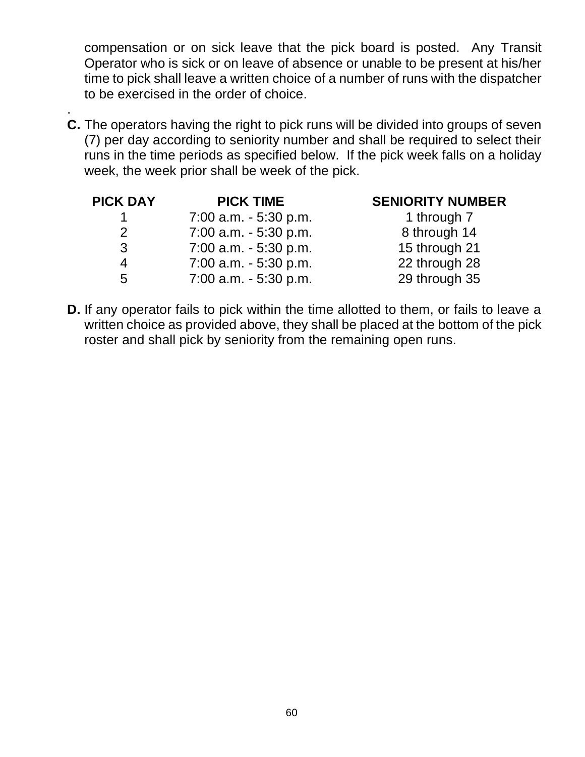compensation or on sick leave that the pick board is posted. Any Transit Operator who is sick or on leave of absence or unable to be present at his/her time to pick shall leave a written choice of a number of runs with the dispatcher to be exercised in the order of choice.

.

**C.** The operators having the right to pick runs will be divided into groups of seven (7) per day according to seniority number and shall be required to select their runs in the time periods as specified below. If the pick week falls on a holiday week, the week prior shall be week of the pick.

| PICK DAY | PICK TIME | SENIORITY NUMBER |
|---|---|---|
| 1 | 7:00 a.m. - 5:30 p.m. | 1 through 7 |
| 2 | 7:00 a.m. - 5:30 p.m. | 8 through 14 |
| 3 | 7:00 a.m. - 5:30 p.m. | 15 through 21 |
| 4 | 7:00 a.m. - 5:30 p.m. | 22 through 28 |
| 5 | 7:00 a.m. - 5:30 p.m. | 29 through 35 |

**D.** If any operator fails to pick within the time allotted to them, or fails to leave a written choice as provided above, they shall be placed at the bottom of the pick roster and shall pick by seniority from the remaining open runs.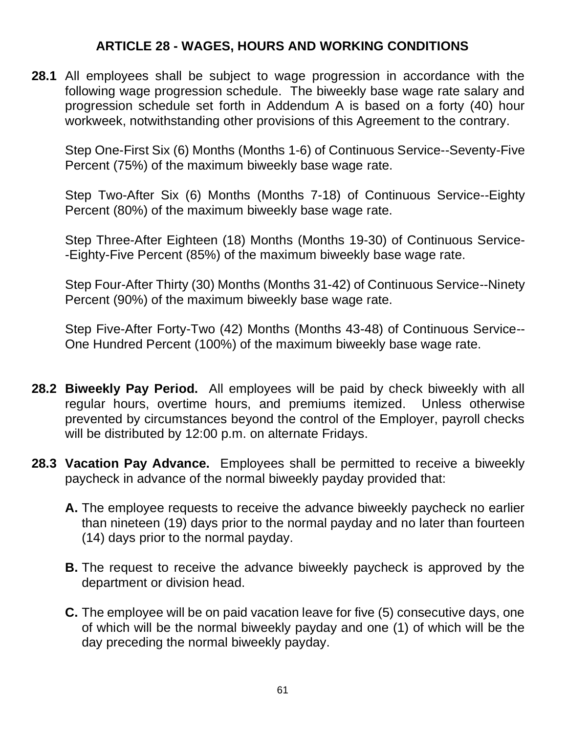## ARTICLE 28 - WAGES, HOURS AND WORKING CONDITIONS

**28.1** All employees shall be subject to wage progression in accordance with the following wage progression schedule. The biweekly base wage rate salary and progression schedule set forth in Addendum A is based on a forty (40) hour workweek, notwithstanding other provisions of this Agreement to the contrary.

Step One-First Six (6) Months (Months 1-6) of Continuous Service--Seventy-Five Percent (75%) of the maximum biweekly base wage rate.

Step Two-After Six (6) Months (Months 7-18) of Continuous Service--Eighty Percent (80%) of the maximum biweekly base wage rate.

Step Three-After Eighteen (18) Months (Months 19-30) of Continuous Service--Eighty-Five Percent (85%) of the maximum biweekly base wage rate.

Step Four-After Thirty (30) Months (Months 31-42) of Continuous Service--Ninety Percent (90%) of the maximum biweekly base wage rate.

Step Five-After Forty-Two (42) Months (Months 43-48) of Continuous Service--One Hundred Percent (100%) of the maximum biweekly base wage rate.

**28.2 Biweekly Pay Period.** All employees will be paid by check biweekly with all regular hours, overtime hours, and premiums itemized. Unless otherwise prevented by circumstances beyond the control of the Employer, payroll checks will be distributed by 12:00 p.m. on alternate Fridays.

**28.3 Vacation Pay Advance.** Employees shall be permitted to receive a biweekly paycheck in advance of the normal biweekly payday provided that:

**A.** The employee requests to receive the advance biweekly paycheck no earlier than nineteen (19) days prior to the normal payday and no later than fourteen (14) days prior to the normal payday.

**B.** The request to receive the advance biweekly paycheck is approved by the department or division head.

**C.** The employee will be on paid vacation leave for five (5) consecutive days, one of which will be the normal biweekly payday and one (1) of which will be the day preceding the normal biweekly payday.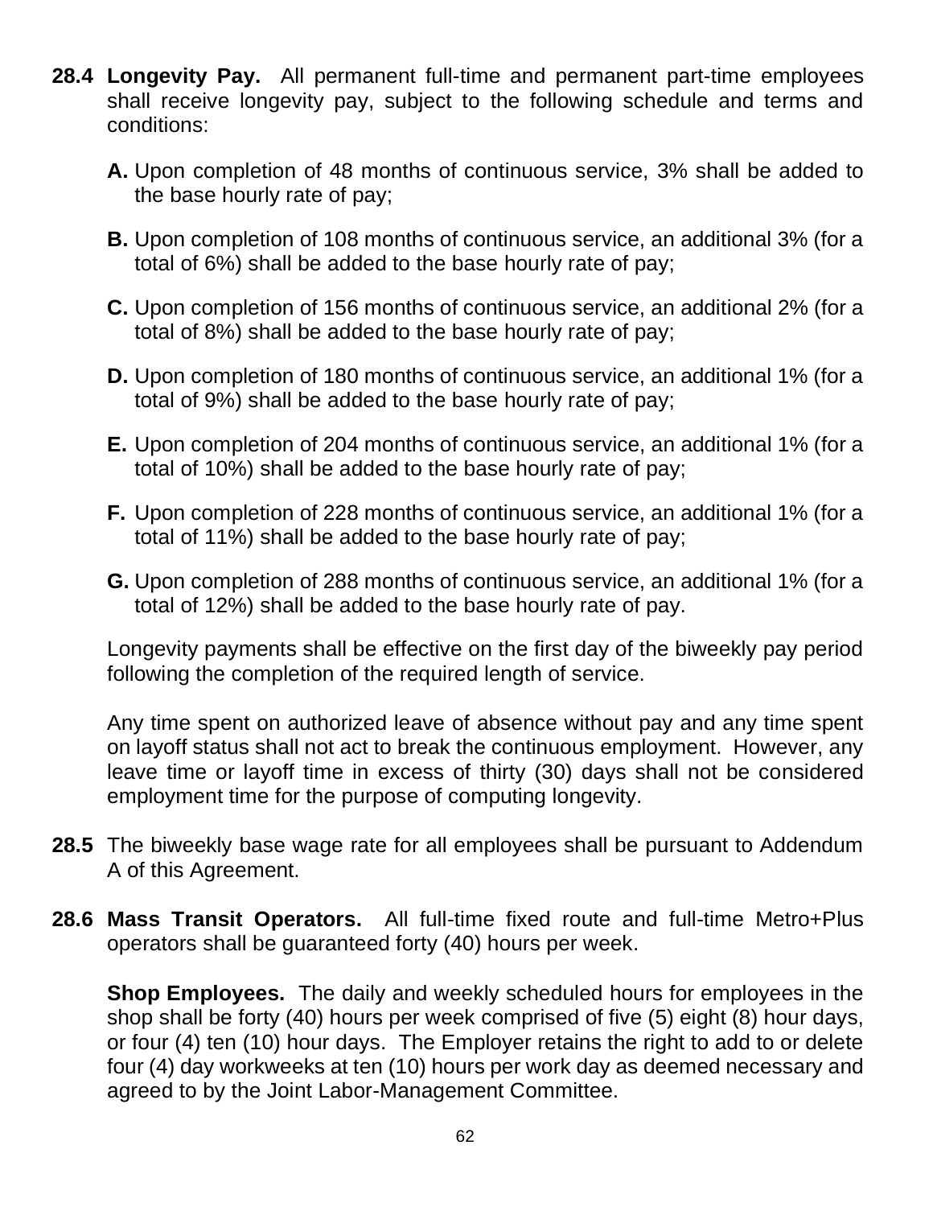**28.4 Longevity Pay.** All permanent full-time and permanent part-time employees shall receive longevity pay, subject to the following schedule and terms and conditions:

**A.** Upon completion of 48 months of continuous service, 3% shall be added to the base hourly rate of pay;

**B.** Upon completion of 108 months of continuous service, an additional 3% (for a total of 6%) shall be added to the base hourly rate of pay;

**C.** Upon completion of 156 months of continuous service, an additional 2% (for a total of 8%) shall be added to the base hourly rate of pay;

**D.** Upon completion of 180 months of continuous service, an additional 1% (for a total of 9%) shall be added to the base hourly rate of pay;

**E.** Upon completion of 204 months of continuous service, an additional 1% (for a total of 10%) shall be added to the base hourly rate of pay;

**F.** Upon completion of 228 months of continuous service, an additional 1% (for a total of 11%) shall be added to the base hourly rate of pay;

**G.** Upon completion of 288 months of continuous service, an additional 1% (for a total of 12%) shall be added to the base hourly rate of pay.

Longevity payments shall be effective on the first day of the biweekly pay period following the completion of the required length of service.

Any time spent on authorized leave of absence without pay and any time spent on layoff status shall not act to break the continuous employment. However, any leave time or layoff time in excess of thirty (30) days shall not be considered employment time for the purpose of computing longevity.

**28.5** The biweekly base wage rate for all employees shall be pursuant to Addendum A of this Agreement.

**28.6 Mass Transit Operators.** All full-time fixed route and full-time Metro+Plus operators shall be guaranteed forty (40) hours per week.

**Shop Employees.** The daily and weekly scheduled hours for employees in the shop shall be forty (40) hours per week comprised of five (5) eight (8) hour days, or four (4) ten (10) hour days. The Employer retains the right to add to or delete four (4) day workweeks at ten (10) hours per work day as deemed necessary and agreed to by the Joint Labor-Management Committee.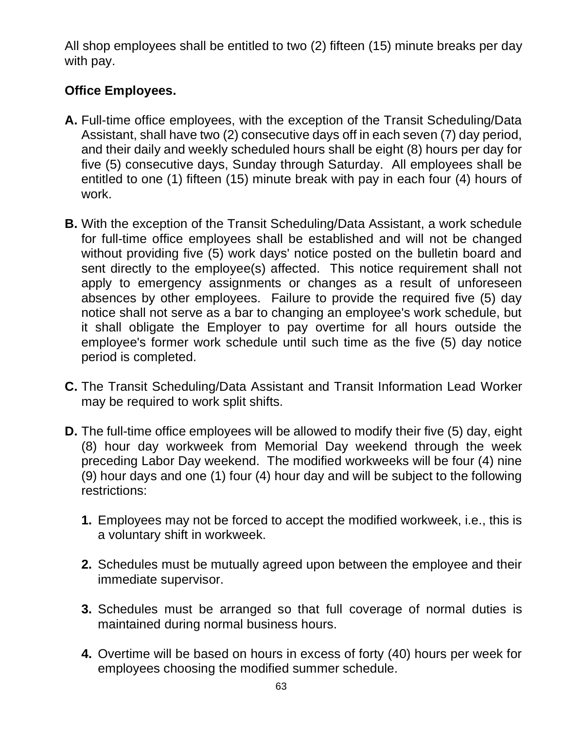All shop employees shall be entitled to two (2) fifteen (15) minute breaks per day with pay.

**Office Employees.**

**A.** Full-time office employees, with the exception of the Transit Scheduling/Data Assistant, shall have two (2) consecutive days off in each seven (7) day period, and their daily and weekly scheduled hours shall be eight (8) hours per day for five (5) consecutive days, Sunday through Saturday. All employees shall be entitled to one (1) fifteen (15) minute break with pay in each four (4) hours of work.

**B.** With the exception of the Transit Scheduling/Data Assistant, a work schedule for full-time office employees shall be established and will not be changed without providing five (5) work days' notice posted on the bulletin board and sent directly to the employee(s) affected. This notice requirement shall not apply to emergency assignments or changes as a result of unforeseen absences by other employees. Failure to provide the required five (5) day notice shall not serve as a bar to changing an employee's work schedule, but it shall obligate the Employer to pay overtime for all hours outside the employee's former work schedule until such time as the five (5) day notice period is completed.

**C.** The Transit Scheduling/Data Assistant and Transit Information Lead Worker may be required to work split shifts.

**D.** The full-time office employees will be allowed to modify their five (5) day, eight (8) hour day workweek from Memorial Day weekend through the week preceding Labor Day weekend. The modified workweeks will be four (4) nine (9) hour days and one (1) four (4) hour day and will be subject to the following restrictions:

**1.** Employees may not be forced to accept the modified workweek, i.e., this is a voluntary shift in workweek.

**2.** Schedules must be mutually agreed upon between the employee and their immediate supervisor.

**3.** Schedules must be arranged so that full coverage of normal duties is maintained during normal business hours.

**4.** Overtime will be based on hours in excess of forty (40) hours per week for employees choosing the modified summer schedule.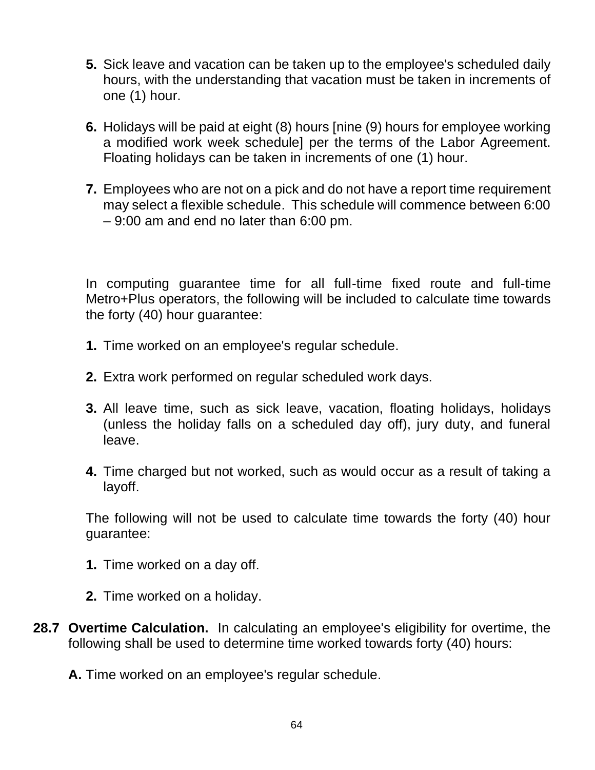5. Sick leave and vacation can be taken up to the employee's scheduled daily hours, with the understanding that vacation must be taken in increments of one (1) hour.

6. Holidays will be paid at eight (8) hours [nine (9) hours for employee working a modified work week schedule] per the terms of the Labor Agreement. Floating holidays can be taken in increments of one (1) hour.

7. Employees who are not on a pick and do not have a report time requirement may select a flexible schedule. This schedule will commence between 6:00 – 9:00 am and end no later than 6:00 pm.

In computing guarantee time for all full-time fixed route and full-time Metro+Plus operators, the following will be included to calculate time towards the forty (40) hour guarantee:

1. Time worked on an employee's regular schedule.

2. Extra work performed on regular scheduled work days.

3. All leave time, such as sick leave, vacation, floating holidays, holidays (unless the holiday falls on a scheduled day off), jury duty, and funeral leave.

4. Time charged but not worked, such as would occur as a result of taking a layoff.

The following will not be used to calculate time towards the forty (40) hour guarantee:

1. Time worked on a day off.

2. Time worked on a holiday.

**28.7 Overtime Calculation.** In calculating an employee's eligibility for overtime, the following shall be used to determine time worked towards forty (40) hours:

**A.** Time worked on an employee's regular schedule.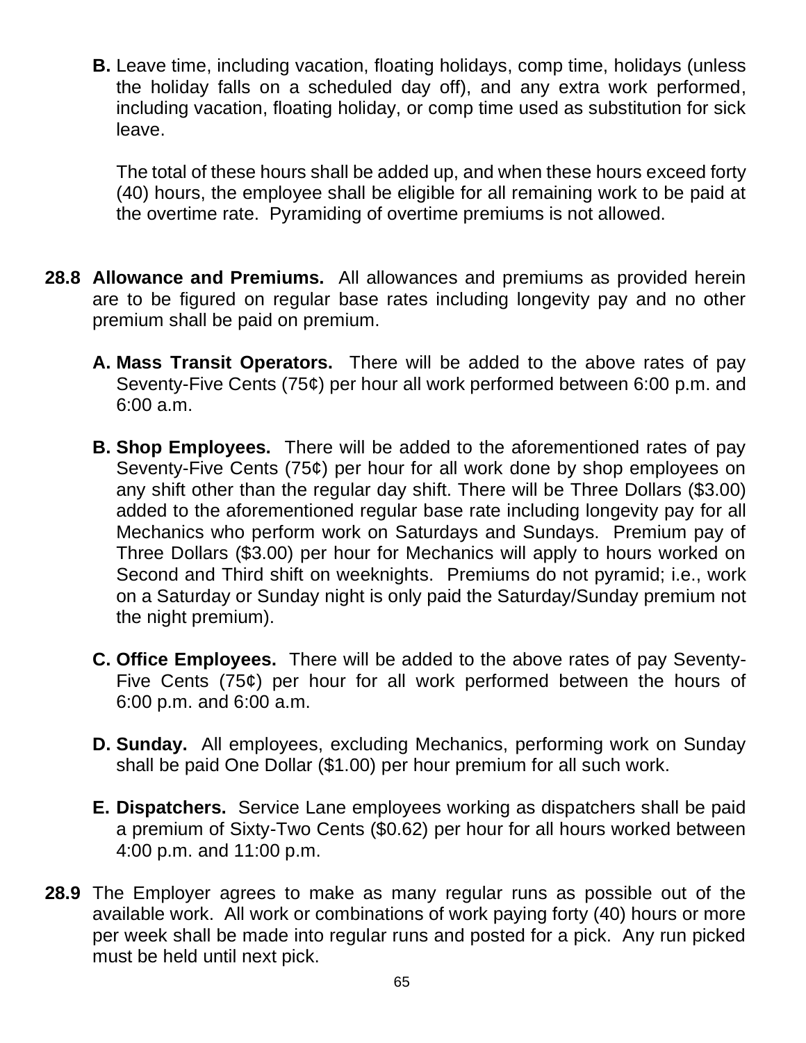**B.** Leave time, including vacation, floating holidays, comp time, holidays (unless the holiday falls on a scheduled day off), and any extra work performed, including vacation, floating holiday, or comp time used as substitution for sick leave.

The total of these hours shall be added up, and when these hours exceed forty (40) hours, the employee shall be eligible for all remaining work to be paid at the overtime rate. Pyramiding of overtime premiums is not allowed.

**28.8 Allowance and Premiums.** All allowances and premiums as provided herein are to be figured on regular base rates including longevity pay and no other premium shall be paid on premium.

**A. Mass Transit Operators.** There will be added to the above rates of pay Seventy-Five Cents (75¢) per hour all work performed between 6:00 p.m. and 6:00 a.m.

**B. Shop Employees.** There will be added to the aforementioned rates of pay Seventy-Five Cents (75¢) per hour for all work done by shop employees on any shift other than the regular day shift. There will be Three Dollars ($3.00) added to the aforementioned regular base rate including longevity pay for all Mechanics who perform work on Saturdays and Sundays. Premium pay of Three Dollars ($3.00) per hour for Mechanics will apply to hours worked on Second and Third shift on weeknights. Premiums do not pyramid; i.e., work on a Saturday or Sunday night is only paid the Saturday/Sunday premium not the night premium).

**C. Office Employees.** There will be added to the above rates of pay Seventy-Five Cents (75¢) per hour for all work performed between the hours of 6:00 p.m. and 6:00 a.m.

**D. Sunday.** All employees, excluding Mechanics, performing work on Sunday shall be paid One Dollar ($1.00) per hour premium for all such work.

**E. Dispatchers.** Service Lane employees working as dispatchers shall be paid a premium of Sixty-Two Cents ($0.62) per hour for all hours worked between 4:00 p.m. and 11:00 p.m.

**28.9** The Employer agrees to make as many regular runs as possible out of the available work. All work or combinations of work paying forty (40) hours or more per week shall be made into regular runs and posted for a pick. Any run picked must be held until next pick.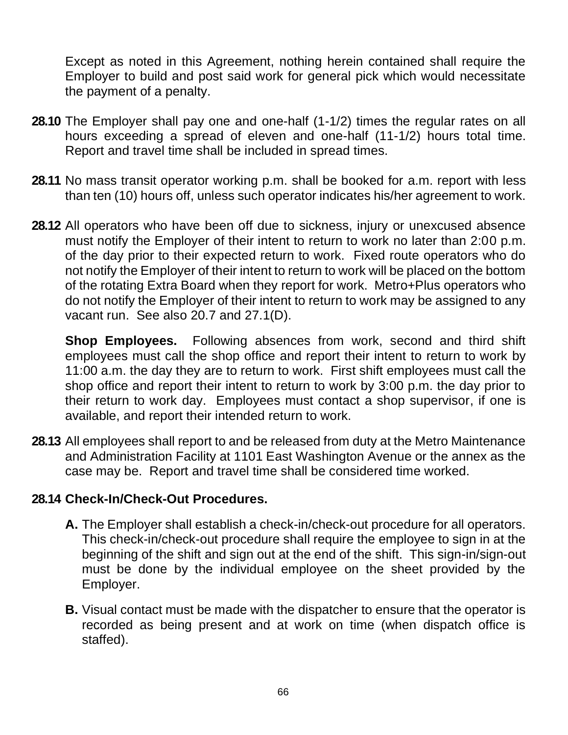Except as noted in this Agreement, nothing herein contained shall require the Employer to build and post said work for general pick which would necessitate the payment of a penalty.

**28.10** The Employer shall pay one and one-half (1-1/2) times the regular rates on all hours exceeding a spread of eleven and one-half (11-1/2) hours total time. Report and travel time shall be included in spread times.

**28.11** No mass transit operator working p.m. shall be booked for a.m. report with less than ten (10) hours off, unless such operator indicates his/her agreement to work.

**28.12** All operators who have been off due to sickness, injury or unexcused absence must notify the Employer of their intent to return to work no later than 2:00 p.m. of the day prior to their expected return to work. Fixed route operators who do not notify the Employer of their intent to return to work will be placed on the bottom of the rotating Extra Board when they report for work. Metro+Plus operators who do not notify the Employer of their intent to return to work may be assigned to any vacant run. See also 20.7 and 27.1(D).

**Shop Employees.** Following absences from work, second and third shift employees must call the shop office and report their intent to return to work by 11:00 a.m. the day they are to return to work. First shift employees must call the shop office and report their intent to return to work by 3:00 p.m. the day prior to their return to work day. Employees must contact a shop supervisor, if one is available, and report their intended return to work.

**28.13** All employees shall report to and be released from duty at the Metro Maintenance and Administration Facility at 1101 East Washington Avenue or the annex as the case may be. Report and travel time shall be considered time worked.

**28.14 Check-In/Check-Out Procedures.**

**A.** The Employer shall establish a check-in/check-out procedure for all operators. This check-in/check-out procedure shall require the employee to sign in at the beginning of the shift and sign out at the end of the shift. This sign-in/sign-out must be done by the individual employee on the sheet provided by the Employer.

**B.** Visual contact must be made with the dispatcher to ensure that the operator is recorded as being present and at work on time (when dispatch office is staffed).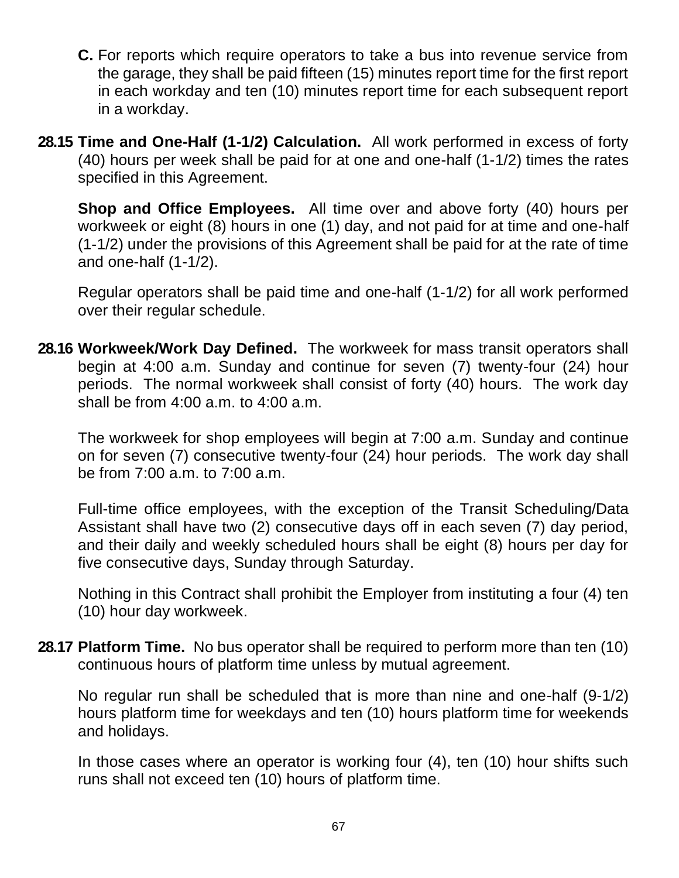**C.** For reports which require operators to take a bus into revenue service from the garage, they shall be paid fifteen (15) minutes report time for the first report in each workday and ten (10) minutes report time for each subsequent report in a workday.

**28.15 Time and One-Half (1-1/2) Calculation.** All work performed in excess of forty (40) hours per week shall be paid for at one and one-half (1-1/2) times the rates specified in this Agreement.

**Shop and Office Employees.** All time over and above forty (40) hours per workweek or eight (8) hours in one (1) day, and not paid for at time and one-half (1-1/2) under the provisions of this Agreement shall be paid for at the rate of time and one-half (1-1/2).

Regular operators shall be paid time and one-half (1-1/2) for all work performed over their regular schedule.

**28.16 Workweek/Work Day Defined.** The workweek for mass transit operators shall begin at 4:00 a.m. Sunday and continue for seven (7) twenty-four (24) hour periods. The normal workweek shall consist of forty (40) hours. The work day shall be from 4:00 a.m. to 4:00 a.m.

The workweek for shop employees will begin at 7:00 a.m. Sunday and continue on for seven (7) consecutive twenty-four (24) hour periods. The work day shall be from 7:00 a.m. to 7:00 a.m.

Full-time office employees, with the exception of the Transit Scheduling/Data Assistant shall have two (2) consecutive days off in each seven (7) day period, and their daily and weekly scheduled hours shall be eight (8) hours per day for five consecutive days, Sunday through Saturday.

Nothing in this Contract shall prohibit the Employer from instituting a four (4) ten (10) hour day workweek.

**28.17 Platform Time.** No bus operator shall be required to perform more than ten (10) continuous hours of platform time unless by mutual agreement.

No regular run shall be scheduled that is more than nine and one-half (9-1/2) hours platform time for weekdays and ten (10) hours platform time for weekends and holidays.

In those cases where an operator is working four (4), ten (10) hour shifts such runs shall not exceed ten (10) hours of platform time.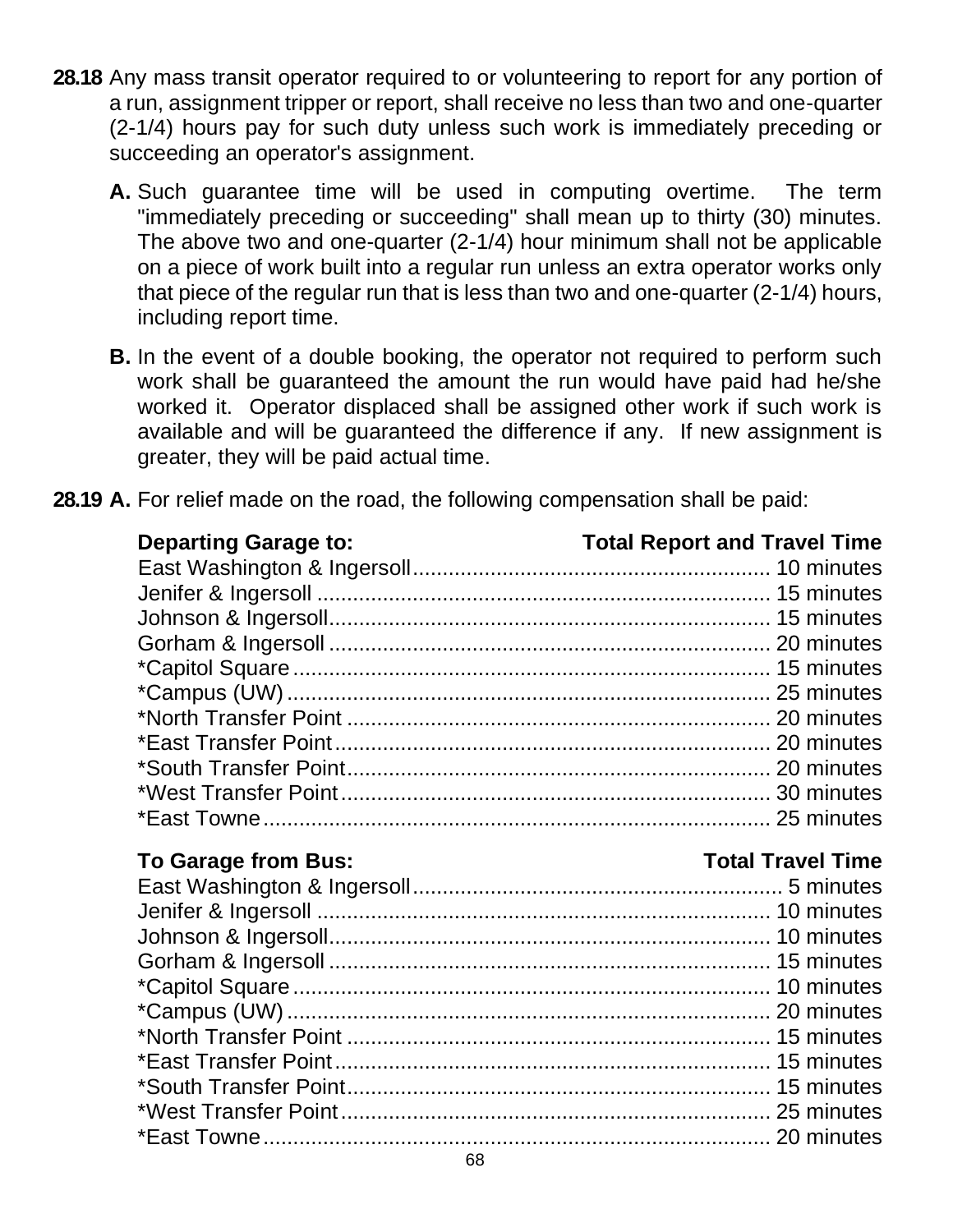**28.18** Any mass transit operator required to or volunteering to report for any portion of a run, assignment tripper or report, shall receive no less than two and one-quarter (2-1/4) hours pay for such duty unless such work is immediately preceding or succeeding an operator's assignment.

**A.** Such guarantee time will be used in computing overtime. The term "immediately preceding or succeeding" shall mean up to thirty (30) minutes. The above two and one-quarter (2-1/4) hour minimum shall not be applicable on a piece of work built into a regular run unless an extra operator works only that piece of the regular run that is less than two and one-quarter (2-1/4) hours, including report time.

**B.** In the event of a double booking, the operator not required to perform such work shall be guaranteed the amount the run would have paid had he/she worked it. Operator displaced shall be assigned other work if such work is available and will be guaranteed the difference if any. If new assignment is greater, they will be paid actual time.

**28.19 A.** For relief made on the road, the following compensation shall be paid:

| **Departing Garage to:** | **Total Report and Travel Time** |
|---|---|
| East Washington & Ingersoll | 10 minutes |
| Jenifer & Ingersoll | 15 minutes |
| Johnson & Ingersoll | 15 minutes |
| Gorham & Ingersoll | 20 minutes |
| *Capitol Square | 15 minutes |
| *Campus (UW) | 25 minutes |
| *North Transfer Point | 20 minutes |
| *East Transfer Point | 20 minutes |
| *South Transfer Point | 20 minutes |
| *West Transfer Point | 30 minutes |
| *East Towne | 25 minutes |

| **To Garage from Bus:** | **Total Travel Time** |
|---|---|
| East Washington & Ingersoll | 5 minutes |
| Jenifer & Ingersoll | 10 minutes |
| Johnson & Ingersoll | 10 minutes |
| Gorham & Ingersoll | 15 minutes |
| *Capitol Square | 10 minutes |
| *Campus (UW) | 20 minutes |
| *North Transfer Point | 15 minutes |
| *East Transfer Point | 15 minutes |
| *South Transfer Point | 15 minutes |
| *West Transfer Point | 25 minutes |
| *East Towne | 20 minutes |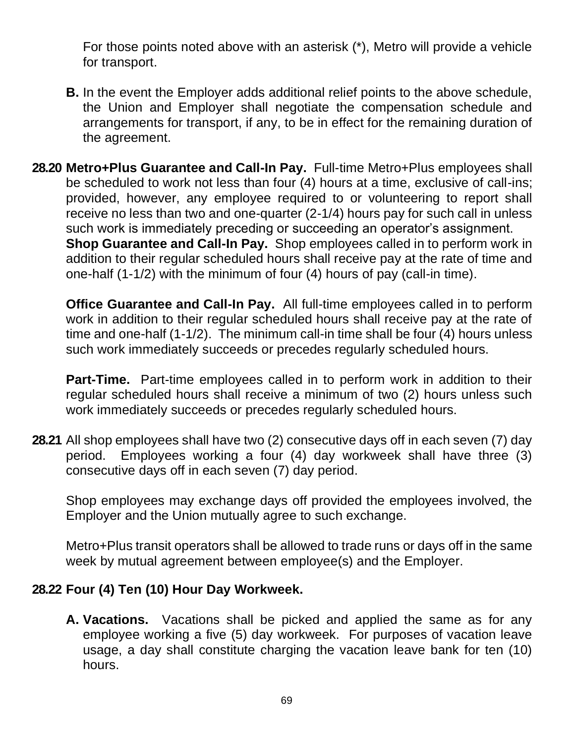For those points noted above with an asterisk (*), Metro will provide a vehicle for transport.

**B.** In the event the Employer adds additional relief points to the above schedule, the Union and Employer shall negotiate the compensation schedule and arrangements for transport, if any, to be in effect for the remaining duration of the agreement.

**28.20 Metro+Plus Guarantee and Call-In Pay.** Full-time Metro+Plus employees shall be scheduled to work not less than four (4) hours at a time, exclusive of call-ins; provided, however, any employee required to or volunteering to report shall receive no less than two and one-quarter (2-1/4) hours pay for such call in unless such work is immediately preceding or succeeding an operator's assignment.
**Shop Guarantee and Call-In Pay.** Shop employees called in to perform work in addition to their regular scheduled hours shall receive pay at the rate of time and one-half (1-1/2) with the minimum of four (4) hours of pay (call-in time).

**Office Guarantee and Call-In Pay.** All full-time employees called in to perform work in addition to their regular scheduled hours shall receive pay at the rate of time and one-half (1-1/2). The minimum call-in time shall be four (4) hours unless such work immediately succeeds or precedes regularly scheduled hours.

**Part-Time.** Part-time employees called in to perform work in addition to their regular scheduled hours shall receive a minimum of two (2) hours unless such work immediately succeeds or precedes regularly scheduled hours.

**28.21** All shop employees shall have two (2) consecutive days off in each seven (7) day period. Employees working a four (4) day workweek shall have three (3) consecutive days off in each seven (7) day period.

Shop employees may exchange days off provided the employees involved, the Employer and the Union mutually agree to such exchange.

Metro+Plus transit operators shall be allowed to trade runs or days off in the same week by mutual agreement between employee(s) and the Employer.

**28.22 Four (4) Ten (10) Hour Day Workweek.**

**A. Vacations.** Vacations shall be picked and applied the same as for any employee working a five (5) day workweek. For purposes of vacation leave usage, a day shall constitute charging the vacation leave bank for ten (10) hours.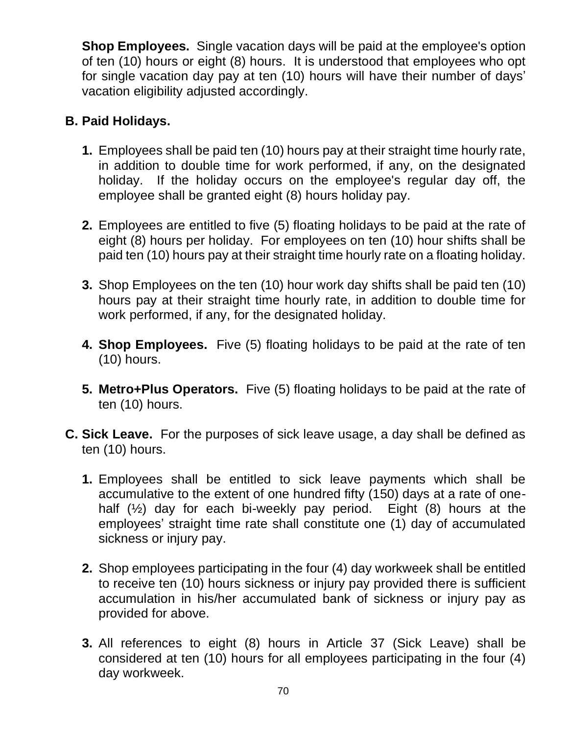**Shop Employees.** Single vacation days will be paid at the employee's option of ten (10) hours or eight (8) hours. It is understood that employees who opt for single vacation day pay at ten (10) hours will have their number of days' vacation eligibility adjusted accordingly.

**B. Paid Holidays.**

1. Employees shall be paid ten (10) hours pay at their straight time hourly rate, in addition to double time for work performed, if any, on the designated holiday. If the holiday occurs on the employee's regular day off, the employee shall be granted eight (8) hours holiday pay.

2. Employees are entitled to five (5) floating holidays to be paid at the rate of eight (8) hours per holiday. For employees on ten (10) hour shifts shall be paid ten (10) hours pay at their straight time hourly rate on a floating holiday.

3. Shop Employees on the ten (10) hour work day shifts shall be paid ten (10) hours pay at their straight time hourly rate, in addition to double time for work performed, if any, for the designated holiday.

4. **Shop Employees.** Five (5) floating holidays to be paid at the rate of ten (10) hours.

5. **Metro+Plus Operators.** Five (5) floating holidays to be paid at the rate of ten (10) hours.

**C. Sick Leave.** For the purposes of sick leave usage, a day shall be defined as ten (10) hours.

1. Employees shall be entitled to sick leave payments which shall be accumulative to the extent of one hundred fifty (150) days at a rate of one-half (½) day for each bi-weekly pay period. Eight (8) hours at the employees' straight time rate shall constitute one (1) day of accumulated sickness or injury pay.

2. Shop employees participating in the four (4) day workweek shall be entitled to receive ten (10) hours sickness or injury pay provided there is sufficient accumulation in his/her accumulated bank of sickness or injury pay as provided for above.

3. All references to eight (8) hours in Article 37 (Sick Leave) shall be considered at ten (10) hours for all employees participating in the four (4) day workweek.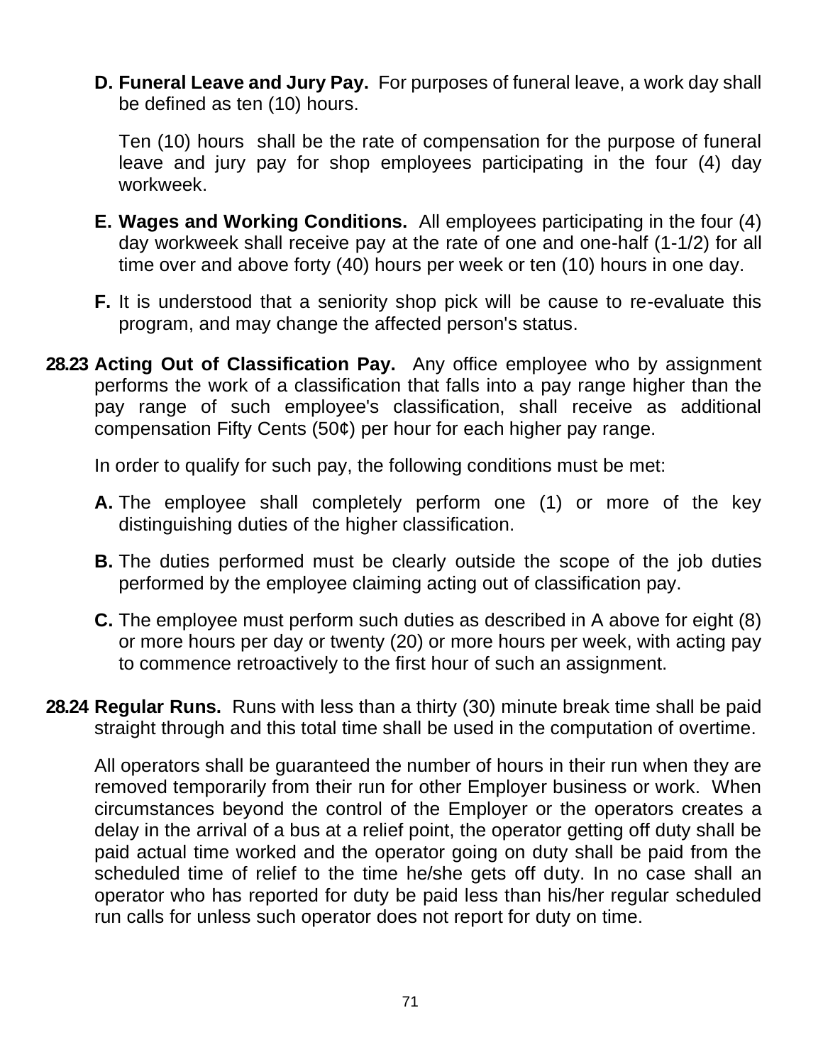**D. Funeral Leave and Jury Pay.** For purposes of funeral leave, a work day shall be defined as ten (10) hours.

Ten (10) hours shall be the rate of compensation for the purpose of funeral leave and jury pay for shop employees participating in the four (4) day workweek.

**E. Wages and Working Conditions.** All employees participating in the four (4) day workweek shall receive pay at the rate of one and one-half (1-1/2) for all time over and above forty (40) hours per week or ten (10) hours in one day.

**F.** It is understood that a seniority shop pick will be cause to re-evaluate this program, and may change the affected person's status.

**28.23 Acting Out of Classification Pay.** Any office employee who by assignment performs the work of a classification that falls into a pay range higher than the pay range of such employee's classification, shall receive as additional compensation Fifty Cents (50¢) per hour for each higher pay range.

In order to qualify for such pay, the following conditions must be met:

**A.** The employee shall completely perform one (1) or more of the key distinguishing duties of the higher classification.

**B.** The duties performed must be clearly outside the scope of the job duties performed by the employee claiming acting out of classification pay.

**C.** The employee must perform such duties as described in A above for eight (8) or more hours per day or twenty (20) or more hours per week, with acting pay to commence retroactively to the first hour of such an assignment.

**28.24 Regular Runs.** Runs with less than a thirty (30) minute break time shall be paid straight through and this total time shall be used in the computation of overtime.

All operators shall be guaranteed the number of hours in their run when they are removed temporarily from their run for other Employer business or work. When circumstances beyond the control of the Employer or the operators creates a delay in the arrival of a bus at a relief point, the operator getting off duty shall be paid actual time worked and the operator going on duty shall be paid from the scheduled time of relief to the time he/she gets off duty. In no case shall an operator who has reported for duty be paid less than his/her regular scheduled run calls for unless such operator does not report for duty on time.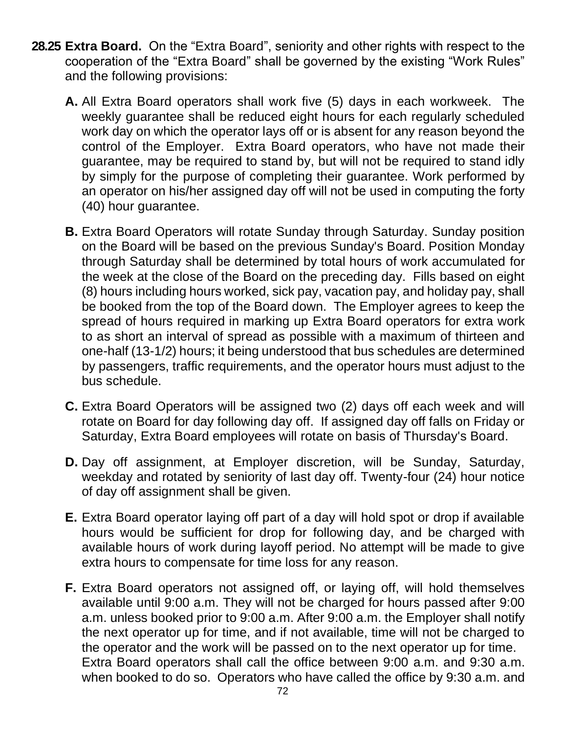**28.25 Extra Board.** On the "Extra Board", seniority and other rights with respect to the cooperation of the "Extra Board" shall be governed by the existing "Work Rules" and the following provisions:

**A.** All Extra Board operators shall work five (5) days in each workweek. The weekly guarantee shall be reduced eight hours for each regularly scheduled work day on which the operator lays off or is absent for any reason beyond the control of the Employer. Extra Board operators, who have not made their guarantee, may be required to stand by, but will not be required to stand idly by simply for the purpose of completing their guarantee. Work performed by an operator on his/her assigned day off will not be used in computing the forty (40) hour guarantee.

**B.** Extra Board Operators will rotate Sunday through Saturday. Sunday position on the Board will be based on the previous Sunday's Board. Position Monday through Saturday shall be determined by total hours of work accumulated for the week at the close of the Board on the preceding day. Fills based on eight (8) hours including hours worked, sick pay, vacation pay, and holiday pay, shall be booked from the top of the Board down. The Employer agrees to keep the spread of hours required in marking up Extra Board operators for extra work to as short an interval of spread as possible with a maximum of thirteen and one-half (13-1/2) hours; it being understood that bus schedules are determined by passengers, traffic requirements, and the operator hours must adjust to the bus schedule.

**C.** Extra Board Operators will be assigned two (2) days off each week and will rotate on Board for day following day off. If assigned day off falls on Friday or Saturday, Extra Board employees will rotate on basis of Thursday's Board.

**D.** Day off assignment, at Employer discretion, will be Sunday, Saturday, weekday and rotated by seniority of last day off. Twenty-four (24) hour notice of day off assignment shall be given.

**E.** Extra Board operator laying off part of a day will hold spot or drop if available hours would be sufficient for drop for following day, and be charged with available hours of work during layoff period. No attempt will be made to give extra hours to compensate for time loss for any reason.

**F.** Extra Board operators not assigned off, or laying off, will hold themselves available until 9:00 a.m. They will not be charged for hours passed after 9:00 a.m. unless booked prior to 9:00 a.m. After 9:00 a.m. the Employer shall notify the next operator up for time, and if not available, time will not be charged to the operator and the work will be passed on to the next operator up for time. Extra Board operators shall call the office between 9:00 a.m. and 9:30 a.m. when booked to do so. Operators who have called the office by 9:30 a.m. and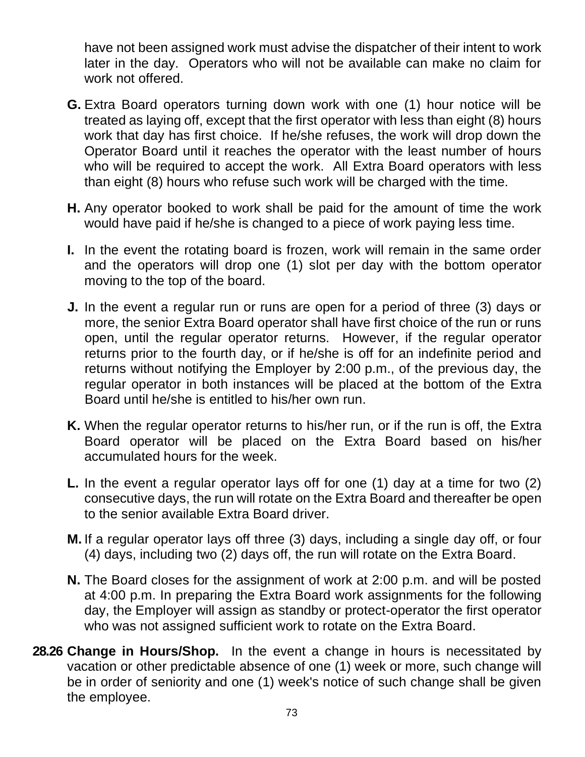have not been assigned work must advise the dispatcher of their intent to work later in the day. Operators who will not be available can make no claim for work not offered.

**G.** Extra Board operators turning down work with one (1) hour notice will be treated as laying off, except that the first operator with less than eight (8) hours work that day has first choice. If he/she refuses, the work will drop down the Operator Board until it reaches the operator with the least number of hours who will be required to accept the work. All Extra Board operators with less than eight (8) hours who refuse such work will be charged with the time.

**H.** Any operator booked to work shall be paid for the amount of time the work would have paid if he/she is changed to a piece of work paying less time.

**I.** In the event the rotating board is frozen, work will remain in the same order and the operators will drop one (1) slot per day with the bottom operator moving to the top of the board.

**J.** In the event a regular run or runs are open for a period of three (3) days or more, the senior Extra Board operator shall have first choice of the run or runs open, until the regular operator returns. However, if the regular operator returns prior to the fourth day, or if he/she is off for an indefinite period and returns without notifying the Employer by 2:00 p.m., of the previous day, the regular operator in both instances will be placed at the bottom of the Extra Board until he/she is entitled to his/her own run.

**K.** When the regular operator returns to his/her run, or if the run is off, the Extra Board operator will be placed on the Extra Board based on his/her accumulated hours for the week.

**L.** In the event a regular operator lays off for one (1) day at a time for two (2) consecutive days, the run will rotate on the Extra Board and thereafter be open to the senior available Extra Board driver.

**M.** If a regular operator lays off three (3) days, including a single day off, or four (4) days, including two (2) days off, the run will rotate on the Extra Board.

**N.** The Board closes for the assignment of work at 2:00 p.m. and will be posted at 4:00 p.m. In preparing the Extra Board work assignments for the following day, the Employer will assign as standby or protect-operator the first operator who was not assigned sufficient work to rotate on the Extra Board.

**28.26 Change in Hours/Shop.** In the event a change in hours is necessitated by vacation or other predictable absence of one (1) week or more, such change will be in order of seniority and one (1) week's notice of such change shall be given the employee.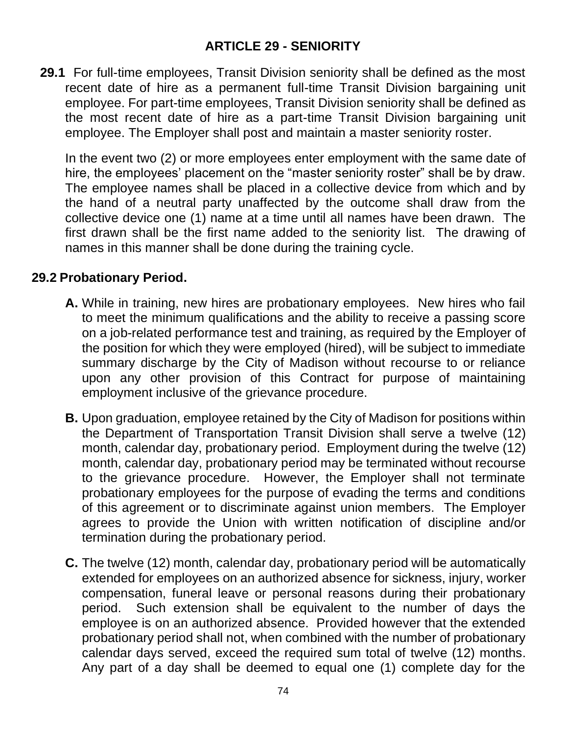## ARTICLE 29 - SENIORITY

**29.1** For full-time employees, Transit Division seniority shall be defined as the most recent date of hire as a permanent full-time Transit Division bargaining unit employee. For part-time employees, Transit Division seniority shall be defined as the most recent date of hire as a part-time Transit Division bargaining unit employee. The Employer shall post and maintain a master seniority roster.

In the event two (2) or more employees enter employment with the same date of hire, the employees' placement on the "master seniority roster" shall be by draw. The employee names shall be placed in a collective device from which and by the hand of a neutral party unaffected by the outcome shall draw from the collective device one (1) name at a time until all names have been drawn. The first drawn shall be the first name added to the seniority list. The drawing of names in this manner shall be done during the training cycle.

### 29.2 Probationary Period.

**A.** While in training, new hires are probationary employees. New hires who fail to meet the minimum qualifications and the ability to receive a passing score on a job-related performance test and training, as required by the Employer of the position for which they were employed (hired), will be subject to immediate summary discharge by the City of Madison without recourse to or reliance upon any other provision of this Contract for purpose of maintaining employment inclusive of the grievance procedure.

**B.** Upon graduation, employee retained by the City of Madison for positions within the Department of Transportation Transit Division shall serve a twelve (12) month, calendar day, probationary period. Employment during the twelve (12) month, calendar day, probationary period may be terminated without recourse to the grievance procedure. However, the Employer shall not terminate probationary employees for the purpose of evading the terms and conditions of this agreement or to discriminate against union members. The Employer agrees to provide the Union with written notification of discipline and/or termination during the probationary period.

**C.** The twelve (12) month, calendar day, probationary period will be automatically extended for employees on an authorized absence for sickness, injury, worker compensation, funeral leave or personal reasons during their probationary period. Such extension shall be equivalent to the number of days the employee is on an authorized absence. Provided however that the extended probationary period shall not, when combined with the number of probationary calendar days served, exceed the required sum total of twelve (12) months. Any part of a day shall be deemed to equal one (1) complete day for the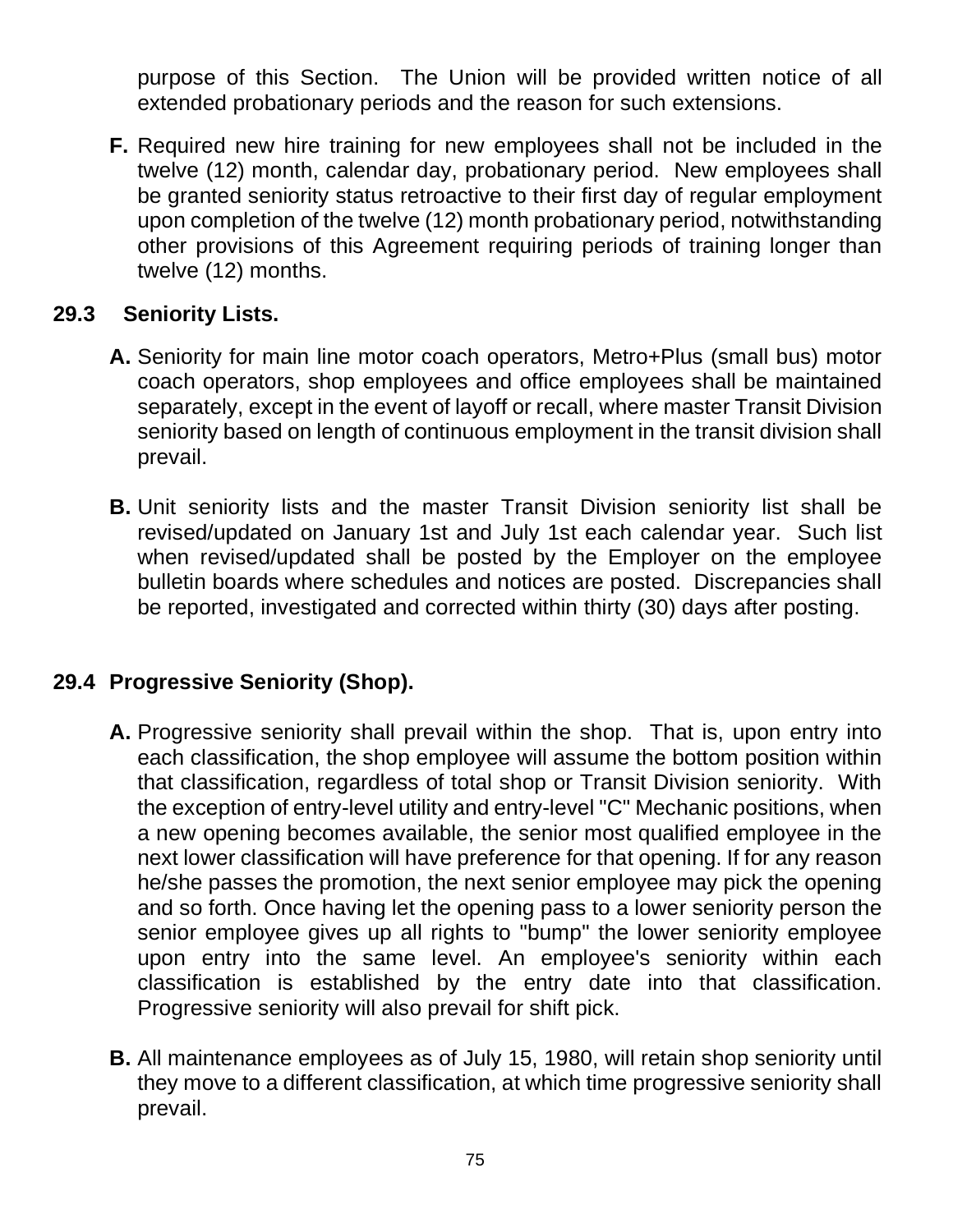purpose of this Section. The Union will be provided written notice of all extended probationary periods and the reason for such extensions.

**F.** Required new hire training for new employees shall not be included in the twelve (12) month, calendar day, probationary period. New employees shall be granted seniority status retroactive to their first day of regular employment upon completion of the twelve (12) month probationary period, notwithstanding other provisions of this Agreement requiring periods of training longer than twelve (12) months.

## 29.3 Seniority Lists.

**A.** Seniority for main line motor coach operators, Metro+Plus (small bus) motor coach operators, shop employees and office employees shall be maintained separately, except in the event of layoff or recall, where master Transit Division seniority based on length of continuous employment in the transit division shall prevail.

**B.** Unit seniority lists and the master Transit Division seniority list shall be revised/updated on January 1st and July 1st each calendar year. Such list when revised/updated shall be posted by the Employer on the employee bulletin boards where schedules and notices are posted. Discrepancies shall be reported, investigated and corrected within thirty (30) days after posting.

## 29.4 Progressive Seniority (Shop).

**A.** Progressive seniority shall prevail within the shop. That is, upon entry into each classification, the shop employee will assume the bottom position within that classification, regardless of total shop or Transit Division seniority. With the exception of entry-level utility and entry-level "C" Mechanic positions, when a new opening becomes available, the senior most qualified employee in the next lower classification will have preference for that opening. If for any reason he/she passes the promotion, the next senior employee may pick the opening and so forth. Once having let the opening pass to a lower seniority person the senior employee gives up all rights to "bump" the lower seniority employee upon entry into the same level. An employee's seniority within each classification is established by the entry date into that classification. Progressive seniority will also prevail for shift pick.

**B.** All maintenance employees as of July 15, 1980, will retain shop seniority until they move to a different classification, at which time progressive seniority shall prevail.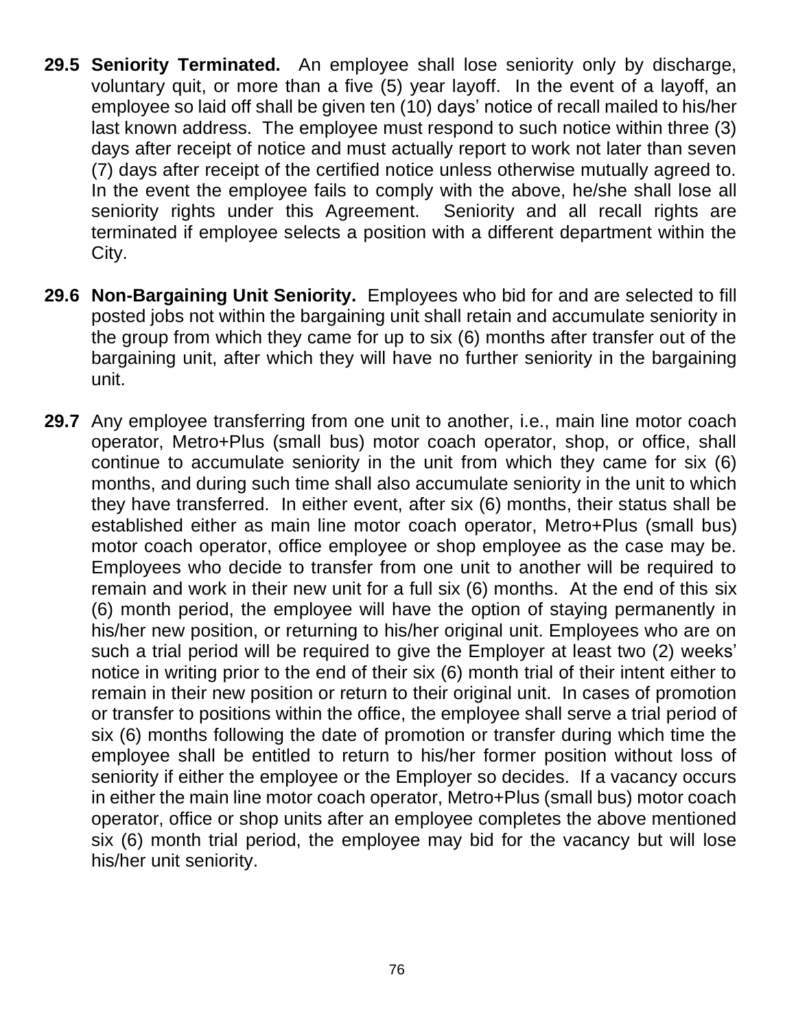**29.5 Seniority Terminated.** An employee shall lose seniority only by discharge, voluntary quit, or more than a five (5) year layoff. In the event of a layoff, an employee so laid off shall be given ten (10) days' notice of recall mailed to his/her last known address. The employee must respond to such notice within three (3) days after receipt of notice and must actually report to work not later than seven (7) days after receipt of the certified notice unless otherwise mutually agreed to. In the event the employee fails to comply with the above, he/she shall lose all seniority rights under this Agreement. Seniority and all recall rights are terminated if employee selects a position with a different department within the City.

**29.6 Non-Bargaining Unit Seniority.** Employees who bid for and are selected to fill posted jobs not within the bargaining unit shall retain and accumulate seniority in the group from which they came for up to six (6) months after transfer out of the bargaining unit, after which they will have no further seniority in the bargaining unit.

**29.7** Any employee transferring from one unit to another, i.e., main line motor coach operator, Metro+Plus (small bus) motor coach operator, shop, or office, shall continue to accumulate seniority in the unit from which they came for six (6) months, and during such time shall also accumulate seniority in the unit to which they have transferred. In either event, after six (6) months, their status shall be established either as main line motor coach operator, Metro+Plus (small bus) motor coach operator, office employee or shop employee as the case may be. Employees who decide to transfer from one unit to another will be required to remain and work in their new unit for a full six (6) months. At the end of this six (6) month period, the employee will have the option of staying permanently in his/her new position, or returning to his/her original unit. Employees who are on such a trial period will be required to give the Employer at least two (2) weeks' notice in writing prior to the end of their six (6) month trial of their intent either to remain in their new position or return to their original unit. In cases of promotion or transfer to positions within the office, the employee shall serve a trial period of six (6) months following the date of promotion or transfer during which time the employee shall be entitled to return to his/her former position without loss of seniority if either the employee or the Employer so decides. If a vacancy occurs in either the main line motor coach operator, Metro+Plus (small bus) motor coach operator, office or shop units after an employee completes the above mentioned six (6) month trial period, the employee may bid for the vacancy but will lose his/her unit seniority.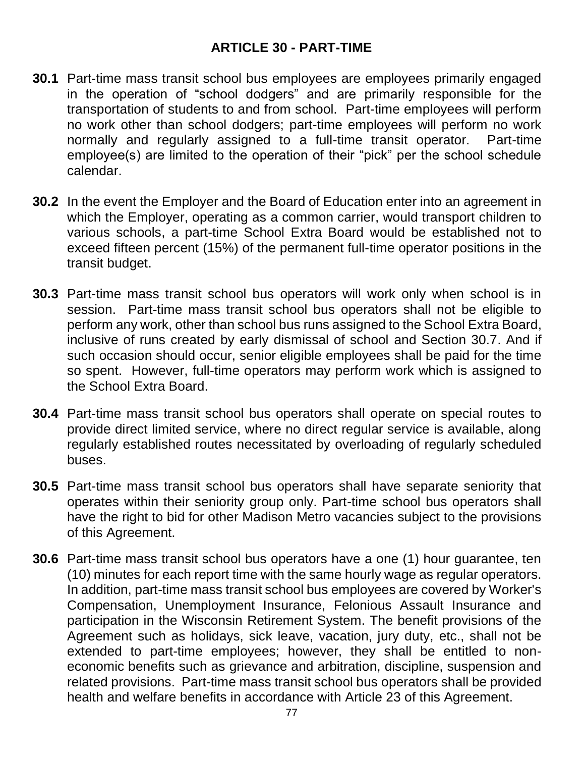## ARTICLE 30 - PART-TIME

**30.1** Part-time mass transit school bus employees are employees primarily engaged in the operation of "school dodgers" and are primarily responsible for the transportation of students to and from school. Part-time employees will perform no work other than school dodgers; part-time employees will perform no work normally and regularly assigned to a full-time transit operator. Part-time employee(s) are limited to the operation of their "pick" per the school schedule calendar.

**30.2** In the event the Employer and the Board of Education enter into an agreement in which the Employer, operating as a common carrier, would transport children to various schools, a part-time School Extra Board would be established not to exceed fifteen percent (15%) of the permanent full-time operator positions in the transit budget.

**30.3** Part-time mass transit school bus operators will work only when school is in session. Part-time mass transit school bus operators shall not be eligible to perform any work, other than school bus runs assigned to the School Extra Board, inclusive of runs created by early dismissal of school and Section 30.7. And if such occasion should occur, senior eligible employees shall be paid for the time so spent. However, full-time operators may perform work which is assigned to the School Extra Board.

**30.4** Part-time mass transit school bus operators shall operate on special routes to provide direct limited service, where no direct regular service is available, along regularly established routes necessitated by overloading of regularly scheduled buses.

**30.5** Part-time mass transit school bus operators shall have separate seniority that operates within their seniority group only. Part-time school bus operators shall have the right to bid for other Madison Metro vacancies subject to the provisions of this Agreement.

**30.6** Part-time mass transit school bus operators have a one (1) hour guarantee, ten (10) minutes for each report time with the same hourly wage as regular operators. In addition, part-time mass transit school bus employees are covered by Worker's Compensation, Unemployment Insurance, Felonious Assault Insurance and participation in the Wisconsin Retirement System. The benefit provisions of the Agreement such as holidays, sick leave, vacation, jury duty, etc., shall not be extended to part-time employees; however, they shall be entitled to non-economic benefits such as grievance and arbitration, discipline, suspension and related provisions. Part-time mass transit school bus operators shall be provided health and welfare benefits in accordance with Article 23 of this Agreement.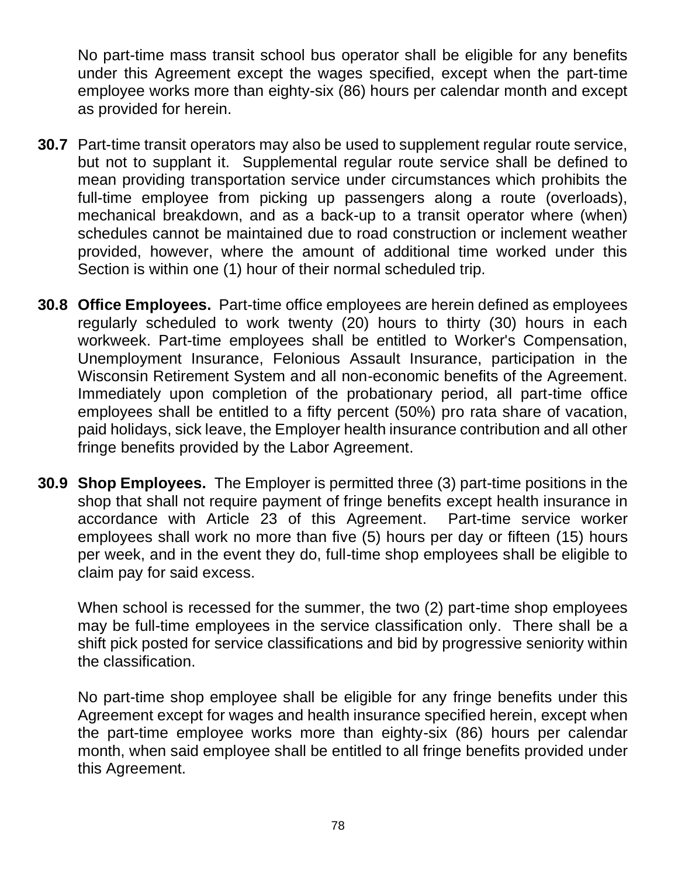No part-time mass transit school bus operator shall be eligible for any benefits under this Agreement except the wages specified, except when the part-time employee works more than eighty-six (86) hours per calendar month and except as provided for herein.

**30.7** Part-time transit operators may also be used to supplement regular route service, but not to supplant it. Supplemental regular route service shall be defined to mean providing transportation service under circumstances which prohibits the full-time employee from picking up passengers along a route (overloads), mechanical breakdown, and as a back-up to a transit operator where (when) schedules cannot be maintained due to road construction or inclement weather provided, however, where the amount of additional time worked under this Section is within one (1) hour of their normal scheduled trip.

**30.8 Office Employees.** Part-time office employees are herein defined as employees regularly scheduled to work twenty (20) hours to thirty (30) hours in each workweek. Part-time employees shall be entitled to Worker's Compensation, Unemployment Insurance, Felonious Assault Insurance, participation in the Wisconsin Retirement System and all non-economic benefits of the Agreement. Immediately upon completion of the probationary period, all part-time office employees shall be entitled to a fifty percent (50%) pro rata share of vacation, paid holidays, sick leave, the Employer health insurance contribution and all other fringe benefits provided by the Labor Agreement.

**30.9 Shop Employees.** The Employer is permitted three (3) part-time positions in the shop that shall not require payment of fringe benefits except health insurance in accordance with Article 23 of this Agreement. Part-time service worker employees shall work no more than five (5) hours per day or fifteen (15) hours per week, and in the event they do, full-time shop employees shall be eligible to claim pay for said excess.

When school is recessed for the summer, the two (2) part-time shop employees may be full-time employees in the service classification only. There shall be a shift pick posted for service classifications and bid by progressive seniority within the classification.

No part-time shop employee shall be eligible for any fringe benefits under this Agreement except for wages and health insurance specified herein, except when the part-time employee works more than eighty-six (86) hours per calendar month, when said employee shall be entitled to all fringe benefits provided under this Agreement.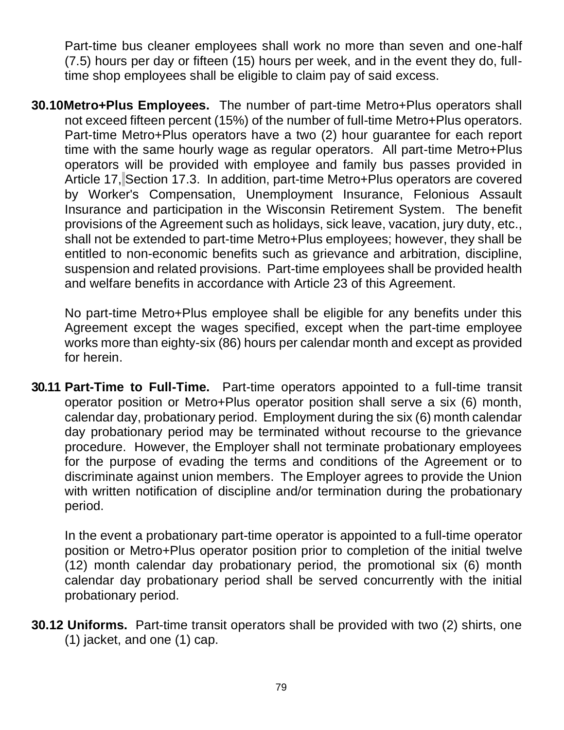Part-time bus cleaner employees shall work no more than seven and one-half (7.5) hours per day or fifteen (15) hours per week, and in the event they do, full-time shop employees shall be eligible to claim pay of said excess.

**30.10 Metro+Plus Employees.** The number of part-time Metro+Plus operators shall not exceed fifteen percent (15%) of the number of full-time Metro+Plus operators. Part-time Metro+Plus operators have a two (2) hour guarantee for each report time with the same hourly wage as regular operators. All part-time Metro+Plus operators will be provided with employee and family bus passes provided in Article 17, Section 17.3. In addition, part-time Metro+Plus operators are covered by Worker's Compensation, Unemployment Insurance, Felonious Assault Insurance and participation in the Wisconsin Retirement System. The benefit provisions of the Agreement such as holidays, sick leave, vacation, jury duty, etc., shall not be extended to part-time Metro+Plus employees; however, they shall be entitled to non-economic benefits such as grievance and arbitration, discipline, suspension and related provisions. Part-time employees shall be provided health and welfare benefits in accordance with Article 23 of this Agreement.

No part-time Metro+Plus employee shall be eligible for any benefits under this Agreement except the wages specified, except when the part-time employee works more than eighty-six (86) hours per calendar month and except as provided for herein.

**30.11 Part-Time to Full-Time.** Part-time operators appointed to a full-time transit operator position or Metro+Plus operator position shall serve a six (6) month, calendar day, probationary period. Employment during the six (6) month calendar day probationary period may be terminated without recourse to the grievance procedure. However, the Employer shall not terminate probationary employees for the purpose of evading the terms and conditions of the Agreement or to discriminate against union members. The Employer agrees to provide the Union with written notification of discipline and/or termination during the probationary period.

In the event a probationary part-time operator is appointed to a full-time operator position or Metro+Plus operator position prior to completion of the initial twelve (12) month calendar day probationary period, the promotional six (6) month calendar day probationary period shall be served concurrently with the initial probationary period.

**30.12 Uniforms.** Part-time transit operators shall be provided with two (2) shirts, one (1) jacket, and one (1) cap.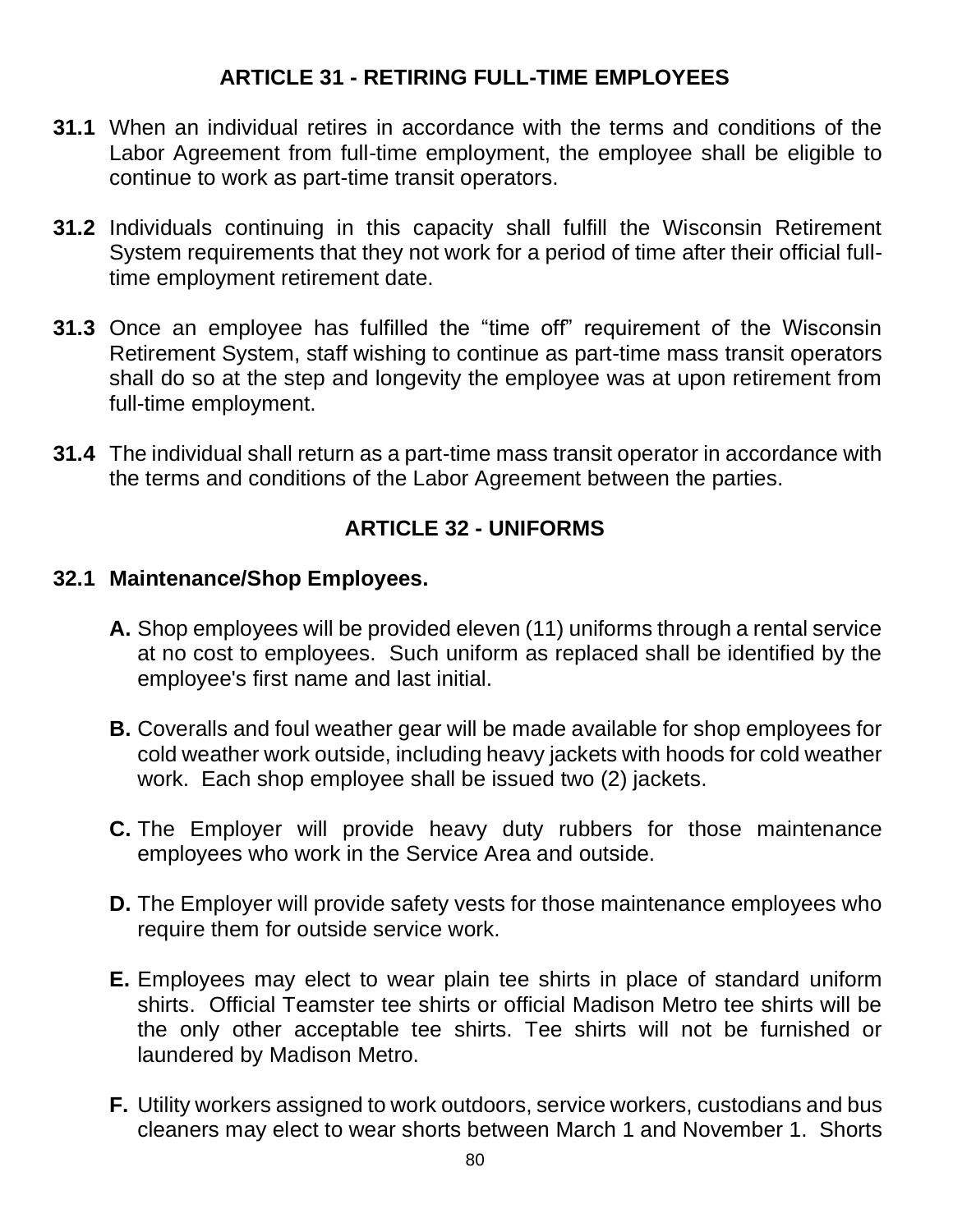## ARTICLE 31 - RETIRING FULL-TIME EMPLOYEES

**31.1** When an individual retires in accordance with the terms and conditions of the Labor Agreement from full-time employment, the employee shall be eligible to continue to work as part-time transit operators.

**31.2** Individuals continuing in this capacity shall fulfill the Wisconsin Retirement System requirements that they not work for a period of time after their official full-time employment retirement date.

**31.3** Once an employee has fulfilled the "time off" requirement of the Wisconsin Retirement System, staff wishing to continue as part-time mass transit operators shall do so at the step and longevity the employee was at upon retirement from full-time employment.

**31.4** The individual shall return as a part-time mass transit operator in accordance with the terms and conditions of the Labor Agreement between the parties.

## ARTICLE 32 - UNIFORMS

### 32.1 Maintenance/Shop Employees.

**A.** Shop employees will be provided eleven (11) uniforms through a rental service at no cost to employees. Such uniform as replaced shall be identified by the employee's first name and last initial.

**B.** Coveralls and foul weather gear will be made available for shop employees for cold weather work outside, including heavy jackets with hoods for cold weather work. Each shop employee shall be issued two (2) jackets.

**C.** The Employer will provide heavy duty rubbers for those maintenance employees who work in the Service Area and outside.

**D.** The Employer will provide safety vests for those maintenance employees who require them for outside service work.

**E.** Employees may elect to wear plain tee shirts in place of standard uniform shirts. Official Teamster tee shirts or official Madison Metro tee shirts will be the only other acceptable tee shirts. Tee shirts will not be furnished or laundered by Madison Metro.

**F.** Utility workers assigned to work outdoors, service workers, custodians and bus cleaners may elect to wear shorts between March 1 and November 1. Shorts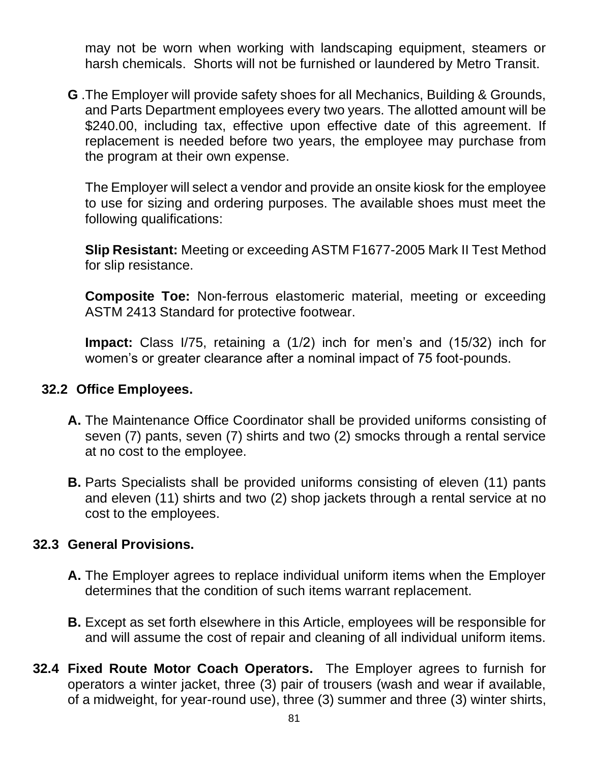may not be worn when working with landscaping equipment, steamers or harsh chemicals. Shorts will not be furnished or laundered by Metro Transit.

**G** .The Employer will provide safety shoes for all Mechanics, Building & Grounds, and Parts Department employees every two years. The allotted amount will be $240.00, including tax, effective upon effective date of this agreement. If replacement is needed before two years, the employee may purchase from the program at their own expense.

The Employer will select a vendor and provide an onsite kiosk for the employee to use for sizing and ordering purposes. The available shoes must meet the following qualifications:

**Slip Resistant:** Meeting or exceeding ASTM F1677-2005 Mark II Test Method for slip resistance.

**Composite Toe:** Non-ferrous elastomeric material, meeting or exceeding ASTM 2413 Standard for protective footwear.

**Impact:** Class I/75, retaining a (1/2) inch for men's and (15/32) inch for women's or greater clearance after a nominal impact of 75 foot-pounds.

**32.2 Office Employees.**

**A.** The Maintenance Office Coordinator shall be provided uniforms consisting of seven (7) pants, seven (7) shirts and two (2) smocks through a rental service at no cost to the employee.

**B.** Parts Specialists shall be provided uniforms consisting of eleven (11) pants and eleven (11) shirts and two (2) shop jackets through a rental service at no cost to the employees.

**32.3 General Provisions.**

**A.** The Employer agrees to replace individual uniform items when the Employer determines that the condition of such items warrant replacement.

**B.** Except as set forth elsewhere in this Article, employees will be responsible for and will assume the cost of repair and cleaning of all individual uniform items.

**32.4 Fixed Route Motor Coach Operators.** The Employer agrees to furnish for operators a winter jacket, three (3) pair of trousers (wash and wear if available, of a midweight, for year-round use), three (3) summer and three (3) winter shirts,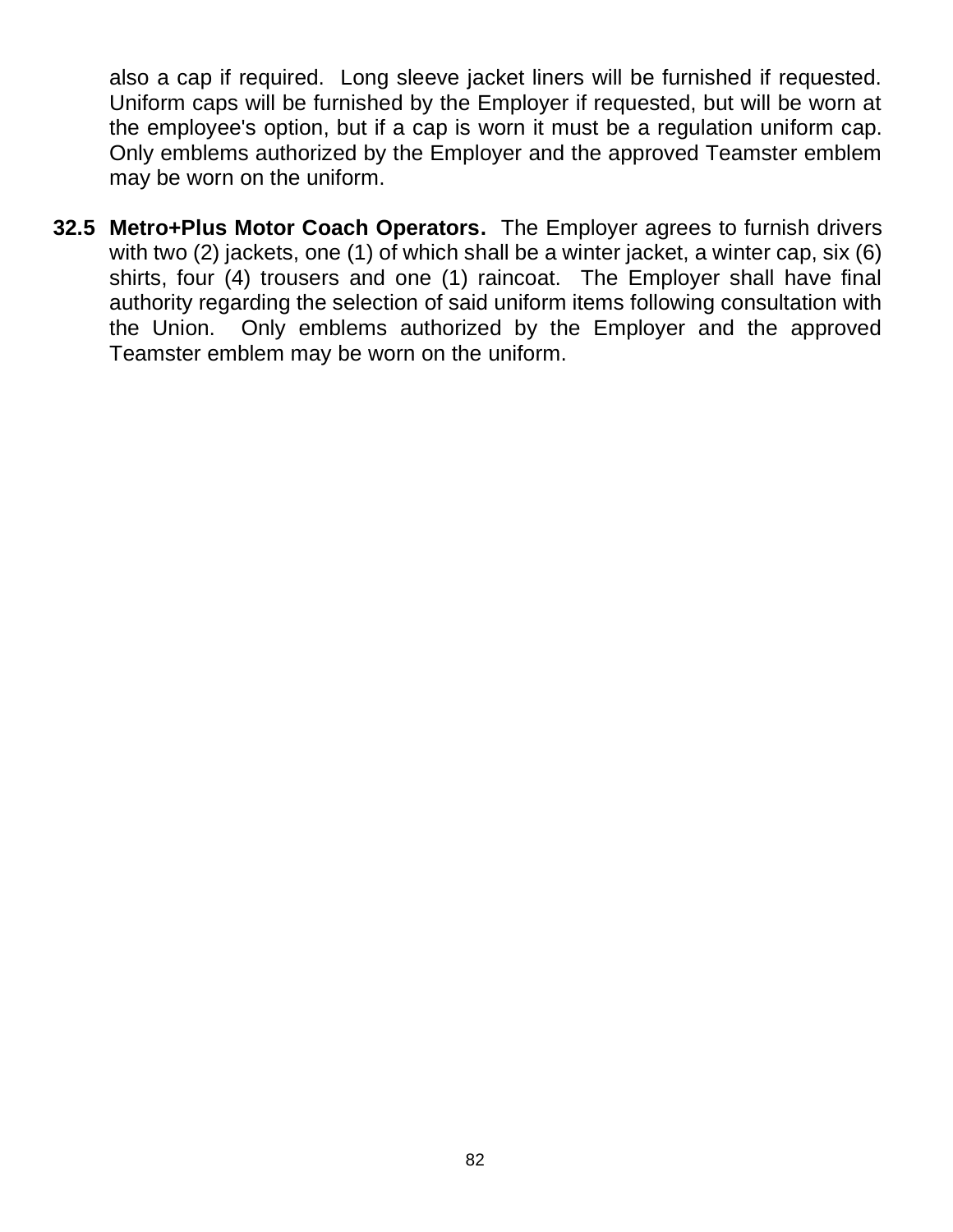also a cap if required. Long sleeve jacket liners will be furnished if requested. Uniform caps will be furnished by the Employer if requested, but will be worn at the employee's option, but if a cap is worn it must be a regulation uniform cap. Only emblems authorized by the Employer and the approved Teamster emblem may be worn on the uniform.

**32.5 Metro+Plus Motor Coach Operators.** The Employer agrees to furnish drivers with two (2) jackets, one (1) of which shall be a winter jacket, a winter cap, six (6) shirts, four (4) trousers and one (1) raincoat. The Employer shall have final authority regarding the selection of said uniform items following consultation with the Union. Only emblems authorized by the Employer and the approved Teamster emblem may be worn on the uniform.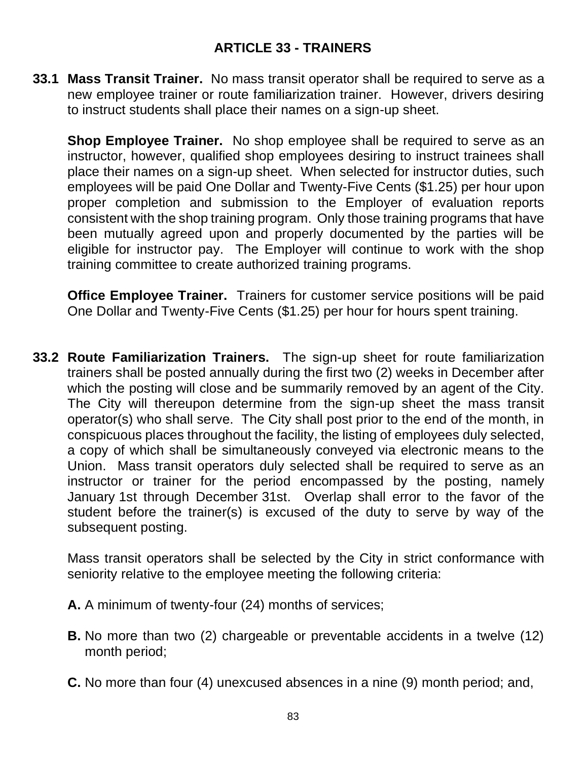## ARTICLE 33 - TRAINERS

**33.1 Mass Transit Trainer.** No mass transit operator shall be required to serve as a new employee trainer or route familiarization trainer. However, drivers desiring to instruct students shall place their names on a sign-up sheet.

**Shop Employee Trainer.** No shop employee shall be required to serve as an instructor, however, qualified shop employees desiring to instruct trainees shall place their names on a sign-up sheet. When selected for instructor duties, such employees will be paid One Dollar and Twenty-Five Cents ($1.25) per hour upon proper completion and submission to the Employer of evaluation reports consistent with the shop training program. Only those training programs that have been mutually agreed upon and properly documented by the parties will be eligible for instructor pay. The Employer will continue to work with the shop training committee to create authorized training programs.

**Office Employee Trainer.** Trainers for customer service positions will be paid One Dollar and Twenty-Five Cents ($1.25) per hour for hours spent training.

**33.2 Route Familiarization Trainers.** The sign-up sheet for route familiarization trainers shall be posted annually during the first two (2) weeks in December after which the posting will close and be summarily removed by an agent of the City. The City will thereupon determine from the sign-up sheet the mass transit operator(s) who shall serve. The City shall post prior to the end of the month, in conspicuous places throughout the facility, the listing of employees duly selected, a copy of which shall be simultaneously conveyed via electronic means to the Union. Mass transit operators duly selected shall be required to serve as an instructor or trainer for the period encompassed by the posting, namely January 1st through December 31st. Overlap shall error to the favor of the student before the trainer(s) is excused of the duty to serve by way of the subsequent posting.

Mass transit operators shall be selected by the City in strict conformance with seniority relative to the employee meeting the following criteria:

**A.** A minimum of twenty-four (24) months of services;

**B.** No more than two (2) chargeable or preventable accidents in a twelve (12) month period;

**C.** No more than four (4) unexcused absences in a nine (9) month period; and,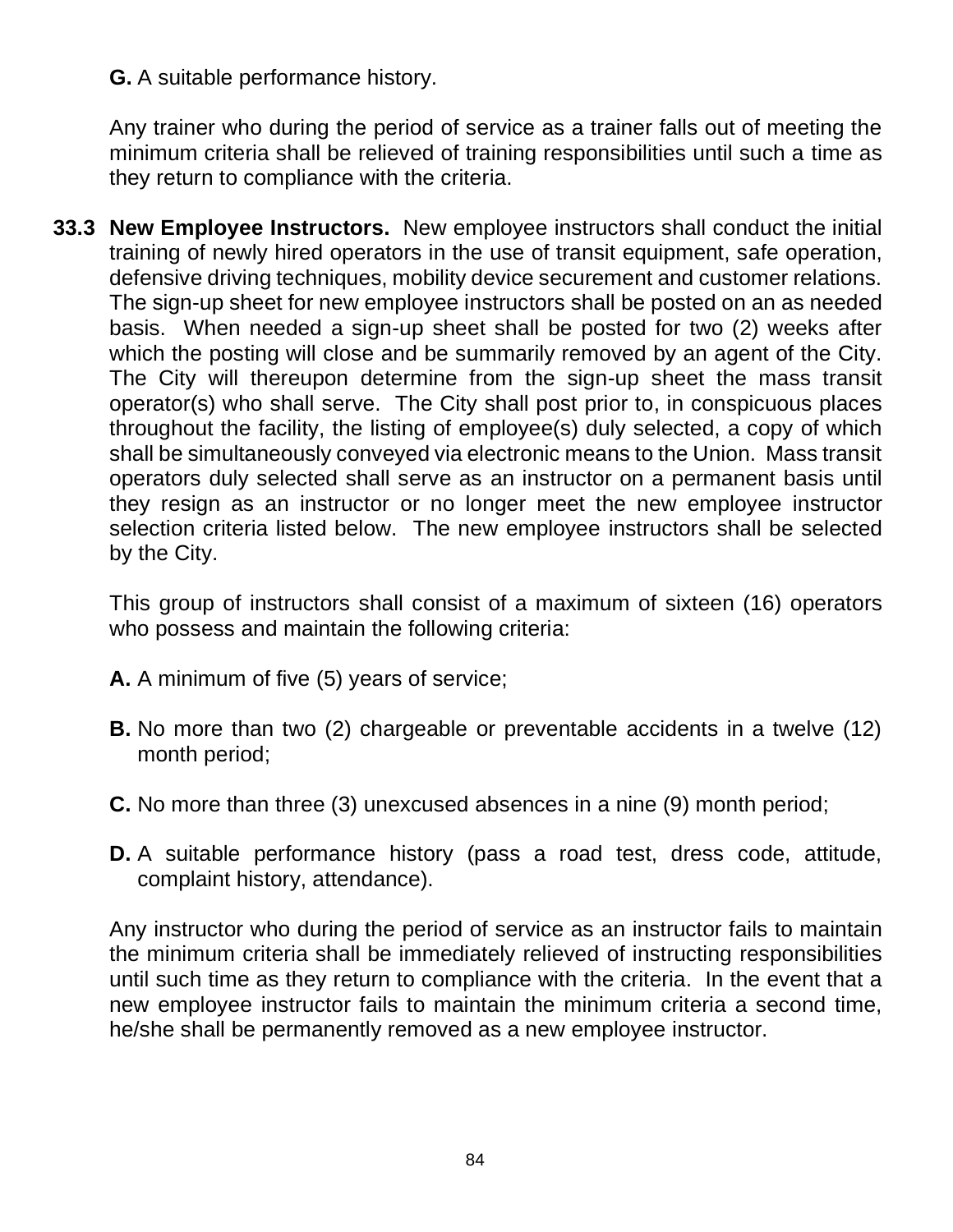**G.** A suitable performance history.

Any trainer who during the period of service as a trainer falls out of meeting the minimum criteria shall be relieved of training responsibilities until such a time as they return to compliance with the criteria.

**33.3 New Employee Instructors.** New employee instructors shall conduct the initial training of newly hired operators in the use of transit equipment, safe operation, defensive driving techniques, mobility device securement and customer relations. The sign-up sheet for new employee instructors shall be posted on an as needed basis. When needed a sign-up sheet shall be posted for two (2) weeks after which the posting will close and be summarily removed by an agent of the City. The City will thereupon determine from the sign-up sheet the mass transit operator(s) who shall serve. The City shall post prior to, in conspicuous places throughout the facility, the listing of employee(s) duly selected, a copy of which shall be simultaneously conveyed via electronic means to the Union. Mass transit operators duly selected shall serve as an instructor on a permanent basis until they resign as an instructor or no longer meet the new employee instructor selection criteria listed below. The new employee instructors shall be selected by the City.

This group of instructors shall consist of a maximum of sixteen (16) operators who possess and maintain the following criteria:

**A.** A minimum of five (5) years of service;

**B.** No more than two (2) chargeable or preventable accidents in a twelve (12) month period;

**C.** No more than three (3) unexcused absences in a nine (9) month period;

**D.** A suitable performance history (pass a road test, dress code, attitude, complaint history, attendance).

Any instructor who during the period of service as an instructor fails to maintain the minimum criteria shall be immediately relieved of instructing responsibilities until such time as they return to compliance with the criteria. In the event that a new employee instructor fails to maintain the minimum criteria a second time, he/she shall be permanently removed as a new employee instructor.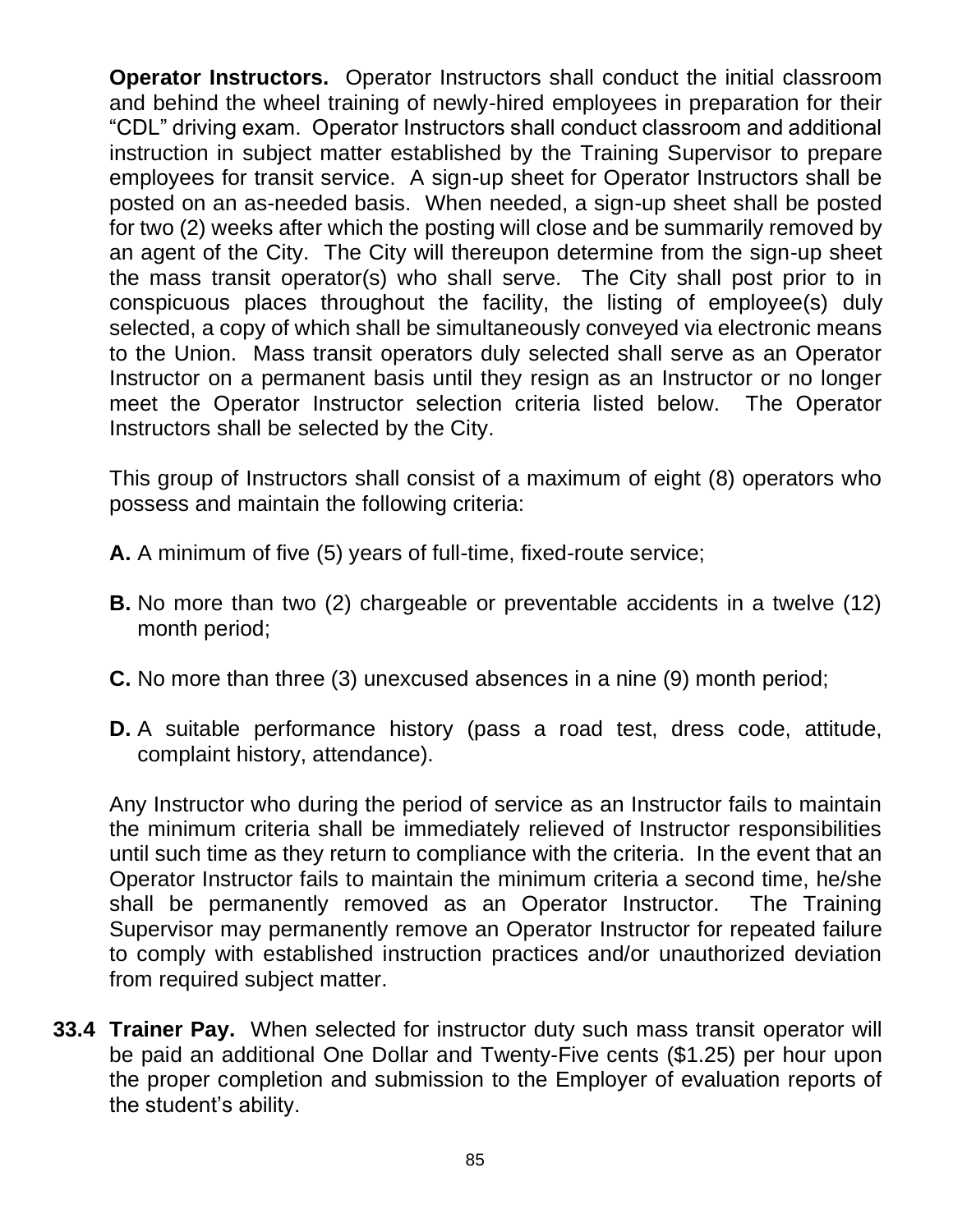**Operator Instructors.** Operator Instructors shall conduct the initial classroom and behind the wheel training of newly-hired employees in preparation for their "CDL" driving exam. Operator Instructors shall conduct classroom and additional instruction in subject matter established by the Training Supervisor to prepare employees for transit service. A sign-up sheet for Operator Instructors shall be posted on an as-needed basis. When needed, a sign-up sheet shall be posted for two (2) weeks after which the posting will close and be summarily removed by an agent of the City. The City will thereupon determine from the sign-up sheet the mass transit operator(s) who shall serve. The City shall post prior to in conspicuous places throughout the facility, the listing of employee(s) duly selected, a copy of which shall be simultaneously conveyed via electronic means to the Union. Mass transit operators duly selected shall serve as an Operator Instructor on a permanent basis until they resign as an Instructor or no longer meet the Operator Instructor selection criteria listed below. The Operator Instructors shall be selected by the City.

This group of Instructors shall consist of a maximum of eight (8) operators who possess and maintain the following criteria:

**A.** A minimum of five (5) years of full-time, fixed-route service;

**B.** No more than two (2) chargeable or preventable accidents in a twelve (12) month period;

**C.** No more than three (3) unexcused absences in a nine (9) month period;

**D.** A suitable performance history (pass a road test, dress code, attitude, complaint history, attendance).

Any Instructor who during the period of service as an Instructor fails to maintain the minimum criteria shall be immediately relieved of Instructor responsibilities until such time as they return to compliance with the criteria. In the event that an Operator Instructor fails to maintain the minimum criteria a second time, he/she shall be permanently removed as an Operator Instructor. The Training Supervisor may permanently remove an Operator Instructor for repeated failure to comply with established instruction practices and/or unauthorized deviation from required subject matter.

**33.4 Trainer Pay.** When selected for instructor duty such mass transit operator will be paid an additional One Dollar and Twenty-Five cents ($1.25) per hour upon the proper completion and submission to the Employer of evaluation reports of the student's ability.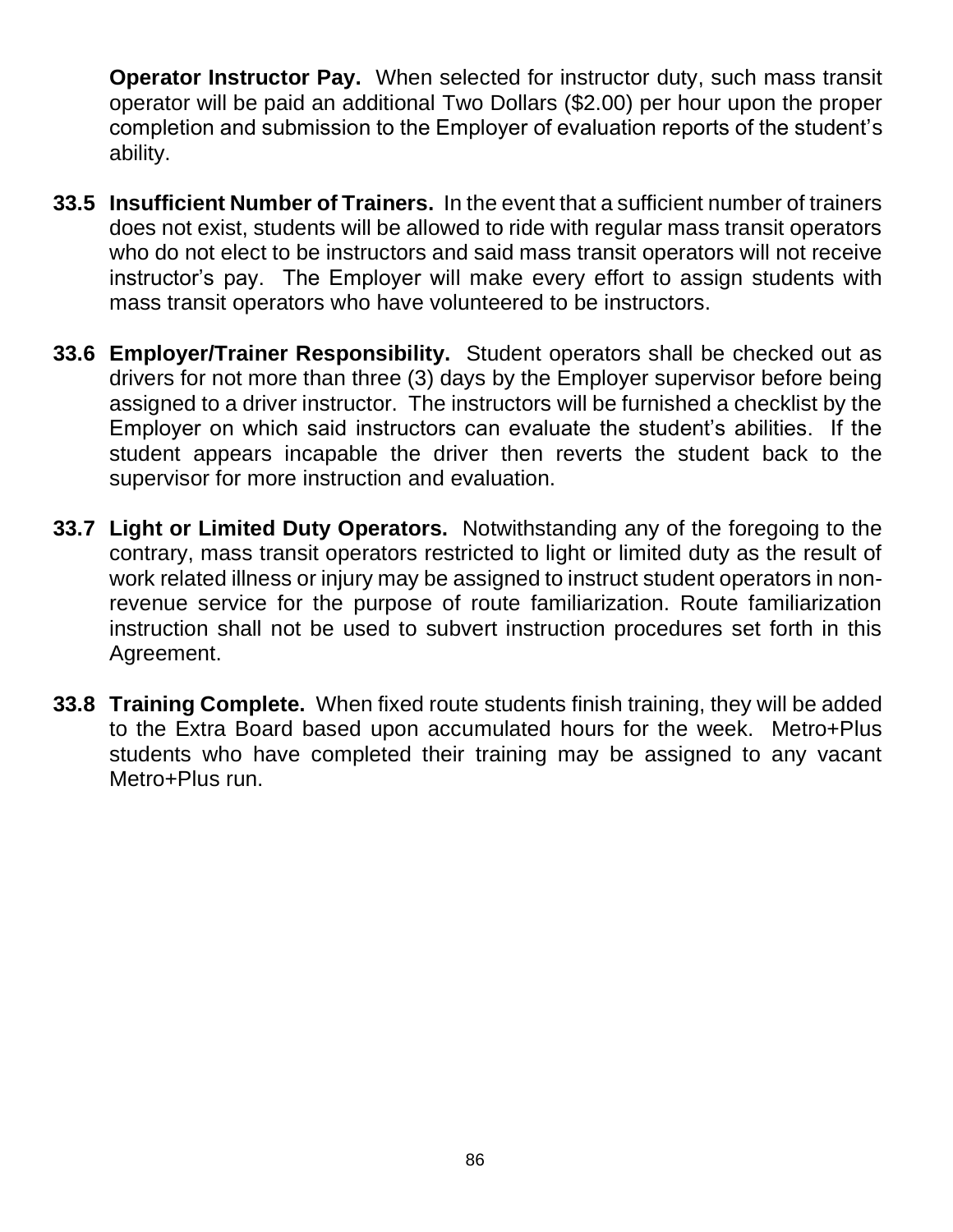**Operator Instructor Pay.** When selected for instructor duty, such mass transit operator will be paid an additional Two Dollars ($2.00) per hour upon the proper completion and submission to the Employer of evaluation reports of the student's ability.

**33.5 Insufficient Number of Trainers.** In the event that a sufficient number of trainers does not exist, students will be allowed to ride with regular mass transit operators who do not elect to be instructors and said mass transit operators will not receive instructor's pay. The Employer will make every effort to assign students with mass transit operators who have volunteered to be instructors.

**33.6 Employer/Trainer Responsibility.** Student operators shall be checked out as drivers for not more than three (3) days by the Employer supervisor before being assigned to a driver instructor. The instructors will be furnished a checklist by the Employer on which said instructors can evaluate the student's abilities. If the student appears incapable the driver then reverts the student back to the supervisor for more instruction and evaluation.

**33.7 Light or Limited Duty Operators.** Notwithstanding any of the foregoing to the contrary, mass transit operators restricted to light or limited duty as the result of work related illness or injury may be assigned to instruct student operators in non-revenue service for the purpose of route familiarization. Route familiarization instruction shall not be used to subvert instruction procedures set forth in this Agreement.

**33.8 Training Complete.** When fixed route students finish training, they will be added to the Extra Board based upon accumulated hours for the week. Metro+Plus students who have completed their training may be assigned to any vacant Metro+Plus run.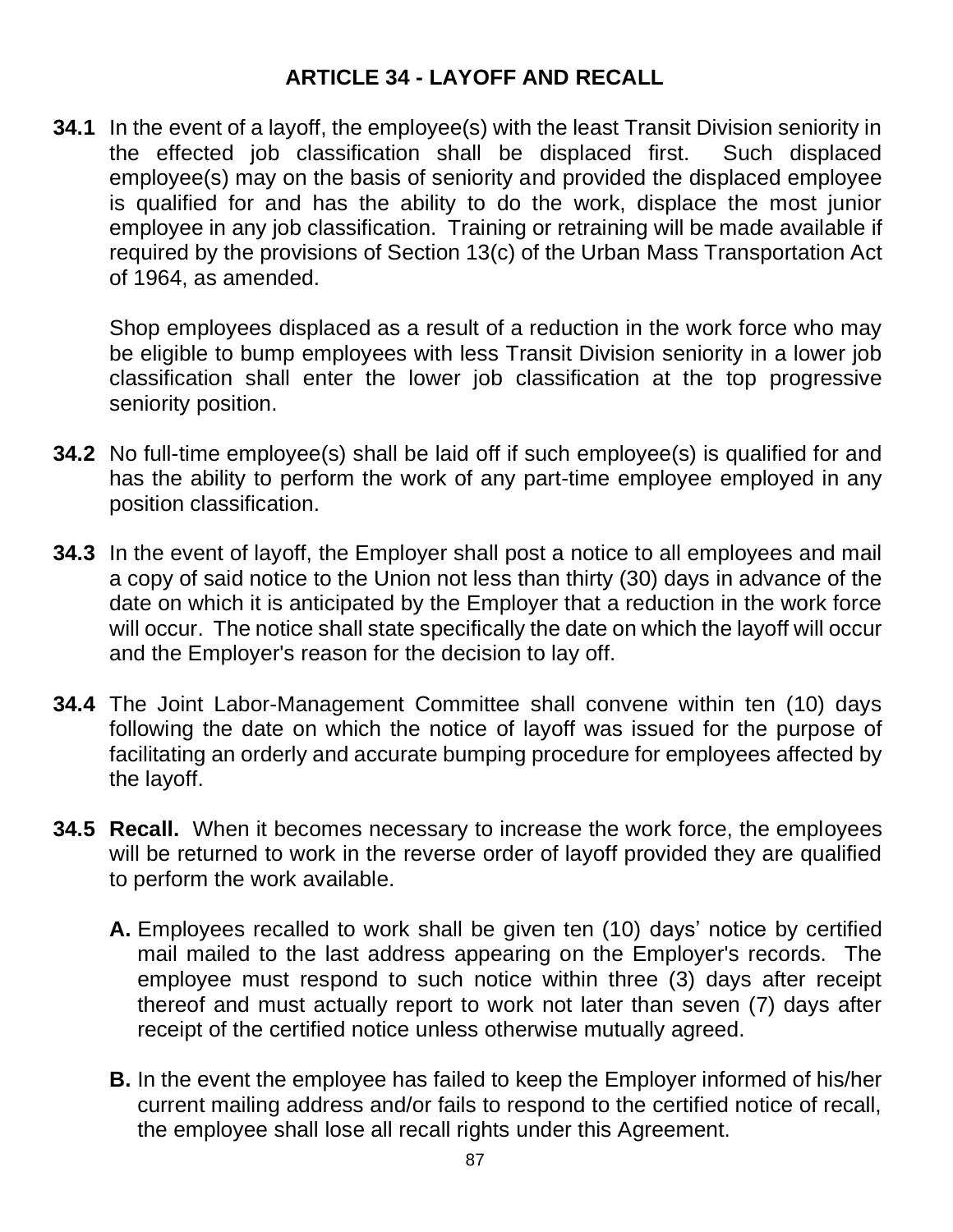## ARTICLE 34 - LAYOFF AND RECALL

**34.1** In the event of a layoff, the employee(s) with the least Transit Division seniority in the effected job classification shall be displaced first. Such displaced employee(s) may on the basis of seniority and provided the displaced employee is qualified for and has the ability to do the work, displace the most junior employee in any job classification. Training or retraining will be made available if required by the provisions of Section 13(c) of the Urban Mass Transportation Act of 1964, as amended.

Shop employees displaced as a result of a reduction in the work force who may be eligible to bump employees with less Transit Division seniority in a lower job classification shall enter the lower job classification at the top progressive seniority position.

**34.2** No full-time employee(s) shall be laid off if such employee(s) is qualified for and has the ability to perform the work of any part-time employee employed in any position classification.

**34.3** In the event of layoff, the Employer shall post a notice to all employees and mail a copy of said notice to the Union not less than thirty (30) days in advance of the date on which it is anticipated by the Employer that a reduction in the work force will occur. The notice shall state specifically the date on which the layoff will occur and the Employer's reason for the decision to lay off.

**34.4** The Joint Labor-Management Committee shall convene within ten (10) days following the date on which the notice of layoff was issued for the purpose of facilitating an orderly and accurate bumping procedure for employees affected by the layoff.

**34.5 Recall.** When it becomes necessary to increase the work force, the employees will be returned to work in the reverse order of layoff provided they are qualified to perform the work available.

**A.** Employees recalled to work shall be given ten (10) days' notice by certified mail mailed to the last address appearing on the Employer's records. The employee must respond to such notice within three (3) days after receipt thereof and must actually report to work not later than seven (7) days after receipt of the certified notice unless otherwise mutually agreed.

**B.** In the event the employee has failed to keep the Employer informed of his/her current mailing address and/or fails to respond to the certified notice of recall, the employee shall lose all recall rights under this Agreement.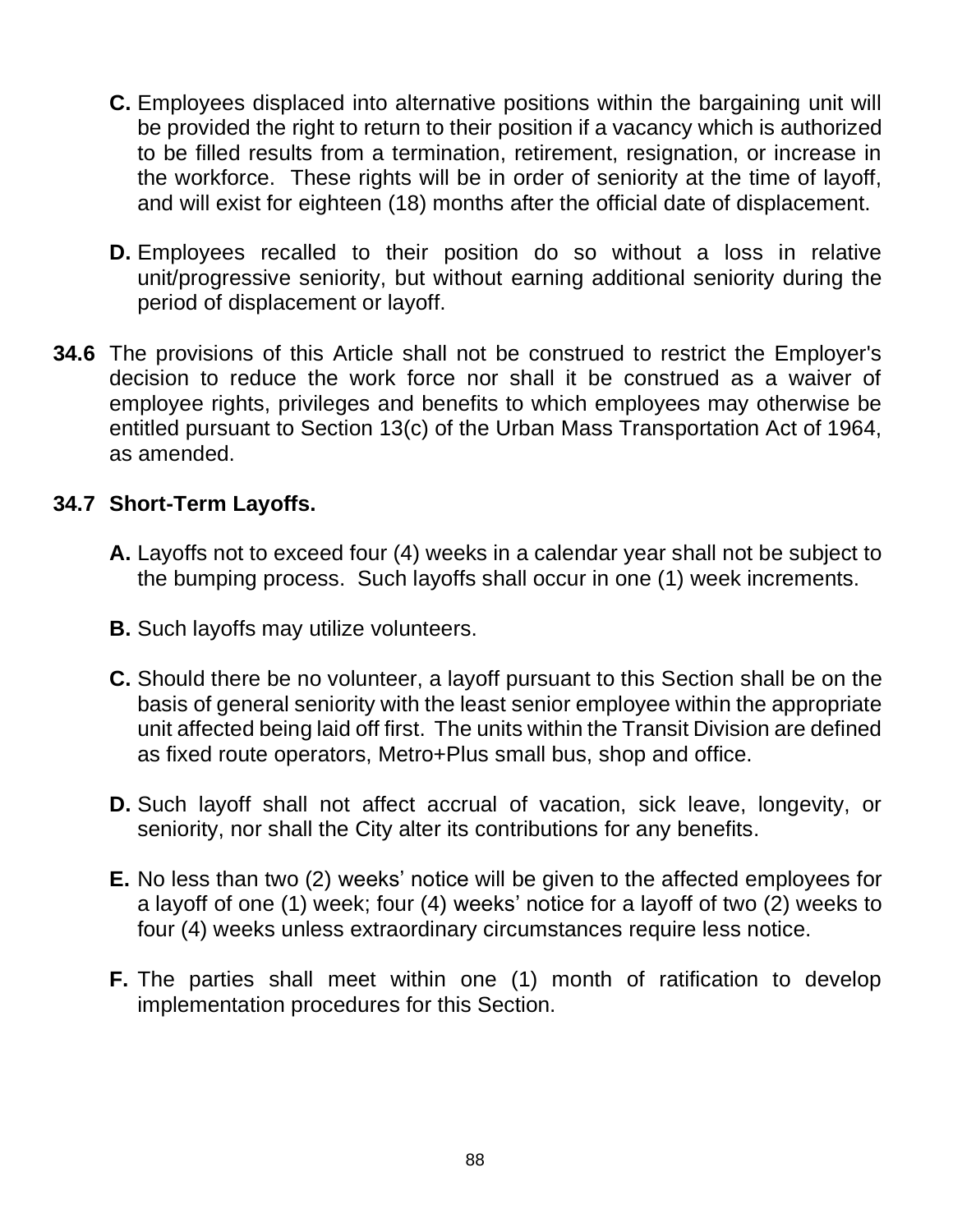**C.** Employees displaced into alternative positions within the bargaining unit will be provided the right to return to their position if a vacancy which is authorized to be filled results from a termination, retirement, resignation, or increase in the workforce. These rights will be in order of seniority at the time of layoff, and will exist for eighteen (18) months after the official date of displacement.

**D.** Employees recalled to their position do so without a loss in relative unit/progressive seniority, but without earning additional seniority during the period of displacement or layoff.

**34.6** The provisions of this Article shall not be construed to restrict the Employer's decision to reduce the work force nor shall it be construed as a waiver of employee rights, privileges and benefits to which employees may otherwise be entitled pursuant to Section 13(c) of the Urban Mass Transportation Act of 1964, as amended.

**34.7 Short-Term Layoffs.**

**A.** Layoffs not to exceed four (4) weeks in a calendar year shall not be subject to the bumping process. Such layoffs shall occur in one (1) week increments.

**B.** Such layoffs may utilize volunteers.

**C.** Should there be no volunteer, a layoff pursuant to this Section shall be on the basis of general seniority with the least senior employee within the appropriate unit affected being laid off first. The units within the Transit Division are defined as fixed route operators, Metro+Plus small bus, shop and office.

**D.** Such layoff shall not affect accrual of vacation, sick leave, longevity, or seniority, nor shall the City alter its contributions for any benefits.

**E.** No less than two (2) weeks' notice will be given to the affected employees for a layoff of one (1) week; four (4) weeks' notice for a layoff of two (2) weeks to four (4) weeks unless extraordinary circumstances require less notice.

**F.** The parties shall meet within one (1) month of ratification to develop implementation procedures for this Section.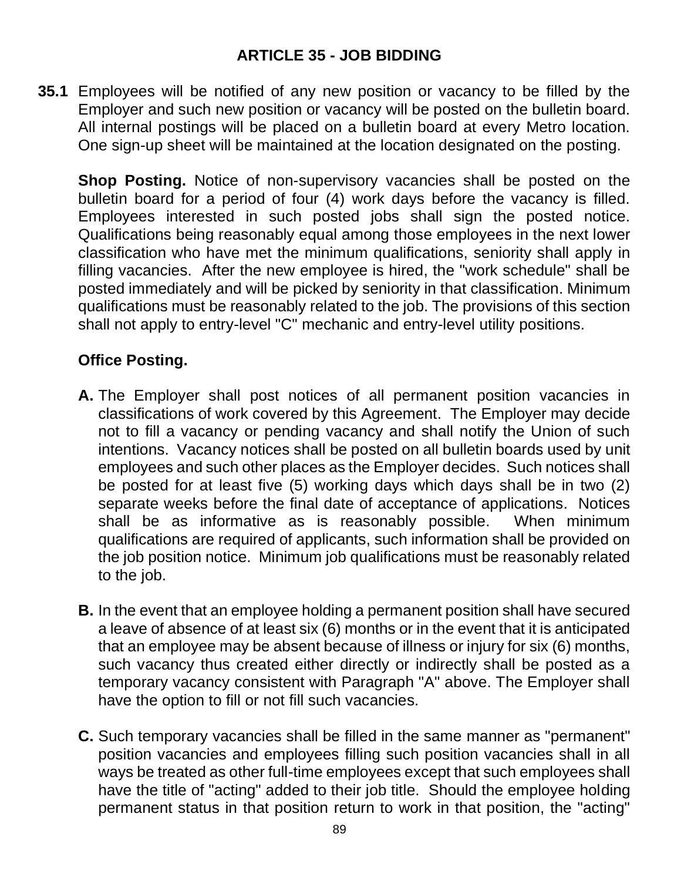## ARTICLE 35 - JOB BIDDING

**35.1** Employees will be notified of any new position or vacancy to be filled by the Employer and such new position or vacancy will be posted on the bulletin board. All internal postings will be placed on a bulletin board at every Metro location. One sign-up sheet will be maintained at the location designated on the posting.

**Shop Posting.** Notice of non-supervisory vacancies shall be posted on the bulletin board for a period of four (4) work days before the vacancy is filled. Employees interested in such posted jobs shall sign the posted notice. Qualifications being reasonably equal among those employees in the next lower classification who have met the minimum qualifications, seniority shall apply in filling vacancies. After the new employee is hired, the "work schedule" shall be posted immediately and will be picked by seniority in that classification. Minimum qualifications must be reasonably related to the job. The provisions of this section shall not apply to entry-level "C" mechanic and entry-level utility positions.

**Office Posting.**

**A.** The Employer shall post notices of all permanent position vacancies in classifications of work covered by this Agreement. The Employer may decide not to fill a vacancy or pending vacancy and shall notify the Union of such intentions. Vacancy notices shall be posted on all bulletin boards used by unit employees and such other places as the Employer decides. Such notices shall be posted for at least five (5) working days which days shall be in two (2) separate weeks before the final date of acceptance of applications. Notices shall be as informative as is reasonably possible. When minimum qualifications are required of applicants, such information shall be provided on the job position notice. Minimum job qualifications must be reasonably related to the job.

**B.** In the event that an employee holding a permanent position shall have secured a leave of absence of at least six (6) months or in the event that it is anticipated that an employee may be absent because of illness or injury for six (6) months, such vacancy thus created either directly or indirectly shall be posted as a temporary vacancy consistent with Paragraph "A" above. The Employer shall have the option to fill or not fill such vacancies.

**C.** Such temporary vacancies shall be filled in the same manner as "permanent" position vacancies and employees filling such position vacancies shall in all ways be treated as other full-time employees except that such employees shall have the title of "acting" added to their job title. Should the employee holding permanent status in that position return to work in that position, the "acting"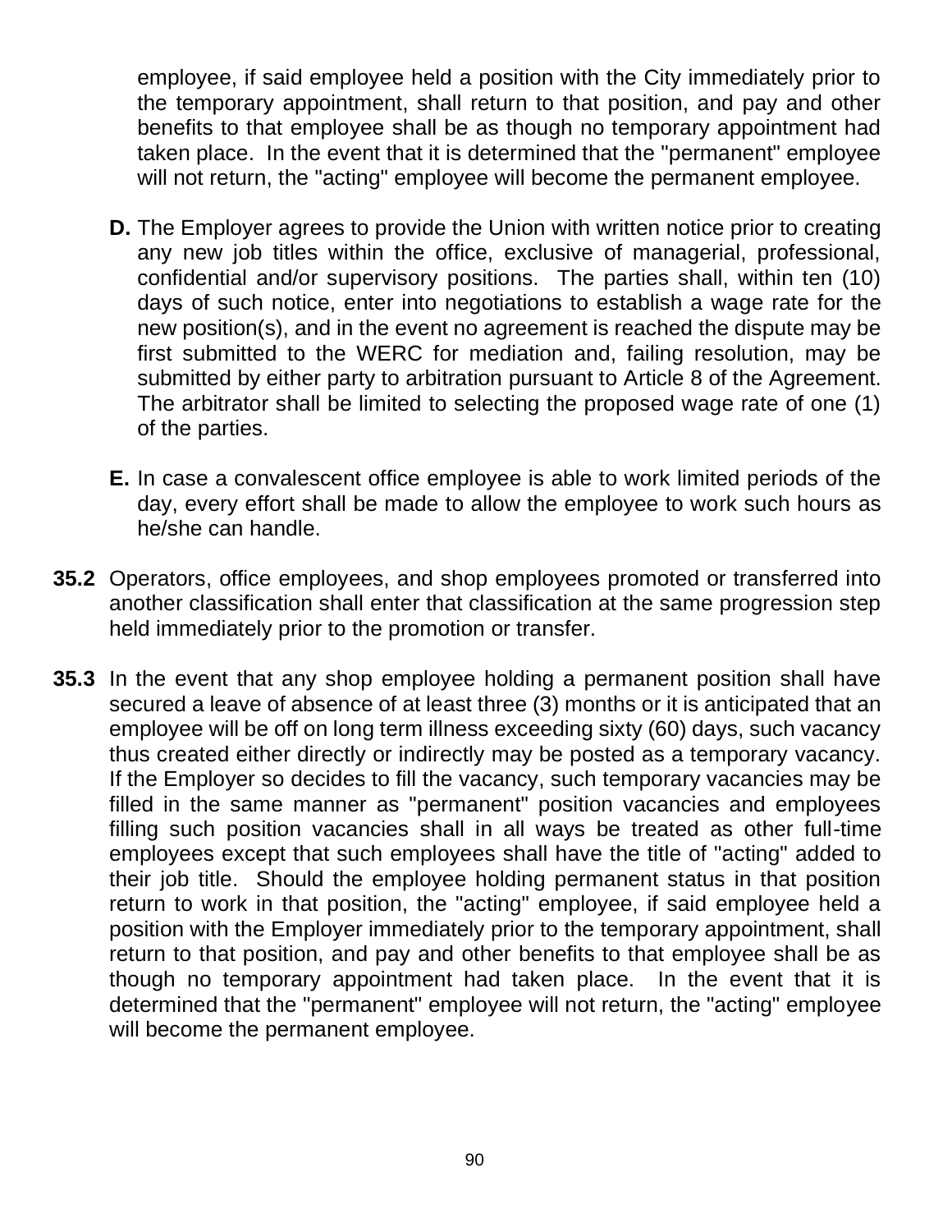employee, if said employee held a position with the City immediately prior to the temporary appointment, shall return to that position, and pay and other benefits to that employee shall be as though no temporary appointment had taken place. In the event that it is determined that the "permanent" employee will not return, the "acting" employee will become the permanent employee.

**D.** The Employer agrees to provide the Union with written notice prior to creating any new job titles within the office, exclusive of managerial, professional, confidential and/or supervisory positions. The parties shall, within ten (10) days of such notice, enter into negotiations to establish a wage rate for the new position(s), and in the event no agreement is reached the dispute may be first submitted to the WERC for mediation and, failing resolution, may be submitted by either party to arbitration pursuant to Article 8 of the Agreement. The arbitrator shall be limited to selecting the proposed wage rate of one (1) of the parties.

**E.** In case a convalescent office employee is able to work limited periods of the day, every effort shall be made to allow the employee to work such hours as he/she can handle.

**35.2** Operators, office employees, and shop employees promoted or transferred into another classification shall enter that classification at the same progression step held immediately prior to the promotion or transfer.

**35.3** In the event that any shop employee holding a permanent position shall have secured a leave of absence of at least three (3) months or it is anticipated that an employee will be off on long term illness exceeding sixty (60) days, such vacancy thus created either directly or indirectly may be posted as a temporary vacancy. If the Employer so decides to fill the vacancy, such temporary vacancies may be filled in the same manner as "permanent" position vacancies and employees filling such position vacancies shall in all ways be treated as other full-time employees except that such employees shall have the title of "acting" added to their job title. Should the employee holding permanent status in that position return to work in that position, the "acting" employee, if said employee held a position with the Employer immediately prior to the temporary appointment, shall return to that position, and pay and other benefits to that employee shall be as though no temporary appointment had taken place. In the event that it is determined that the "permanent" employee will not return, the "acting" employee will become the permanent employee.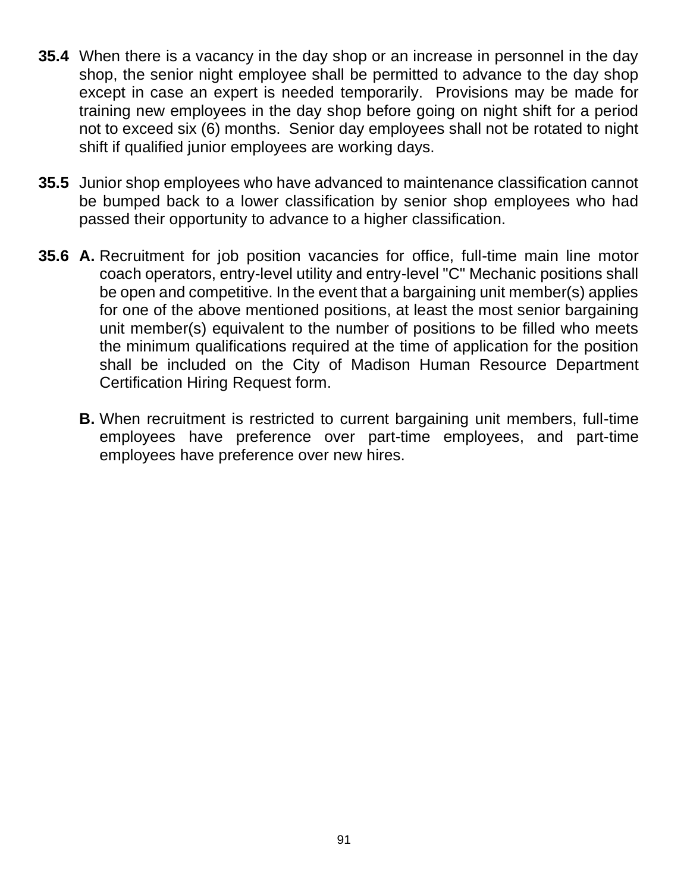**35.4** When there is a vacancy in the day shop or an increase in personnel in the day shop, the senior night employee shall be permitted to advance to the day shop except in case an expert is needed temporarily. Provisions may be made for training new employees in the day shop before going on night shift for a period not to exceed six (6) months. Senior day employees shall not be rotated to night shift if qualified junior employees are working days.

**35.5** Junior shop employees who have advanced to maintenance classification cannot be bumped back to a lower classification by senior shop employees who had passed their opportunity to advance to a higher classification.

**35.6** **A.** Recruitment for job position vacancies for office, full-time main line motor coach operators, entry-level utility and entry-level "C" Mechanic positions shall be open and competitive. In the event that a bargaining unit member(s) applies for one of the above mentioned positions, at least the most senior bargaining unit member(s) equivalent to the number of positions to be filled who meets the minimum qualifications required at the time of application for the position shall be included on the City of Madison Human Resource Department Certification Hiring Request form.

**B.** When recruitment is restricted to current bargaining unit members, full-time employees have preference over part-time employees, and part-time employees have preference over new hires.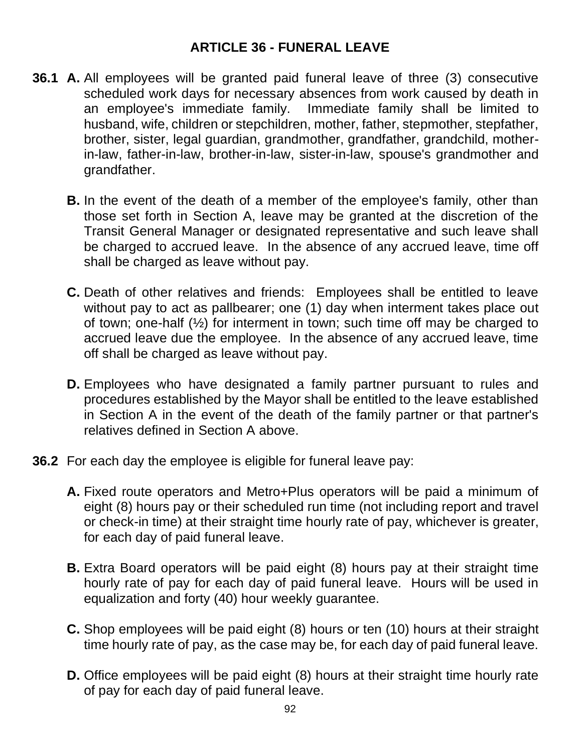# ARTICLE 36 - FUNERAL LEAVE

**36.1** **A.** All employees will be granted paid funeral leave of three (3) consecutive scheduled work days for necessary absences from work caused by death in an employee's immediate family. Immediate family shall be limited to husband, wife, children or stepchildren, mother, father, stepmother, stepfather, brother, sister, legal guardian, grandmother, grandfather, grandchild, mother-in-law, father-in-law, brother-in-law, sister-in-law, spouse's grandmother and grandfather.

**B.** In the event of the death of a member of the employee's family, other than those set forth in Section A, leave may be granted at the discretion of the Transit General Manager or designated representative and such leave shall be charged to accrued leave. In the absence of any accrued leave, time off shall be charged as leave without pay.

**C.** Death of other relatives and friends: Employees shall be entitled to leave without pay to act as pallbearer; one (1) day when interment takes place out of town; one-half (½) for interment in town; such time off may be charged to accrued leave due the employee. In the absence of any accrued leave, time off shall be charged as leave without pay.

**D.** Employees who have designated a family partner pursuant to rules and procedures established by the Mayor shall be entitled to the leave established in Section A in the event of the death of the family partner or that partner's relatives defined in Section A above.

**36.2** For each day the employee is eligible for funeral leave pay:

**A.** Fixed route operators and Metro+Plus operators will be paid a minimum of eight (8) hours pay or their scheduled run time (not including report and travel or check-in time) at their straight time hourly rate of pay, whichever is greater, for each day of paid funeral leave.

**B.** Extra Board operators will be paid eight (8) hours pay at their straight time hourly rate of pay for each day of paid funeral leave. Hours will be used in equalization and forty (40) hour weekly guarantee.

**C.** Shop employees will be paid eight (8) hours or ten (10) hours at their straight time hourly rate of pay, as the case may be, for each day of paid funeral leave.

**D.** Office employees will be paid eight (8) hours at their straight time hourly rate of pay for each day of paid funeral leave.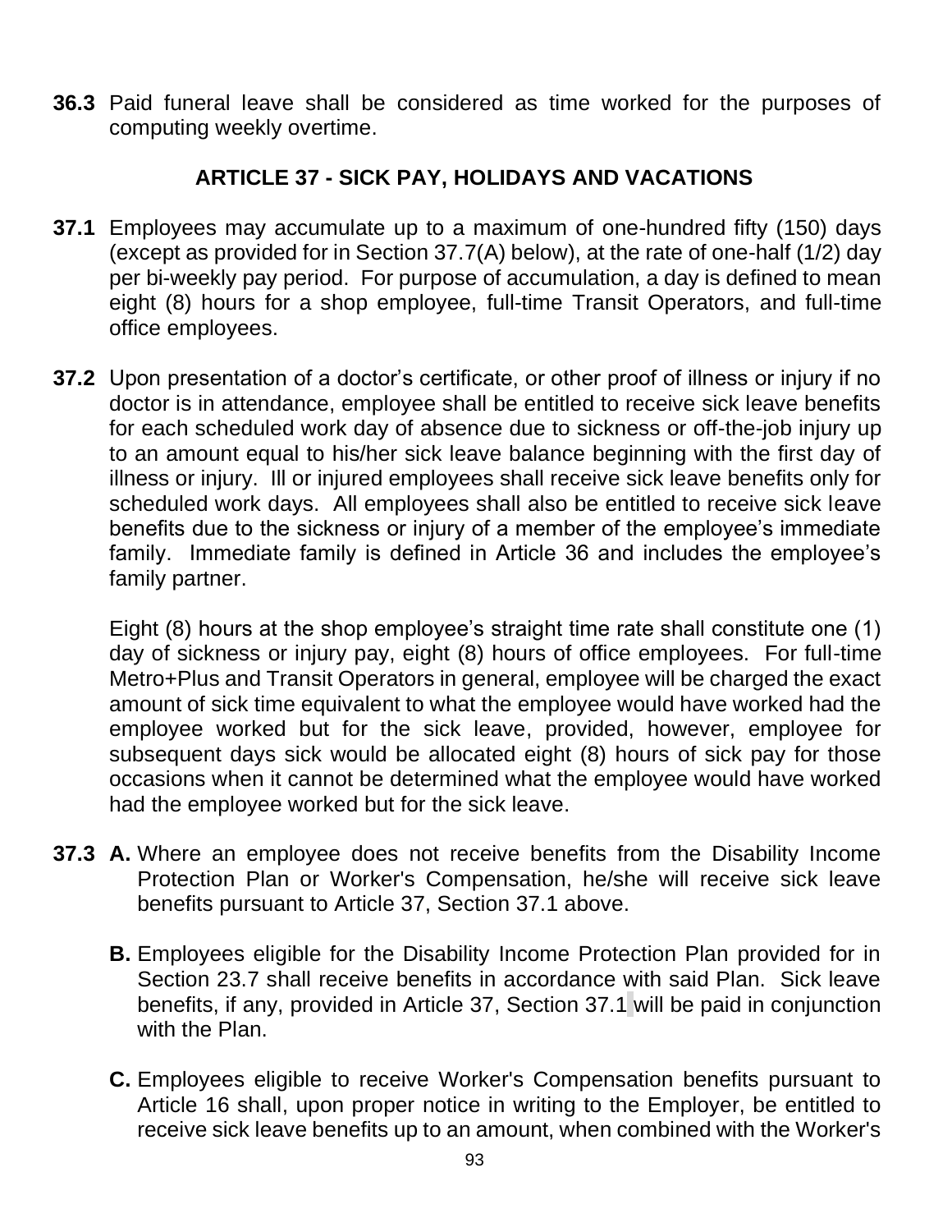**36.3** Paid funeral leave shall be considered as time worked for the purposes of computing weekly overtime.

## ARTICLE 37 - SICK PAY, HOLIDAYS AND VACATIONS

**37.1** Employees may accumulate up to a maximum of one-hundred fifty (150) days (except as provided for in Section 37.7(A) below), at the rate of one-half (1/2) day per bi-weekly pay period. For purpose of accumulation, a day is defined to mean eight (8) hours for a shop employee, full-time Transit Operators, and full-time office employees.

**37.2** Upon presentation of a doctor's certificate, or other proof of illness or injury if no doctor is in attendance, employee shall be entitled to receive sick leave benefits for each scheduled work day of absence due to sickness or off-the-job injury up to an amount equal to his/her sick leave balance beginning with the first day of illness or injury. Ill or injured employees shall receive sick leave benefits only for scheduled work days. All employees shall also be entitled to receive sick leave benefits due to the sickness or injury of a member of the employee's immediate family. Immediate family is defined in Article 36 and includes the employee's family partner.

Eight (8) hours at the shop employee's straight time rate shall constitute one (1) day of sickness or injury pay, eight (8) hours of office employees. For full-time Metro+Plus and Transit Operators in general, employee will be charged the exact amount of sick time equivalent to what the employee would have worked had the employee worked but for the sick leave, provided, however, employee for subsequent days sick would be allocated eight (8) hours of sick pay for those occasions when it cannot be determined what the employee would have worked had the employee worked but for the sick leave.

**37.3** **A.** Where an employee does not receive benefits from the Disability Income Protection Plan or Worker's Compensation, he/she will receive sick leave benefits pursuant to Article 37, Section 37.1 above.

**B.** Employees eligible for the Disability Income Protection Plan provided for in Section 23.7 shall receive benefits in accordance with said Plan. Sick leave benefits, if any, provided in Article 37, Section 37.1 will be paid in conjunction with the Plan.

**C.** Employees eligible to receive Worker's Compensation benefits pursuant to Article 16 shall, upon proper notice in writing to the Employer, be entitled to receive sick leave benefits up to an amount, when combined with the Worker's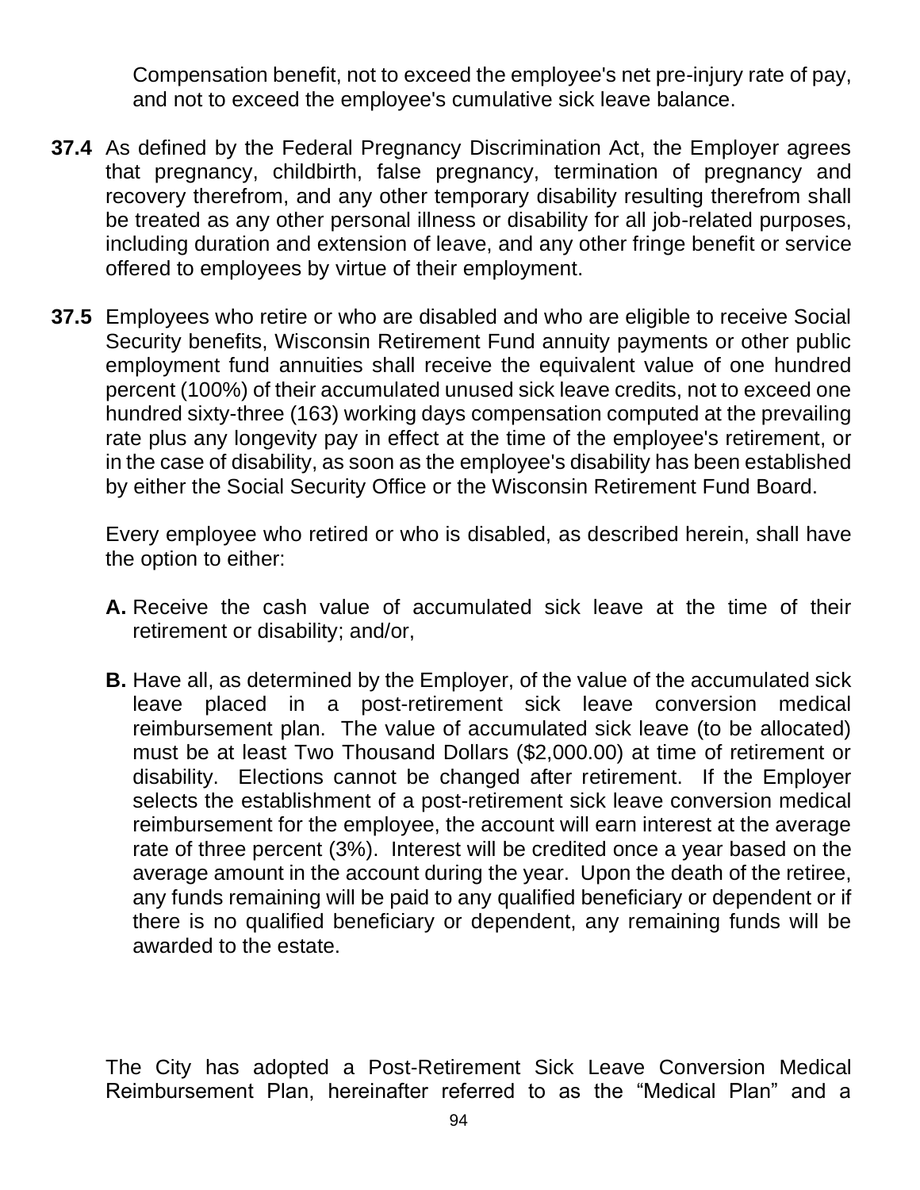Compensation benefit, not to exceed the employee's net pre-injury rate of pay, and not to exceed the employee's cumulative sick leave balance.

**37.4** As defined by the Federal Pregnancy Discrimination Act, the Employer agrees that pregnancy, childbirth, false pregnancy, termination of pregnancy and recovery therefrom, and any other temporary disability resulting therefrom shall be treated as any other personal illness or disability for all job-related purposes, including duration and extension of leave, and any other fringe benefit or service offered to employees by virtue of their employment.

**37.5** Employees who retire or who are disabled and who are eligible to receive Social Security benefits, Wisconsin Retirement Fund annuity payments or other public employment fund annuities shall receive the equivalent value of one hundred percent (100%) of their accumulated unused sick leave credits, not to exceed one hundred sixty-three (163) working days compensation computed at the prevailing rate plus any longevity pay in effect at the time of the employee's retirement, or in the case of disability, as soon as the employee's disability has been established by either the Social Security Office or the Wisconsin Retirement Fund Board.

Every employee who retired or who is disabled, as described herein, shall have the option to either:

**A.** Receive the cash value of accumulated sick leave at the time of their retirement or disability; and/or,

**B.** Have all, as determined by the Employer, of the value of the accumulated sick leave placed in a post-retirement sick leave conversion medical reimbursement plan. The value of accumulated sick leave (to be allocated) must be at least Two Thousand Dollars ($2,000.00) at time of retirement or disability. Elections cannot be changed after retirement. If the Employer selects the establishment of a post-retirement sick leave conversion medical reimbursement for the employee, the account will earn interest at the average rate of three percent (3%). Interest will be credited once a year based on the average amount in the account during the year. Upon the death of the retiree, any funds remaining will be paid to any qualified beneficiary or dependent or if there is no qualified beneficiary or dependent, any remaining funds will be awarded to the estate.

The City has adopted a Post-Retirement Sick Leave Conversion Medical Reimbursement Plan, hereinafter referred to as the "Medical Plan" and a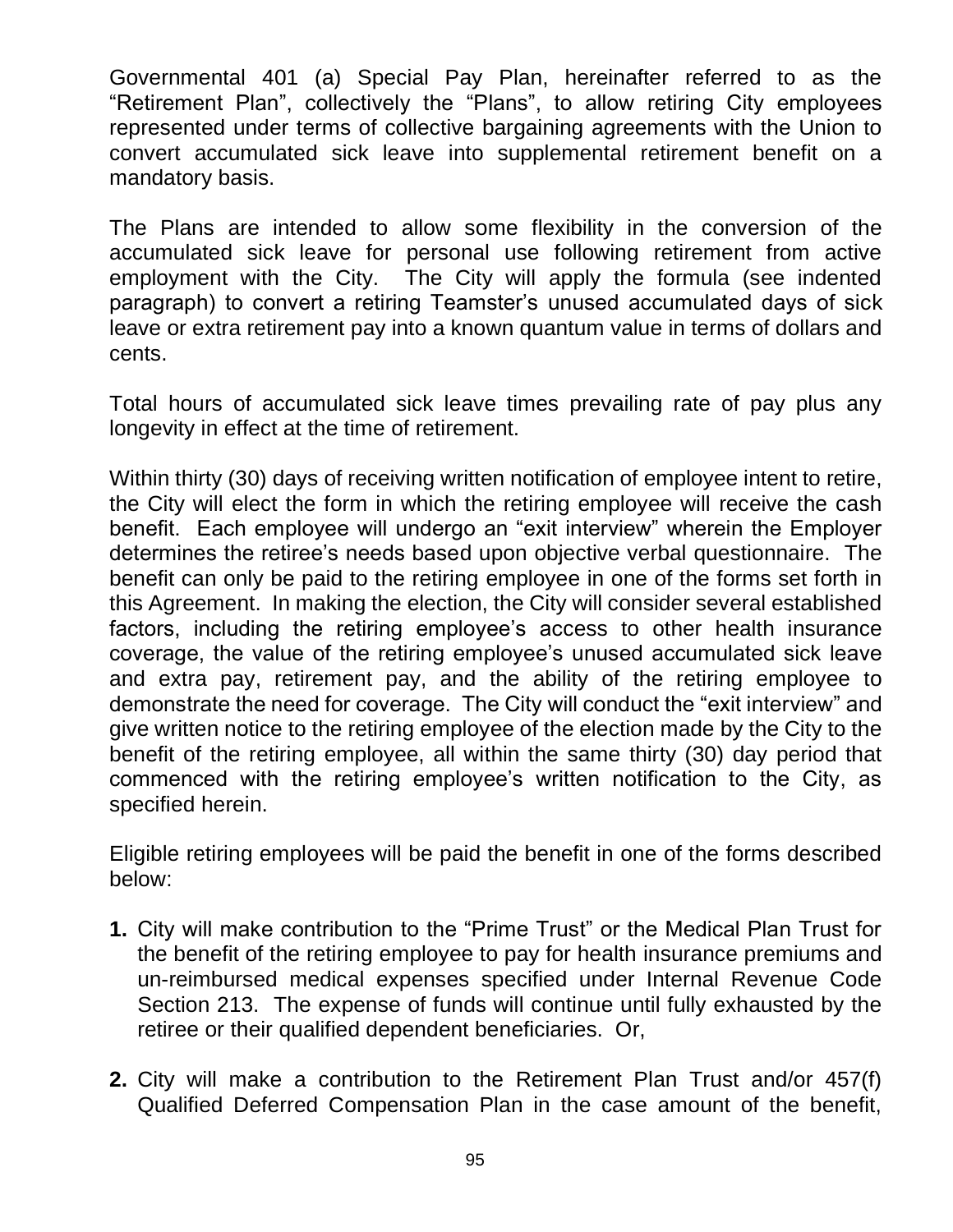Governmental 401 (a) Special Pay Plan, hereinafter referred to as the "Retirement Plan", collectively the "Plans", to allow retiring City employees represented under terms of collective bargaining agreements with the Union to convert accumulated sick leave into supplemental retirement benefit on a mandatory basis.

The Plans are intended to allow some flexibility in the conversion of the accumulated sick leave for personal use following retirement from active employment with the City. The City will apply the formula (see indented paragraph) to convert a retiring Teamster's unused accumulated days of sick leave or extra retirement pay into a known quantum value in terms of dollars and cents.

Total hours of accumulated sick leave times prevailing rate of pay plus any longevity in effect at the time of retirement.

Within thirty (30) days of receiving written notification of employee intent to retire, the City will elect the form in which the retiring employee will receive the cash benefit. Each employee will undergo an "exit interview" wherein the Employer determines the retiree's needs based upon objective verbal questionnaire. The benefit can only be paid to the retiring employee in one of the forms set forth in this Agreement. In making the election, the City will consider several established factors, including the retiring employee's access to other health insurance coverage, the value of the retiring employee's unused accumulated sick leave and extra pay, retirement pay, and the ability of the retiring employee to demonstrate the need for coverage. The City will conduct the "exit interview" and give written notice to the retiring employee of the election made by the City to the benefit of the retiring employee, all within the same thirty (30) day period that commenced with the retiring employee's written notification to the City, as specified herein.

Eligible retiring employees will be paid the benefit in one of the forms described below:

**1.** City will make contribution to the "Prime Trust" or the Medical Plan Trust for the benefit of the retiring employee to pay for health insurance premiums and un-reimbursed medical expenses specified under Internal Revenue Code Section 213. The expense of funds will continue until fully exhausted by the retiree or their qualified dependent beneficiaries. Or,

**2.** City will make a contribution to the Retirement Plan Trust and/or 457(f) Qualified Deferred Compensation Plan in the case amount of the benefit,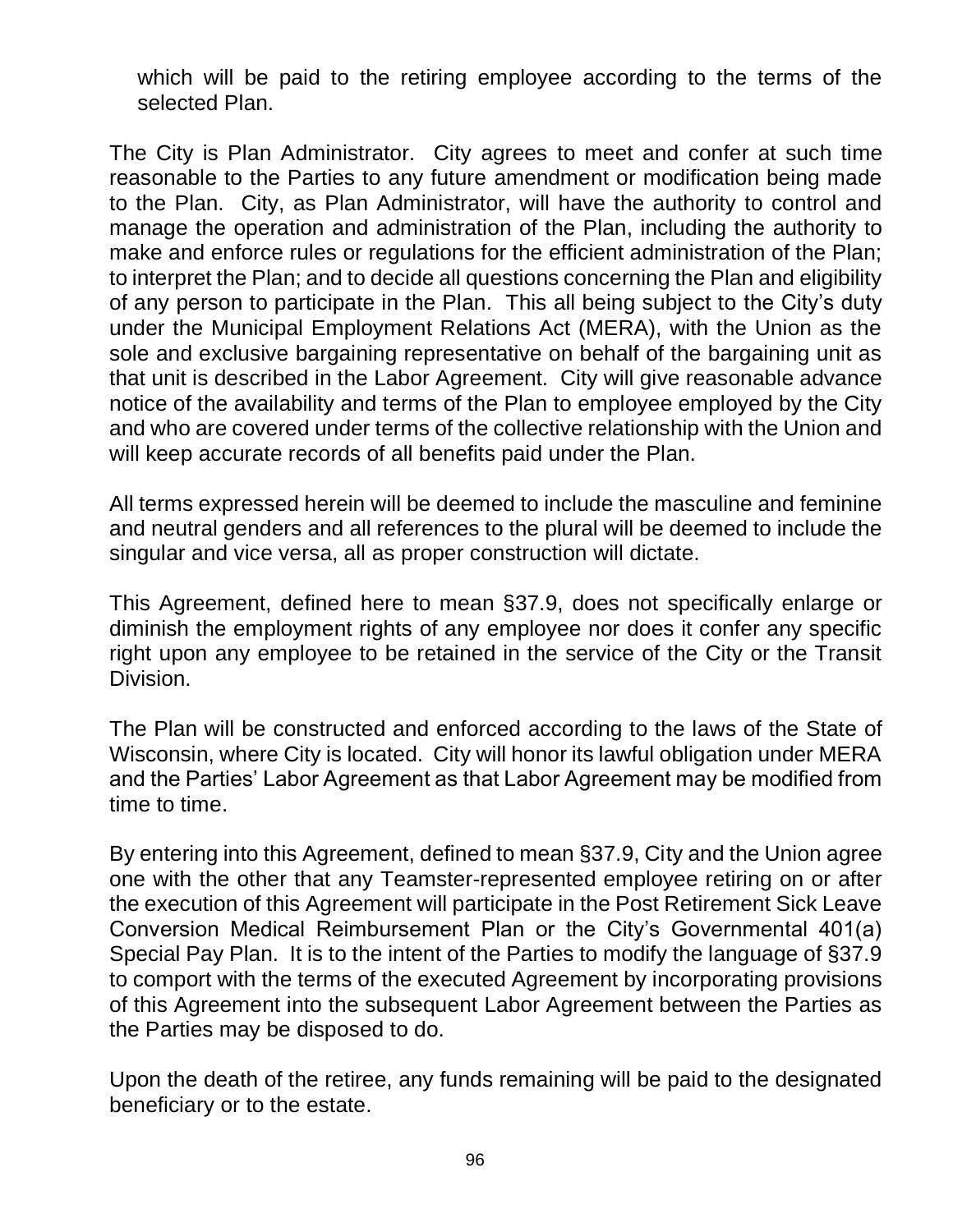which will be paid to the retiring employee according to the terms of the selected Plan.

The City is Plan Administrator. City agrees to meet and confer at such time reasonable to the Parties to any future amendment or modification being made to the Plan. City, as Plan Administrator, will have the authority to control and manage the operation and administration of the Plan, including the authority to make and enforce rules or regulations for the efficient administration of the Plan; to interpret the Plan; and to decide all questions concerning the Plan and eligibility of any person to participate in the Plan. This all being subject to the City's duty under the Municipal Employment Relations Act (MERA), with the Union as the sole and exclusive bargaining representative on behalf of the bargaining unit as that unit is described in the Labor Agreement. City will give reasonable advance notice of the availability and terms of the Plan to employee employed by the City and who are covered under terms of the collective relationship with the Union and will keep accurate records of all benefits paid under the Plan.

All terms expressed herein will be deemed to include the masculine and feminine and neutral genders and all references to the plural will be deemed to include the singular and vice versa, all as proper construction will dictate.

This Agreement, defined here to mean §37.9, does not specifically enlarge or diminish the employment rights of any employee nor does it confer any specific right upon any employee to be retained in the service of the City or the Transit Division.

The Plan will be constructed and enforced according to the laws of the State of Wisconsin, where City is located. City will honor its lawful obligation under MERA and the Parties' Labor Agreement as that Labor Agreement may be modified from time to time.

By entering into this Agreement, defined to mean §37.9, City and the Union agree one with the other that any Teamster-represented employee retiring on or after the execution of this Agreement will participate in the Post Retirement Sick Leave Conversion Medical Reimbursement Plan or the City's Governmental 401(a) Special Pay Plan. It is to the intent of the Parties to modify the language of §37.9 to comport with the terms of the executed Agreement by incorporating provisions of this Agreement into the subsequent Labor Agreement between the Parties as the Parties may be disposed to do.

Upon the death of the retiree, any funds remaining will be paid to the designated beneficiary or to the estate.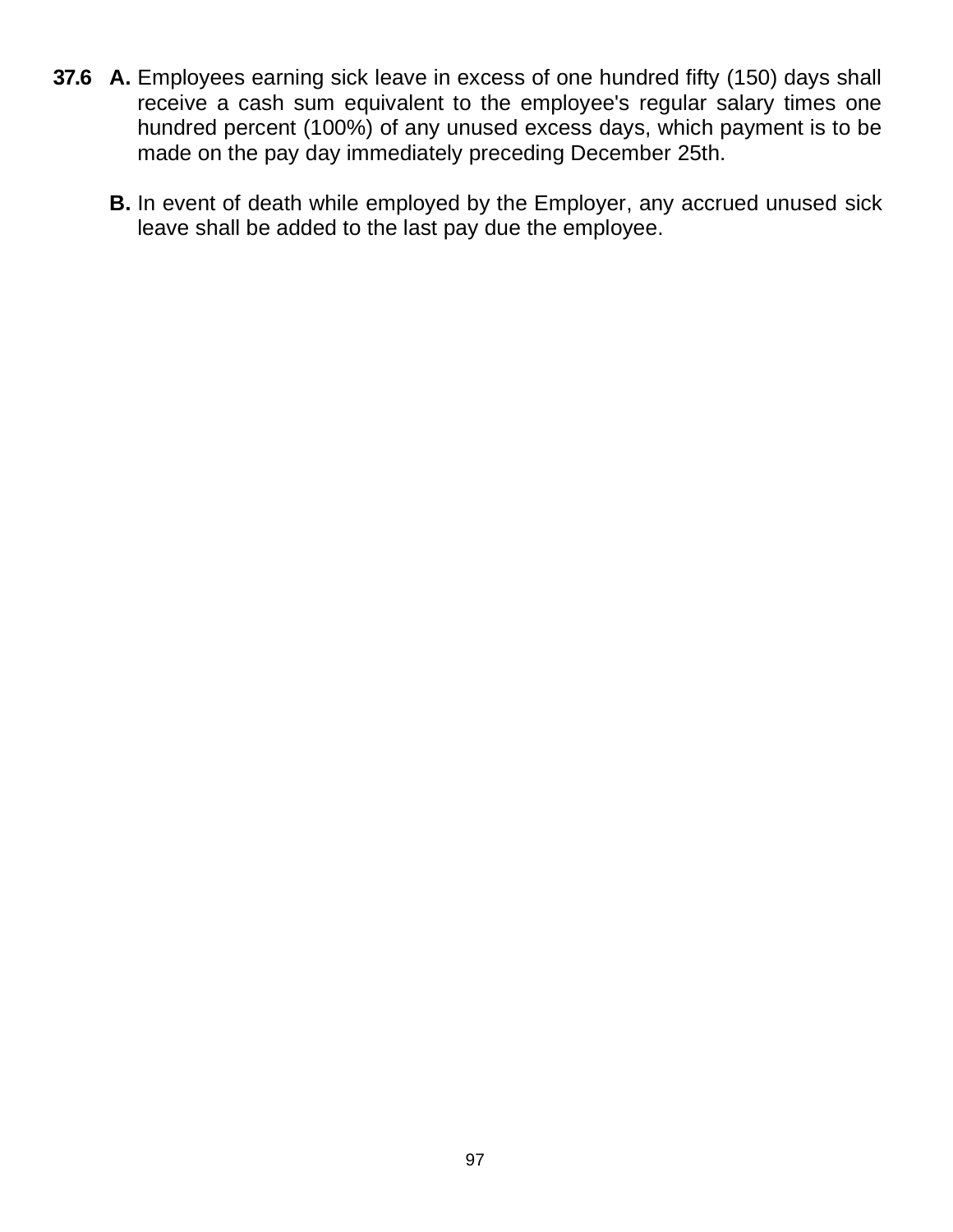**37.6** **A.** Employees earning sick leave in excess of one hundred fifty (150) days shall receive a cash sum equivalent to the employee's regular salary times one hundred percent (100%) of any unused excess days, which payment is to be made on the pay day immediately preceding December 25th.

**B.** In event of death while employed by the Employer, any accrued unused sick leave shall be added to the last pay due the employee.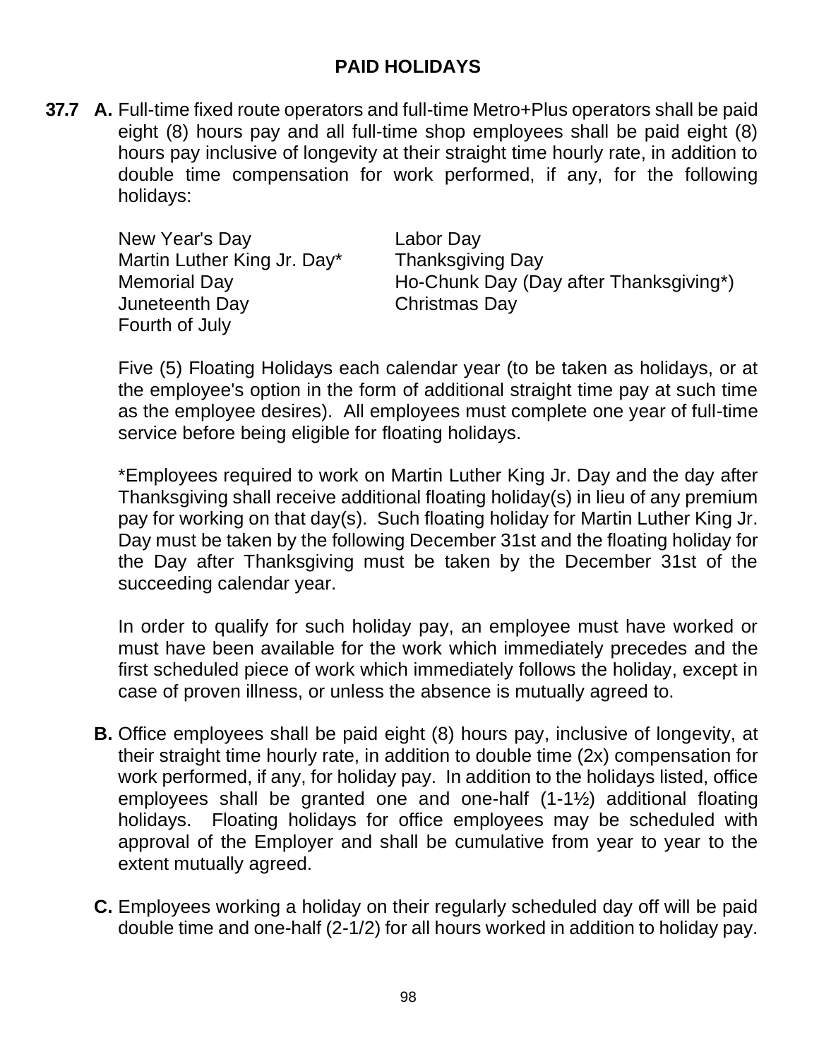## PAID HOLIDAYS

**37.7 A.** Full-time fixed route operators and full-time Metro+Plus operators shall be paid eight (8) hours pay and all full-time shop employees shall be paid eight (8) hours pay inclusive of longevity at their straight time hourly rate, in addition to double time compensation for work performed, if any, for the following holidays:

- New Year's Day
- Martin Luther King Jr. Day*
- Memorial Day
- Juneteenth Day
- Fourth of July
- Labor Day
- Thanksgiving Day
- Ho-Chunk Day (Day after Thanksgiving*)
- Christmas Day

Five (5) Floating Holidays each calendar year (to be taken as holidays, or at the employee's option in the form of additional straight time pay at such time as the employee desires). All employees must complete one year of full-time service before being eligible for floating holidays.

*Employees required to work on Martin Luther King Jr. Day and the day after Thanksgiving shall receive additional floating holiday(s) in lieu of any premium pay for working on that day(s). Such floating holiday for Martin Luther King Jr. Day must be taken by the following December 31st and the floating holiday for the Day after Thanksgiving must be taken by the December 31st of the succeeding calendar year.

In order to qualify for such holiday pay, an employee must have worked or must have been available for the work which immediately precedes and the first scheduled piece of work which immediately follows the holiday, except in case of proven illness, or unless the absence is mutually agreed to.

**B.** Office employees shall be paid eight (8) hours pay, inclusive of longevity, at their straight time hourly rate, in addition to double time (2x) compensation for work performed, if any, for holiday pay. In addition to the holidays listed, office employees shall be granted one and one-half (1-1½) additional floating holidays. Floating holidays for office employees may be scheduled with approval of the Employer and shall be cumulative from year to year to the extent mutually agreed.

**C.** Employees working a holiday on their regularly scheduled day off will be paid double time and one-half (2-1/2) for all hours worked in addition to holiday pay.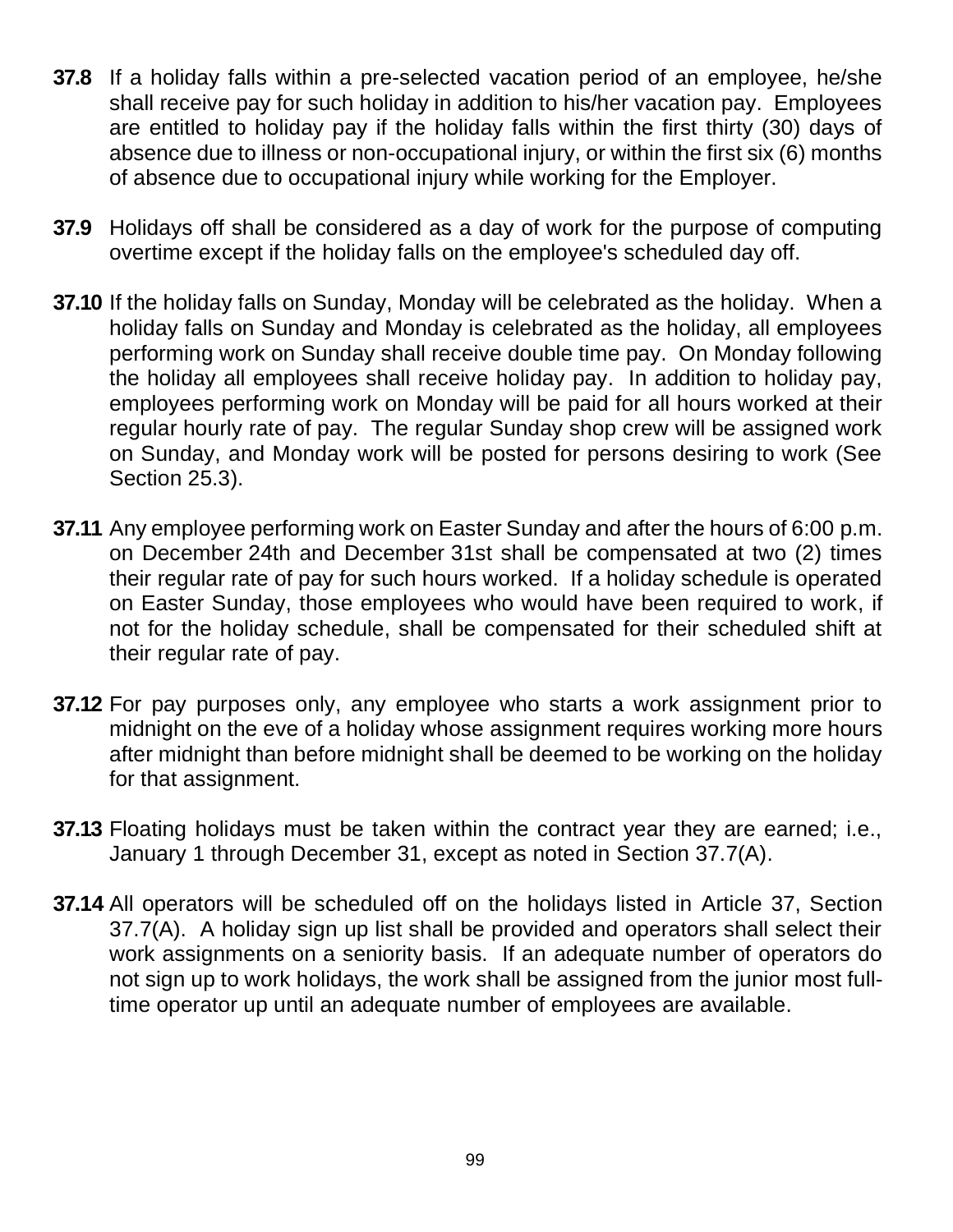**37.8** If a holiday falls within a pre-selected vacation period of an employee, he/she shall receive pay for such holiday in addition to his/her vacation pay. Employees are entitled to holiday pay if the holiday falls within the first thirty (30) days of absence due to illness or non-occupational injury, or within the first six (6) months of absence due to occupational injury while working for the Employer.

**37.9** Holidays off shall be considered as a day of work for the purpose of computing overtime except if the holiday falls on the employee's scheduled day off.

**37.10** If the holiday falls on Sunday, Monday will be celebrated as the holiday. When a holiday falls on Sunday and Monday is celebrated as the holiday, all employees performing work on Sunday shall receive double time pay. On Monday following the holiday all employees shall receive holiday pay. In addition to holiday pay, employees performing work on Monday will be paid for all hours worked at their regular hourly rate of pay. The regular Sunday shop crew will be assigned work on Sunday, and Monday work will be posted for persons desiring to work (See Section 25.3).

**37.11** Any employee performing work on Easter Sunday and after the hours of 6:00 p.m. on December 24th and December 31st shall be compensated at two (2) times their regular rate of pay for such hours worked. If a holiday schedule is operated on Easter Sunday, those employees who would have been required to work, if not for the holiday schedule, shall be compensated for their scheduled shift at their regular rate of pay.

**37.12** For pay purposes only, any employee who starts a work assignment prior to midnight on the eve of a holiday whose assignment requires working more hours after midnight than before midnight shall be deemed to be working on the holiday for that assignment.

**37.13** Floating holidays must be taken within the contract year they are earned; i.e., January 1 through December 31, except as noted in Section 37.7(A).

**37.14** All operators will be scheduled off on the holidays listed in Article 37, Section 37.7(A). A holiday sign up list shall be provided and operators shall select their work assignments on a seniority basis. If an adequate number of operators do not sign up to work holidays, the work shall be assigned from the junior most full-time operator up until an adequate number of employees are available.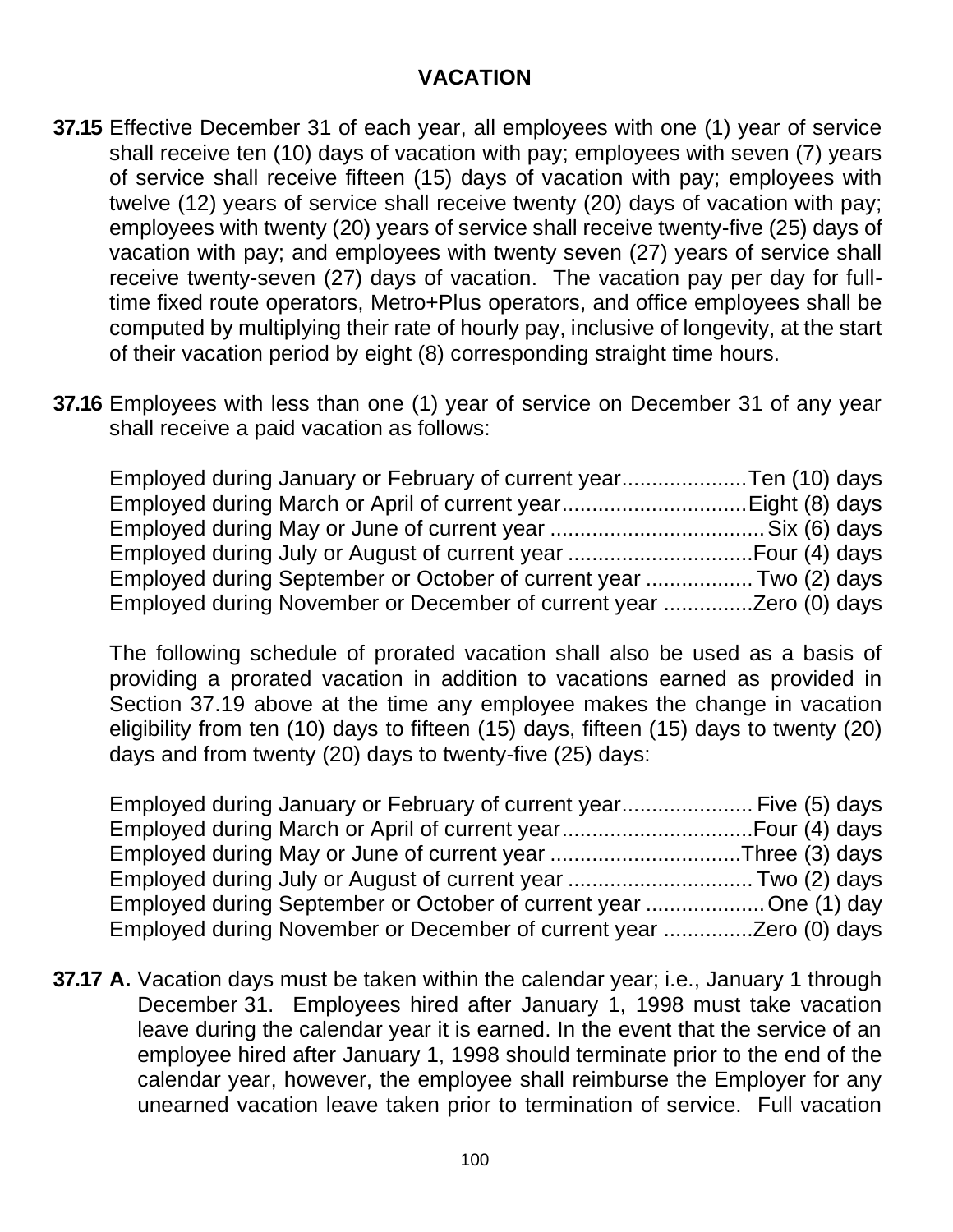## VACATION

**37.15** Effective December 31 of each year, all employees with one (1) year of service shall receive ten (10) days of vacation with pay; employees with seven (7) years of service shall receive fifteen (15) days of vacation with pay; employees with twelve (12) years of service shall receive twenty (20) days of vacation with pay; employees with twenty (20) years of service shall receive twenty-five (25) days of vacation with pay; and employees with twenty seven (27) years of service shall receive twenty-seven (27) days of vacation. The vacation pay per day for full-time fixed route operators, Metro+Plus operators, and office employees shall be computed by multiplying their rate of hourly pay, inclusive of longevity, at the start of their vacation period by eight (8) corresponding straight time hours.

**37.16** Employees with less than one (1) year of service on December 31 of any year shall receive a paid vacation as follows:

Employed during January or February of current year.....................Ten (10) days
Employed during March or April of current year...............................Eight (8) days
Employed during May or June of current year ....................................Six (6) days
Employed during July or August of current year ...............................Four (4) days
Employed during September or October of current year .................. Two (2) days
Employed during November or December of current year ...............Zero (0) days

The following schedule of prorated vacation shall also be used as a basis of providing a prorated vacation in addition to vacations earned as provided in Section 37.19 above at the time any employee makes the change in vacation eligibility from ten (10) days to fifteen (15) days, fifteen (15) days to twenty (20) days and from twenty (20) days to twenty-five (25) days:

Employed during January or February of current year...................... Five (5) days
Employed during March or April of current year................................Four (4) days
Employed during May or June of current year ................................Three (3) days
Employed during July or August of current year ............................... Two (2) days
Employed during September or October of current year ....................One (1) day
Employed during November or December of current year ...............Zero (0) days

**37.17 A.** Vacation days must be taken within the calendar year; i.e., January 1 through December 31. Employees hired after January 1, 1998 must take vacation leave during the calendar year it is earned. In the event that the service of an employee hired after January 1, 1998 should terminate prior to the end of the calendar year, however, the employee shall reimburse the Employer for any unearned vacation leave taken prior to termination of service. Full vacation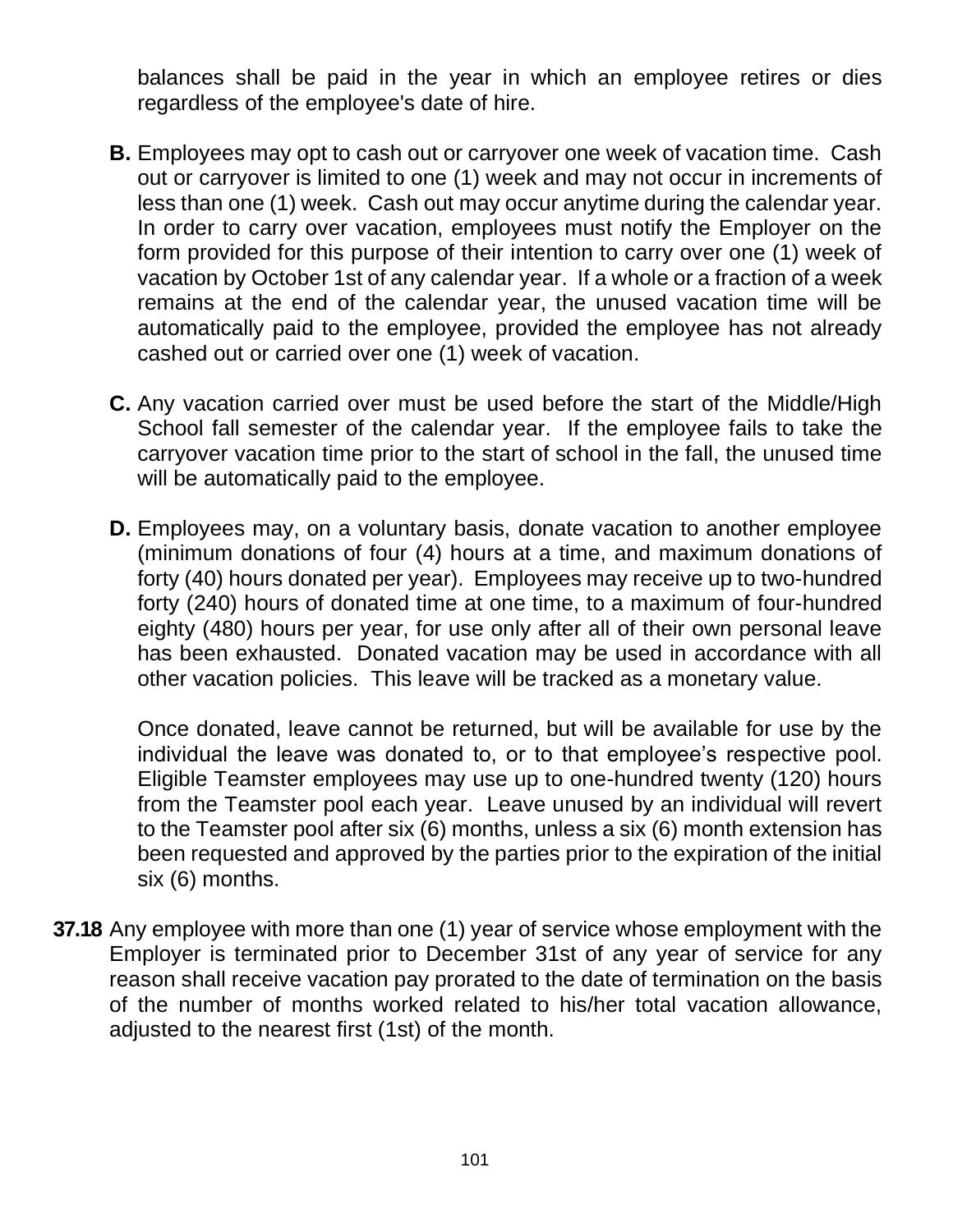balances shall be paid in the year in which an employee retires or dies regardless of the employee's date of hire.

**B.** Employees may opt to cash out or carryover one week of vacation time. Cash out or carryover is limited to one (1) week and may not occur in increments of less than one (1) week. Cash out may occur anytime during the calendar year. In order to carry over vacation, employees must notify the Employer on the form provided for this purpose of their intention to carry over one (1) week of vacation by October 1st of any calendar year. If a whole or a fraction of a week remains at the end of the calendar year, the unused vacation time will be automatically paid to the employee, provided the employee has not already cashed out or carried over one (1) week of vacation.

**C.** Any vacation carried over must be used before the start of the Middle/High School fall semester of the calendar year. If the employee fails to take the carryover vacation time prior to the start of school in the fall, the unused time will be automatically paid to the employee.

**D.** Employees may, on a voluntary basis, donate vacation to another employee (minimum donations of four (4) hours at a time, and maximum donations of forty (40) hours donated per year). Employees may receive up to two-hundred forty (240) hours of donated time at one time, to a maximum of four-hundred eighty (480) hours per year, for use only after all of their own personal leave has been exhausted. Donated vacation may be used in accordance with all other vacation policies. This leave will be tracked as a monetary value.

Once donated, leave cannot be returned, but will be available for use by the individual the leave was donated to, or to that employee's respective pool. Eligible Teamster employees may use up to one-hundred twenty (120) hours from the Teamster pool each year. Leave unused by an individual will revert to the Teamster pool after six (6) months, unless a six (6) month extension has been requested and approved by the parties prior to the expiration of the initial six (6) months.

**37.18** Any employee with more than one (1) year of service whose employment with the Employer is terminated prior to December 31st of any year of service for any reason shall receive vacation pay prorated to the date of termination on the basis of the number of months worked related to his/her total vacation allowance, adjusted to the nearest first (1st) of the month.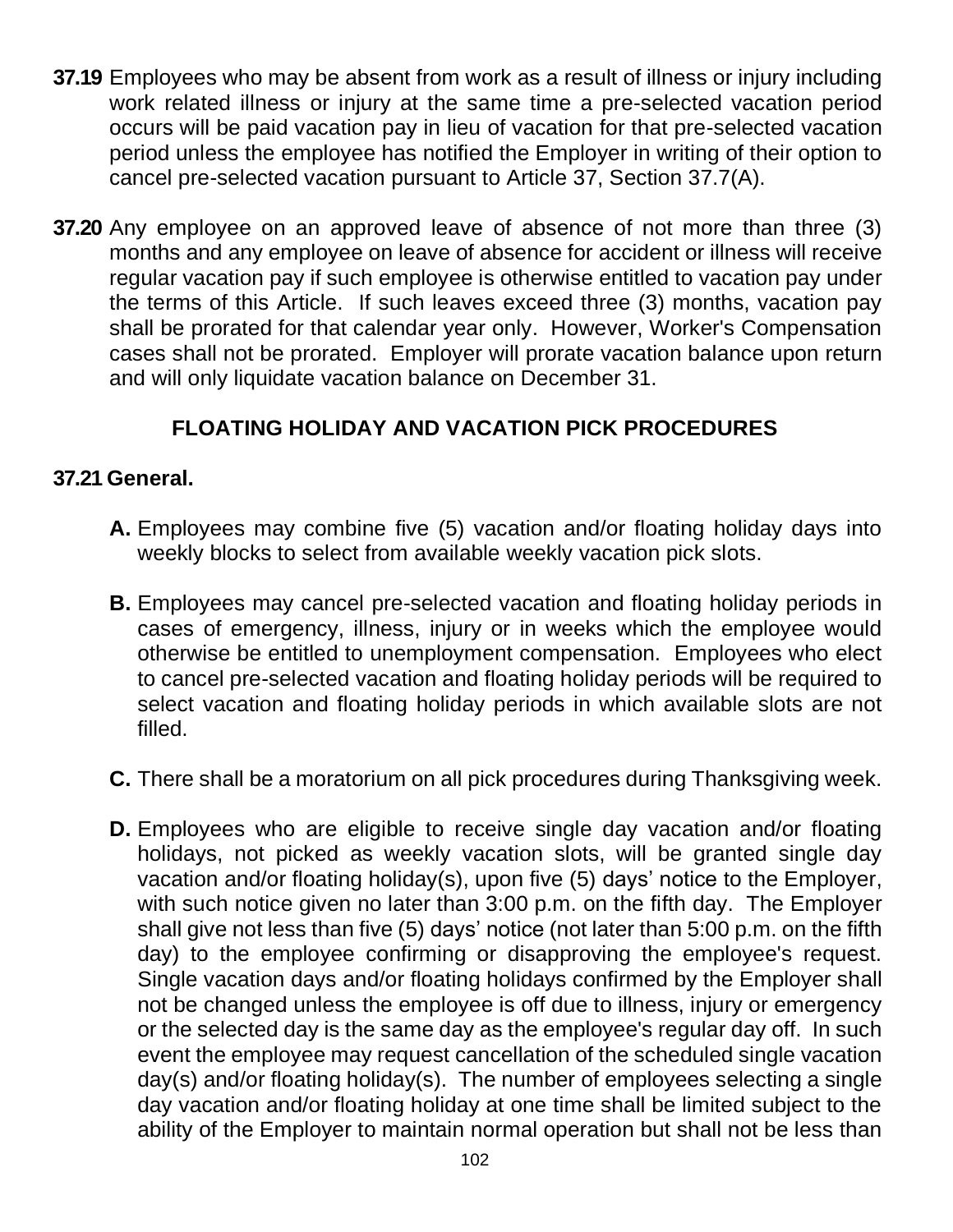**37.19** Employees who may be absent from work as a result of illness or injury including work related illness or injury at the same time a pre-selected vacation period occurs will be paid vacation pay in lieu of vacation for that pre-selected vacation period unless the employee has notified the Employer in writing of their option to cancel pre-selected vacation pursuant to Article 37, Section 37.7(A).

**37.20** Any employee on an approved leave of absence of not more than three (3) months and any employee on leave of absence for accident or illness will receive regular vacation pay if such employee is otherwise entitled to vacation pay under the terms of this Article. If such leaves exceed three (3) months, vacation pay shall be prorated for that calendar year only. However, Worker's Compensation cases shall not be prorated. Employer will prorate vacation balance upon return and will only liquidate vacation balance on December 31.

## FLOATING HOLIDAY AND VACATION PICK PROCEDURES

**37.21 General.**

**A.** Employees may combine five (5) vacation and/or floating holiday days into weekly blocks to select from available weekly vacation pick slots.

**B.** Employees may cancel pre-selected vacation and floating holiday periods in cases of emergency, illness, injury or in weeks which the employee would otherwise be entitled to unemployment compensation. Employees who elect to cancel pre-selected vacation and floating holiday periods will be required to select vacation and floating holiday periods in which available slots are not filled.

**C.** There shall be a moratorium on all pick procedures during Thanksgiving week.

**D.** Employees who are eligible to receive single day vacation and/or floating holidays, not picked as weekly vacation slots, will be granted single day vacation and/or floating holiday(s), upon five (5) days' notice to the Employer, with such notice given no later than 3:00 p.m. on the fifth day. The Employer shall give not less than five (5) days' notice (not later than 5:00 p.m. on the fifth day) to the employee confirming or disapproving the employee's request. Single vacation days and/or floating holidays confirmed by the Employer shall not be changed unless the employee is off due to illness, injury or emergency or the selected day is the same day as the employee's regular day off. In such event the employee may request cancellation of the scheduled single vacation day(s) and/or floating holiday(s). The number of employees selecting a single day vacation and/or floating holiday at one time shall be limited subject to the ability of the Employer to maintain normal operation but shall not be less than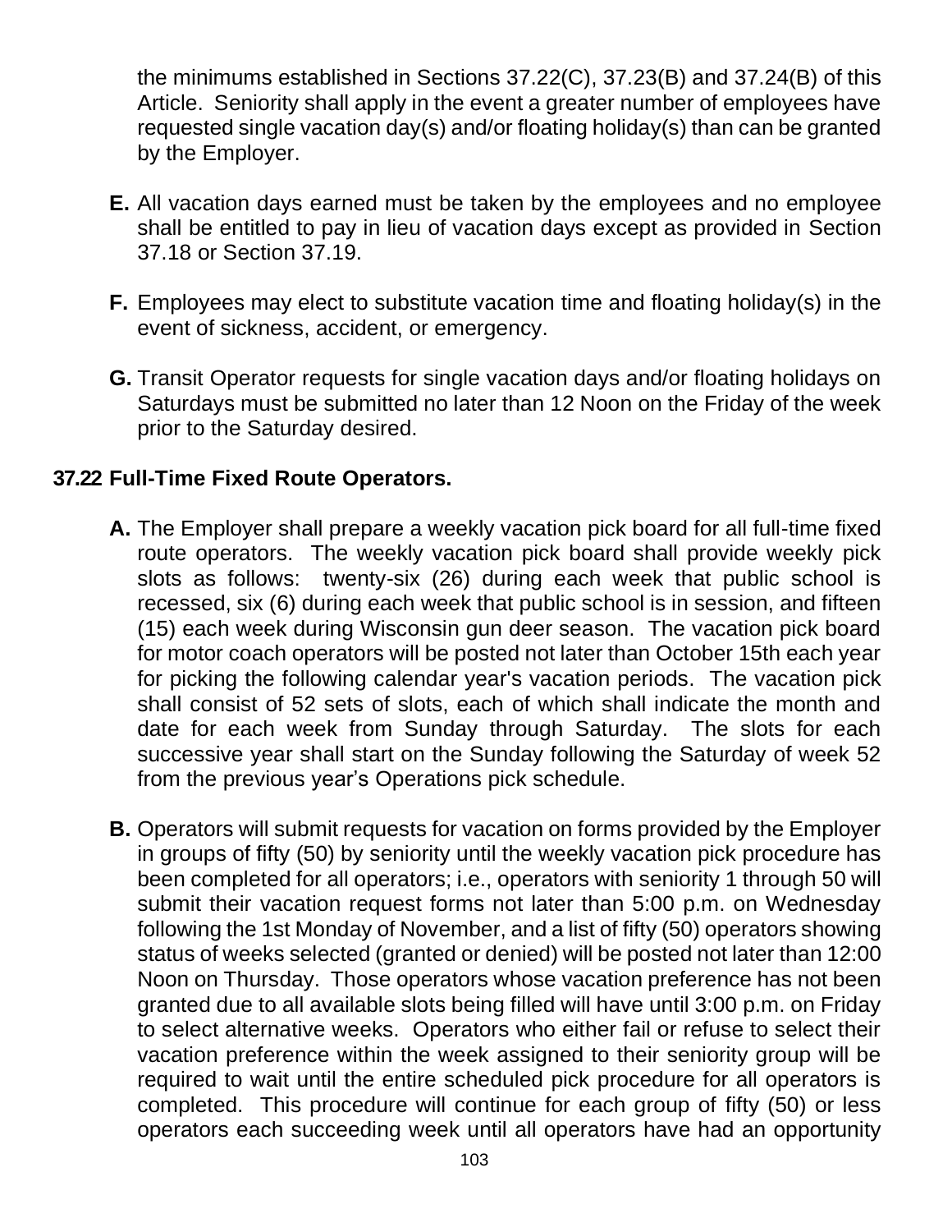the minimums established in Sections 37.22(C), 37.23(B) and 37.24(B) of this Article. Seniority shall apply in the event a greater number of employees have requested single vacation day(s) and/or floating holiday(s) than can be granted by the Employer.

**E.** All vacation days earned must be taken by the employees and no employee shall be entitled to pay in lieu of vacation days except as provided in Section 37.18 or Section 37.19.

**F.** Employees may elect to substitute vacation time and floating holiday(s) in the event of sickness, accident, or emergency.

**G.** Transit Operator requests for single vacation days and/or floating holidays on Saturdays must be submitted no later than 12 Noon on the Friday of the week prior to the Saturday desired.

## 37.22 Full-Time Fixed Route Operators.

**A.** The Employer shall prepare a weekly vacation pick board for all full-time fixed route operators. The weekly vacation pick board shall provide weekly pick slots as follows: twenty-six (26) during each week that public school is recessed, six (6) during each week that public school is in session, and fifteen (15) each week during Wisconsin gun deer season. The vacation pick board for motor coach operators will be posted not later than October 15th each year for picking the following calendar year's vacation periods. The vacation pick shall consist of 52 sets of slots, each of which shall indicate the month and date for each week from Sunday through Saturday. The slots for each successive year shall start on the Sunday following the Saturday of week 52 from the previous year's Operations pick schedule.

**B.** Operators will submit requests for vacation on forms provided by the Employer in groups of fifty (50) by seniority until the weekly vacation pick procedure has been completed for all operators; i.e., operators with seniority 1 through 50 will submit their vacation request forms not later than 5:00 p.m. on Wednesday following the 1st Monday of November, and a list of fifty (50) operators showing status of weeks selected (granted or denied) will be posted not later than 12:00 Noon on Thursday. Those operators whose vacation preference has not been granted due to all available slots being filled will have until 3:00 p.m. on Friday to select alternative weeks. Operators who either fail or refuse to select their vacation preference within the week assigned to their seniority group will be required to wait until the entire scheduled pick procedure for all operators is completed. This procedure will continue for each group of fifty (50) or less operators each succeeding week until all operators have had an opportunity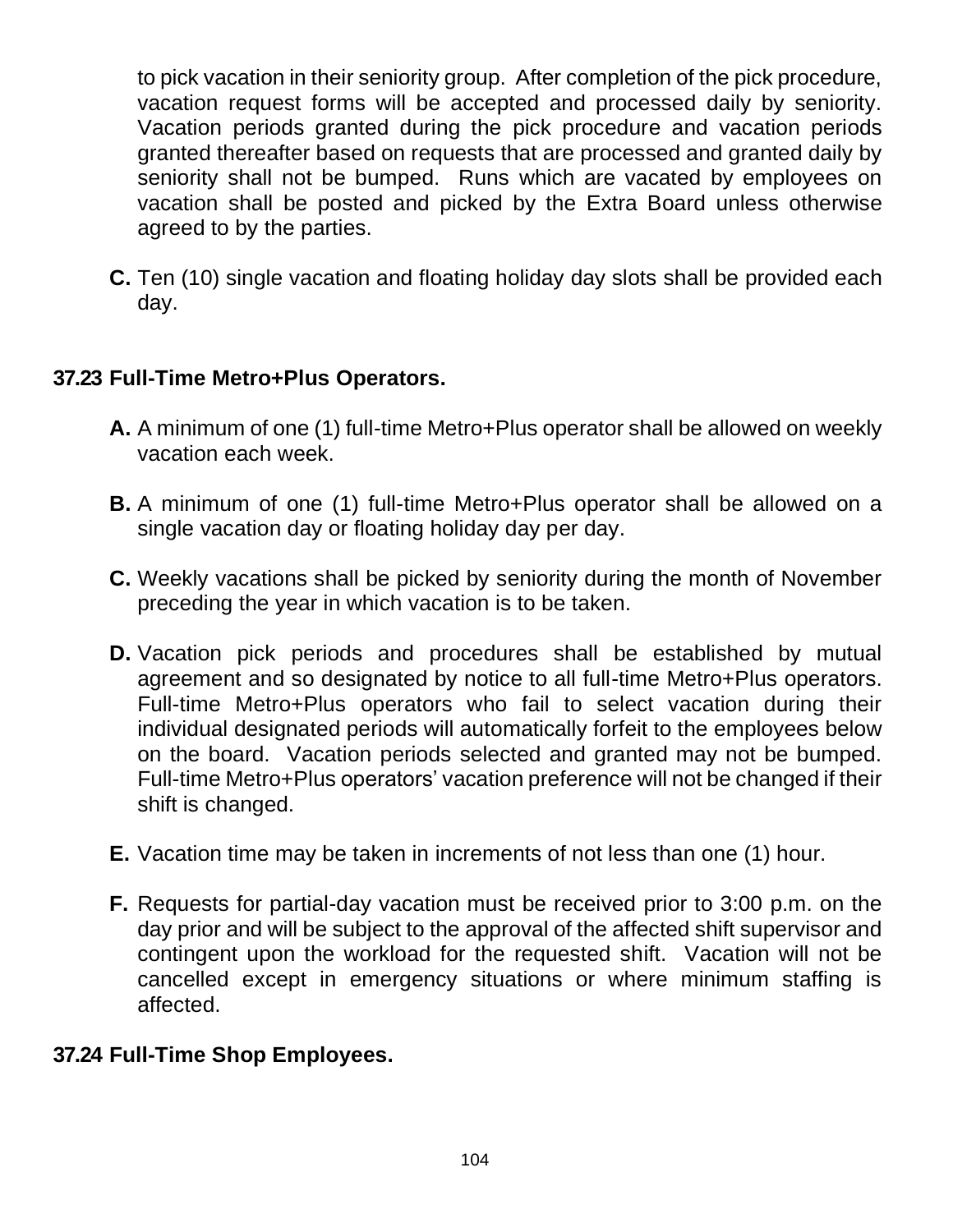to pick vacation in their seniority group. After completion of the pick procedure, vacation request forms will be accepted and processed daily by seniority. Vacation periods granted during the pick procedure and vacation periods granted thereafter based on requests that are processed and granted daily by seniority shall not be bumped. Runs which are vacated by employees on vacation shall be posted and picked by the Extra Board unless otherwise agreed to by the parties.

**C.** Ten (10) single vacation and floating holiday day slots shall be provided each day.

### 37.23 Full-Time Metro+Plus Operators.

**A.** A minimum of one (1) full-time Metro+Plus operator shall be allowed on weekly vacation each week.

**B.** A minimum of one (1) full-time Metro+Plus operator shall be allowed on a single vacation day or floating holiday day per day.

**C.** Weekly vacations shall be picked by seniority during the month of November preceding the year in which vacation is to be taken.

**D.** Vacation pick periods and procedures shall be established by mutual agreement and so designated by notice to all full-time Metro+Plus operators. Full-time Metro+Plus operators who fail to select vacation during their individual designated periods will automatically forfeit to the employees below on the board. Vacation periods selected and granted may not be bumped. Full-time Metro+Plus operators' vacation preference will not be changed if their shift is changed.

**E.** Vacation time may be taken in increments of not less than one (1) hour.

**F.** Requests for partial-day vacation must be received prior to 3:00 p.m. on the day prior and will be subject to the approval of the affected shift supervisor and contingent upon the workload for the requested shift. Vacation will not be cancelled except in emergency situations or where minimum staffing is affected.

### 37.24 Full-Time Shop Employees.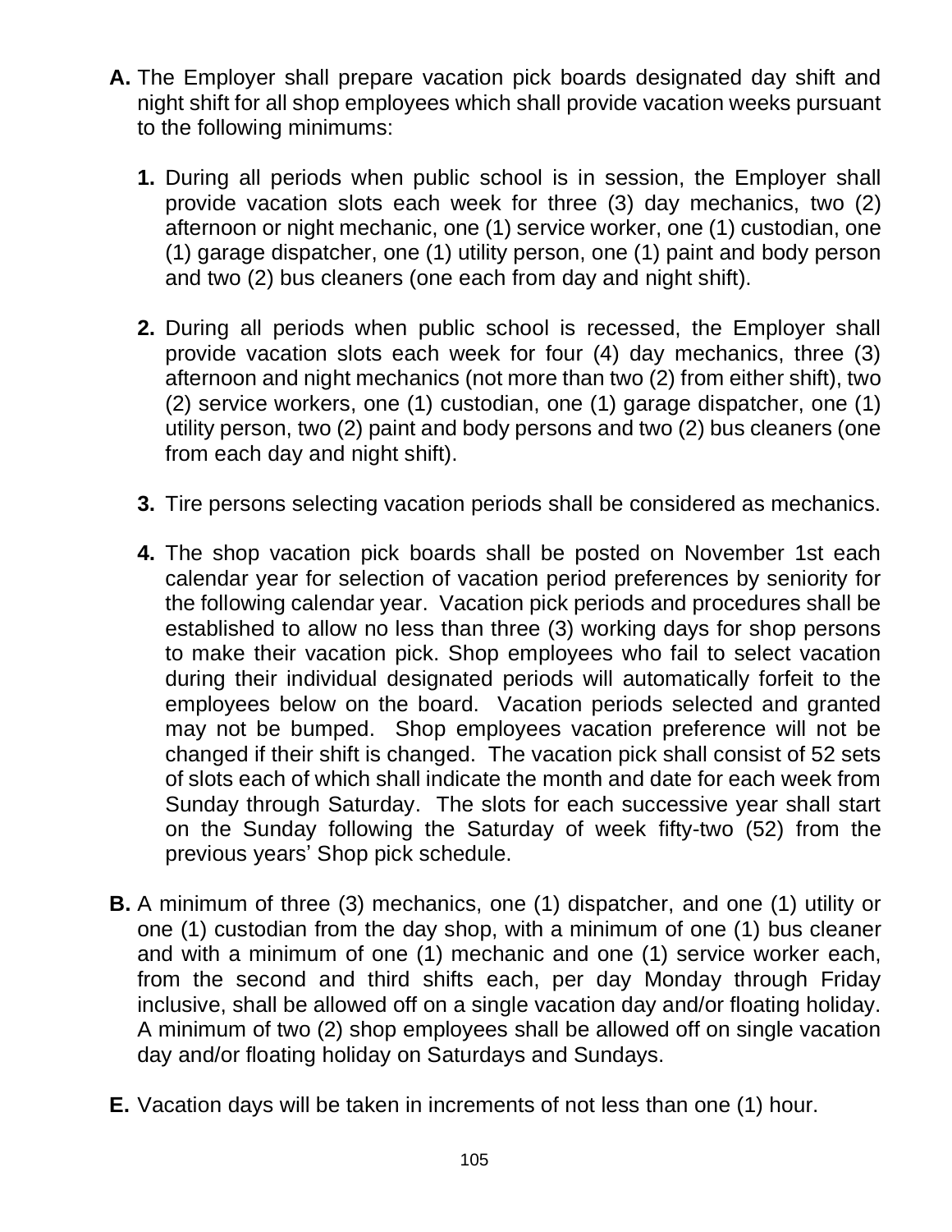**A.** The Employer shall prepare vacation pick boards designated day shift and night shift for all shop employees which shall provide vacation weeks pursuant to the following minimums:

   **1.** During all periods when public school is in session, the Employer shall provide vacation slots each week for three (3) day mechanics, two (2) afternoon or night mechanic, one (1) service worker, one (1) custodian, one (1) garage dispatcher, one (1) utility person, one (1) paint and body person and two (2) bus cleaners (one each from day and night shift).

   **2.** During all periods when public school is recessed, the Employer shall provide vacation slots each week for four (4) day mechanics, three (3) afternoon and night mechanics (not more than two (2) from either shift), two (2) service workers, one (1) custodian, one (1) garage dispatcher, one (1) utility person, two (2) paint and body persons and two (2) bus cleaners (one from each day and night shift).

   **3.** Tire persons selecting vacation periods shall be considered as mechanics.

   **4.** The shop vacation pick boards shall be posted on November 1st each calendar year for selection of vacation period preferences by seniority for the following calendar year. Vacation pick periods and procedures shall be established to allow no less than three (3) working days for shop persons to make their vacation pick. Shop employees who fail to select vacation during their individual designated periods will automatically forfeit to the employees below on the board. Vacation periods selected and granted may not be bumped. Shop employees vacation preference will not be changed if their shift is changed. The vacation pick shall consist of 52 sets of slots each of which shall indicate the month and date for each week from Sunday through Saturday. The slots for each successive year shall start on the Sunday following the Saturday of week fifty-two (52) from the previous years' Shop pick schedule.

**B.** A minimum of three (3) mechanics, one (1) dispatcher, and one (1) utility or one (1) custodian from the day shop, with a minimum of one (1) bus cleaner and with a minimum of one (1) mechanic and one (1) service worker each, from the second and third shifts each, per day Monday through Friday inclusive, shall be allowed off on a single vacation day and/or floating holiday. A minimum of two (2) shop employees shall be allowed off on single vacation day and/or floating holiday on Saturdays and Sundays.

**E.** Vacation days will be taken in increments of not less than one (1) hour.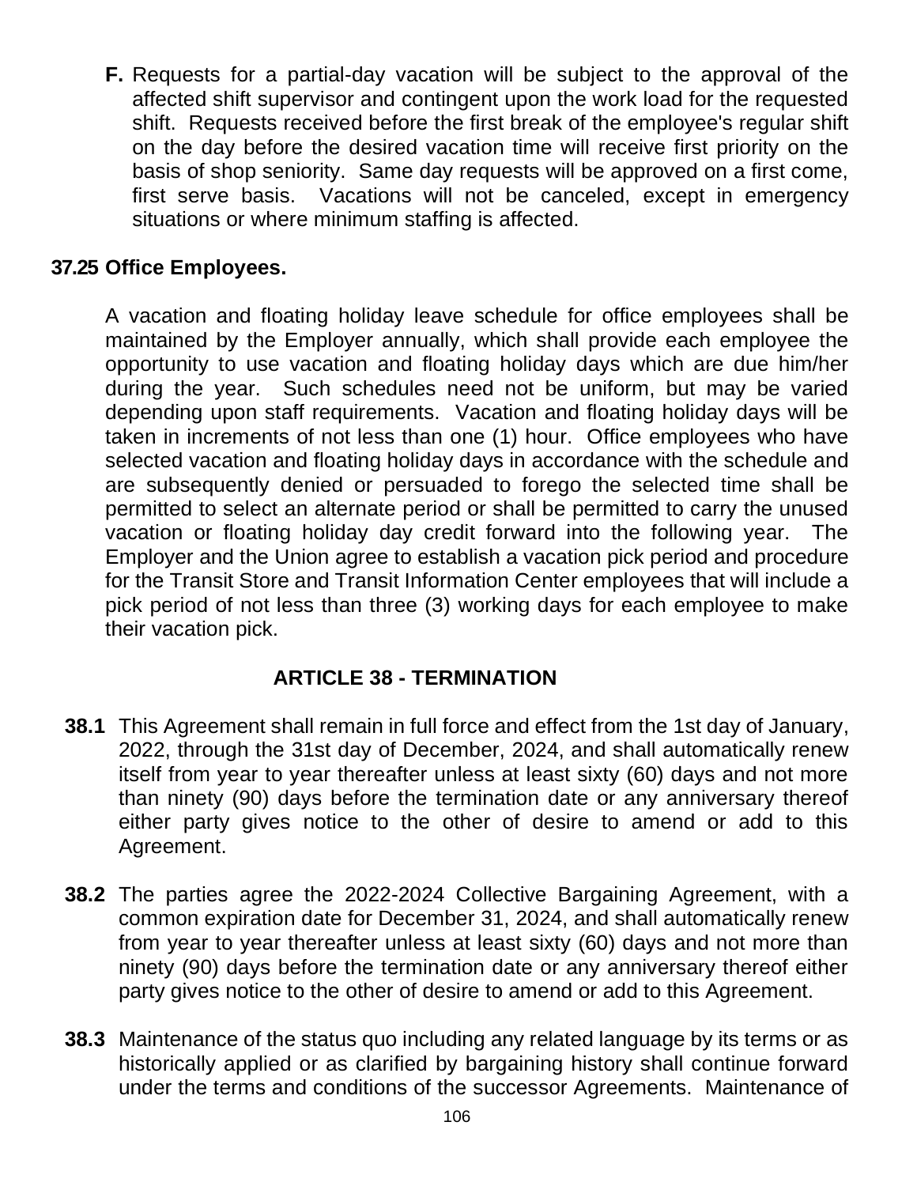**F.** Requests for a partial-day vacation will be subject to the approval of the affected shift supervisor and contingent upon the work load for the requested shift. Requests received before the first break of the employee's regular shift on the day before the desired vacation time will receive first priority on the basis of shop seniority. Same day requests will be approved on a first come, first serve basis. Vacations will not be canceled, except in emergency situations or where minimum staffing is affected.

### 37.25 Office Employees.

A vacation and floating holiday leave schedule for office employees shall be maintained by the Employer annually, which shall provide each employee the opportunity to use vacation and floating holiday days which are due him/her during the year. Such schedules need not be uniform, but may be varied depending upon staff requirements. Vacation and floating holiday days will be taken in increments of not less than one (1) hour. Office employees who have selected vacation and floating holiday days in accordance with the schedule and are subsequently denied or persuaded to forego the selected time shall be permitted to select an alternate period or shall be permitted to carry the unused vacation or floating holiday day credit forward into the following year. The Employer and the Union agree to establish a vacation pick period and procedure for the Transit Store and Transit Information Center employees that will include a pick period of not less than three (3) working days for each employee to make their vacation pick.

## ARTICLE 38 - TERMINATION

**38.1** This Agreement shall remain in full force and effect from the 1st day of January, 2022, through the 31st day of December, 2024, and shall automatically renew itself from year to year thereafter unless at least sixty (60) days and not more than ninety (90) days before the termination date or any anniversary thereof either party gives notice to the other of desire to amend or add to this Agreement.

**38.2** The parties agree the 2022-2024 Collective Bargaining Agreement, with a common expiration date for December 31, 2024, and shall automatically renew from year to year thereafter unless at least sixty (60) days and not more than ninety (90) days before the termination date or any anniversary thereof either party gives notice to the other of desire to amend or add to this Agreement.

**38.3** Maintenance of the status quo including any related language by its terms or as historically applied or as clarified by bargaining history shall continue forward under the terms and conditions of the successor Agreements. Maintenance of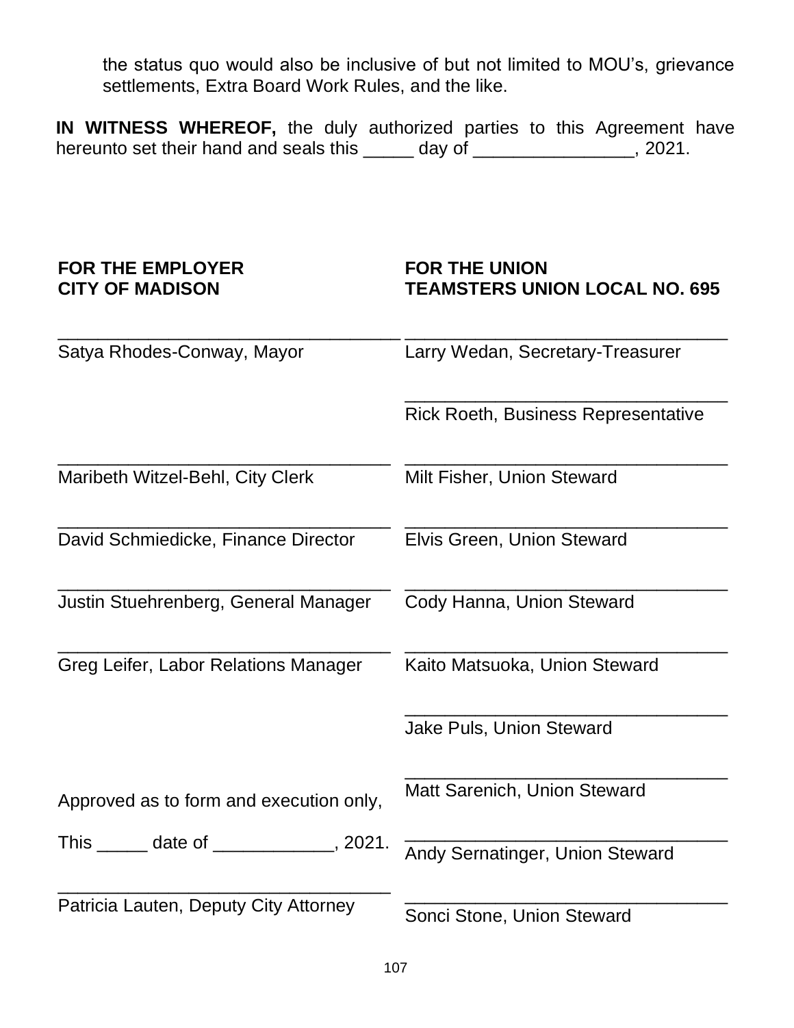the status quo would also be inclusive of but not limited to MOU's, grievance settlements, Extra Board Work Rules, and the like.

**IN WITNESS WHEREOF,** the duly authorized parties to this Agreement have hereunto set their hand and seals this _____ day of ________________, 2021.

| **FOR THE EMPLOYER CITY OF MADISON** | **FOR THE UNION TEAMSTERS UNION LOCAL NO. 695** |
|---|---|
| ______________________________ Satya Rhodes-Conway, Mayor | ______________________________ Larry Wedan, Secretary-Treasurer |
| | ______________________________ Rick Roeth, Business Representative |
| ______________________________ Maribeth Witzel-Behl, City Clerk | ______________________________ Milt Fisher, Union Steward |
| ______________________________ David Schmiedicke, Finance Director | ______________________________ Elvis Green, Union Steward |
| ______________________________ Justin Stuehrenberg, General Manager | ______________________________ Cody Hanna, Union Steward |
| ______________________________ Greg Leifer, Labor Relations Manager | ______________________________ Kaito Matsuoka, Union Steward |
| | ______________________________ Jake Puls, Union Steward |
| Approved as to form and execution only, | ______________________________ Matt Sarenich, Union Steward |
| This _____ date of ____________, 2021. | ______________________________ Andy Sernatinger, Union Steward |
| ______________________________ Patricia Lauten, Deputy City Attorney | ______________________________ Sonci Stone, Union Steward |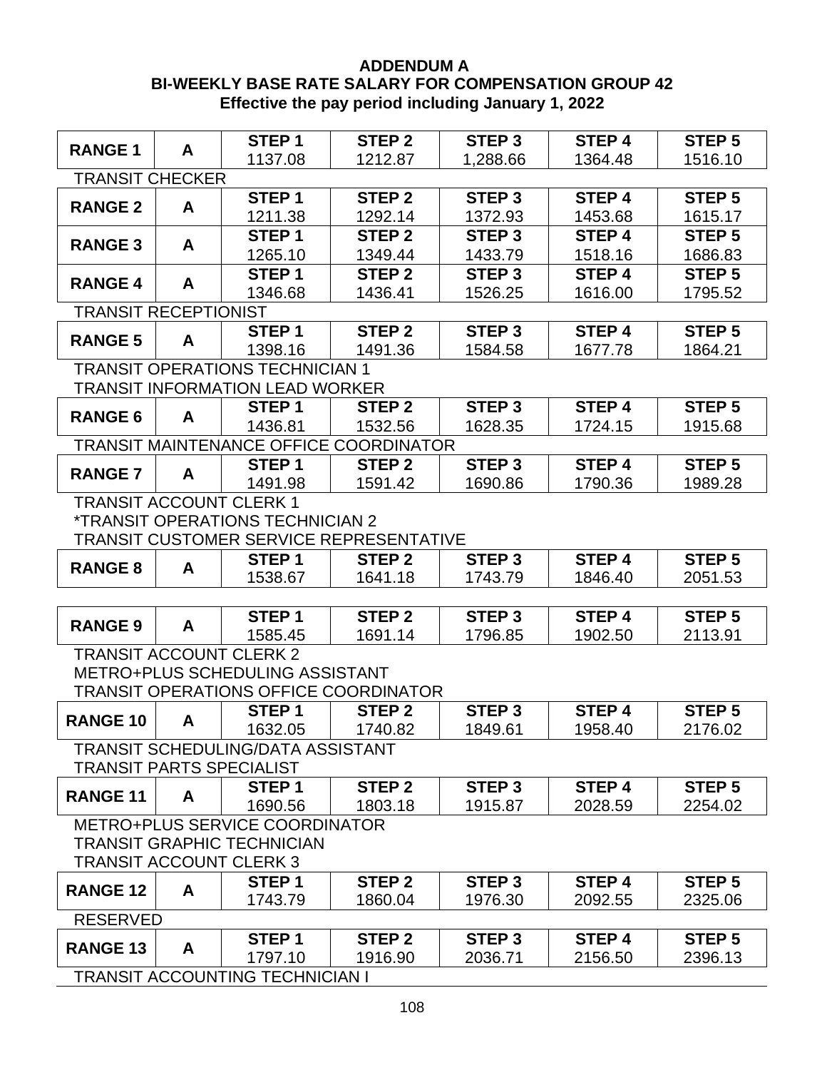**ADDENDUM A**
**BI-WEEKLY BASE RATE SALARY FOR COMPENSATION GROUP 42**
**Effective the pay period including January 1, 2022**

| Range | | Step 1 | Step 2 | Step 3 | Step 4 | Step 5 |
|---|---|---|---|---|---|---|
| **RANGE 1** | **A** | 1137.08 | 1212.87 | 1,288.66 | 1364.48 | 1516.10 |
| TRANSIT CHECKER | | | | | | |
| **RANGE 2** | **A** | 1211.38 | 1292.14 | 1372.93 | 1453.68 | 1615.17 |
| **RANGE 3** | **A** | 1265.10 | 1349.44 | 1433.79 | 1518.16 | 1686.83 |
| **RANGE 4** | **A** | 1346.68 | 1436.41 | 1526.25 | 1616.00 | 1795.52 |
| TRANSIT RECEPTIONIST | | | | | | |
| **RANGE 5** | **A** | 1398.16 | 1491.36 | 1584.58 | 1677.78 | 1864.21 |
| TRANSIT OPERATIONS TECHNICIAN 1<br>TRANSIT INFORMATION LEAD WORKER | | | | | | |
| **RANGE 6** | **A** | 1436.81 | 1532.56 | 1628.35 | 1724.15 | 1915.68 |
| TRANSIT MAINTENANCE OFFICE COORDINATOR | | | | | | |
| **RANGE 7** | **A** | 1491.98 | 1591.42 | 1690.86 | 1790.36 | 1989.28 |
| TRANSIT ACCOUNT CLERK 1<br>*TRANSIT OPERATIONS TECHNICIAN 2<br>TRANSIT CUSTOMER SERVICE REPRESENTATIVE | | | | | | |
| **RANGE 8** | **A** | 1538.67 | 1641.18 | 1743.79 | 1846.40 | 2051.53 |
| **RANGE 9** | **A** | 1585.45 | 1691.14 | 1796.85 | 1902.50 | 2113.91 |
| TRANSIT ACCOUNT CLERK 2<br>METRO+PLUS SCHEDULING ASSISTANT<br>TRANSIT OPERATIONS OFFICE COORDINATOR | | | | | | |
| **RANGE 10** | **A** | 1632.05 | 1740.82 | 1849.61 | 1958.40 | 2176.02 |
| TRANSIT SCHEDULING/DATA ASSISTANT<br>TRANSIT PARTS SPECIALIST | | | | | | |
| **RANGE 11** | **A** | 1690.56 | 1803.18 | 1915.87 | 2028.59 | 2254.02 |
| METRO+PLUS SERVICE COORDINATOR<br>TRANSIT GRAPHIC TECHNICIAN<br>TRANSIT ACCOUNT CLERK 3 | | | | | | |
| **RANGE 12** | **A** | 1743.79 | 1860.04 | 1976.30 | 2092.55 | 2325.06 |
| RESERVED | | | | | | |
| **RANGE 13** | **A** | 1797.10 | 1916.90 | 2036.71 | 2156.50 | 2396.13 |
| TRANSIT ACCOUNTING TECHNICIAN I | | | | | | |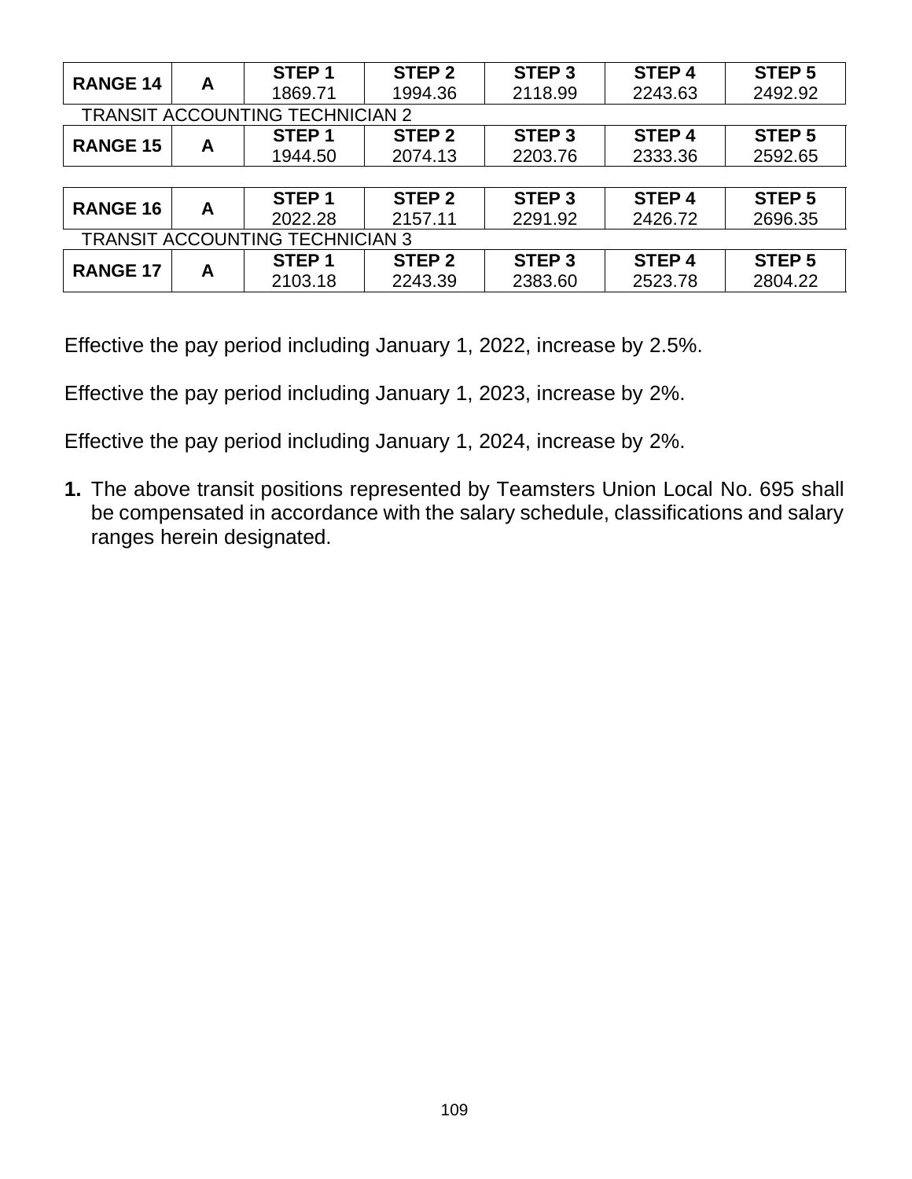| RANGE 14 | A | STEP 1 | STEP 2 | STEP 3 | STEP 4 | STEP 5 |
|---|---|---|---|---|---|---|
| | | 1869.71 | 1994.36 | 2118.99 | 2243.63 | 2492.92 |

TRANSIT ACCOUNTING TECHNICIAN 2

| RANGE 15 | A | STEP 1 | STEP 2 | STEP 3 | STEP 4 | STEP 5 |
|---|---|---|---|---|---|---|
| | | 1944.50 | 2074.13 | 2203.76 | 2333.36 | 2592.65 |

| RANGE 16 | A | STEP 1 | STEP 2 | STEP 3 | STEP 4 | STEP 5 |
|---|---|---|---|---|---|---|
| | | 2022.28 | 2157.11 | 2291.92 | 2426.72 | 2696.35 |

TRANSIT ACCOUNTING TECHNICIAN 3

| RANGE 17 | A | STEP 1 | STEP 2 | STEP 3 | STEP 4 | STEP 5 |
|---|---|---|---|---|---|---|
| | | 2103.18 | 2243.39 | 2383.60 | 2523.78 | 2804.22 |

Effective the pay period including January 1, 2022, increase by 2.5%.

Effective the pay period including January 1, 2023, increase by 2%.

Effective the pay period including January 1, 2024, increase by 2%.

**1.** The above transit positions represented by Teamsters Union Local No. 695 shall be compensated in accordance with the salary schedule, classifications and salary ranges herein designated.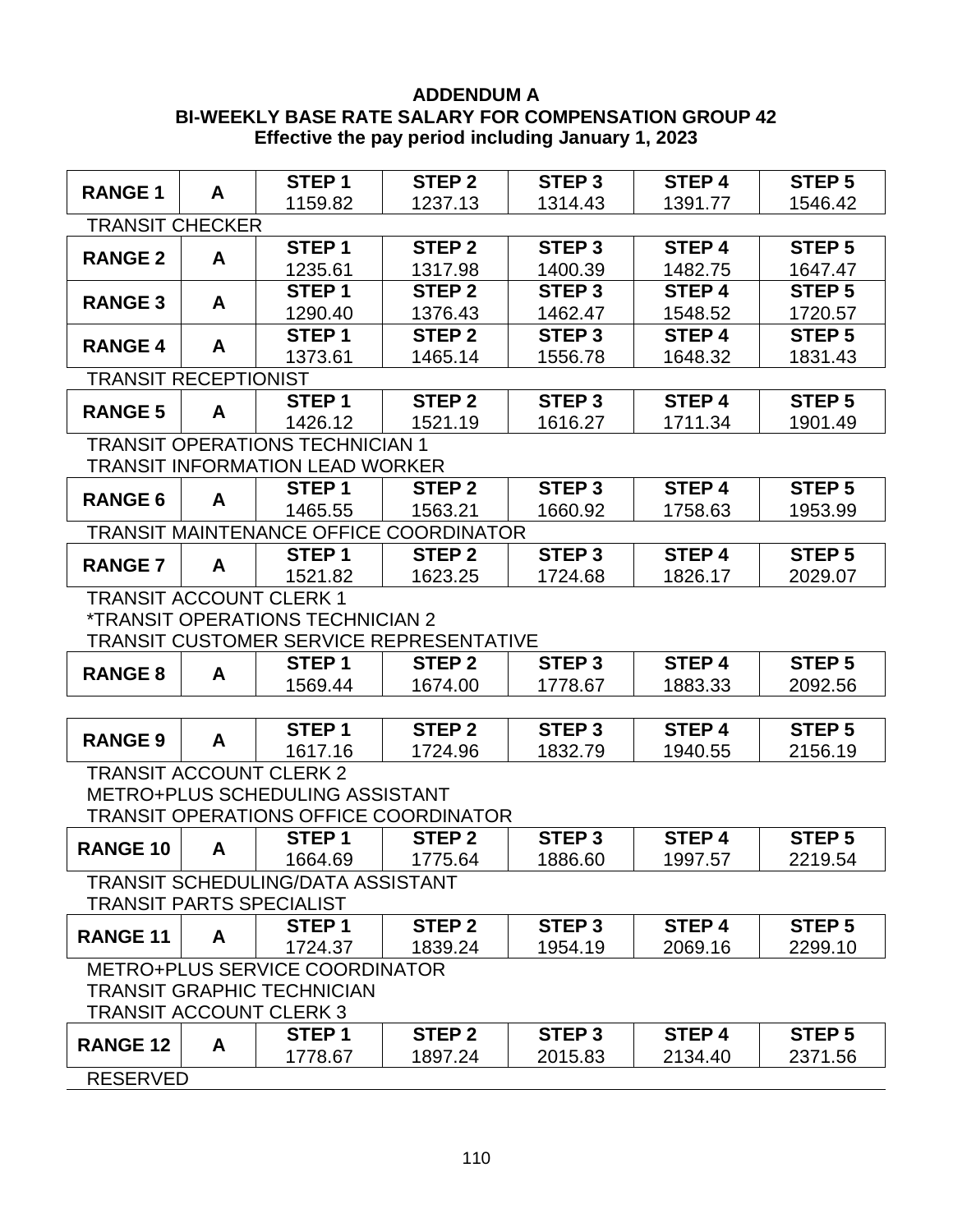**ADDENDUM A**
**BI-WEEKLY BASE RATE SALARY FOR COMPENSATION GROUP 42**
**Effective the pay period including January 1, 2023**

| | | STEP 1 | STEP 2 | STEP 3 | STEP 4 | STEP 5 |
|---|---|---|---|---|---|---|
| **RANGE 1** | **A** | 1159.82 | 1237.13 | 1314.43 | 1391.77 | 1546.42 |
| TRANSIT CHECKER | | | | | | |
| **RANGE 2** | **A** | 1235.61 | 1317.98 | 1400.39 | 1482.75 | 1647.47 |
| **RANGE 3** | **A** | 1290.40 | 1376.43 | 1462.47 | 1548.52 | 1720.57 |
| **RANGE 4** | **A** | 1373.61 | 1465.14 | 1556.78 | 1648.32 | 1831.43 |
| TRANSIT RECEPTIONIST | | | | | | |
| **RANGE 5** | **A** | 1426.12 | 1521.19 | 1616.27 | 1711.34 | 1901.49 |
| TRANSIT OPERATIONS TECHNICIAN 1<br>TRANSIT INFORMATION LEAD WORKER | | | | | | |
| **RANGE 6** | **A** | 1465.55 | 1563.21 | 1660.92 | 1758.63 | 1953.99 |
| TRANSIT MAINTENANCE OFFICE COORDINATOR | | | | | | |
| **RANGE 7** | **A** | 1521.82 | 1623.25 | 1724.68 | 1826.17 | 2029.07 |
| TRANSIT ACCOUNT CLERK 1<br>*TRANSIT OPERATIONS TECHNICIAN 2<br>TRANSIT CUSTOMER SERVICE REPRESENTATIVE | | | | | | |
| **RANGE 8** | **A** | 1569.44 | 1674.00 | 1778.67 | 1883.33 | 2092.56 |
| **RANGE 9** | **A** | 1617.16 | 1724.96 | 1832.79 | 1940.55 | 2156.19 |
| TRANSIT ACCOUNT CLERK 2<br>METRO+PLUS SCHEDULING ASSISTANT<br>TRANSIT OPERATIONS OFFICE COORDINATOR | | | | | | |
| **RANGE 10** | **A** | 1664.69 | 1775.64 | 1886.60 | 1997.57 | 2219.54 |
| TRANSIT SCHEDULING/DATA ASSISTANT<br>TRANSIT PARTS SPECIALIST | | | | | | |
| **RANGE 11** | **A** | 1724.37 | 1839.24 | 1954.19 | 2069.16 | 2299.10 |
| METRO+PLUS SERVICE COORDINATOR<br>TRANSIT GRAPHIC TECHNICIAN<br>TRANSIT ACCOUNT CLERK 3 | | | | | | |
| **RANGE 12** | **A** | 1778.67 | 1897.24 | 2015.83 | 2134.40 | 2371.56 |
| RESERVED | | | | | | |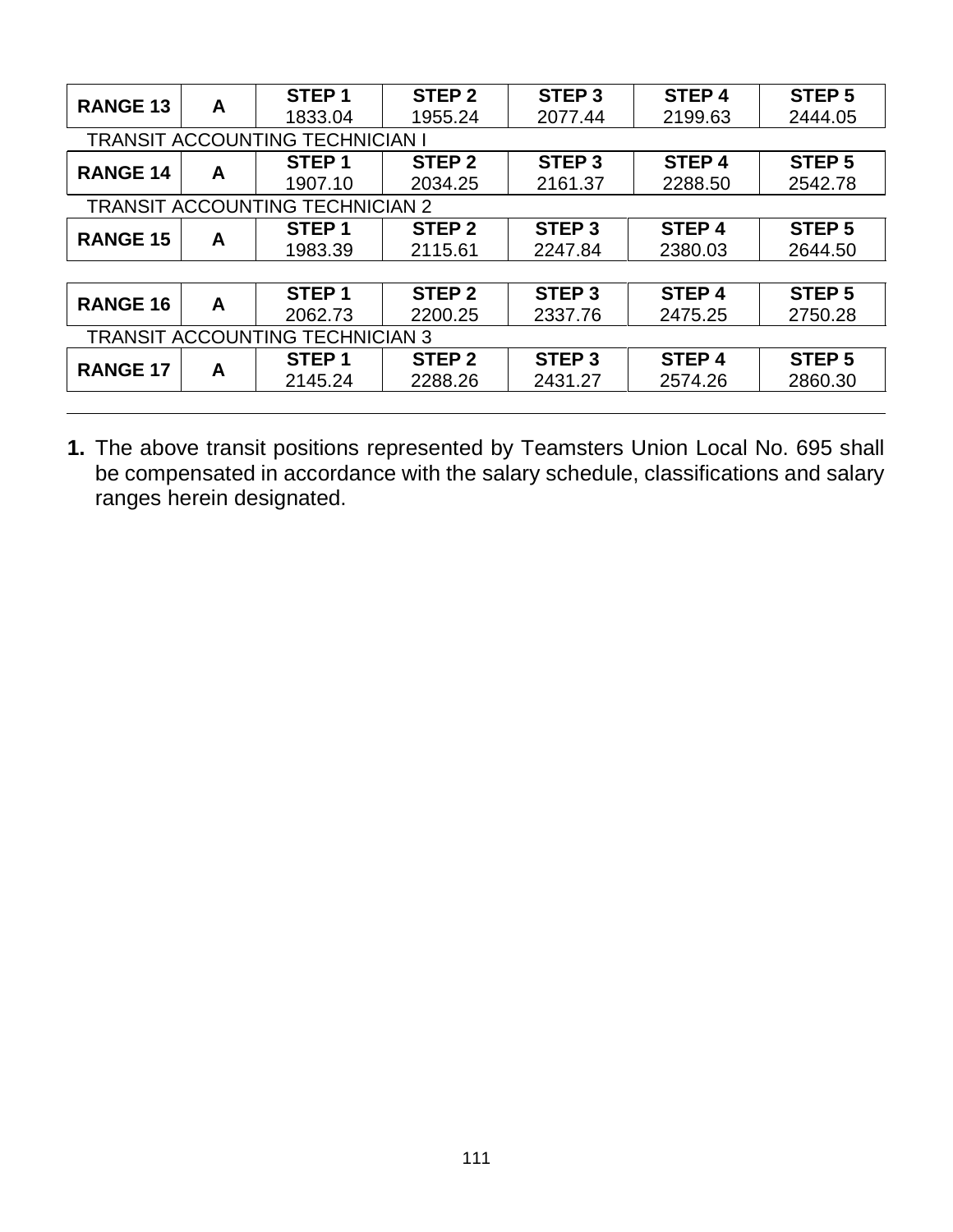| RANGE 13 | A | STEP 1<br>1833.04 | STEP 2<br>1955.24 | STEP 3<br>2077.44 | STEP 4<br>2199.63 | STEP 5<br>2444.05 |
|---|---|---|---|---|---|---|

TRANSIT ACCOUNTING TECHNICIAN I

| RANGE 14 | A | STEP 1<br>1907.10 | STEP 2<br>2034.25 | STEP 3<br>2161.37 | STEP 4<br>2288.50 | STEP 5<br>2542.78 |
|---|---|---|---|---|---|---|

TRANSIT ACCOUNTING TECHNICIAN 2

| RANGE 15 | A | STEP 1<br>1983.39 | STEP 2<br>2115.61 | STEP 3<br>2247.84 | STEP 4<br>2380.03 | STEP 5<br>2644.50 |
|---|---|---|---|---|---|---|

| RANGE 16 | A | STEP 1<br>2062.73 | STEP 2<br>2200.25 | STEP 3<br>2337.76 | STEP 4<br>2475.25 | STEP 5<br>2750.28 |
|---|---|---|---|---|---|---|

TRANSIT ACCOUNTING TECHNICIAN 3

| RANGE 17 | A | STEP 1<br>2145.24 | STEP 2<br>2288.26 | STEP 3<br>2431.27 | STEP 4<br>2574.26 | STEP 5<br>2860.30 |
|---|---|---|---|---|---|---|

**1.** The above transit positions represented by Teamsters Union Local No. 695 shall be compensated in accordance with the salary schedule, classifications and salary ranges herein designated.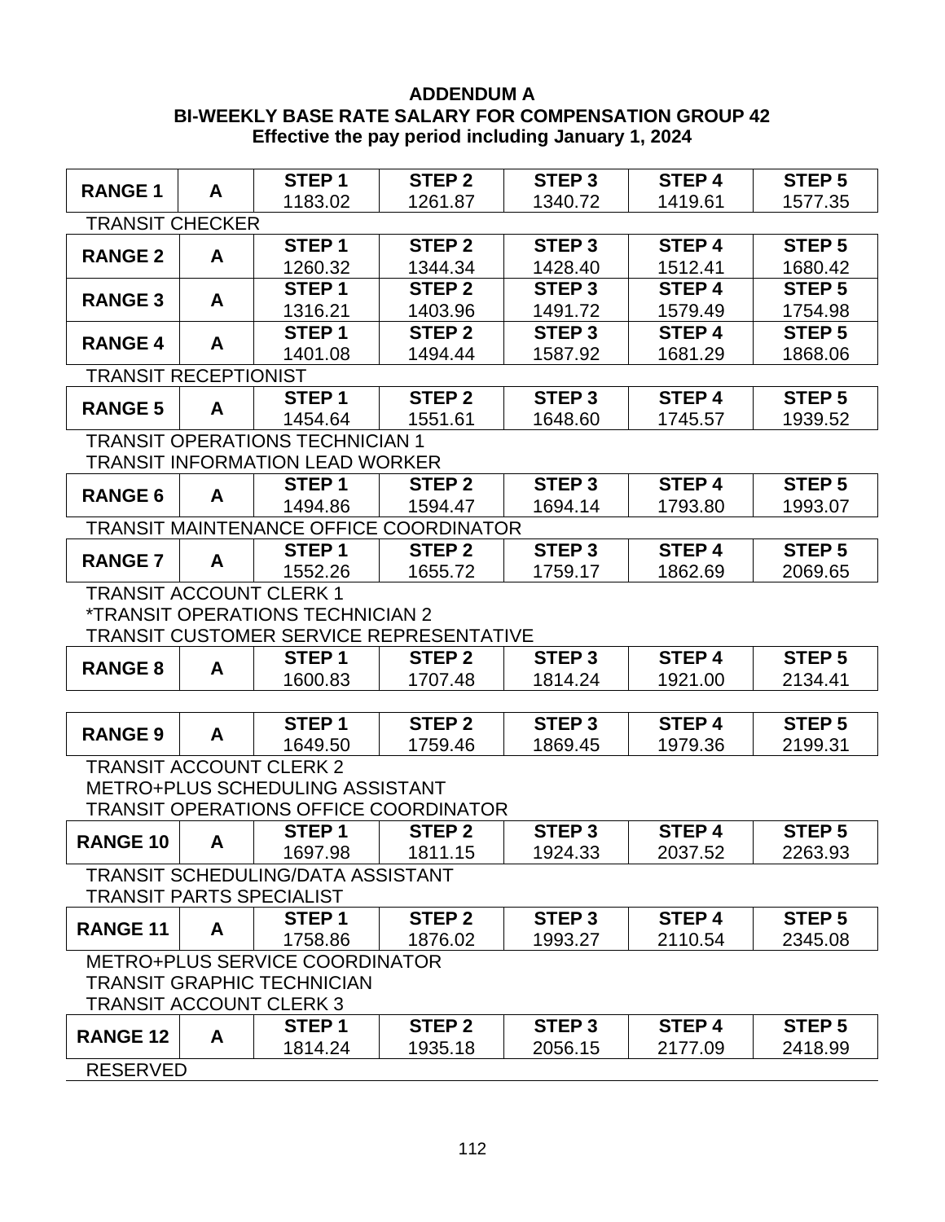# ADDENDUM A

## BI-WEEKLY BASE RATE SALARY FOR COMPENSATION GROUP 42

### Effective the pay period including January 1, 2024

| RANGE | | STEP 1 | STEP 2 | STEP 3 | STEP 4 | STEP 5 |
|---|---|---|---|---|---|---|
| **RANGE 1** | **A** | 1183.02 | 1261.87 | 1340.72 | 1419.61 | 1577.35 |
| TRANSIT CHECKER | | | | | | |
| **RANGE 2** | **A** | 1260.32 | 1344.34 | 1428.40 | 1512.41 | 1680.42 |
| **RANGE 3** | **A** | 1316.21 | 1403.96 | 1491.72 | 1579.49 | 1754.98 |
| **RANGE 4** | **A** | 1401.08 | 1494.44 | 1587.92 | 1681.29 | 1868.06 |
| TRANSIT RECEPTIONIST | | | | | | |
| **RANGE 5** | **A** | 1454.64 | 1551.61 | 1648.60 | 1745.57 | 1939.52 |
| TRANSIT OPERATIONS TECHNICIAN 1<br>TRANSIT INFORMATION LEAD WORKER | | | | | | |
| **RANGE 6** | **A** | 1494.86 | 1594.47 | 1694.14 | 1793.80 | 1993.07 |
| TRANSIT MAINTENANCE OFFICE COORDINATOR | | | | | | |
| **RANGE 7** | **A** | 1552.26 | 1655.72 | 1759.17 | 1862.69 | 2069.65 |
| TRANSIT ACCOUNT CLERK 1<br>*TRANSIT OPERATIONS TECHNICIAN 2<br>TRANSIT CUSTOMER SERVICE REPRESENTATIVE | | | | | | |
| **RANGE 8** | **A** | 1600.83 | 1707.48 | 1814.24 | 1921.00 | 2134.41 |
| | | | | | | |
| **RANGE 9** | **A** | 1649.50 | 1759.46 | 1869.45 | 1979.36 | 2199.31 |
| TRANSIT ACCOUNT CLERK 2<br>METRO+PLUS SCHEDULING ASSISTANT<br>TRANSIT OPERATIONS OFFICE COORDINATOR | | | | | | |
| **RANGE 10** | **A** | 1697.98 | 1811.15 | 1924.33 | 2037.52 | 2263.93 |
| TRANSIT SCHEDULING/DATA ASSISTANT<br>TRANSIT PARTS SPECIALIST | | | | | | |
| **RANGE 11** | **A** | 1758.86 | 1876.02 | 1993.27 | 2110.54 | 2345.08 |
| METRO+PLUS SERVICE COORDINATOR<br>TRANSIT GRAPHIC TECHNICIAN<br>TRANSIT ACCOUNT CLERK 3 | | | | | | |
| **RANGE 12** | **A** | 1814.24 | 1935.18 | 2056.15 | 2177.09 | 2418.99 |
| RESERVED | | | | | | |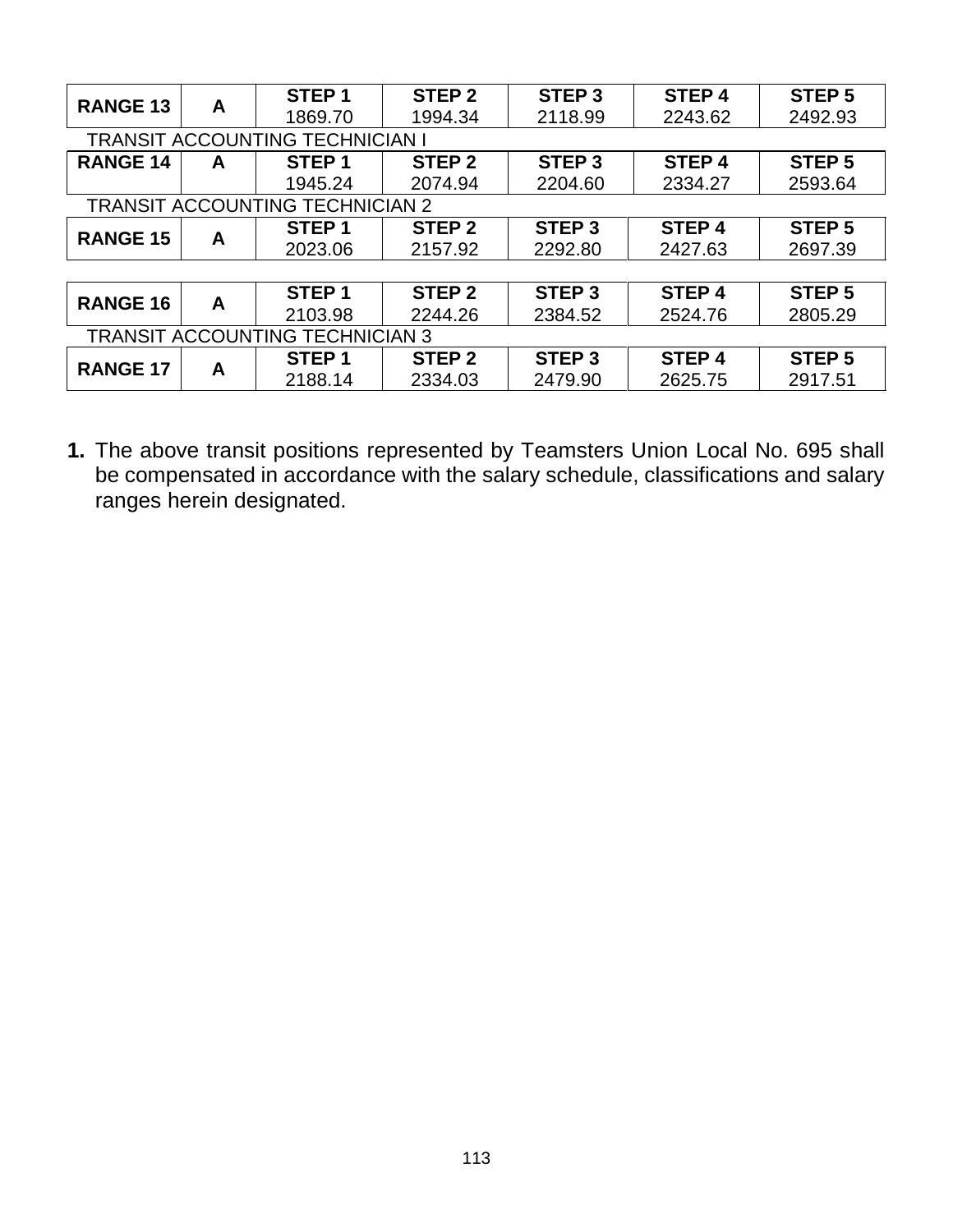| RANGE 13 | A | STEP 1 | STEP 2 | STEP 3 | STEP 4 | STEP 5 |
|---|---|---|---|---|---|---|
| | | 1869.70 | 1994.34 | 2118.99 | 2243.62 | 2492.93 |

TRANSIT ACCOUNTING TECHNICIAN I

| RANGE 14 | A | STEP 1 | STEP 2 | STEP 3 | STEP 4 | STEP 5 |
|---|---|---|---|---|---|---|
| | | 1945.24 | 2074.94 | 2204.60 | 2334.27 | 2593.64 |

TRANSIT ACCOUNTING TECHNICIAN 2

| RANGE 15 | A | STEP 1 | STEP 2 | STEP 3 | STEP 4 | STEP 5 |
|---|---|---|---|---|---|---|
| | | 2023.06 | 2157.92 | 2292.80 | 2427.63 | 2697.39 |

| RANGE 16 | A | STEP 1 | STEP 2 | STEP 3 | STEP 4 | STEP 5 |
|---|---|---|---|---|---|---|
| | | 2103.98 | 2244.26 | 2384.52 | 2524.76 | 2805.29 |

TRANSIT ACCOUNTING TECHNICIAN 3

| RANGE 17 | A | STEP 1 | STEP 2 | STEP 3 | STEP 4 | STEP 5 |
|---|---|---|---|---|---|---|
| | | 2188.14 | 2334.03 | 2479.90 | 2625.75 | 2917.51 |

**1.** The above transit positions represented by Teamsters Union Local No. 695 shall be compensated in accordance with the salary schedule, classifications and salary ranges herein designated.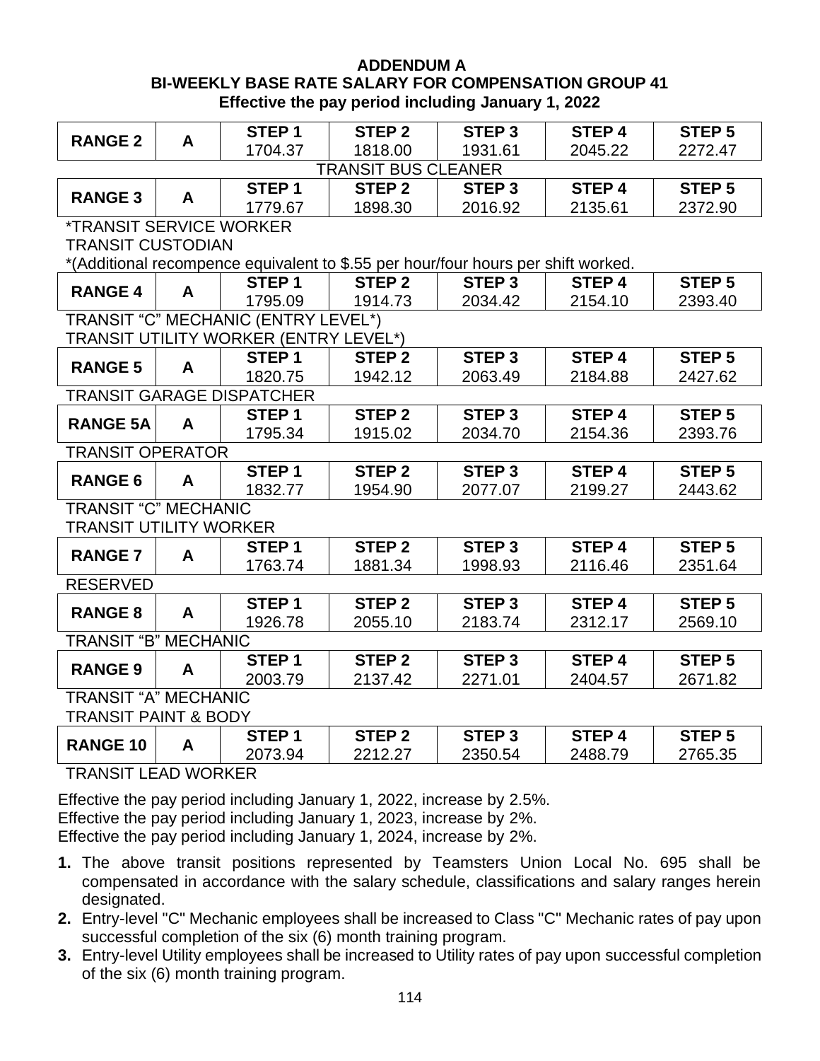# ADDENDUM A

## BI-WEEKLY BASE RATE SALARY FOR COMPENSATION GROUP 41

### Effective the pay period including January 1, 2022

| RANGE 2 | A | STEP 1 | STEP 2 | STEP 3 | STEP 4 | STEP 5 |
|---|---|---|---|---|---|---|
| | | 1704.37 | 1818.00 | 1931.61 | 2045.22 | 2272.47 |

TRANSIT BUS CLEANER

| RANGE 3 | A | STEP 1 | STEP 2 | STEP 3 | STEP 4 | STEP 5 |
|---|---|---|---|---|---|---|
| | | 1779.67 | 1898.30 | 2016.92 | 2135.61 | 2372.90 |

*TRANSIT SERVICE WORKER
TRANSIT CUSTODIAN
*(Additional recompence equivalent to $.55 per hour/four hours per shift worked.

| RANGE 4 | A | STEP 1 | STEP 2 | STEP 3 | STEP 4 | STEP 5 |
|---|---|---|---|---|---|---|
| | | 1795.09 | 1914.73 | 2034.42 | 2154.10 | 2393.40 |

TRANSIT "C" MECHANIC (ENTRY LEVEL*)
TRANSIT UTILITY WORKER (ENTRY LEVEL*)

| RANGE 5 | A | STEP 1 | STEP 2 | STEP 3 | STEP 4 | STEP 5 |
|---|---|---|---|---|---|---|
| | | 1820.75 | 1942.12 | 2063.49 | 2184.88 | 2427.62 |

TRANSIT GARAGE DISPATCHER

| RANGE 5A | A | STEP 1 | STEP 2 | STEP 3 | STEP 4 | STEP 5 |
|---|---|---|---|---|---|---|
| | | 1795.34 | 1915.02 | 2034.70 | 2154.36 | 2393.76 |

TRANSIT OPERATOR

| RANGE 6 | A | STEP 1 | STEP 2 | STEP 3 | STEP 4 | STEP 5 |
|---|---|---|---|---|---|---|
| | | 1832.77 | 1954.90 | 2077.07 | 2199.27 | 2443.62 |

TRANSIT "C" MECHANIC
TRANSIT UTILITY WORKER

| RANGE 7 | A | STEP 1 | STEP 2 | STEP 3 | STEP 4 | STEP 5 |
|---|---|---|---|---|---|---|
| | | 1763.74 | 1881.34 | 1998.93 | 2116.46 | 2351.64 |

RESERVED

| RANGE 8 | A | STEP 1 | STEP 2 | STEP 3 | STEP 4 | STEP 5 |
|---|---|---|---|---|---|---|
| | | 1926.78 | 2055.10 | 2183.74 | 2312.17 | 2569.10 |

TRANSIT "B" MECHANIC

| RANGE 9 | A | STEP 1 | STEP 2 | STEP 3 | STEP 4 | STEP 5 |
|---|---|---|---|---|---|---|
| | | 2003.79 | 2137.42 | 2271.01 | 2404.57 | 2671.82 |

TRANSIT "A" MECHANIC
TRANSIT PAINT & BODY

| RANGE 10 | A | STEP 1 | STEP 2 | STEP 3 | STEP 4 | STEP 5 |
|---|---|---|---|---|---|---|
| | | 2073.94 | 2212.27 | 2350.54 | 2488.79 | 2765.35 |

TRANSIT LEAD WORKER

Effective the pay period including January 1, 2022, increase by 2.5%.
Effective the pay period including January 1, 2023, increase by 2%.
Effective the pay period including January 1, 2024, increase by 2%.

1. The above transit positions represented by Teamsters Union Local No. 695 shall be compensated in accordance with the salary schedule, classifications and salary ranges herein designated.
2. Entry-level "C" Mechanic employees shall be increased to Class "C" Mechanic rates of pay upon successful completion of the six (6) month training program.
3. Entry-level Utility employees shall be increased to Utility rates of pay upon successful completion of the six (6) month training program.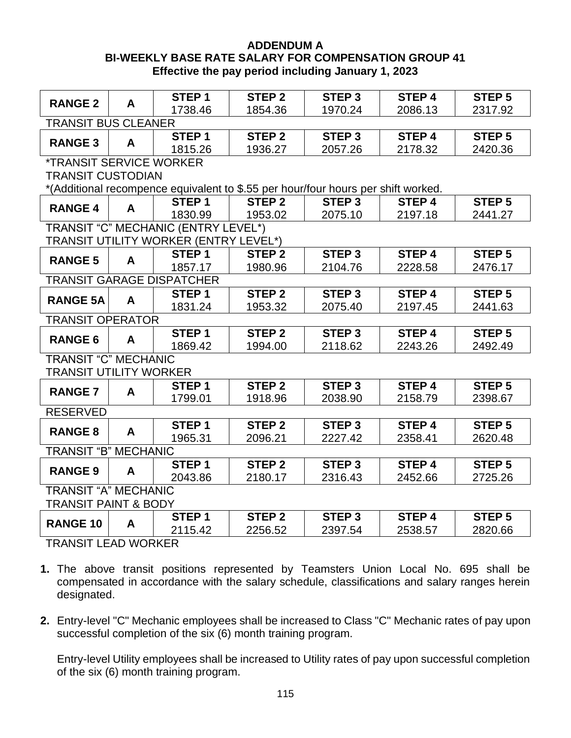**ADDENDUM A**
**BI-WEEKLY BASE RATE SALARY FOR COMPENSATION GROUP 41**
**Effective the pay period including January 1, 2023**

| RANGE | | STEP 1 | STEP 2 | STEP 3 | STEP 4 | STEP 5 |
|---|---|---|---|---|---|---|
| **RANGE 2** | **A** | 1738.46 | 1854.36 | 1970.24 | 2086.13 | 2317.92 |

TRANSIT BUS CLEANER

| RANGE | | STEP 1 | STEP 2 | STEP 3 | STEP 4 | STEP 5 |
|---|---|---|---|---|---|---|
| **RANGE 3** | **A** | 1815.26 | 1936.27 | 2057.26 | 2178.32 | 2420.36 |

*TRANSIT SERVICE WORKER
TRANSIT CUSTODIAN
*(Additional recompence equivalent to $.55 per hour/four hours per shift worked.

| RANGE | | STEP 1 | STEP 2 | STEP 3 | STEP 4 | STEP 5 |
|---|---|---|---|---|---|---|
| **RANGE 4** | **A** | 1830.99 | 1953.02 | 2075.10 | 2197.18 | 2441.27 |

TRANSIT "C" MECHANIC (ENTRY LEVEL*)
TRANSIT UTILITY WORKER (ENTRY LEVEL*)

| RANGE | | STEP 1 | STEP 2 | STEP 3 | STEP 4 | STEP 5 |
|---|---|---|---|---|---|---|
| **RANGE 5** | **A** | 1857.17 | 1980.96 | 2104.76 | 2228.58 | 2476.17 |

TRANSIT GARAGE DISPATCHER

| RANGE | | STEP 1 | STEP 2 | STEP 3 | STEP 4 | STEP 5 |
|---|---|---|---|---|---|---|
| **RANGE 5A** | **A** | 1831.24 | 1953.32 | 2075.40 | 2197.45 | 2441.63 |

TRANSIT OPERATOR

| RANGE | | STEP 1 | STEP 2 | STEP 3 | STEP 4 | STEP 5 |
|---|---|---|---|---|---|---|
| **RANGE 6** | **A** | 1869.42 | 1994.00 | 2118.62 | 2243.26 | 2492.49 |

TRANSIT "C" MECHANIC
TRANSIT UTILITY WORKER

| RANGE | | STEP 1 | STEP 2 | STEP 3 | STEP 4 | STEP 5 |
|---|---|---|---|---|---|---|
| **RANGE 7** | **A** | 1799.01 | 1918.96 | 2038.90 | 2158.79 | 2398.67 |

RESERVED

| RANGE | | STEP 1 | STEP 2 | STEP 3 | STEP 4 | STEP 5 |
|---|---|---|---|---|---|---|
| **RANGE 8** | **A** | 1965.31 | 2096.21 | 2227.42 | 2358.41 | 2620.48 |

TRANSIT "B" MECHANIC

| RANGE | | STEP 1 | STEP 2 | STEP 3 | STEP 4 | STEP 5 |
|---|---|---|---|---|---|---|
| **RANGE 9** | **A** | 2043.86 | 2180.17 | 2316.43 | 2452.66 | 2725.26 |

TRANSIT "A" MECHANIC
TRANSIT PAINT & BODY

| RANGE | | STEP 1 | STEP 2 | STEP 3 | STEP 4 | STEP 5 |
|---|---|---|---|---|---|---|
| **RANGE 10** | **A** | 2115.42 | 2256.52 | 2397.54 | 2538.57 | 2820.66 |

TRANSIT LEAD WORKER

**1.** The above transit positions represented by Teamsters Union Local No. 695 shall be compensated in accordance with the salary schedule, classifications and salary ranges herein designated.

**2.** Entry-level "C" Mechanic employees shall be increased to Class "C" Mechanic rates of pay upon successful completion of the six (6) month training program.

Entry-level Utility employees shall be increased to Utility rates of pay upon successful completion of the six (6) month training program.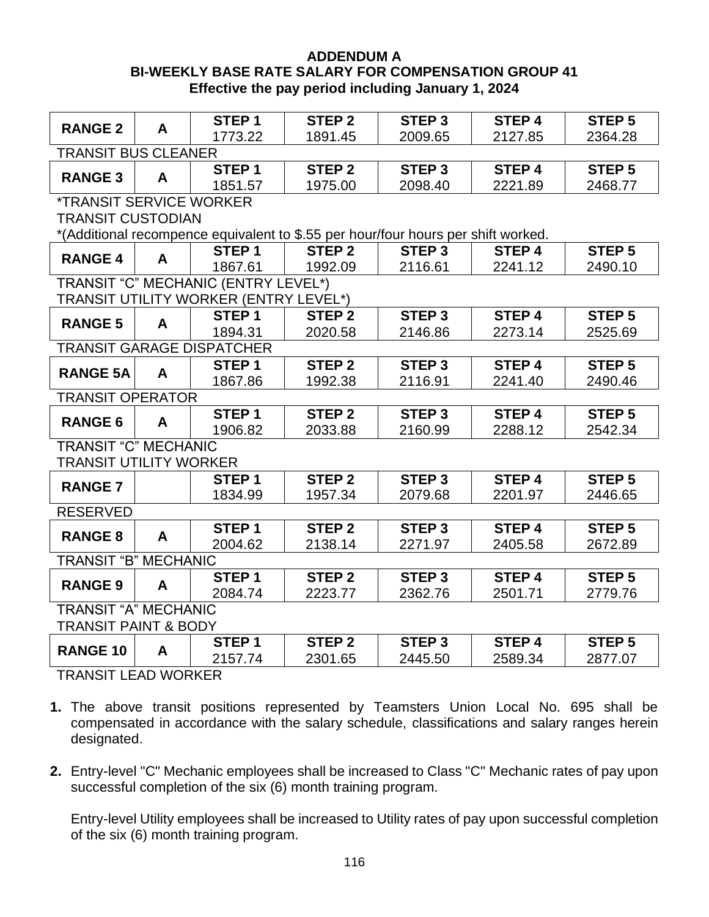**ADDENDUM A**
**BI-WEEKLY BASE RATE SALARY FOR COMPENSATION GROUP 41**
**Effective the pay period including January 1, 2024**

| | | STEP 1 | STEP 2 | STEP 3 | STEP 4 | STEP 5 |
|---|---|---|---|---|---|---|
| **RANGE 2** | **A** | 1773.22 | 1891.45 | 2009.65 | 2127.85 | 2364.28 |
| TRANSIT BUS CLEANER | | | | | | |
| **RANGE 3** | **A** | 1851.57 | 1975.00 | 2098.40 | 2221.89 | 2468.77 |
| *TRANSIT SERVICE WORKER<br>TRANSIT CUSTODIAN<br>*(Additional recompence equivalent to $.55 per hour/four hours per shift worked. | | | | | | |
| **RANGE 4** | **A** | 1867.61 | 1992.09 | 2116.61 | 2241.12 | 2490.10 |
| TRANSIT "C" MECHANIC (ENTRY LEVEL*)<br>TRANSIT UTILITY WORKER (ENTRY LEVEL*) | | | | | | |
| **RANGE 5** | **A** | 1894.31 | 2020.58 | 2146.86 | 2273.14 | 2525.69 |
| TRANSIT GARAGE DISPATCHER | | | | | | |
| **RANGE 5A** | **A** | 1867.86 | 1992.38 | 2116.91 | 2241.40 | 2490.46 |
| TRANSIT OPERATOR | | | | | | |
| **RANGE 6** | **A** | 1906.82 | 2033.88 | 2160.99 | 2288.12 | 2542.34 |
| TRANSIT "C" MECHANIC<br>TRANSIT UTILITY WORKER | | | | | | |
| **RANGE 7** | | 1834.99 | 1957.34 | 2079.68 | 2201.97 | 2446.65 |
| RESERVED | | | | | | |
| **RANGE 8** | **A** | 2004.62 | 2138.14 | 2271.97 | 2405.58 | 2672.89 |
| TRANSIT "B" MECHANIC | | | | | | |
| **RANGE 9** | **A** | 2084.74 | 2223.77 | 2362.76 | 2501.71 | 2779.76 |
| TRANSIT "A" MECHANIC<br>TRANSIT PAINT & BODY | | | | | | |
| **RANGE 10** | **A** | 2157.74 | 2301.65 | 2445.50 | 2589.34 | 2877.07 |
| TRANSIT LEAD WORKER | | | | | | |

1. The above transit positions represented by Teamsters Union Local No. 695 shall be compensated in accordance with the salary schedule, classifications and salary ranges herein designated.

2. Entry-level "C" Mechanic employees shall be increased to Class "C" Mechanic rates of pay upon successful completion of the six (6) month training program.

   Entry-level Utility employees shall be increased to Utility rates of pay upon successful completion of the six (6) month training program.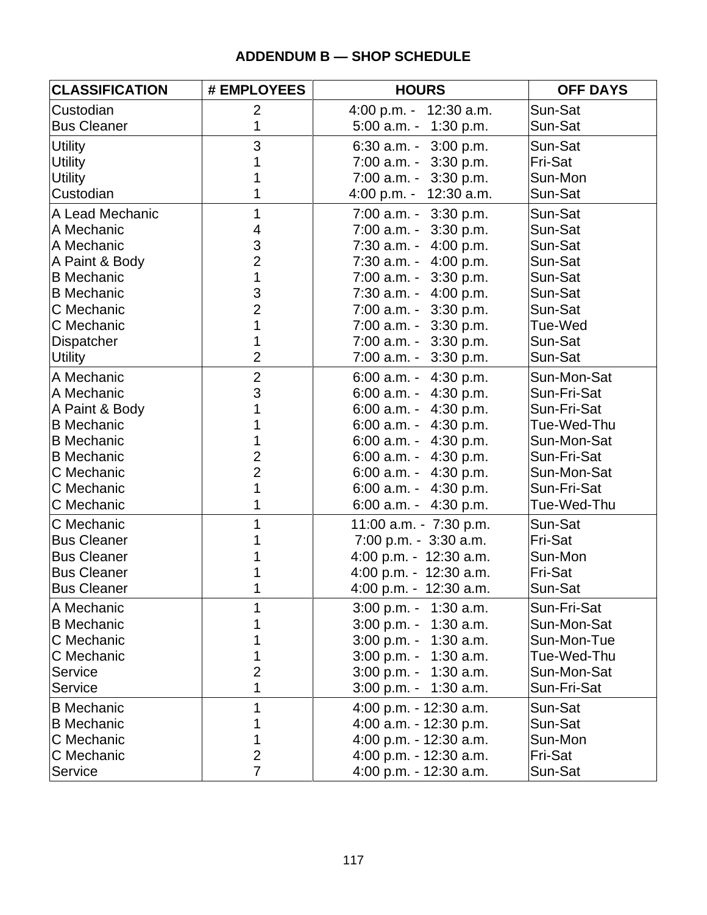## ADDENDUM B — SHOP SCHEDULE

| CLASSIFICATION | # EMPLOYEES | HOURS | OFF DAYS |
|---|---|---|---|
| Custodian | 2 | 4:00 p.m. - 12:30 a.m. | Sun-Sat |
| Bus Cleaner | 1 | 5:00 a.m. - 1:30 p.m. | Sun-Sat |
| Utility | 3 | 6:30 a.m. - 3:00 p.m. | Sun-Sat |
| Utility | 1 | 7:00 a.m. - 3:30 p.m. | Fri-Sat |
| Utility | 1 | 7:00 a.m. - 3:30 p.m. | Sun-Mon |
| Custodian | 1 | 4:00 p.m. - 12:30 a.m. | Sun-Sat |
| A Lead Mechanic | 1 | 7:00 a.m. - 3:30 p.m. | Sun-Sat |
| A Mechanic | 4 | 7:00 a.m. - 3:30 p.m. | Sun-Sat |
| A Mechanic | 3 | 7:30 a.m. - 4:00 p.m. | Sun-Sat |
| A Paint & Body | 2 | 7:30 a.m. - 4:00 p.m. | Sun-Sat |
| B Mechanic | 1 | 7:00 a.m. - 3:30 p.m. | Sun-Sat |
| B Mechanic | 3 | 7:30 a.m. - 4:00 p.m. | Sun-Sat |
| C Mechanic | 2 | 7:00 a.m. - 3:30 p.m. | Sun-Sat |
| C Mechanic | 1 | 7:00 a.m. - 3:30 p.m. | Tue-Wed |
| Dispatcher | 1 | 7:00 a.m. - 3:30 p.m. | Sun-Sat |
| Utility | 2 | 7:00 a.m. - 3:30 p.m. | Sun-Sat |
| A Mechanic | 2 | 6:00 a.m. - 4:30 p.m. | Sun-Mon-Sat |
| A Mechanic | 3 | 6:00 a.m. - 4:30 p.m. | Sun-Fri-Sat |
| A Paint & Body | 1 | 6:00 a.m. - 4:30 p.m. | Sun-Fri-Sat |
| B Mechanic | 1 | 6:00 a.m. - 4:30 p.m. | Tue-Wed-Thu |
| B Mechanic | 1 | 6:00 a.m. - 4:30 p.m. | Sun-Mon-Sat |
| B Mechanic | 2 | 6:00 a.m. - 4:30 p.m. | Sun-Fri-Sat |
| C Mechanic | 2 | 6:00 a.m. - 4:30 p.m. | Sun-Mon-Sat |
| C Mechanic | 1 | 6:00 a.m. - 4:30 p.m. | Sun-Fri-Sat |
| C Mechanic | 1 | 6:00 a.m. - 4:30 p.m. | Tue-Wed-Thu |
| C Mechanic | 1 | 11:00 a.m. - 7:30 p.m. | Sun-Sat |
| Bus Cleaner | 1 | 7:00 p.m. - 3:30 a.m. | Fri-Sat |
| Bus Cleaner | 1 | 4:00 p.m. - 12:30 a.m. | Sun-Mon |
| Bus Cleaner | 1 | 4:00 p.m. - 12:30 a.m. | Fri-Sat |
| Bus Cleaner | 1 | 4:00 p.m. - 12:30 a.m. | Sun-Sat |
| A Mechanic | 1 | 3:00 p.m. - 1:30 a.m. | Sun-Fri-Sat |
| B Mechanic | 1 | 3:00 p.m. - 1:30 a.m. | Sun-Mon-Sat |
| C Mechanic | 1 | 3:00 p.m. - 1:30 a.m. | Sun-Mon-Tue |
| C Mechanic | 1 | 3:00 p.m. - 1:30 a.m. | Tue-Wed-Thu |
| Service | 2 | 3:00 p.m. - 1:30 a.m. | Sun-Mon-Sat |
| Service | 1 | 3:00 p.m. - 1:30 a.m. | Sun-Fri-Sat |
| B Mechanic | 1 | 4:00 p.m. - 12:30 a.m. | Sun-Sat |
| B Mechanic | 1 | 4:00 a.m. - 12:30 p.m. | Sun-Sat |
| C Mechanic | 1 | 4:00 p.m. - 12:30 a.m. | Sun-Mon |
| C Mechanic | 2 | 4:00 p.m. - 12:30 a.m. | Fri-Sat |
| Service | 7 | 4:00 p.m. - 12:30 a.m. | Sun-Sat |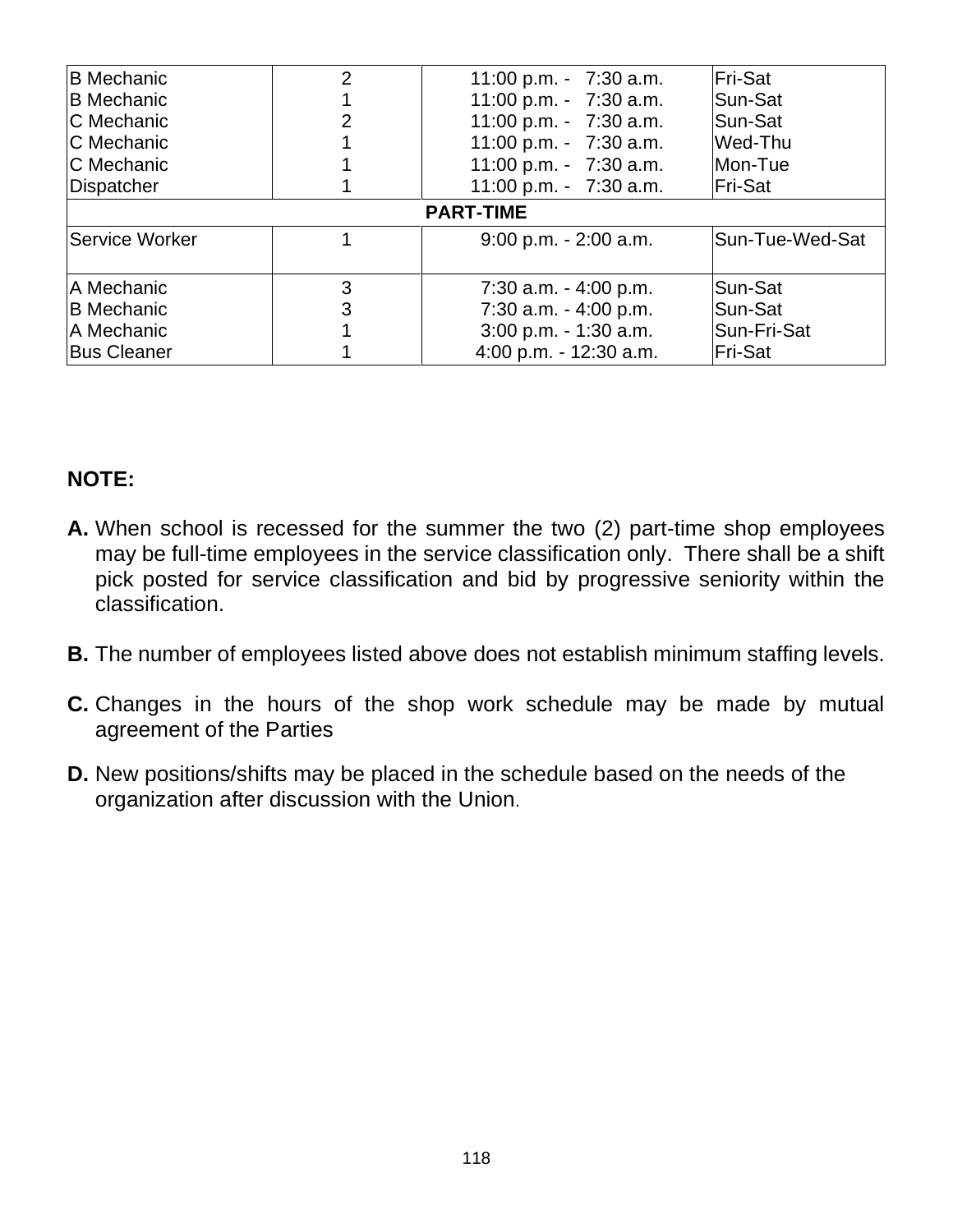| B Mechanic | 2 | 11:00 p.m. - 7:30 a.m. | Fri-Sat |
|---|---|---|---|
| B Mechanic | 1 | 11:00 p.m. - 7:30 a.m. | Sun-Sat |
| C Mechanic | 2 | 11:00 p.m. - 7:30 a.m. | Sun-Sat |
| C Mechanic | 1 | 11:00 p.m. - 7:30 a.m. | Wed-Thu |
| C Mechanic | 1 | 11:00 p.m. - 7:30 a.m. | Mon-Tue |
| Dispatcher | 1 | 11:00 p.m. - 7:30 a.m. | Fri-Sat |
| **PART-TIME** | | | |
| Service Worker | 1 | 9:00 p.m. - 2:00 a.m. | Sun-Tue-Wed-Sat |
| A Mechanic | 3 | 7:30 a.m. - 4:00 p.m. | Sun-Sat |
| B Mechanic | 3 | 7:30 a.m. - 4:00 p.m. | Sun-Sat |
| A Mechanic | 1 | 3:00 p.m. - 1:30 a.m. | Sun-Fri-Sat |
| Bus Cleaner | 1 | 4:00 p.m. - 12:30 a.m. | Fri-Sat |

**NOTE:**

**A.** When school is recessed for the summer the two (2) part-time shop employees may be full-time employees in the service classification only. There shall be a shift pick posted for service classification and bid by progressive seniority within the classification.

**B.** The number of employees listed above does not establish minimum staffing levels.

**C.** Changes in the hours of the shop work schedule may be made by mutual agreement of the Parties

**D.** New positions/shifts may be placed in the schedule based on the needs of the organization after discussion with the Union.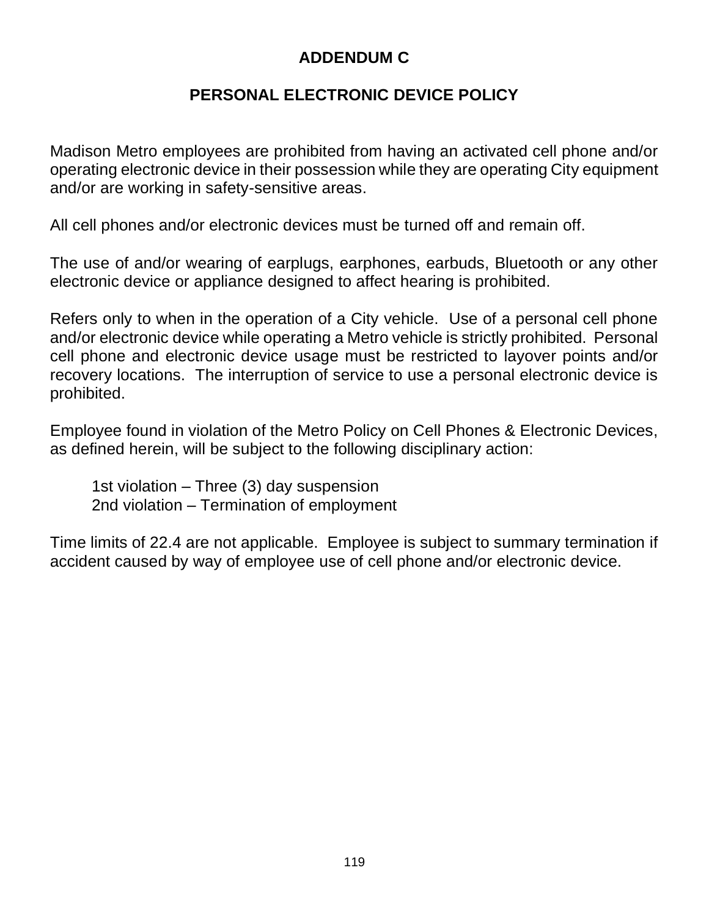# ADDENDUM C

## PERSONAL ELECTRONIC DEVICE POLICY

Madison Metro employees are prohibited from having an activated cell phone and/or operating electronic device in their possession while they are operating City equipment and/or are working in safety-sensitive areas.

All cell phones and/or electronic devices must be turned off and remain off.

The use of and/or wearing of earplugs, earphones, earbuds, Bluetooth or any other electronic device or appliance designed to affect hearing is prohibited.

Refers only to when in the operation of a City vehicle. Use of a personal cell phone and/or electronic device while operating a Metro vehicle is strictly prohibited. Personal cell phone and electronic device usage must be restricted to layover points and/or recovery locations. The interruption of service to use a personal electronic device is prohibited.

Employee found in violation of the Metro Policy on Cell Phones & Electronic Devices, as defined herein, will be subject to the following disciplinary action:

1st violation – Three (3) day suspension
2nd violation – Termination of employment

Time limits of 22.4 are not applicable. Employee is subject to summary termination if accident caused by way of employee use of cell phone and/or electronic device.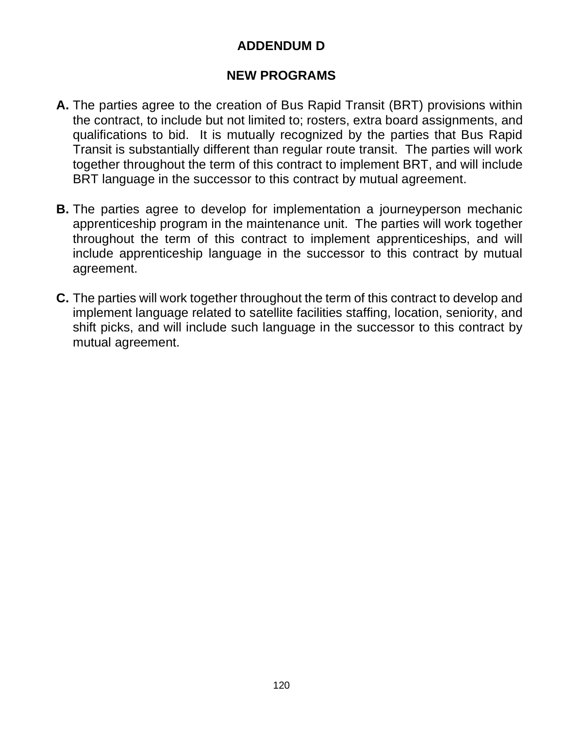# ADDENDUM D

## NEW PROGRAMS

**A.** The parties agree to the creation of Bus Rapid Transit (BRT) provisions within the contract, to include but not limited to; rosters, extra board assignments, and qualifications to bid. It is mutually recognized by the parties that Bus Rapid Transit is substantially different than regular route transit. The parties will work together throughout the term of this contract to implement BRT, and will include BRT language in the successor to this contract by mutual agreement.

**B.** The parties agree to develop for implementation a journeyperson mechanic apprenticeship program in the maintenance unit. The parties will work together throughout the term of this contract to implement apprenticeships, and will include apprenticeship language in the successor to this contract by mutual agreement.

**C.** The parties will work together throughout the term of this contract to develop and implement language related to satellite facilities staffing, location, seniority, and shift picks, and will include such language in the successor to this contract by mutual agreement.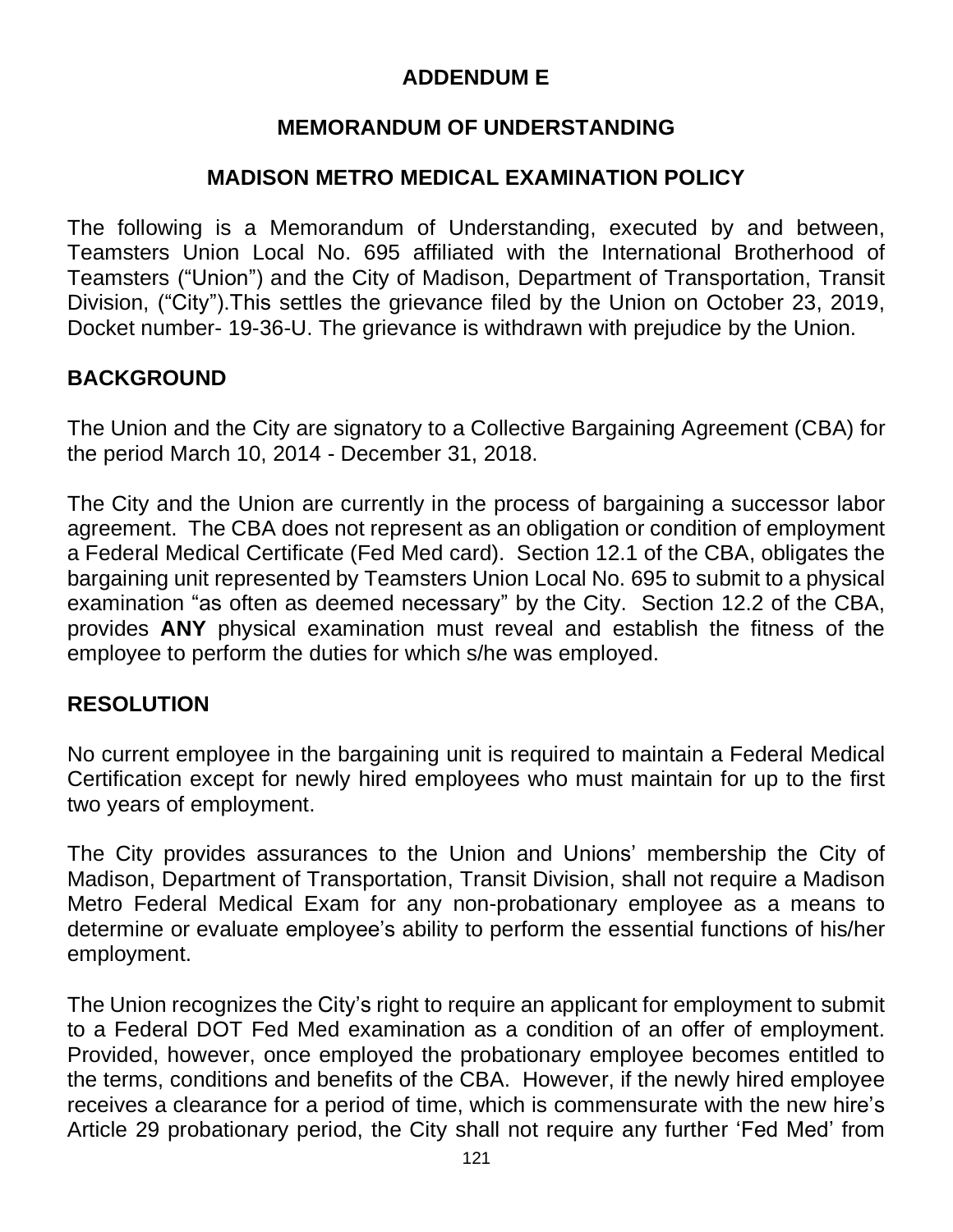# ADDENDUM E

## MEMORANDUM OF UNDERSTANDING

## MADISON METRO MEDICAL EXAMINATION POLICY

The following is a Memorandum of Understanding, executed by and between, Teamsters Union Local No. 695 affiliated with the International Brotherhood of Teamsters ("Union") and the City of Madison, Department of Transportation, Transit Division, ("City").This settles the grievance filed by the Union on October 23, 2019, Docket number- 19-36-U. The grievance is withdrawn with prejudice by the Union.

## BACKGROUND

The Union and the City are signatory to a Collective Bargaining Agreement (CBA) for the period March 10, 2014 - December 31, 2018.

The City and the Union are currently in the process of bargaining a successor labor agreement. The CBA does not represent as an obligation or condition of employment a Federal Medical Certificate (Fed Med card). Section 12.1 of the CBA, obligates the bargaining unit represented by Teamsters Union Local No. 695 to submit to a physical examination "as often as deemed necessary" by the City. Section 12.2 of the CBA, provides **ANY** physical examination must reveal and establish the fitness of the employee to perform the duties for which s/he was employed.

## RESOLUTION

No current employee in the bargaining unit is required to maintain a Federal Medical Certification except for newly hired employees who must maintain for up to the first two years of employment.

The City provides assurances to the Union and Unions' membership the City of Madison, Department of Transportation, Transit Division, shall not require a Madison Metro Federal Medical Exam for any non-probationary employee as a means to determine or evaluate employee's ability to perform the essential functions of his/her employment.

The Union recognizes the City's right to require an applicant for employment to submit to a Federal DOT Fed Med examination as a condition of an offer of employment. Provided, however, once employed the probationary employee becomes entitled to the terms, conditions and benefits of the CBA. However, if the newly hired employee receives a clearance for a period of time, which is commensurate with the new hire's Article 29 probationary period, the City shall not require any further 'Fed Med' from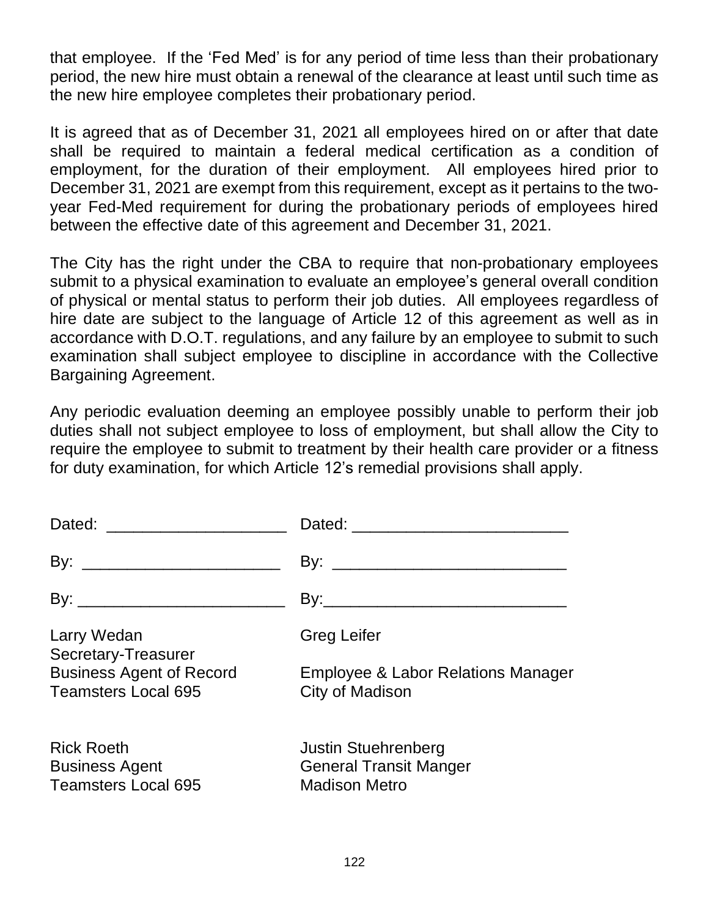that employee. If the 'Fed Med' is for any period of time less than their probationary period, the new hire must obtain a renewal of the clearance at least until such time as the new hire employee completes their probationary period.

It is agreed that as of December 31, 2021 all employees hired on or after that date shall be required to maintain a federal medical certification as a condition of employment, for the duration of their employment. All employees hired prior to December 31, 2021 are exempt from this requirement, except as it pertains to the two-year Fed-Med requirement for during the probationary periods of employees hired between the effective date of this agreement and December 31, 2021.

The City has the right under the CBA to require that non-probationary employees submit to a physical examination to evaluate an employee's general overall condition of physical or mental status to perform their job duties. All employees regardless of hire date are subject to the language of Article 12 of this agreement as well as in accordance with D.O.T. regulations, and any failure by an employee to submit to such examination shall subject employee to discipline in accordance with the Collective Bargaining Agreement.

Any periodic evaluation deeming an employee possibly unable to perform their job duties shall not subject employee to loss of employment, but shall allow the City to require the employee to submit to treatment by their health care provider or a fitness for duty examination, for which Article 12's remedial provisions shall apply.

| | |
|---|---|
| Dated: ____________________ | Dated: ________________________ |
| By: ______________________ | By: __________________________ |
| By: _______________________ | By:___________________________ |
| Larry Wedan<br>Secretary-Treasurer<br>Business Agent of Record<br>Teamsters Local 695 | Greg Leifer<br><br>Employee & Labor Relations Manager<br>City of Madison |
| Rick Roeth<br>Business Agent<br>Teamsters Local 695 | Justin Stuehrenberg<br>General Transit Manger<br>Madison Metro |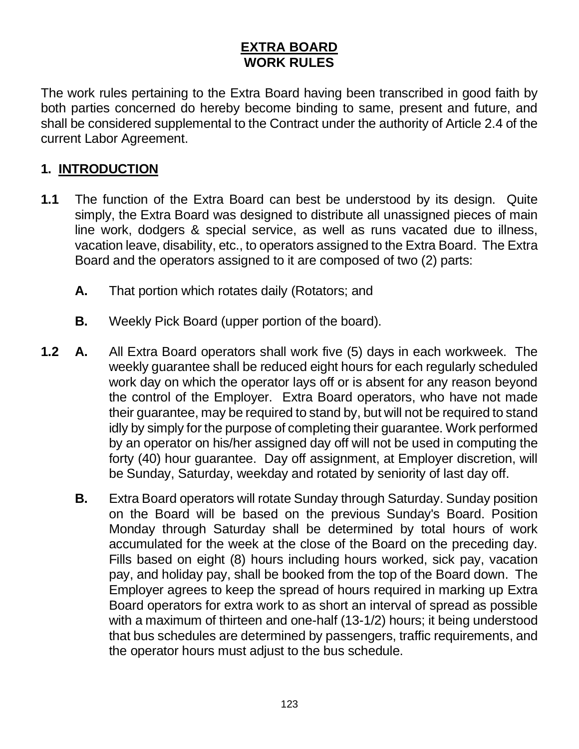# EXTRA BOARD
## WORK RULES

The work rules pertaining to the Extra Board having been transcribed in good faith by both parties concerned do hereby become binding to same, present and future, and shall be considered supplemental to the Contract under the authority of Article 2.4 of the current Labor Agreement.

## 1. INTRODUCTION

**1.1** The function of the Extra Board can best be understood by its design. Quite simply, the Extra Board was designed to distribute all unassigned pieces of main line work, dodgers & special service, as well as runs vacated due to illness, vacation leave, disability, etc., to operators assigned to the Extra Board. The Extra Board and the operators assigned to it are composed of two (2) parts:

**A.** That portion which rotates daily (Rotators; and

**B.** Weekly Pick Board (upper portion of the board).

**1.2** **A.** All Extra Board operators shall work five (5) days in each workweek. The weekly guarantee shall be reduced eight hours for each regularly scheduled work day on which the operator lays off or is absent for any reason beyond the control of the Employer. Extra Board operators, who have not made their guarantee, may be required to stand by, but will not be required to stand idly by simply for the purpose of completing their guarantee. Work performed by an operator on his/her assigned day off will not be used in computing the forty (40) hour guarantee. Day off assignment, at Employer discretion, will be Sunday, Saturday, weekday and rotated by seniority of last day off.

**B.** Extra Board operators will rotate Sunday through Saturday. Sunday position on the Board will be based on the previous Sunday's Board. Position Monday through Saturday shall be determined by total hours of work accumulated for the week at the close of the Board on the preceding day. Fills based on eight (8) hours including hours worked, sick pay, vacation pay, and holiday pay, shall be booked from the top of the Board down. The Employer agrees to keep the spread of hours required in marking up Extra Board operators for extra work to as short an interval of spread as possible with a maximum of thirteen and one-half (13-1/2) hours; it being understood that bus schedules are determined by passengers, traffic requirements, and the operator hours must adjust to the bus schedule.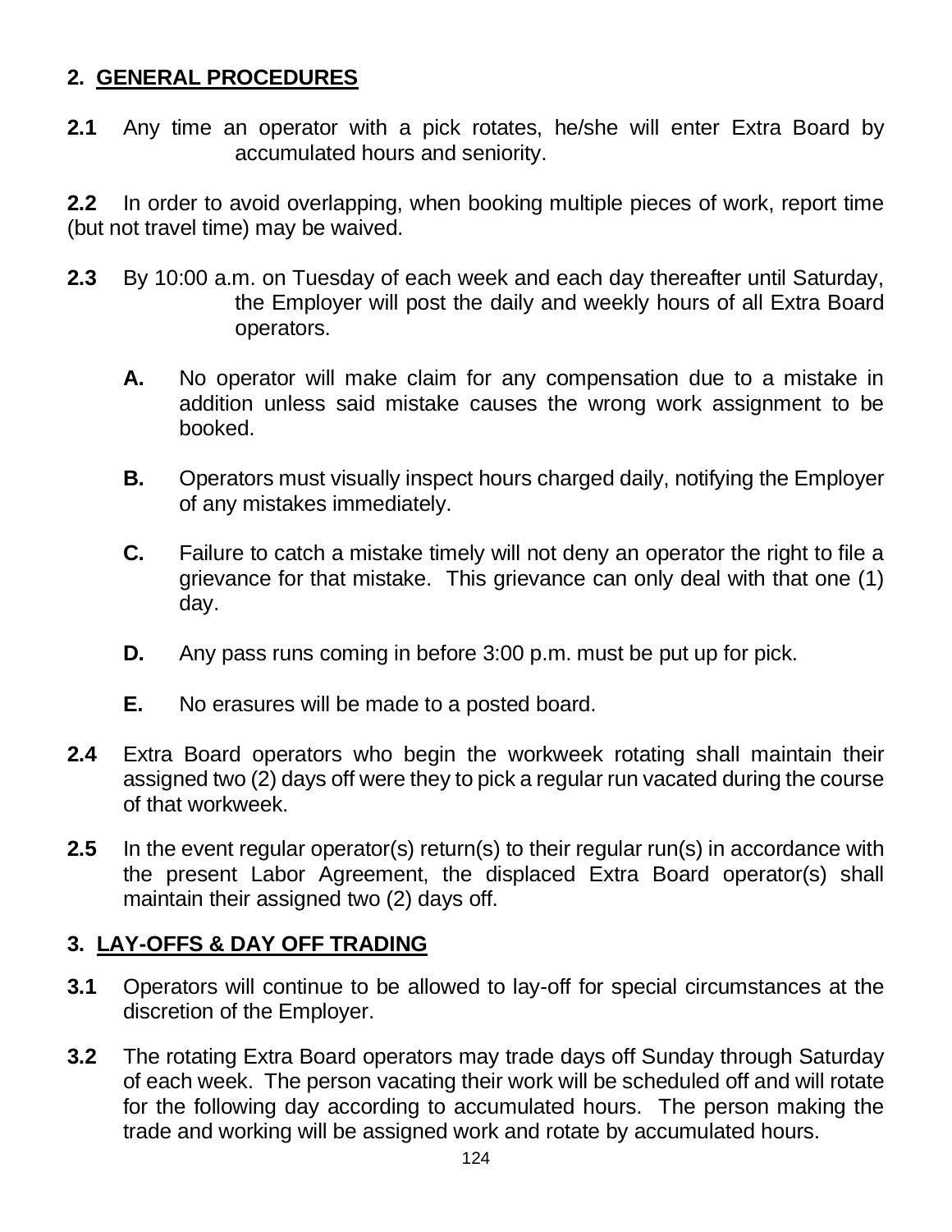## 2. GENERAL PROCEDURES

**2.1** Any time an operator with a pick rotates, he/she will enter Extra Board by accumulated hours and seniority.

**2.2** In order to avoid overlapping, when booking multiple pieces of work, report time (but not travel time) may be waived.

**2.3** By 10:00 a.m. on Tuesday of each week and each day thereafter until Saturday, the Employer will post the daily and weekly hours of all Extra Board operators.

- **A.** No operator will make claim for any compensation due to a mistake in addition unless said mistake causes the wrong work assignment to be booked.
- **B.** Operators must visually inspect hours charged daily, notifying the Employer of any mistakes immediately.
- **C.** Failure to catch a mistake timely will not deny an operator the right to file a grievance for that mistake. This grievance can only deal with that one (1) day.
- **D.** Any pass runs coming in before 3:00 p.m. must be put up for pick.
- **E.** No erasures will be made to a posted board.

**2.4** Extra Board operators who begin the workweek rotating shall maintain their assigned two (2) days off were they to pick a regular run vacated during the course of that workweek.

**2.5** In the event regular operator(s) return(s) to their regular run(s) in accordance with the present Labor Agreement, the displaced Extra Board operator(s) shall maintain their assigned two (2) days off.

## 3. LAY-OFFS & DAY OFF TRADING

**3.1** Operators will continue to be allowed to lay-off for special circumstances at the discretion of the Employer.

**3.2** The rotating Extra Board operators may trade days off Sunday through Saturday of each week. The person vacating their work will be scheduled off and will rotate for the following day according to accumulated hours. The person making the trade and working will be assigned work and rotate by accumulated hours.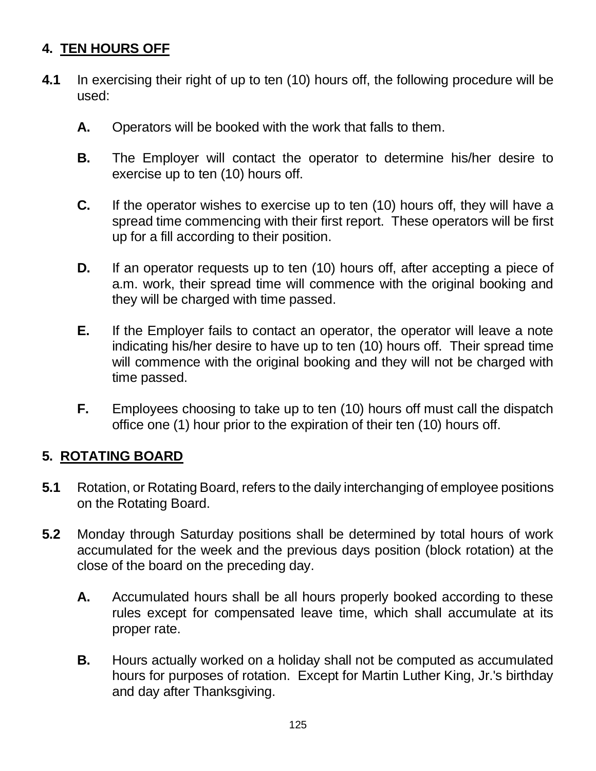## 4. TEN HOURS OFF

**4.1** In exercising their right of up to ten (10) hours off, the following procedure will be used:

- **A.** Operators will be booked with the work that falls to them.
- **B.** The Employer will contact the operator to determine his/her desire to exercise up to ten (10) hours off.
- **C.** If the operator wishes to exercise up to ten (10) hours off, they will have a spread time commencing with their first report. These operators will be first up for a fill according to their position.
- **D.** If an operator requests up to ten (10) hours off, after accepting a piece of a.m. work, their spread time will commence with the original booking and they will be charged with time passed.
- **E.** If the Employer fails to contact an operator, the operator will leave a note indicating his/her desire to have up to ten (10) hours off. Their spread time will commence with the original booking and they will not be charged with time passed.
- **F.** Employees choosing to take up to ten (10) hours off must call the dispatch office one (1) hour prior to the expiration of their ten (10) hours off.

## 5. ROTATING BOARD

**5.1** Rotation, or Rotating Board, refers to the daily interchanging of employee positions on the Rotating Board.

**5.2** Monday through Saturday positions shall be determined by total hours of work accumulated for the week and the previous days position (block rotation) at the close of the board on the preceding day.

- **A.** Accumulated hours shall be all hours properly booked according to these rules except for compensated leave time, which shall accumulate at its proper rate.
- **B.** Hours actually worked on a holiday shall not be computed as accumulated hours for purposes of rotation. Except for Martin Luther King, Jr.'s birthday and day after Thanksgiving.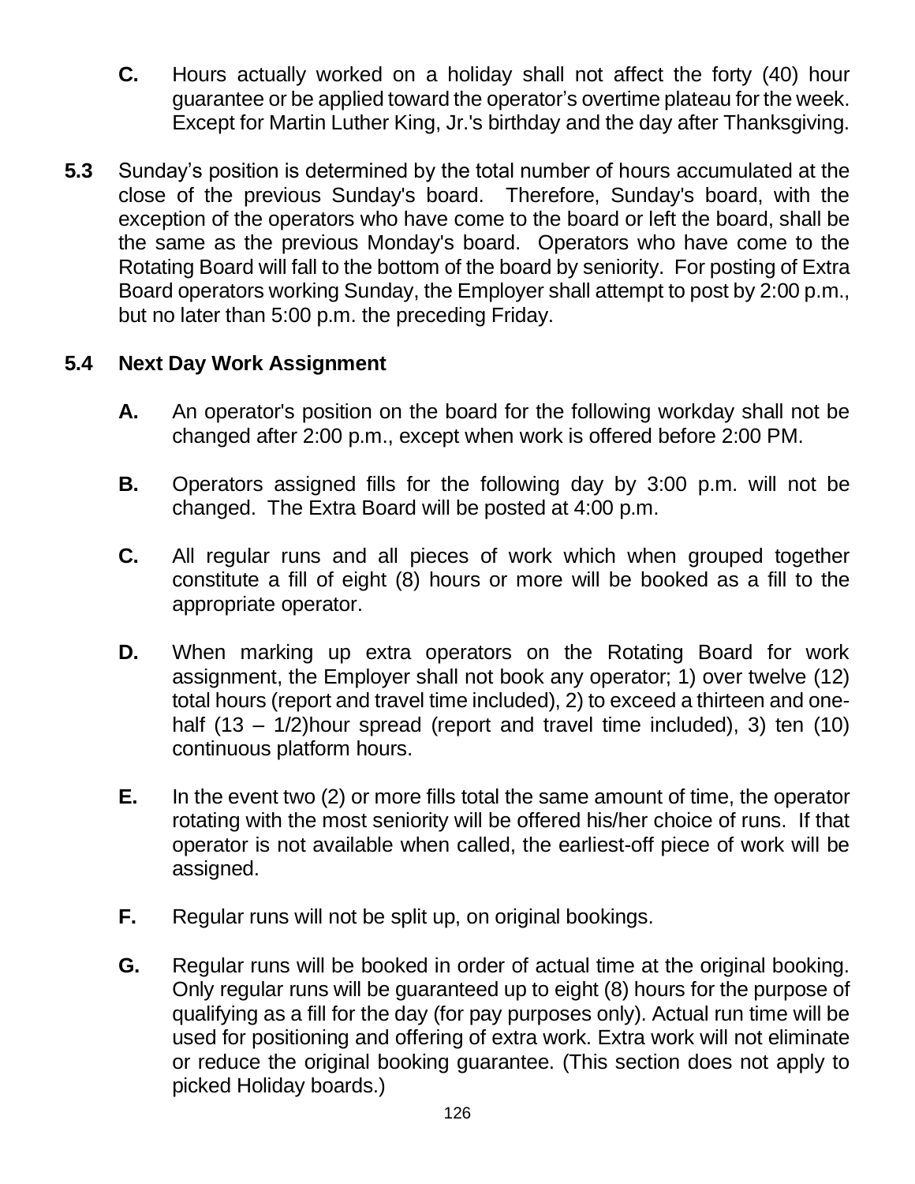**C.** Hours actually worked on a holiday shall not affect the forty (40) hour guarantee or be applied toward the operator's overtime plateau for the week. Except for Martin Luther King, Jr.'s birthday and the day after Thanksgiving.

**5.3** Sunday's position is determined by the total number of hours accumulated at the close of the previous Sunday's board. Therefore, Sunday's board, with the exception of the operators who have come to the board or left the board, shall be the same as the previous Monday's board. Operators who have come to the Rotating Board will fall to the bottom of the board by seniority. For posting of Extra Board operators working Sunday, the Employer shall attempt to post by 2:00 p.m., but no later than 5:00 p.m. the preceding Friday.

### 5.4 Next Day Work Assignment

**A.** An operator's position on the board for the following workday shall not be changed after 2:00 p.m., except when work is offered before 2:00 PM.

**B.** Operators assigned fills for the following day by 3:00 p.m. will not be changed. The Extra Board will be posted at 4:00 p.m.

**C.** All regular runs and all pieces of work which when grouped together constitute a fill of eight (8) hours or more will be booked as a fill to the appropriate operator.

**D.** When marking up extra operators on the Rotating Board for work assignment, the Employer shall not book any operator; 1) over twelve (12) total hours (report and travel time included), 2) to exceed a thirteen and one-half (13 – 1/2)hour spread (report and travel time included), 3) ten (10) continuous platform hours.

**E.** In the event two (2) or more fills total the same amount of time, the operator rotating with the most seniority will be offered his/her choice of runs. If that operator is not available when called, the earliest-off piece of work will be assigned.

**F.** Regular runs will not be split up, on original bookings.

**G.** Regular runs will be booked in order of actual time at the original booking. Only regular runs will be guaranteed up to eight (8) hours for the purpose of qualifying as a fill for the day (for pay purposes only). Actual run time will be used for positioning and offering of extra work. Extra work will not eliminate or reduce the original booking guarantee. (This section does not apply to picked Holiday boards.)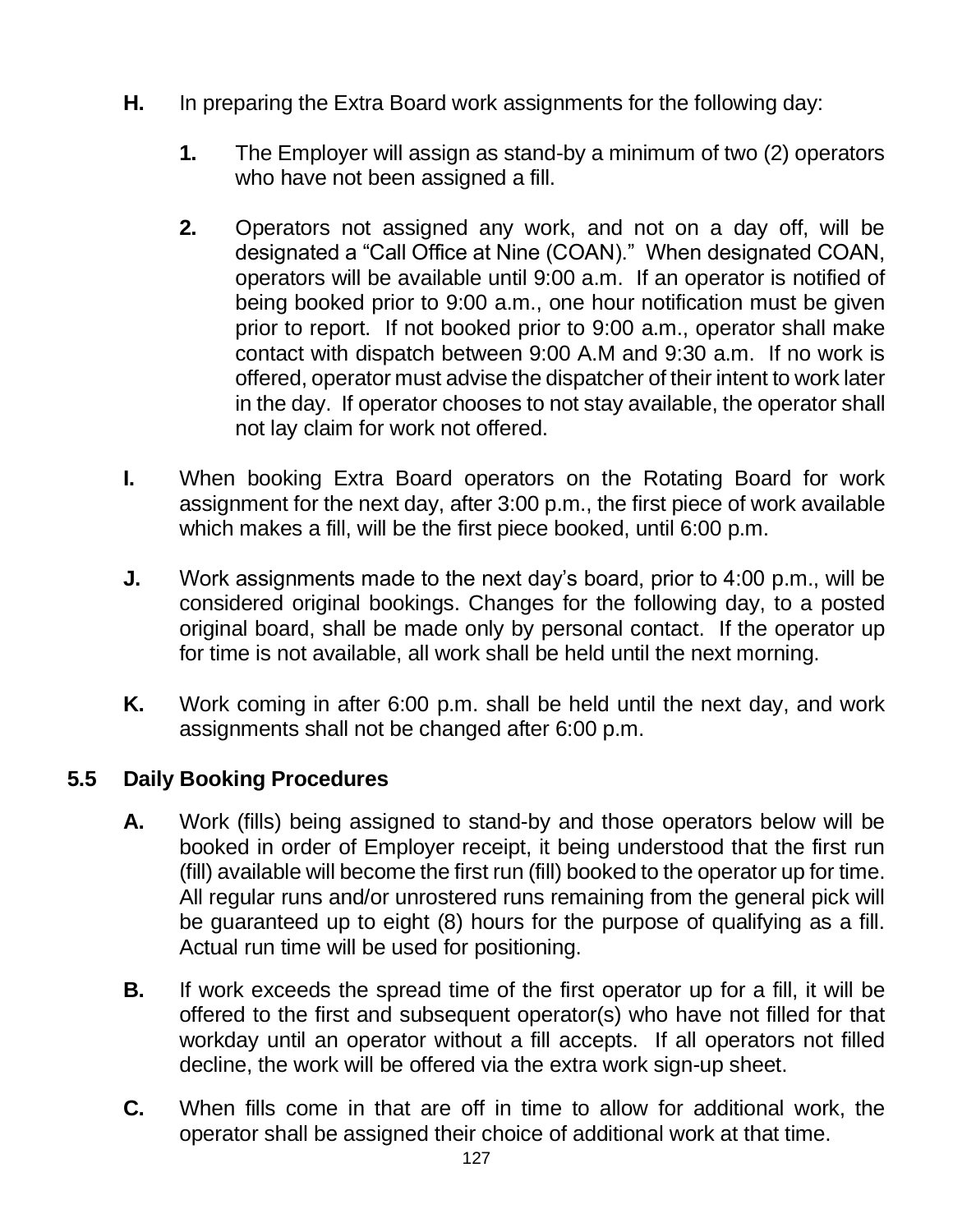**H.** In preparing the Extra Board work assignments for the following day:

**1.** The Employer will assign as stand-by a minimum of two (2) operators who have not been assigned a fill.

**2.** Operators not assigned any work, and not on a day off, will be designated a "Call Office at Nine (COAN)." When designated COAN, operators will be available until 9:00 a.m. If an operator is notified of being booked prior to 9:00 a.m., one hour notification must be given prior to report. If not booked prior to 9:00 a.m., operator shall make contact with dispatch between 9:00 A.M and 9:30 a.m. If no work is offered, operator must advise the dispatcher of their intent to work later in the day. If operator chooses to not stay available, the operator shall not lay claim for work not offered.

**I.** When booking Extra Board operators on the Rotating Board for work assignment for the next day, after 3:00 p.m., the first piece of work available which makes a fill, will be the first piece booked, until 6:00 p.m.

**J.** Work assignments made to the next day's board, prior to 4:00 p.m., will be considered original bookings. Changes for the following day, to a posted original board, shall be made only by personal contact. If the operator up for time is not available, all work shall be held until the next morning.

**K.** Work coming in after 6:00 p.m. shall be held until the next day, and work assignments shall not be changed after 6:00 p.m.

## 5.5 Daily Booking Procedures

**A.** Work (fills) being assigned to stand-by and those operators below will be booked in order of Employer receipt, it being understood that the first run (fill) available will become the first run (fill) booked to the operator up for time. All regular runs and/or unrostered runs remaining from the general pick will be guaranteed up to eight (8) hours for the purpose of qualifying as a fill. Actual run time will be used for positioning.

**B.** If work exceeds the spread time of the first operator up for a fill, it will be offered to the first and subsequent operator(s) who have not filled for that workday until an operator without a fill accepts. If all operators not filled decline, the work will be offered via the extra work sign-up sheet.

**C.** When fills come in that are off in time to allow for additional work, the operator shall be assigned their choice of additional work at that time.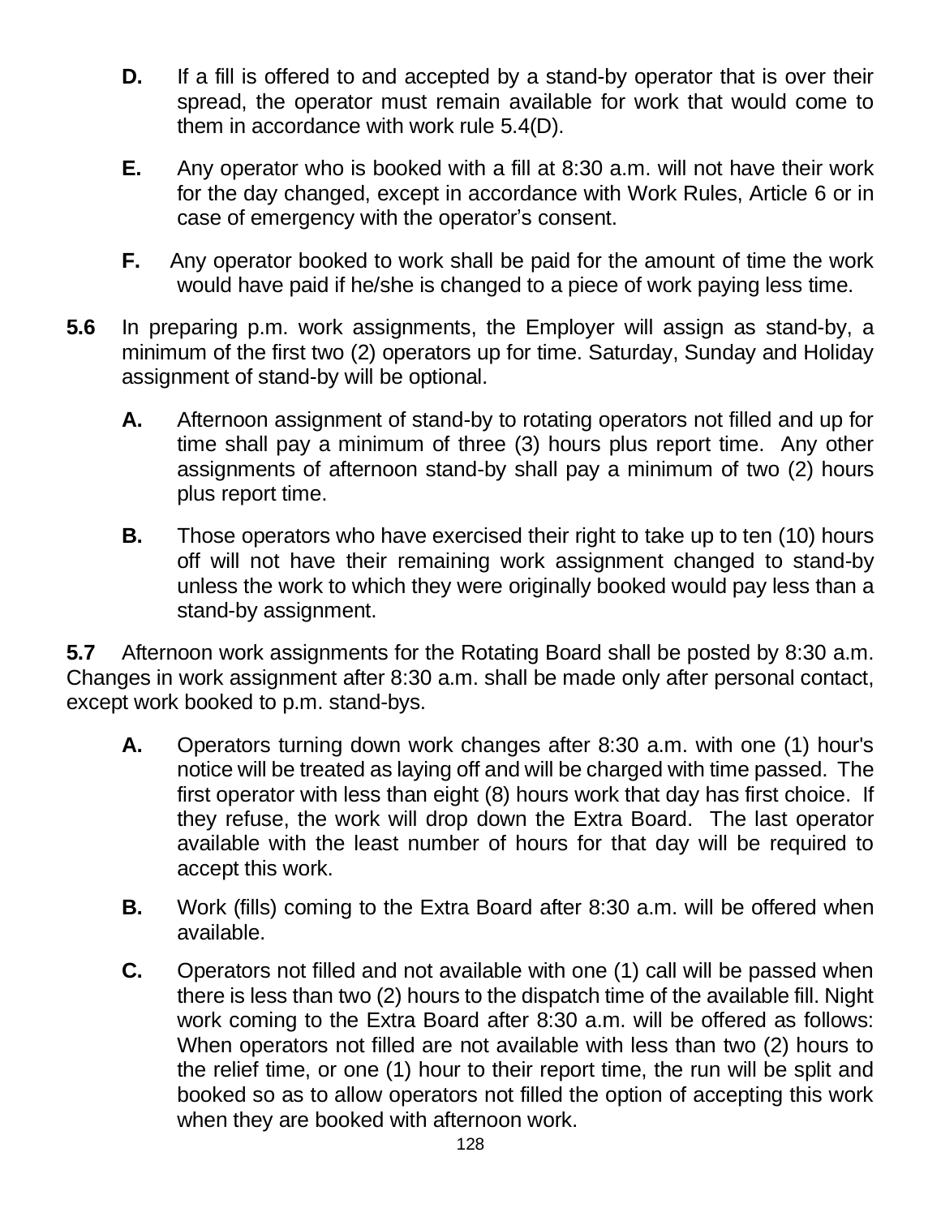**D.** If a fill is offered to and accepted by a stand-by operator that is over their spread, the operator must remain available for work that would come to them in accordance with work rule 5.4(D).

**E.** Any operator who is booked with a fill at 8:30 a.m. will not have their work for the day changed, except in accordance with Work Rules, Article 6 or in case of emergency with the operator's consent.

**F.** Any operator booked to work shall be paid for the amount of time the work would have paid if he/she is changed to a piece of work paying less time.

**5.6** In preparing p.m. work assignments, the Employer will assign as stand-by, a minimum of the first two (2) operators up for time. Saturday, Sunday and Holiday assignment of stand-by will be optional.

**A.** Afternoon assignment of stand-by to rotating operators not filled and up for time shall pay a minimum of three (3) hours plus report time. Any other assignments of afternoon stand-by shall pay a minimum of two (2) hours plus report time.

**B.** Those operators who have exercised their right to take up to ten (10) hours off will not have their remaining work assignment changed to stand-by unless the work to which they were originally booked would pay less than a stand-by assignment.

**5.7** Afternoon work assignments for the Rotating Board shall be posted by 8:30 a.m. Changes in work assignment after 8:30 a.m. shall be made only after personal contact, except work booked to p.m. stand-bys.

**A.** Operators turning down work changes after 8:30 a.m. with one (1) hour's notice will be treated as laying off and will be charged with time passed. The first operator with less than eight (8) hours work that day has first choice. If they refuse, the work will drop down the Extra Board. The last operator available with the least number of hours for that day will be required to accept this work.

**B.** Work (fills) coming to the Extra Board after 8:30 a.m. will be offered when available.

**C.** Operators not filled and not available with one (1) call will be passed when there is less than two (2) hours to the dispatch time of the available fill. Night work coming to the Extra Board after 8:30 a.m. will be offered as follows: When operators not filled are not available with less than two (2) hours to the relief time, or one (1) hour to their report time, the run will be split and booked so as to allow operators not filled the option of accepting this work when they are booked with afternoon work.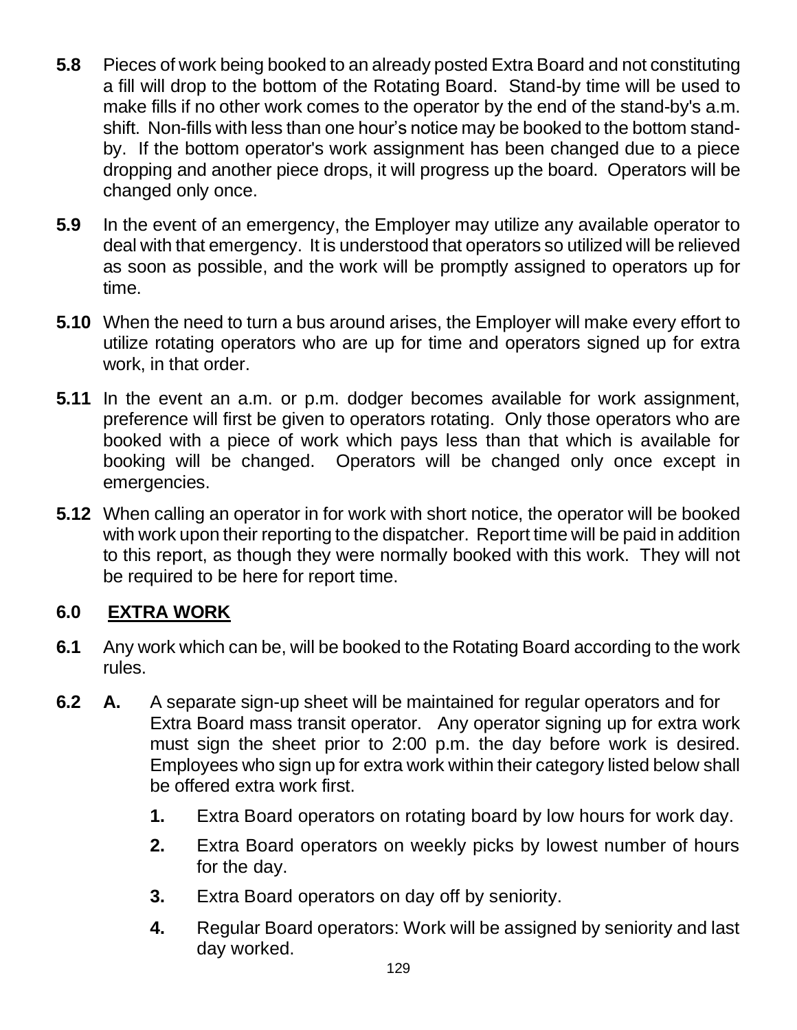**5.8** Pieces of work being booked to an already posted Extra Board and not constituting a fill will drop to the bottom of the Rotating Board. Stand-by time will be used to make fills if no other work comes to the operator by the end of the stand-by's a.m. shift. Non-fills with less than one hour's notice may be booked to the bottom stand-by. If the bottom operator's work assignment has been changed due to a piece dropping and another piece drops, it will progress up the board. Operators will be changed only once.

**5.9** In the event of an emergency, the Employer may utilize any available operator to deal with that emergency. It is understood that operators so utilized will be relieved as soon as possible, and the work will be promptly assigned to operators up for time.

**5.10** When the need to turn a bus around arises, the Employer will make every effort to utilize rotating operators who are up for time and operators signed up for extra work, in that order.

**5.11** In the event an a.m. or p.m. dodger becomes available for work assignment, preference will first be given to operators rotating. Only those operators who are booked with a piece of work which pays less than that which is available for booking will be changed. Operators will be changed only once except in emergencies.

**5.12** When calling an operator in for work with short notice, the operator will be booked with work upon their reporting to the dispatcher. Report time will be paid in addition to this report, as though they were normally booked with this work. They will not be required to be here for report time.

## 6.0 EXTRA WORK

**6.1** Any work which can be, will be booked to the Rotating Board according to the work rules.

**6.2** **A.** A separate sign-up sheet will be maintained for regular operators and for Extra Board mass transit operator. Any operator signing up for extra work must sign the sheet prior to 2:00 p.m. the day before work is desired. Employees who sign up for extra work within their category listed below shall be offered extra work first.

1. Extra Board operators on rotating board by low hours for work day.
2. Extra Board operators on weekly picks by lowest number of hours for the day.
3. Extra Board operators on day off by seniority.
4. Regular Board operators: Work will be assigned by seniority and last day worked.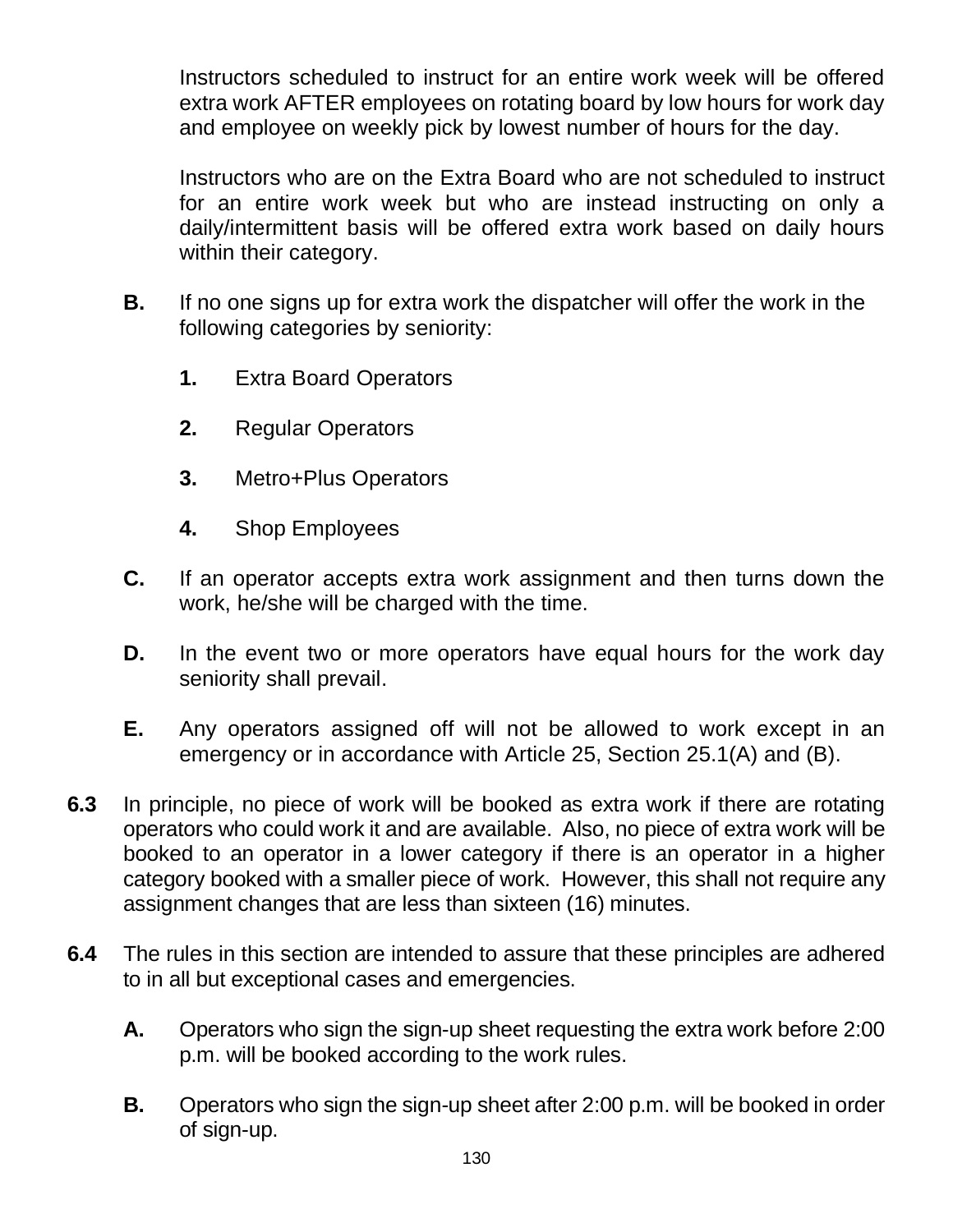Instructors scheduled to instruct for an entire work week will be offered extra work AFTER employees on rotating board by low hours for work day and employee on weekly pick by lowest number of hours for the day.

Instructors who are on the Extra Board who are not scheduled to instruct for an entire work week but who are instead instructing on only a daily/intermittent basis will be offered extra work based on daily hours within their category.

**B.** If no one signs up for extra work the dispatcher will offer the work in the following categories by seniority:

**1.** Extra Board Operators

**2.** Regular Operators

**3.** Metro+Plus Operators

**4.** Shop Employees

**C.** If an operator accepts extra work assignment and then turns down the work, he/she will be charged with the time.

**D.** In the event two or more operators have equal hours for the work day seniority shall prevail.

**E.** Any operators assigned off will not be allowed to work except in an emergency or in accordance with Article 25, Section 25.1(A) and (B).

**6.3** In principle, no piece of work will be booked as extra work if there are rotating operators who could work it and are available. Also, no piece of extra work will be booked to an operator in a lower category if there is an operator in a higher category booked with a smaller piece of work. However, this shall not require any assignment changes that are less than sixteen (16) minutes.

**6.4** The rules in this section are intended to assure that these principles are adhered to in all but exceptional cases and emergencies.

**A.** Operators who sign the sign-up sheet requesting the extra work before 2:00 p.m. will be booked according to the work rules.

**B.** Operators who sign the sign-up sheet after 2:00 p.m. will be booked in order of sign-up.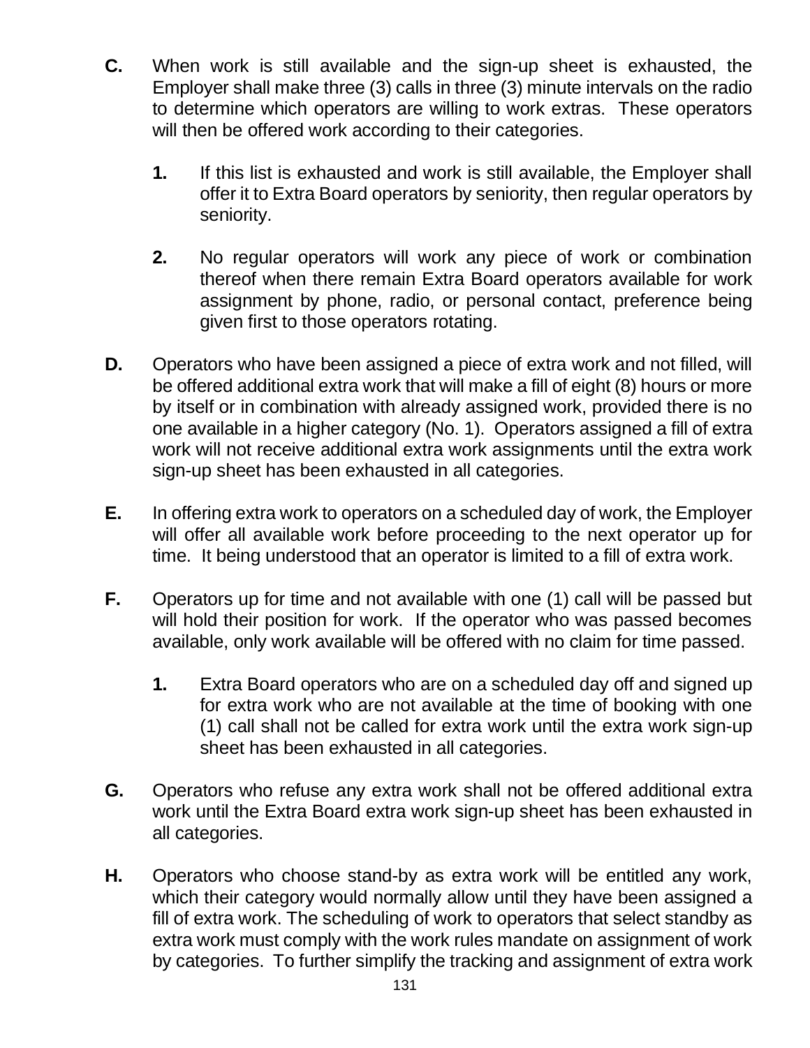**C.** When work is still available and the sign-up sheet is exhausted, the Employer shall make three (3) calls in three (3) minute intervals on the radio to determine which operators are willing to work extras. These operators will then be offered work according to their categories.

> **1.** If this list is exhausted and work is still available, the Employer shall offer it to Extra Board operators by seniority, then regular operators by seniority.
>
> **2.** No regular operators will work any piece of work or combination thereof when there remain Extra Board operators available for work assignment by phone, radio, or personal contact, preference being given first to those operators rotating.

**D.** Operators who have been assigned a piece of extra work and not filled, will be offered additional extra work that will make a fill of eight (8) hours or more by itself or in combination with already assigned work, provided there is no one available in a higher category (No. 1). Operators assigned a fill of extra work will not receive additional extra work assignments until the extra work sign-up sheet has been exhausted in all categories.

**E.** In offering extra work to operators on a scheduled day of work, the Employer will offer all available work before proceeding to the next operator up for time. It being understood that an operator is limited to a fill of extra work.

**F.** Operators up for time and not available with one (1) call will be passed but will hold their position for work. If the operator who was passed becomes available, only work available will be offered with no claim for time passed.

> **1.** Extra Board operators who are on a scheduled day off and signed up for extra work who are not available at the time of booking with one (1) call shall not be called for extra work until the extra work sign-up sheet has been exhausted in all categories.

**G.** Operators who refuse any extra work shall not be offered additional extra work until the Extra Board extra work sign-up sheet has been exhausted in all categories.

**H.** Operators who choose stand-by as extra work will be entitled any work, which their category would normally allow until they have been assigned a fill of extra work. The scheduling of work to operators that select standby as extra work must comply with the work rules mandate on assignment of work by categories. To further simplify the tracking and assignment of extra work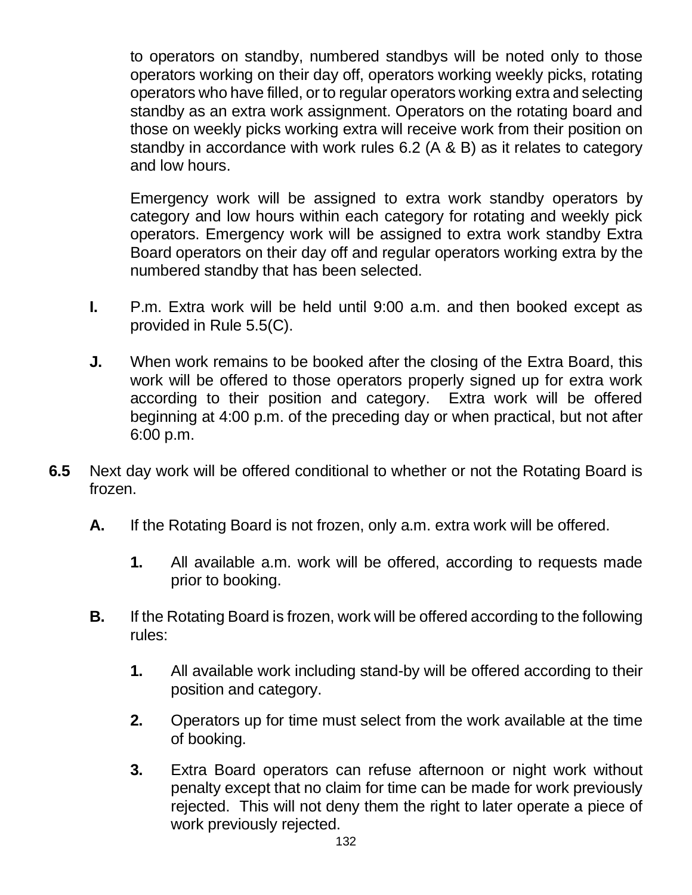to operators on standby, numbered standbys will be noted only to those operators working on their day off, operators working weekly picks, rotating operators who have filled, or to regular operators working extra and selecting standby as an extra work assignment. Operators on the rotating board and those on weekly picks working extra will receive work from their position on standby in accordance with work rules 6.2 (A & B) as it relates to category and low hours.

Emergency work will be assigned to extra work standby operators by category and low hours within each category for rotating and weekly pick operators. Emergency work will be assigned to extra work standby Extra Board operators on their day off and regular operators working extra by the numbered standby that has been selected.

**I.** P.m. Extra work will be held until 9:00 a.m. and then booked except as provided in Rule 5.5(C).

**J.** When work remains to be booked after the closing of the Extra Board, this work will be offered to those operators properly signed up for extra work according to their position and category. Extra work will be offered beginning at 4:00 p.m. of the preceding day or when practical, but not after 6:00 p.m.

**6.5** Next day work will be offered conditional to whether or not the Rotating Board is frozen.

**A.** If the Rotating Board is not frozen, only a.m. extra work will be offered.

**1.** All available a.m. work will be offered, according to requests made prior to booking.

**B.** If the Rotating Board is frozen, work will be offered according to the following rules:

**1.** All available work including stand-by will be offered according to their position and category.

**2.** Operators up for time must select from the work available at the time of booking.

**3.** Extra Board operators can refuse afternoon or night work without penalty except that no claim for time can be made for work previously rejected. This will not deny them the right to later operate a piece of work previously rejected.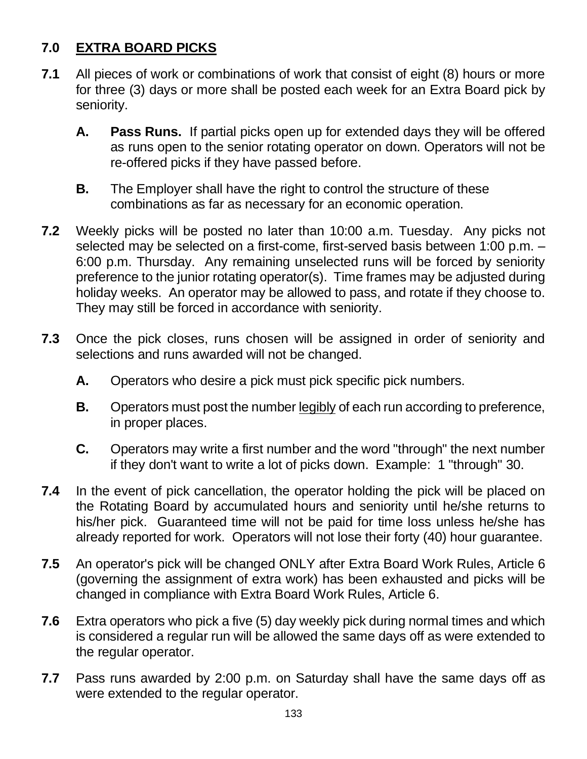## 7.0 EXTRA BOARD PICKS

**7.1** All pieces of work or combinations of work that consist of eight (8) hours or more for three (3) days or more shall be posted each week for an Extra Board pick by seniority.

**A. Pass Runs.** If partial picks open up for extended days they will be offered as runs open to the senior rotating operator on down. Operators will not be re-offered picks if they have passed before.

**B.** The Employer shall have the right to control the structure of these combinations as far as necessary for an economic operation.

**7.2** Weekly picks will be posted no later than 10:00 a.m. Tuesday. Any picks not selected may be selected on a first-come, first-served basis between 1:00 p.m. – 6:00 p.m. Thursday. Any remaining unselected runs will be forced by seniority preference to the junior rotating operator(s). Time frames may be adjusted during holiday weeks. An operator may be allowed to pass, and rotate if they choose to. They may still be forced in accordance with seniority.

**7.3** Once the pick closes, runs chosen will be assigned in order of seniority and selections and runs awarded will not be changed.

**A.** Operators who desire a pick must pick specific pick numbers.

**B.** Operators must post the number legibly of each run according to preference, in proper places.

**C.** Operators may write a first number and the word "through" the next number if they don't want to write a lot of picks down. Example: 1 "through" 30.

**7.4** In the event of pick cancellation, the operator holding the pick will be placed on the Rotating Board by accumulated hours and seniority until he/she returns to his/her pick. Guaranteed time will not be paid for time loss unless he/she has already reported for work. Operators will not lose their forty (40) hour guarantee.

**7.5** An operator's pick will be changed ONLY after Extra Board Work Rules, Article 6 (governing the assignment of extra work) has been exhausted and picks will be changed in compliance with Extra Board Work Rules, Article 6.

**7.6** Extra operators who pick a five (5) day weekly pick during normal times and which is considered a regular run will be allowed the same days off as were extended to the regular operator.

**7.7** Pass runs awarded by 2:00 p.m. on Saturday shall have the same days off as were extended to the regular operator.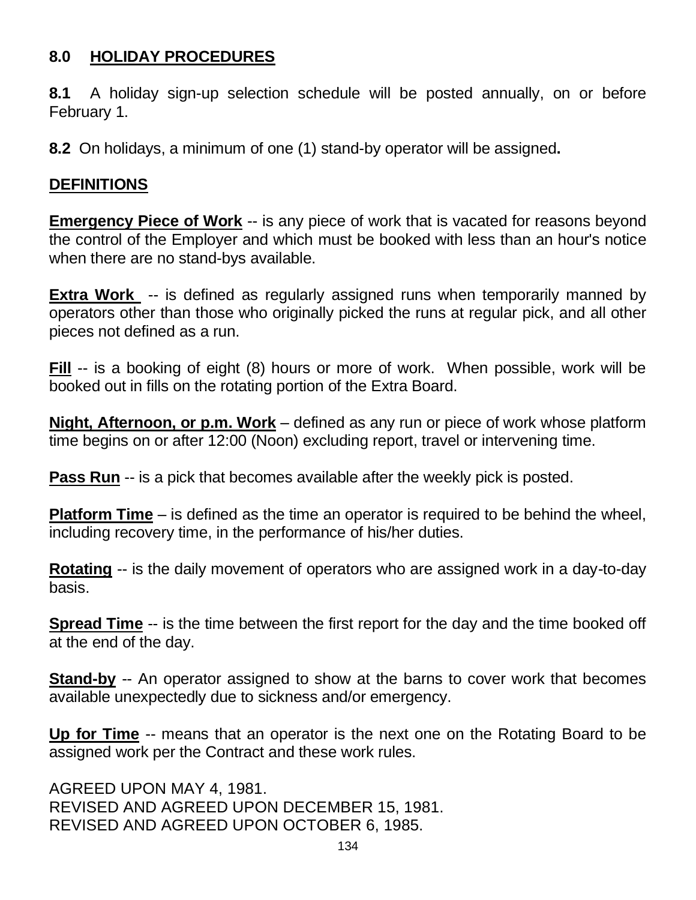## 8.0 HOLIDAY PROCEDURES

**8.1** A holiday sign-up selection schedule will be posted annually, on or before February 1.

**8.2** On holidays, a minimum of one (1) stand-by operator will be assigned**.**

## DEFINITIONS

**Emergency Piece of Work** -- is any piece of work that is vacated for reasons beyond the control of the Employer and which must be booked with less than an hour's notice when there are no stand-bys available.

**Extra Work** -- is defined as regularly assigned runs when temporarily manned by operators other than those who originally picked the runs at regular pick, and all other pieces not defined as a run.

**Fill** -- is a booking of eight (8) hours or more of work. When possible, work will be booked out in fills on the rotating portion of the Extra Board.

**Night, Afternoon, or p.m. Work** – defined as any run or piece of work whose platform time begins on or after 12:00 (Noon) excluding report, travel or intervening time.

**Pass Run** -- is a pick that becomes available after the weekly pick is posted.

**Platform Time** – is defined as the time an operator is required to be behind the wheel, including recovery time, in the performance of his/her duties.

**Rotating** -- is the daily movement of operators who are assigned work in a day-to-day basis.

**Spread Time** -- is the time between the first report for the day and the time booked off at the end of the day.

**Stand-by** -- An operator assigned to show at the barns to cover work that becomes available unexpectedly due to sickness and/or emergency.

**Up for Time** -- means that an operator is the next one on the Rotating Board to be assigned work per the Contract and these work rules.

AGREED UPON MAY 4, 1981.
REVISED AND AGREED UPON DECEMBER 15, 1981.
REVISED AND AGREED UPON OCTOBER 6, 1985.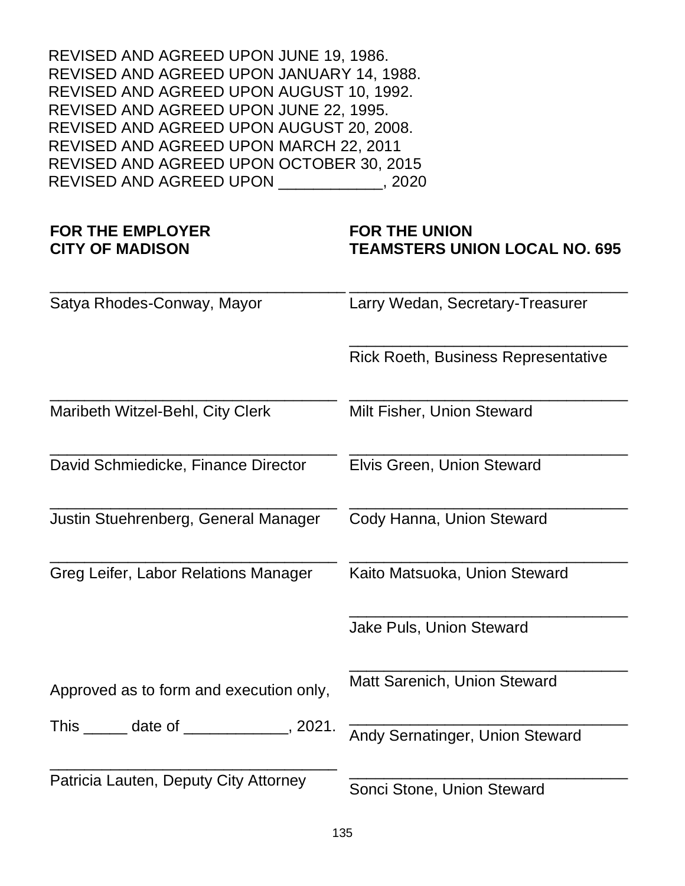REVISED AND AGREED UPON JUNE 19, 1986.
REVISED AND AGREED UPON JANUARY 14, 1988.
REVISED AND AGREED UPON AUGUST 10, 1992.
REVISED AND AGREED UPON JUNE 22, 1995.
REVISED AND AGREED UPON AUGUST 20, 2008.
REVISED AND AGREED UPON MARCH 22, 2011
REVISED AND AGREED UPON OCTOBER 30, 2015
REVISED AND AGREED UPON ___________, 2020

| **FOR THE EMPLOYER**<br>**CITY OF MADISON** | **FOR THE UNION**<br>**TEAMSTERS UNION LOCAL NO. 695** |
|---|---|
| ________________________________<br>Satya Rhodes-Conway, Mayor | ________________________________<br>Larry Wedan, Secretary-Treasurer |
| | ________________________________<br>Rick Roeth, Business Representative |
| ________________________________<br>Maribeth Witzel-Behl, City Clerk | ________________________________<br>Milt Fisher, Union Steward |
| ________________________________<br>David Schmiedicke, Finance Director | ________________________________<br>Elvis Green, Union Steward |
| ________________________________<br>Justin Stuehrenberg, General Manager | ________________________________<br>Cody Hanna, Union Steward |
| ________________________________<br>Greg Leifer, Labor Relations Manager | ________________________________<br>Kaito Matsuoka, Union Steward |
| | ________________________________<br>Jake Puls, Union Steward |
| Approved as to form and execution only, | ________________________________<br>Matt Sarenich, Union Steward |
| This _____ date of ___________, 2021. | ________________________________<br>Andy Sernatinger, Union Steward |
| ________________________________<br>Patricia Lauten, Deputy City Attorney | ________________________________<br>Sonci Stone, Union Steward |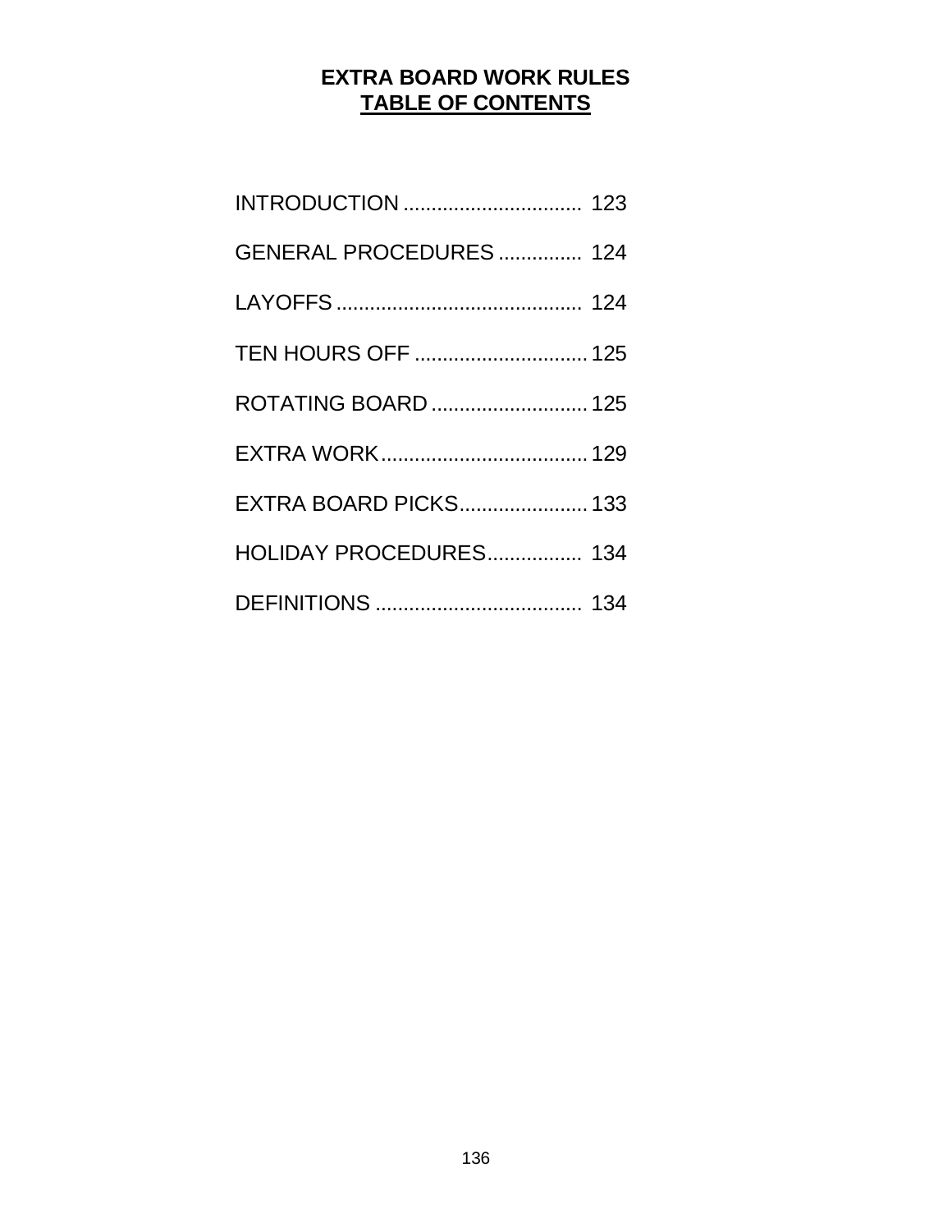# EXTRA BOARD WORK RULES

## TABLE OF CONTENTS

INTRODUCTION ................................ 123

GENERAL PROCEDURES ............... 124

LAYOFFS ............................................ 124

TEN HOURS OFF ............................... 125

ROTATING BOARD ............................ 125

EXTRA WORK..................................... 129

EXTRA BOARD PICKS....................... 133

HOLIDAY PROCEDURES................. 134

DEFINITIONS ..................................... 134